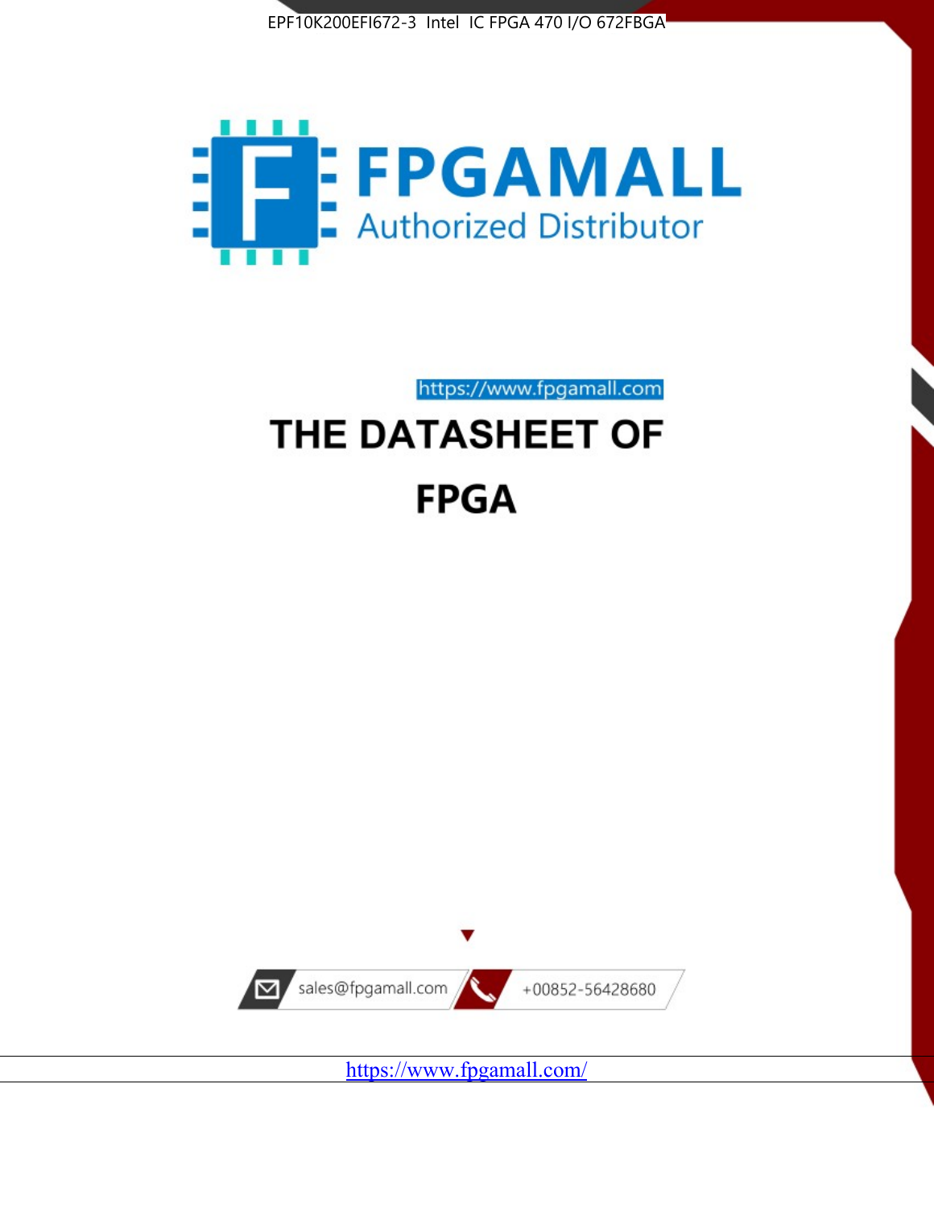EPF10K200EFI672-3 Intel IC FPGA 470 I/O 672FBGA

FPGAMALL

Authorized Distributor

https://www.fpgamall.com

# THE DATASHEET OF

# FPGA

sales@fpgamall.com

+00852-56428680

https://www.fpgamall.com/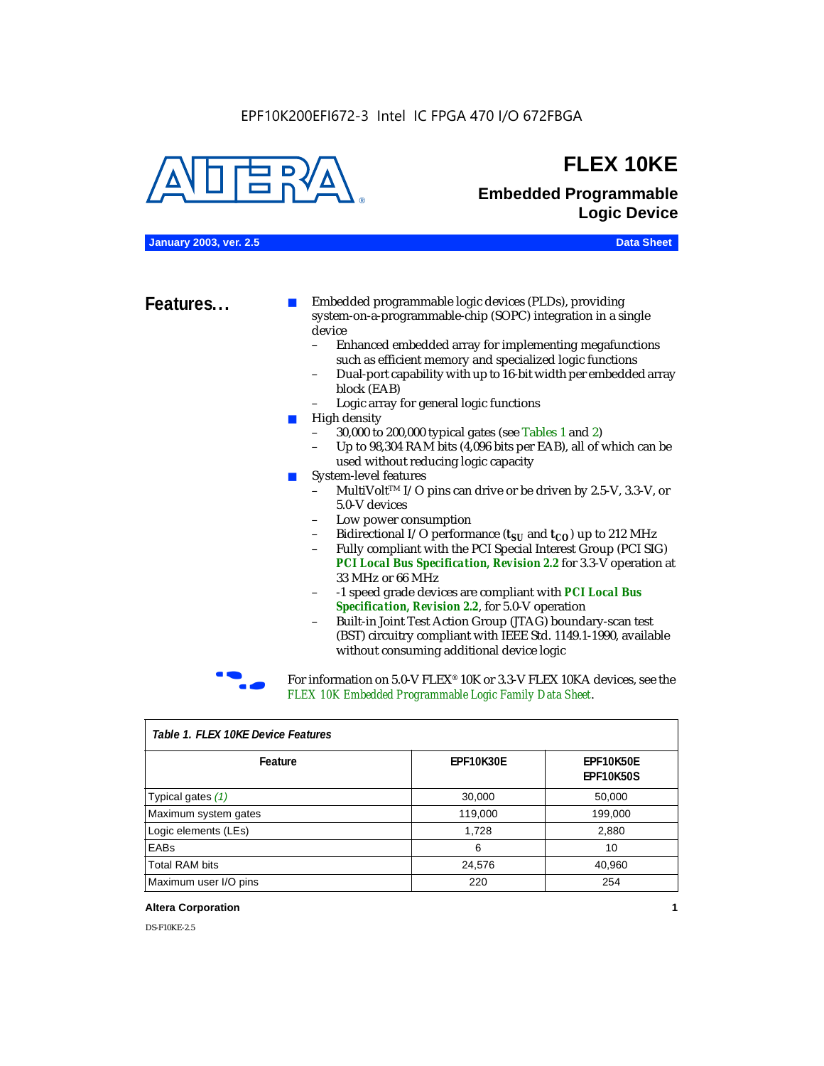EPF10K200EFI672-3 Intel IC FPGA 470 I/O 672FBGA

# FLEX 10KE

## Embedded Programmable Logic Device

**January 2003, ver. 2.5** **Data Sheet**

## Features...

- Embedded programmable logic devices (PLDs), providing system-on-a-programmable-chip (SOPC) integration in a single device
  - Enhanced embedded array for implementing megafunctions such as efficient memory and specialized logic functions
  - Dual-port capability with up to 16-bit width per embedded array block (EAB)
  - Logic array for general logic functions
- High density
  - 30,000 to 200,000 typical gates (see Tables 1 and 2)
  - Up to 98,304 RAM bits (4,096 bits per EAB), all of which can be used without reducing logic capacity
- System-level features
  - MultiVolt™ I/O pins can drive or be driven by 2.5-V, 3.3-V, or 5.0-V devices
  - Low power consumption
  - Bidirectional I/O performance ($t_{SU}$ and $t_{CO}$) up to 212 MHz
  - Fully compliant with the PCI Special Interest Group (PCI SIG) ***PCI Local Bus Specification, Revision 2.2*** for 3.3-V operation at 33 MHz or 66 MHz
  - -1 speed grade devices are compliant with ***PCI Local Bus Specification, Revision 2.2***, for 5.0-V operation
  - Built-in Joint Test Action Group (JTAG) boundary-scan test (BST) circuitry compliant with IEEE Std. 1149.1-1990, available without consuming additional device logic

For information on 5.0-V FLEX® 10K or 3.3-V FLEX 10KA devices, see the *FLEX 10K Embedded Programmable Logic Family Data Sheet*.

*Table 1. FLEX 10KE Device Features*

| Feature | EPF10K30E | EPF10K50E EPF10K50S |
|---|---|---|
| Typical gates *(1)* | 30,000 | 50,000 |
| Maximum system gates | 119,000 | 199,000 |
| Logic elements (LEs) | 1,728 | 2,880 |
| EABs | 6 | 10 |
| Total RAM bits | 24,576 | 40,960 |
| Maximum user I/O pins | 220 | 254 |

DS-F10KE-2.5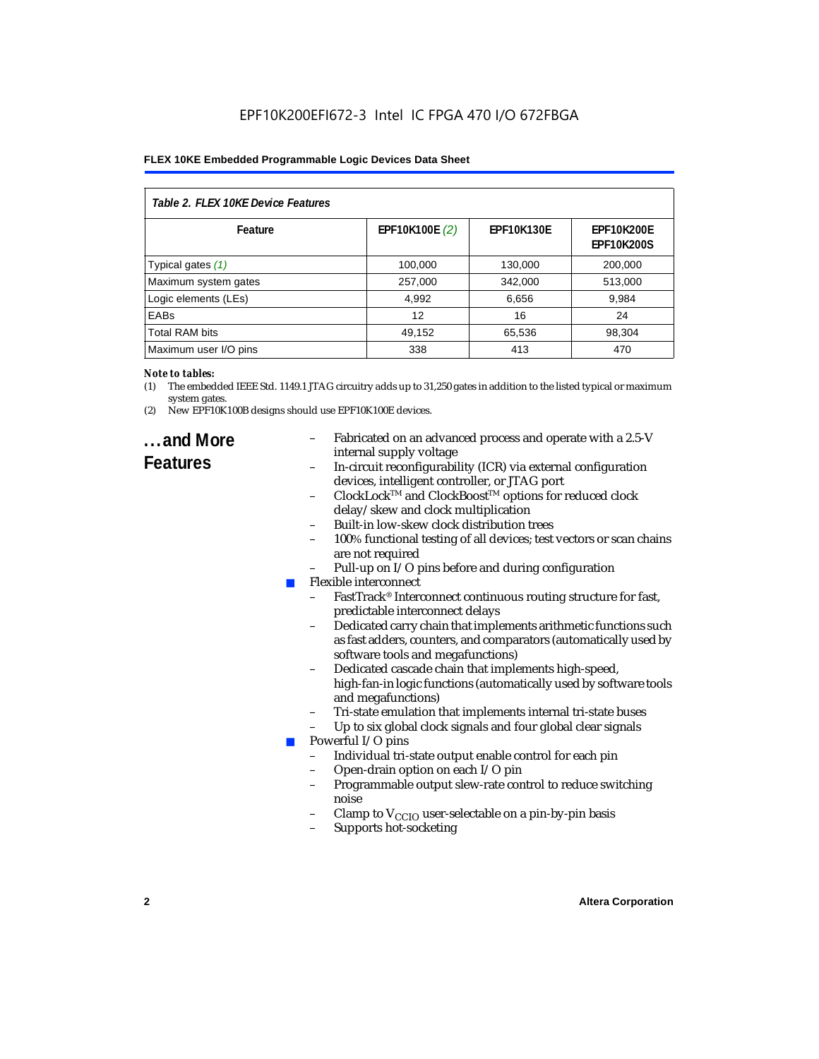Table 2. FLEX 10KE Device Features

| Feature | EPF10K100E (2) | EPF10K130E | EPF10K200E EPF10K200S |
|---|---|---|---|
| Typical gates (1) | 100,000 | 130,000 | 200,000 |
| Maximum system gates | 257,000 | 342,000 | 513,000 |
| Logic elements (LEs) | 4,992 | 6,656 | 9,984 |
| EABs | 12 | 16 | 24 |
| Total RAM bits | 49,152 | 65,536 | 98,304 |
| Maximum user I/O pins | 338 | 413 | 470 |

*Note to tables:*

(1) The embedded IEEE Std. 1149.1 JTAG circuitry adds up to 31,250 gates in addition to the listed typical or maximum system gates.

(2) New EPF10K100B designs should use EPF10K100E devices.

## ...and More Features

- Fabricated on an advanced process and operate with a 2.5-V internal supply voltage
- In-circuit reconfigurability (ICR) via external configuration devices, intelligent controller, or JTAG port
- ClockLock™ and ClockBoost™ options for reduced clock delay/skew and clock multiplication
- Built-in low-skew clock distribution trees
- 100% functional testing of all devices; test vectors or scan chains are not required
- Pull-up on I/O pins before and during configuration

- Flexible interconnect
  - FastTrack® Interconnect continuous routing structure for fast, predictable interconnect delays
  - Dedicated carry chain that implements arithmetic functions such as fast adders, counters, and comparators (automatically used by software tools and megafunctions)
  - Dedicated cascade chain that implements high-speed, high-fan-in logic functions (automatically used by software tools and megafunctions)
  - Tri-state emulation that implements internal tri-state buses
  - Up to six global clock signals and four global clear signals
- Powerful I/O pins
  - Individual tri-state output enable control for each pin
  - Open-drain option on each I/O pin
  - Programmable output slew-rate control to reduce switching noise
  - Clamp to $V_{CCIO}$ user-selectable on a pin-by-pin basis
  - Supports hot-socketing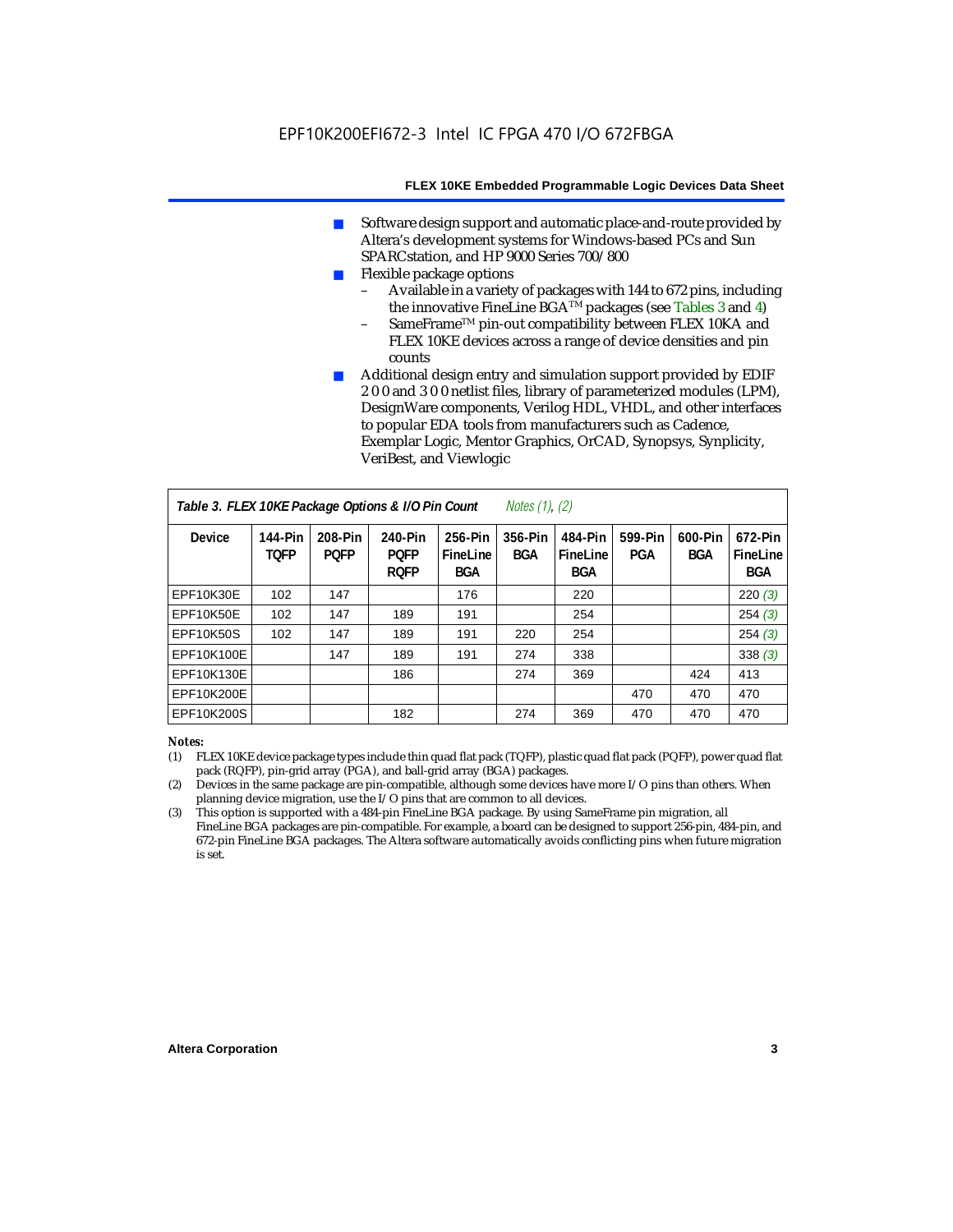■ Software design support and automatic place-and-route provided by Altera's development systems for Windows-based PCs and Sun SPARCstation, and HP 9000 Series 700/800
■ Flexible package options
  – Available in a variety of packages with 144 to 672 pins, including the innovative FineLine BGA™ packages (see Tables 3 and 4)
  – SameFrame™ pin-out compatibility between FLEX 10KA and FLEX 10KE devices across a range of device densities and pin counts
■ Additional design entry and simulation support provided by EDIF 2 0 0 and 3 0 0 netlist files, library of parameterized modules (LPM), DesignWare components, Verilog HDL, VHDL, and other interfaces to popular EDA tools from manufacturers such as Cadence, Exemplar Logic, Mentor Graphics, OrCAD, Synopsys, Synplicity, VeriBest, and Viewlogic

***Table 3. FLEX 10KE Package Options & I/O Pin Count*** *Notes (1), (2)*

| Device | 144-Pin TQFP | 208-Pin PQFP | 240-Pin PQFP RQFP | 256-Pin FineLine BGA | 356-Pin BGA | 484-Pin FineLine BGA | 599-Pin PGA | 600-Pin BGA | 672-Pin FineLine BGA |
|---|---|---|---|---|---|---|---|---|---|
| EPF10K30E | 102 | 147 | | 176 | | 220 | | | 220 *(3)* |
| EPF10K50E | 102 | 147 | 189 | 191 | | 254 | | | 254 *(3)* |
| EPF10K50S | 102 | 147 | 189 | 191 | 220 | 254 | | | 254 *(3)* |
| EPF10K100E | | 147 | 189 | 191 | 274 | 338 | | | 338 *(3)* |
| EPF10K130E | | | 186 | | 274 | 369 | | 424 | 413 |
| EPF10K200E | | | | | | | 470 | 470 | 470 |
| EPF10K200S | | | 182 | | 274 | 369 | 470 | 470 | 470 |

*Notes:*

(1) FLEX 10KE device package types include thin quad flat pack (TQFP), plastic quad flat pack (PQFP), power quad flat pack (RQFP), pin-grid array (PGA), and ball-grid array (BGA) packages.

(2) Devices in the same package are pin-compatible, although some devices have more I/O pins than others. When planning device migration, use the I/O pins that are common to all devices.

(3) This option is supported with a 484-pin FineLine BGA package. By using SameFrame pin migration, all FineLine BGA packages are pin-compatible. For example, a board can be designed to support 256-pin, 484-pin, and 672-pin FineLine BGA packages. The Altera software automatically avoids conflicting pins when future migration is set.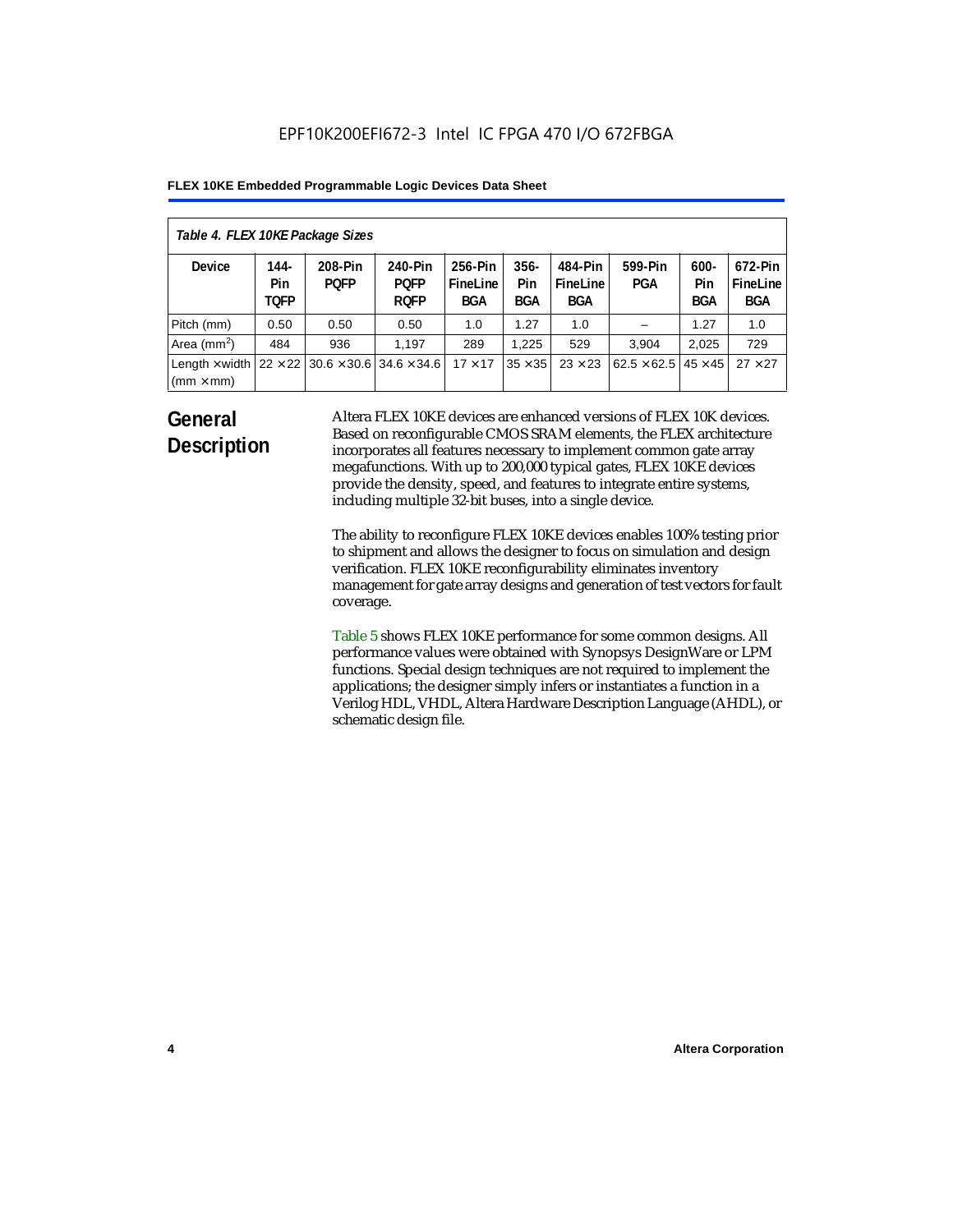*Table 4. FLEX 10KE Package Sizes*

| Device | 144-Pin TQFP | 208-Pin PQFP | 240-Pin PQFP RQFP | 256-Pin FineLine BGA | 356-Pin BGA | 484-Pin FineLine BGA | 599-Pin PGA | 600-Pin BGA | 672-Pin FineLine BGA |
|---|---|---|---|---|---|---|---|---|---|
| Pitch (mm) | 0.50 | 0.50 | 0.50 | 1.0 | 1.27 | 1.0 | – | 1.27 | 1.0 |
| Area ($mm^2$) | 484 | 936 | 1,197 | 289 | 1,225 | 529 | 3,904 | 2,025 | 729 |
| Length × width (mm × mm) | 22 × 22 | 30.6 × 30.6 | 34.6 × 34.6 | 17 × 17 | 35 × 35 | 23 × 23 | 62.5 × 62.5 | 45 × 45 | 27 × 27 |

## General Description

Altera FLEX 10KE devices are enhanced versions of FLEX 10K devices. Based on reconfigurable CMOS SRAM elements, the FLEX architecture incorporates all features necessary to implement common gate array megafunctions. With up to 200,000 typical gates, FLEX 10KE devices provide the density, speed, and features to integrate entire systems, including multiple 32-bit buses, into a single device.

The ability to reconfigure FLEX 10KE devices enables 100% testing prior to shipment and allows the designer to focus on simulation and design verification. FLEX 10KE reconfigurability eliminates inventory management for gate array designs and generation of test vectors for fault coverage.

Table 5 shows FLEX 10KE performance for some common designs. All performance values were obtained with Synopsys DesignWare or LPM functions. Special design techniques are not required to implement the applications; the designer simply infers or instantiates a function in a Verilog HDL, VHDL, Altera Hardware Description Language (AHDL), or schematic design file.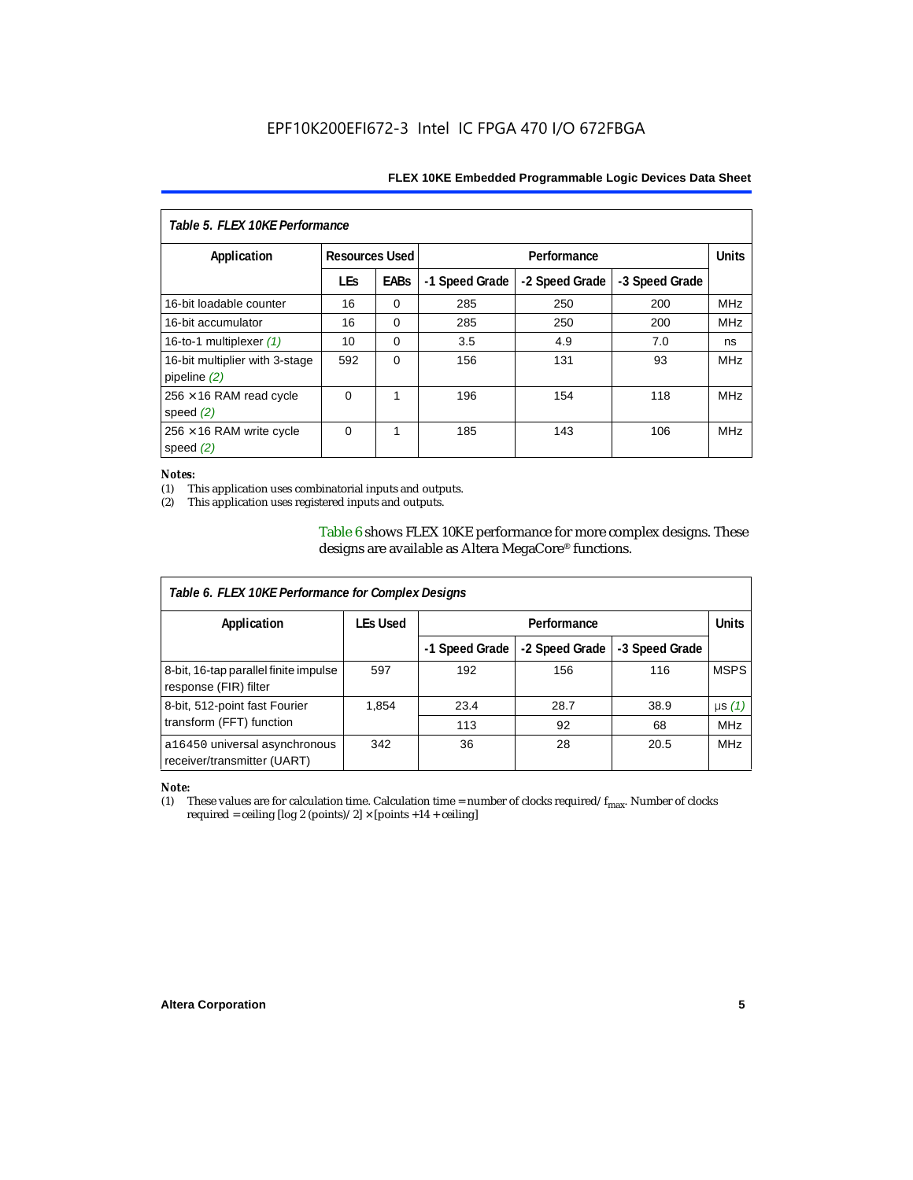Table 5. FLEX 10KE Performance

| Application | Resources Used | | Performance | | | Units |
|---|---|---|---|---|---|---|
| | LEs | EABs | -1 Speed Grade | -2 Speed Grade | -3 Speed Grade | |
| 16-bit loadable counter | 16 | 0 | 285 | 250 | 200 | MHz |
| 16-bit accumulator | 16 | 0 | 285 | 250 | 200 | MHz |
| 16-to-1 multiplexer *(1)* | 10 | 0 | 3.5 | 4.9 | 7.0 | ns |
| 16-bit multiplier with 3-stage pipeline *(2)* | 592 | 0 | 156 | 131 | 93 | MHz |
| 256 × 16 RAM read cycle speed *(2)* | 0 | 1 | 196 | 154 | 118 | MHz |
| 256 × 16 RAM write cycle speed *(2)* | 0 | 1 | 185 | 143 | 106 | MHz |

*Notes:*

(1) This application uses combinatorial inputs and outputs.

(2) This application uses registered inputs and outputs.

Table 6 shows FLEX 10KE performance for more complex designs. These designs are available as Altera MegaCore® functions.

Table 6. FLEX 10KE Performance for Complex Designs

| Application | LEs Used | Performance | | | Units |
|---|---|---|---|---|---|
| | | -1 Speed Grade | -2 Speed Grade | -3 Speed Grade | |
| 8-bit, 16-tap parallel finite impulse response (FIR) filter | 597 | 192 | 156 | 116 | MSPS |
| 8-bit, 512-point fast Fourier transform (FFT) function | 1,854 | 23.4 | 28.7 | 38.9 | µs *(1)* |
| | | 113 | 92 | 68 | MHz |
| a16450 universal asynchronous receiver/transmitter (UART) | 342 | 36 | 28 | 20.5 | MHz |

*Note:*

(1) These values are for calculation time. Calculation time = number of clocks required/ $f_{max}$. Number of clocks required = ceiling [log 2 (points)/ 2] × [points +14 + ceiling]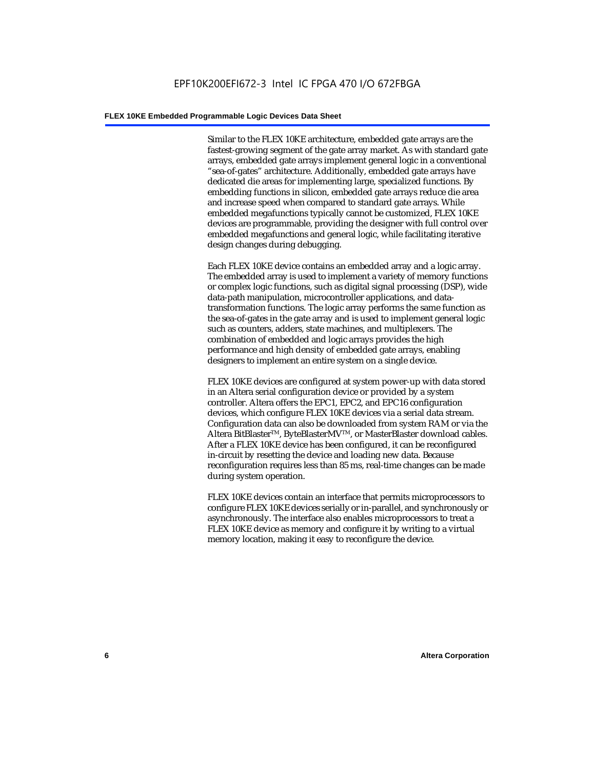Similar to the FLEX 10KE architecture, embedded gate arrays are the fastest-growing segment of the gate array market. As with standard gate arrays, embedded gate arrays implement general logic in a conventional "sea-of-gates" architecture. Additionally, embedded gate arrays have dedicated die areas for implementing large, specialized functions. By embedding functions in silicon, embedded gate arrays reduce die area and increase speed when compared to standard gate arrays. While embedded megafunctions typically cannot be customized, FLEX 10KE devices are programmable, providing the designer with full control over embedded megafunctions and general logic, while facilitating iterative design changes during debugging.

Each FLEX 10KE device contains an embedded array and a logic array. The embedded array is used to implement a variety of memory functions or complex logic functions, such as digital signal processing (DSP), wide data-path manipulation, microcontroller applications, and data-transformation functions. The logic array performs the same function as the sea-of-gates in the gate array and is used to implement general logic such as counters, adders, state machines, and multiplexers. The combination of embedded and logic arrays provides the high performance and high density of embedded gate arrays, enabling designers to implement an entire system on a single device.

FLEX 10KE devices are configured at system power-up with data stored in an Altera serial configuration device or provided by a system controller. Altera offers the EPC1, EPC2, and EPC16 configuration devices, which configure FLEX 10KE devices via a serial data stream. Configuration data can also be downloaded from system RAM or via the Altera BitBlaster™, ByteBlasterMV™, or MasterBlaster download cables. After a FLEX 10KE device has been configured, it can be reconfigured in-circuit by resetting the device and loading new data. Because reconfiguration requires less than 85 ms, real-time changes can be made during system operation.

FLEX 10KE devices contain an interface that permits microprocessors to configure FLEX 10KE devices serially or in-parallel, and synchronously or asynchronously. The interface also enables microprocessors to treat a FLEX 10KE device as memory and configure it by writing to a virtual memory location, making it easy to reconfigure the device.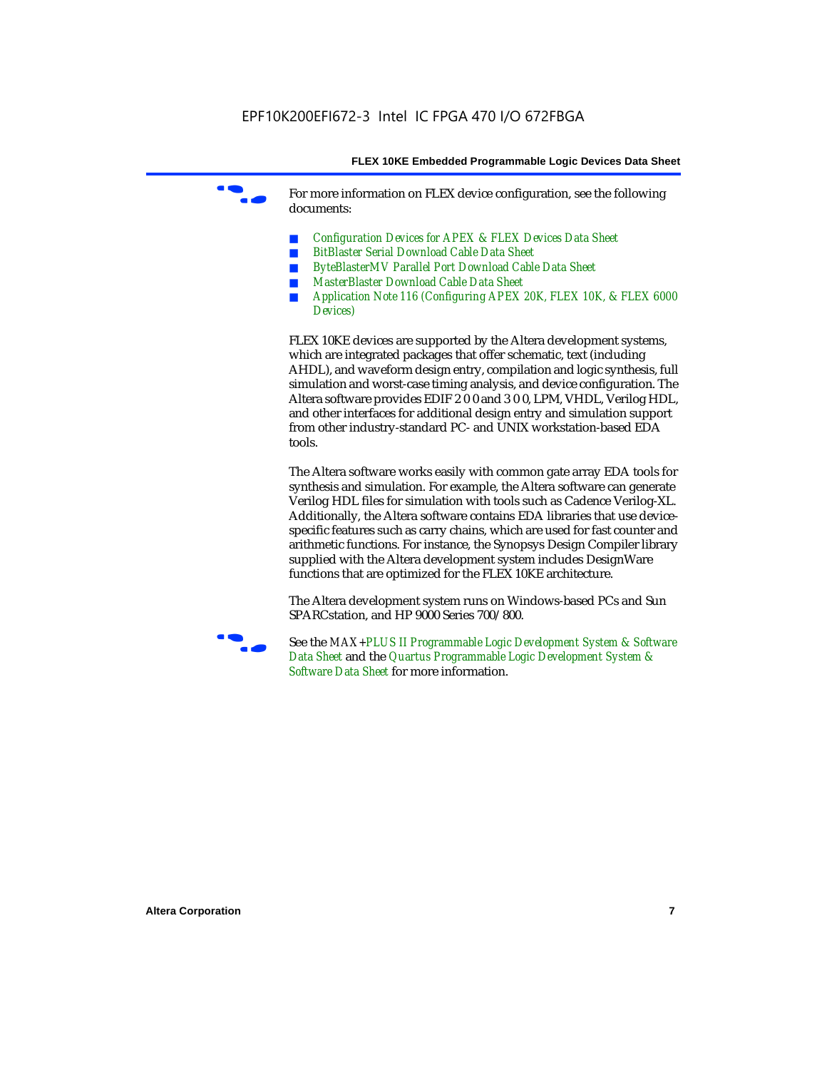For more information on FLEX device configuration, see the following documents:

- *Configuration Devices for APEX & FLEX Devices Data Sheet*
- *BitBlaster Serial Download Cable Data Sheet*
- *ByteBlasterMV Parallel Port Download Cable Data Sheet*
- *MasterBlaster Download Cable Data Sheet*
- *Application Note 116 (Configuring APEX 20K, FLEX 10K, & FLEX 6000 Devices)*

FLEX 10KE devices are supported by the Altera development systems, which are integrated packages that offer schematic, text (including AHDL), and waveform design entry, compilation and logic synthesis, full simulation and worst-case timing analysis, and device configuration. The Altera software provides EDIF 2 0 0 and 3 0 0, LPM, VHDL, Verilog HDL, and other interfaces for additional design entry and simulation support from other industry-standard PC- and UNIX workstation-based EDA tools.

The Altera software works easily with common gate array EDA tools for synthesis and simulation. For example, the Altera software can generate Verilog HDL files for simulation with tools such as Cadence Verilog-XL. Additionally, the Altera software contains EDA libraries that use device-specific features such as carry chains, which are used for fast counter and arithmetic functions. For instance, the Synopsys Design Compiler library supplied with the Altera development system includes DesignWare functions that are optimized for the FLEX 10KE architecture.

The Altera development system runs on Windows-based PCs and Sun SPARCstation, and HP 9000 Series 700/800.

See the *MAX+PLUS II Programmable Logic Development System & Software Data Sheet* and the *Quartus Programmable Logic Development System & Software Data Sheet* for more information.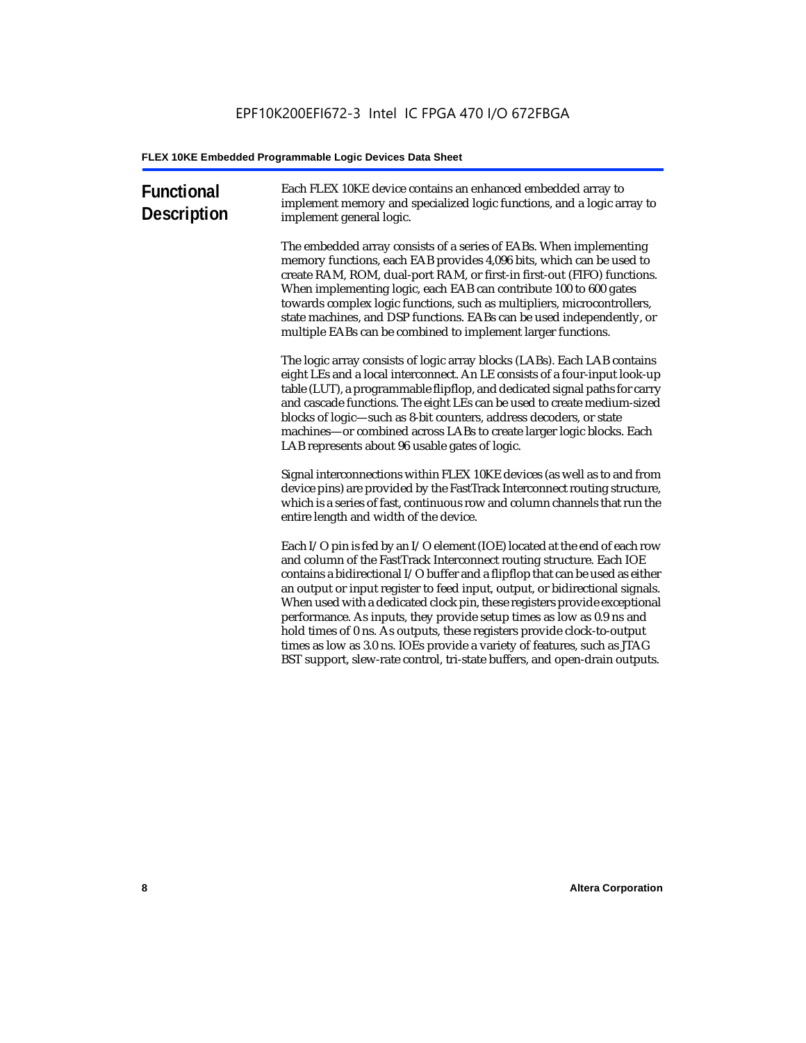## Functional Description

Each FLEX 10KE device contains an enhanced embedded array to implement memory and specialized logic functions, and a logic array to implement general logic.

The embedded array consists of a series of EABs. When implementing memory functions, each EAB provides 4,096 bits, which can be used to create RAM, ROM, dual-port RAM, or first-in first-out (FIFO) functions. When implementing logic, each EAB can contribute 100 to 600 gates towards complex logic functions, such as multipliers, microcontrollers, state machines, and DSP functions. EABs can be used independently, or multiple EABs can be combined to implement larger functions.

The logic array consists of logic array blocks (LABs). Each LAB contains eight LEs and a local interconnect. An LE consists of a four-input look-up table (LUT), a programmable flipflop, and dedicated signal paths for carry and cascade functions. The eight LEs can be used to create medium-sized blocks of logic—such as 8-bit counters, address decoders, or state machines—or combined across LABs to create larger logic blocks. Each LAB represents about 96 usable gates of logic.

Signal interconnections within FLEX 10KE devices (as well as to and from device pins) are provided by the FastTrack Interconnect routing structure, which is a series of fast, continuous row and column channels that run the entire length and width of the device.

Each I/O pin is fed by an I/O element (IOE) located at the end of each row and column of the FastTrack Interconnect routing structure. Each IOE contains a bidirectional I/O buffer and a flipflop that can be used as either an output or input register to feed input, output, or bidirectional signals. When used with a dedicated clock pin, these registers provide exceptional performance. As inputs, they provide setup times as low as 0.9 ns and hold times of 0 ns. As outputs, these registers provide clock-to-output times as low as 3.0 ns. IOEs provide a variety of features, such as JTAG BST support, slew-rate control, tri-state buffers, and open-drain outputs.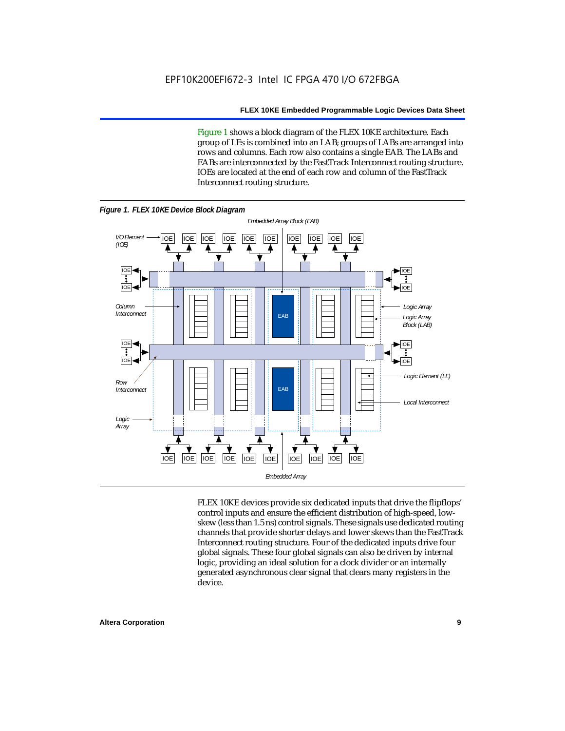Figure 1 shows a block diagram of the FLEX 10KE architecture. Each group of LEs is combined into an LAB; groups of LABs are arranged into rows and columns. Each row also contains a single EAB. The LABs and EABs are interconnected by the FastTrack Interconnect routing structure. IOEs are located at the end of each row and column of the FastTrack Interconnect routing structure.

*Figure 1. FLEX 10KE Device Block Diagram*

FLEX 10KE devices provide six dedicated inputs that drive the flipflops' control inputs and ensure the efficient distribution of high-speed, low-skew (less than 1.5 ns) control signals. These signals use dedicated routing channels that provide shorter delays and lower skews than the FastTrack Interconnect routing structure. Four of the dedicated inputs drive four global signals. These four global signals can also be driven by internal logic, providing an ideal solution for a clock divider or an internally generated asynchronous clear signal that clears many registers in the device.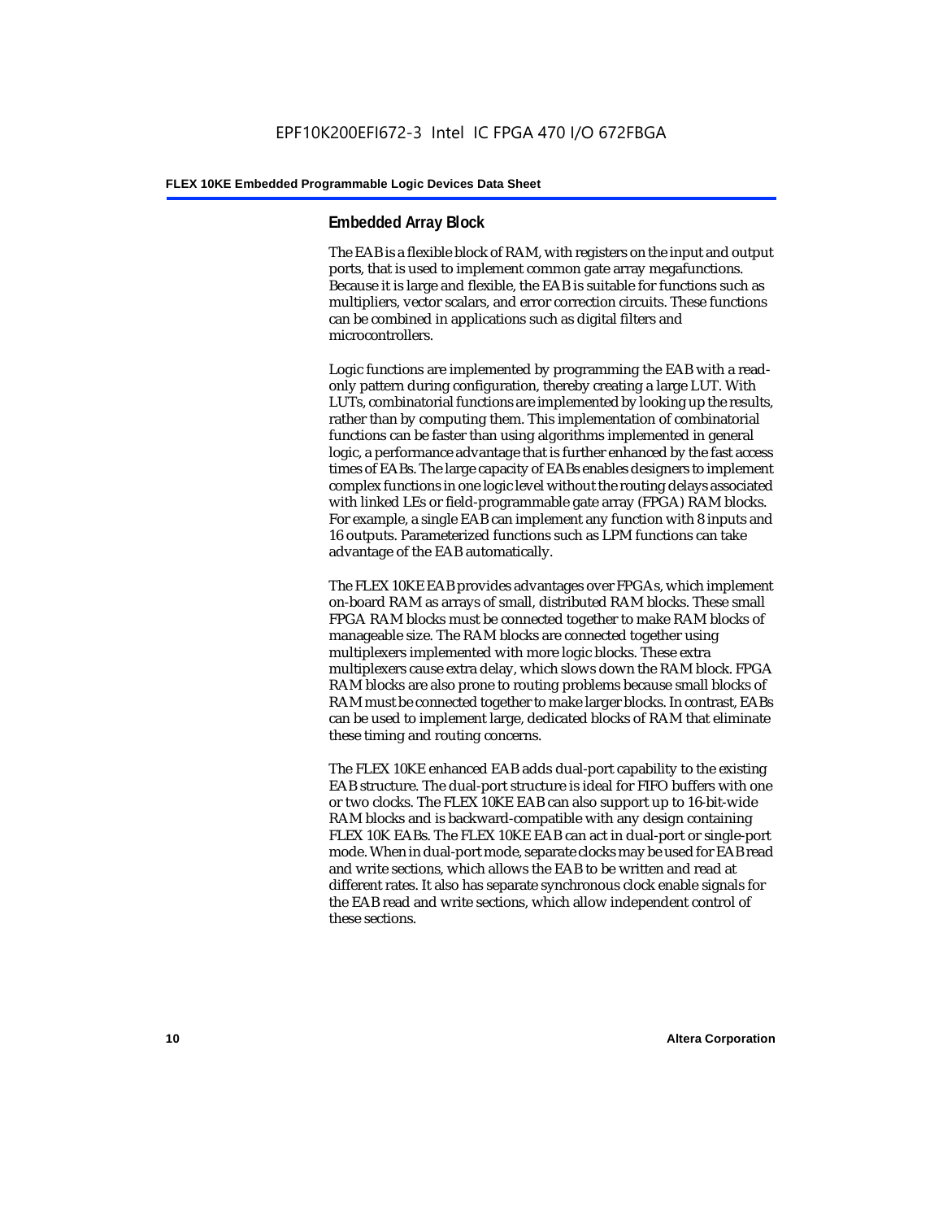### Embedded Array Block

The EAB is a flexible block of RAM, with registers on the input and output ports, that is used to implement common gate array megafunctions. Because it is large and flexible, the EAB is suitable for functions such as multipliers, vector scalars, and error correction circuits. These functions can be combined in applications such as digital filters and microcontrollers.

Logic functions are implemented by programming the EAB with a read-only pattern during configuration, thereby creating a large LUT. With LUTs, combinatorial functions are implemented by looking up the results, rather than by computing them. This implementation of combinatorial functions can be faster than using algorithms implemented in general logic, a performance advantage that is further enhanced by the fast access times of EABs. The large capacity of EABs enables designers to implement complex functions in one logic level without the routing delays associated with linked LEs or field-programmable gate array (FPGA) RAM blocks. For example, a single EAB can implement any function with 8 inputs and 16 outputs. Parameterized functions such as LPM functions can take advantage of the EAB automatically.

The FLEX 10KE EAB provides advantages over FPGAs, which implement on-board RAM as arrays of small, distributed RAM blocks. These small FPGA RAM blocks must be connected together to make RAM blocks of manageable size. The RAM blocks are connected together using multiplexers implemented with more logic blocks. These extra multiplexers cause extra delay, which slows down the RAM block. FPGA RAM blocks are also prone to routing problems because small blocks of RAM must be connected together to make larger blocks. In contrast, EABs can be used to implement large, dedicated blocks of RAM that eliminate these timing and routing concerns.

The FLEX 10KE enhanced EAB adds dual-port capability to the existing EAB structure. The dual-port structure is ideal for FIFO buffers with one or two clocks. The FLEX 10KE EAB can also support up to 16-bit-wide RAM blocks and is backward-compatible with any design containing FLEX 10K EABs. The FLEX 10KE EAB can act in dual-port or single-port mode. When in dual-port mode, separate clocks may be used for EAB read and write sections, which allows the EAB to be written and read at different rates. It also has separate synchronous clock enable signals for the EAB read and write sections, which allow independent control of these sections.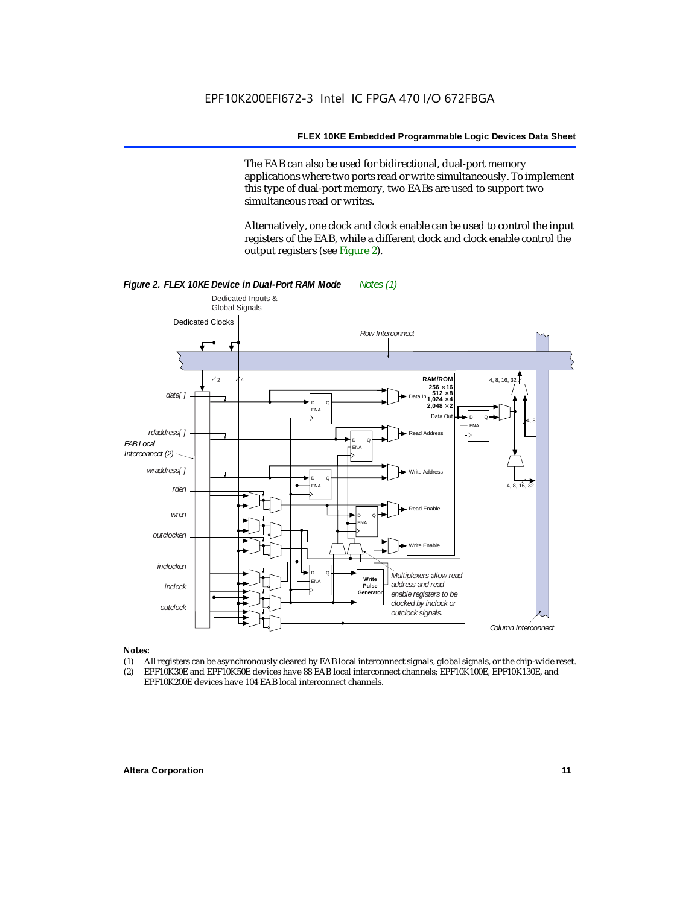The EAB can also be used for bidirectional, dual-port memory applications where two ports read or write simultaneously. To implement this type of dual-port memory, two EABs are used to support two simultaneous read or writes.

Alternatively, one clock and clock enable can be used to control the input registers of the EAB, while a different clock and clock enable control the output registers (see Figure 2).

***Figure 2. FLEX 10KE Device in Dual-Port RAM Mode*** *Notes (1)*

*Notes:*

(1) All registers can be asynchronously cleared by EAB local interconnect signals, global signals, or the chip-wide reset.
(2) EPF10K30E and EPF10K50E devices have 88 EAB local interconnect channels; EPF10K100E, EPF10K130E, and EPF10K200E devices have 104 EAB local interconnect channels.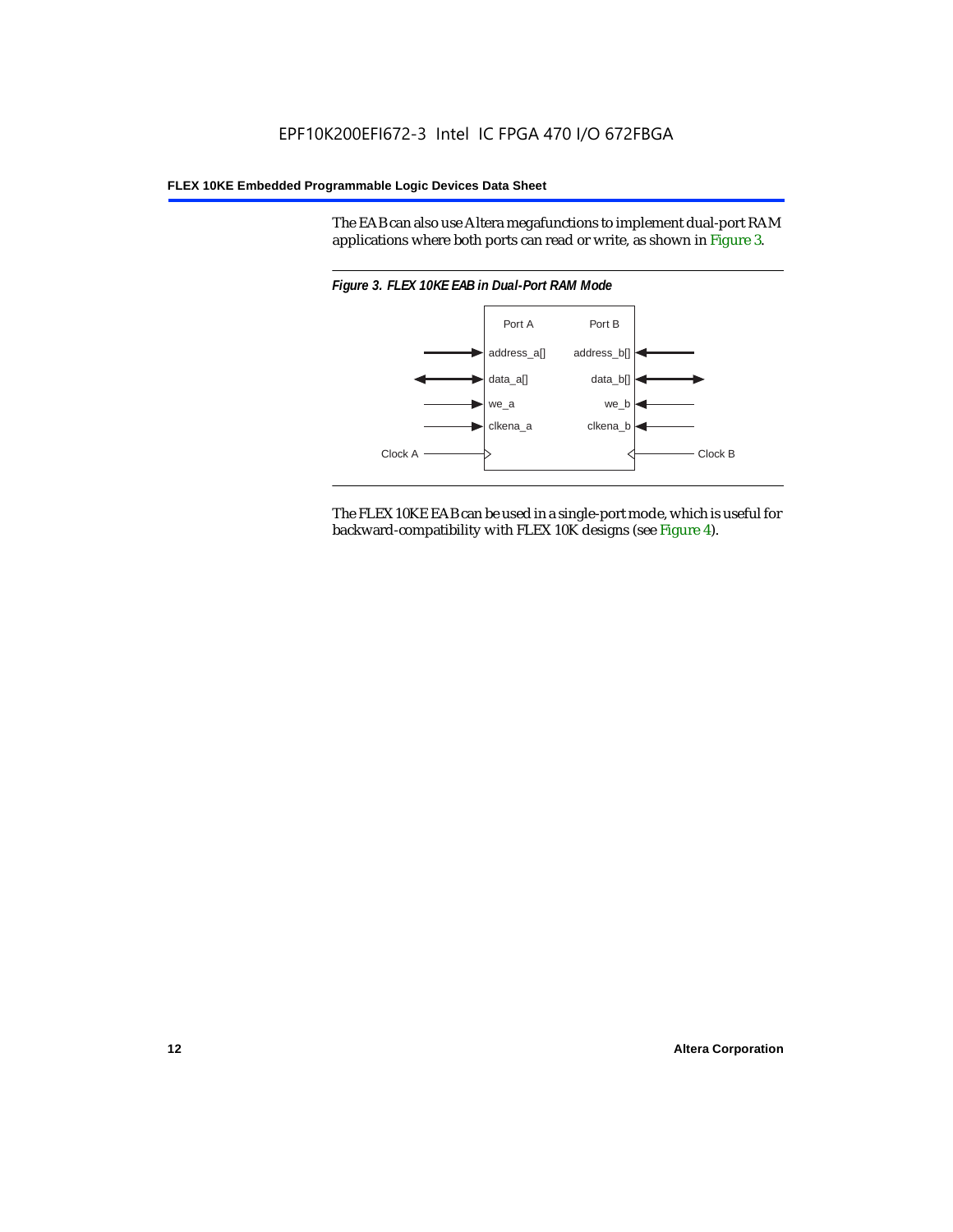The EAB can also use Altera megafunctions to implement dual-port RAM applications where both ports can read or write, as shown in Figure 3.

*Figure 3. FLEX 10KE EAB in Dual-Port RAM Mode*

The FLEX 10KE EAB can be used in a single-port mode, which is useful for backward-compatibility with FLEX 10K designs (see Figure 4).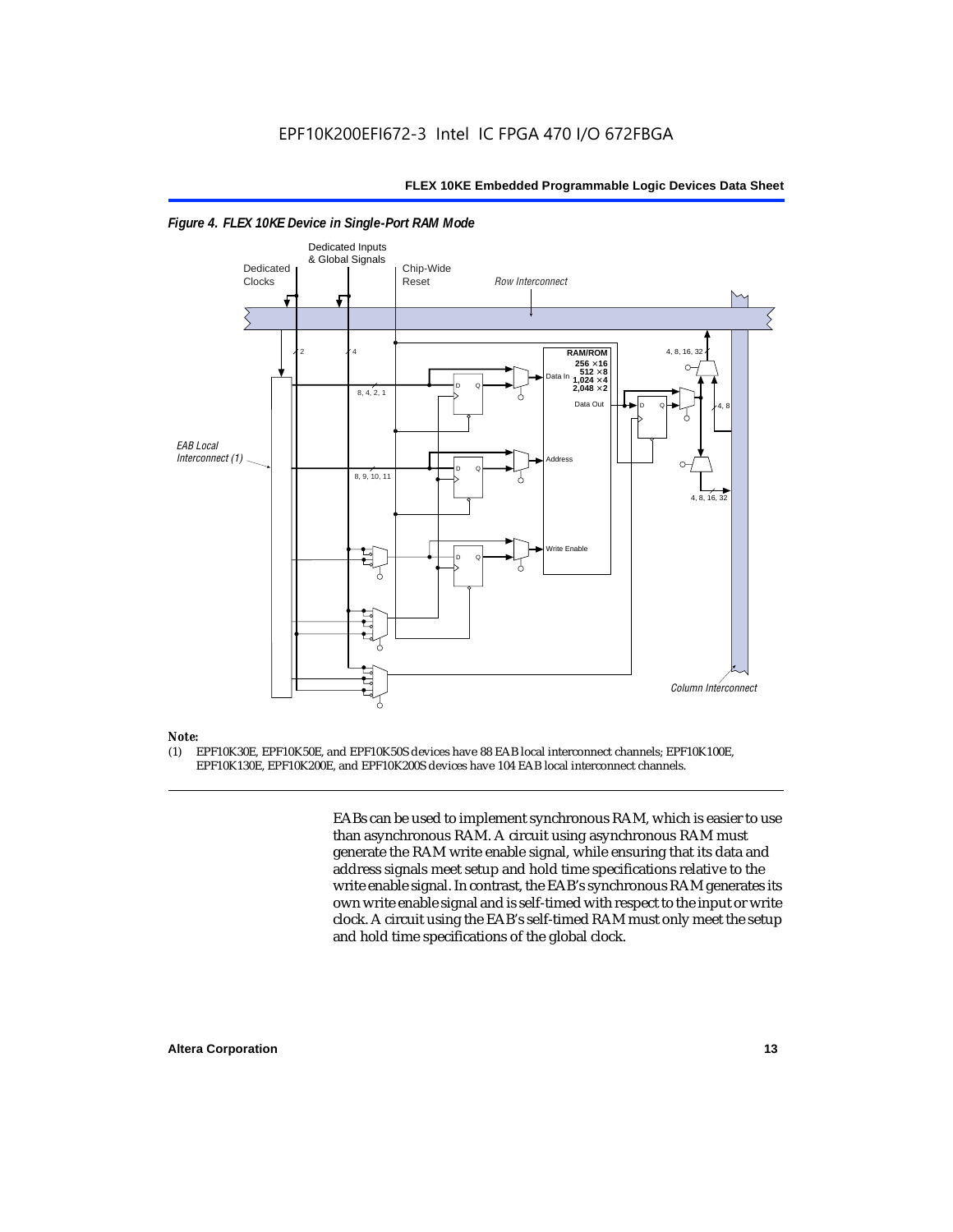*Figure 4. FLEX 10KE Device in Single-Port RAM Mode*

Dedicated Inputs & Global Signals

Dedicated Clocks

Chip-Wide Reset

*Row Interconnect*

2

4

RAM/ROM
256 × 16
512 × 8
1,024 × 4
2,048 × 2

4, 8, 16, 32

Data In

8, 4, 2, 1

Data Out

4, 8

*EAB Local Interconnect (1)*

Address

8, 9, 10, 11

4, 8, 16, 32

Write Enable

*Column Interconnect*

**Note:**

(1) EPF10K30E, EPF10K50E, and EPF10K50S devices have 88 EAB local interconnect channels; EPF10K100E, EPF10K130E, EPF10K200E, and EPF10K200S devices have 104 EAB local interconnect channels.

EABs can be used to implement synchronous RAM, which is easier to use than asynchronous RAM. A circuit using asynchronous RAM must generate the RAM write enable signal, while ensuring that its data and address signals meet setup and hold time specifications relative to the write enable signal. In contrast, the EAB's synchronous RAM generates its own write enable signal and is self-timed with respect to the input or write clock. A circuit using the EAB's self-timed RAM must only meet the setup and hold time specifications of the global clock.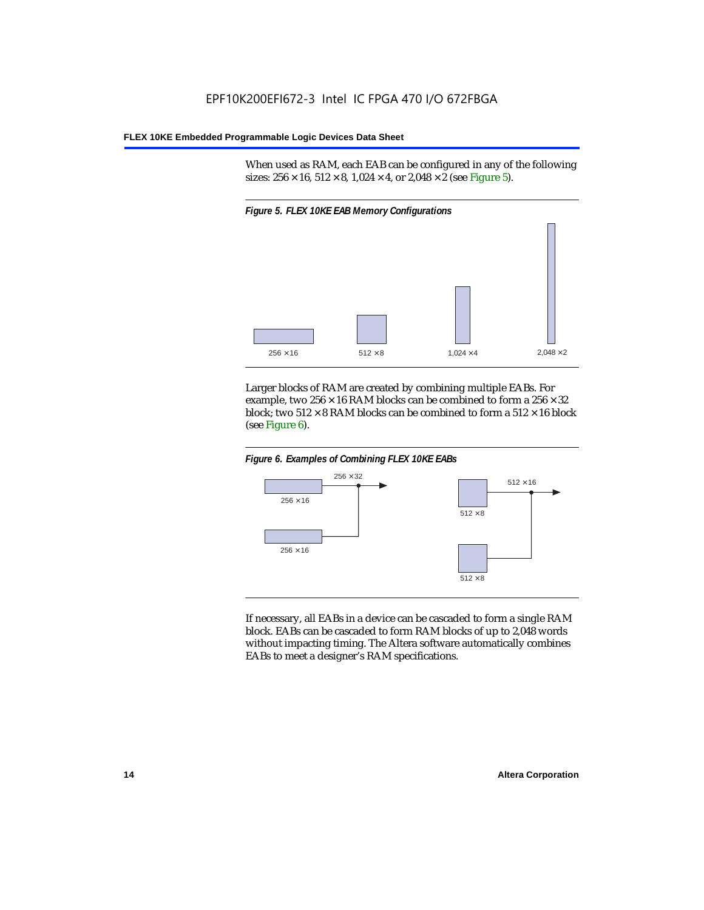When used as RAM, each EAB can be configured in any of the following sizes: 256 × 16, 512 × 8, 1,024 × 4, or 2,048 × 2 (see Figure 5).

*Figure 5. FLEX 10KE EAB Memory Configurations*

256 × 16 512 × 8 1,024 × 4 2,048 × 2

Larger blocks of RAM are created by combining multiple EABs. For example, two 256 × 16 RAM blocks can be combined to form a 256 × 32 block; two 512 × 8 RAM blocks can be combined to form a 512 × 16 block (see Figure 6).

*Figure 6. Examples of Combining FLEX 10KE EABs*

256 × 32 256 × 16 256 × 16 512 × 16 512 × 8 512 × 8

If necessary, all EABs in a device can be cascaded to form a single RAM block. EABs can be cascaded to form RAM blocks of up to 2,048 words without impacting timing. The Altera software automatically combines EABs to meet a designer's RAM specifications.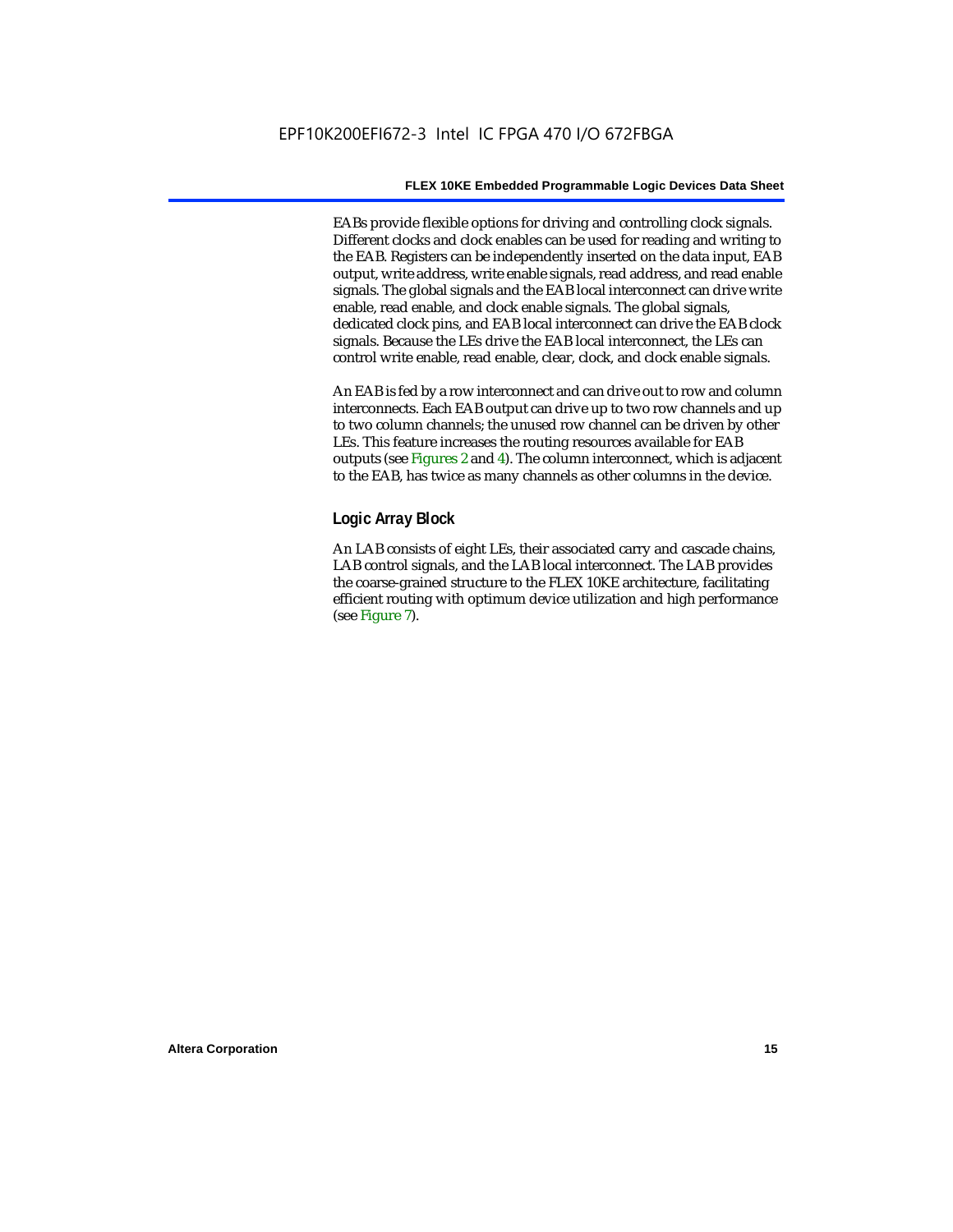EABs provide flexible options for driving and controlling clock signals. Different clocks and clock enables can be used for reading and writing to the EAB. Registers can be independently inserted on the data input, EAB output, write address, write enable signals, read address, and read enable signals. The global signals and the EAB local interconnect can drive write enable, read enable, and clock enable signals. The global signals, dedicated clock pins, and EAB local interconnect can drive the EAB clock signals. Because the LEs drive the EAB local interconnect, the LEs can control write enable, read enable, clear, clock, and clock enable signals.

An EAB is fed by a row interconnect and can drive out to row and column interconnects. Each EAB output can drive up to two row channels and up to two column channels; the unused row channel can be driven by other LEs. This feature increases the routing resources available for EAB outputs (see Figures 2 and 4). The column interconnect, which is adjacent to the EAB, has twice as many channels as other columns in the device.

### Logic Array Block

An LAB consists of eight LEs, their associated carry and cascade chains, LAB control signals, and the LAB local interconnect. The LAB provides the coarse-grained structure to the FLEX 10KE architecture, facilitating efficient routing with optimum device utilization and high performance (see Figure 7).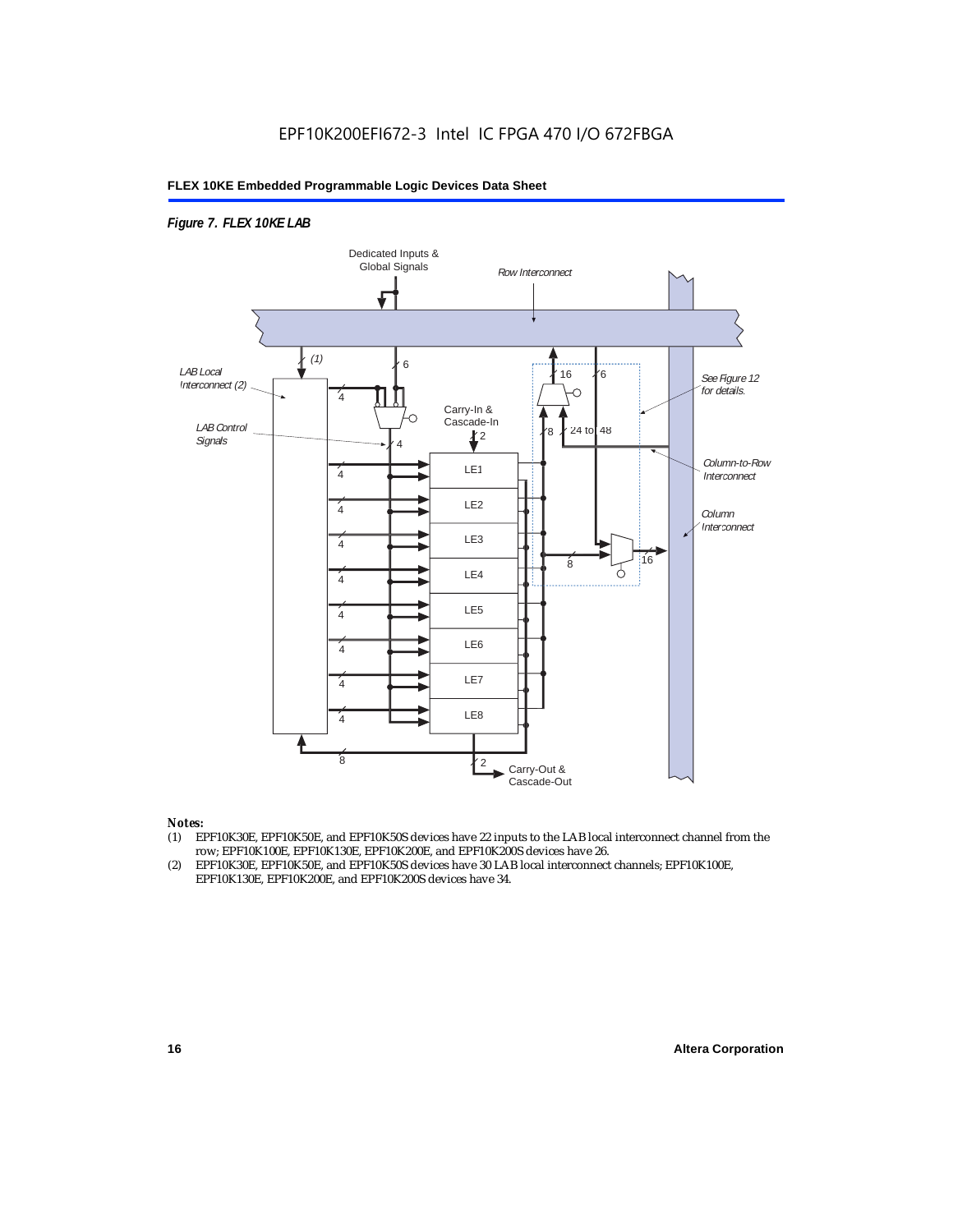*Figure 7. FLEX 10KE LAB*

Dedicated Inputs & Global Signals

Row Interconnect

(1)

6

16

6

LAB Local Interconnect (2)

See Figure 12 for details.

4

Carry-In & Cascade-In

LAB Control Signals

2

8

24 to 48

4

4

LE1

Column-to-Row Interconnect

4

LE2

Column Interconnect

4

LE3

8

16

4

LE4

4

LE5

4

LE6

4

LE7

4

LE8

8

2

Carry-Out & Cascade-Out

*Notes:*

(1) EPF10K30E, EPF10K50E, and EPF10K50S devices have 22 inputs to the LAB local interconnect channel from the row; EPF10K100E, EPF10K130E, EPF10K200E, and EPF10K200S devices have 26.

(2) EPF10K30E, EPF10K50E, and EPF10K50S devices have 30 LAB local interconnect channels; EPF10K100E, EPF10K130E, EPF10K200E, and EPF10K200S devices have 34.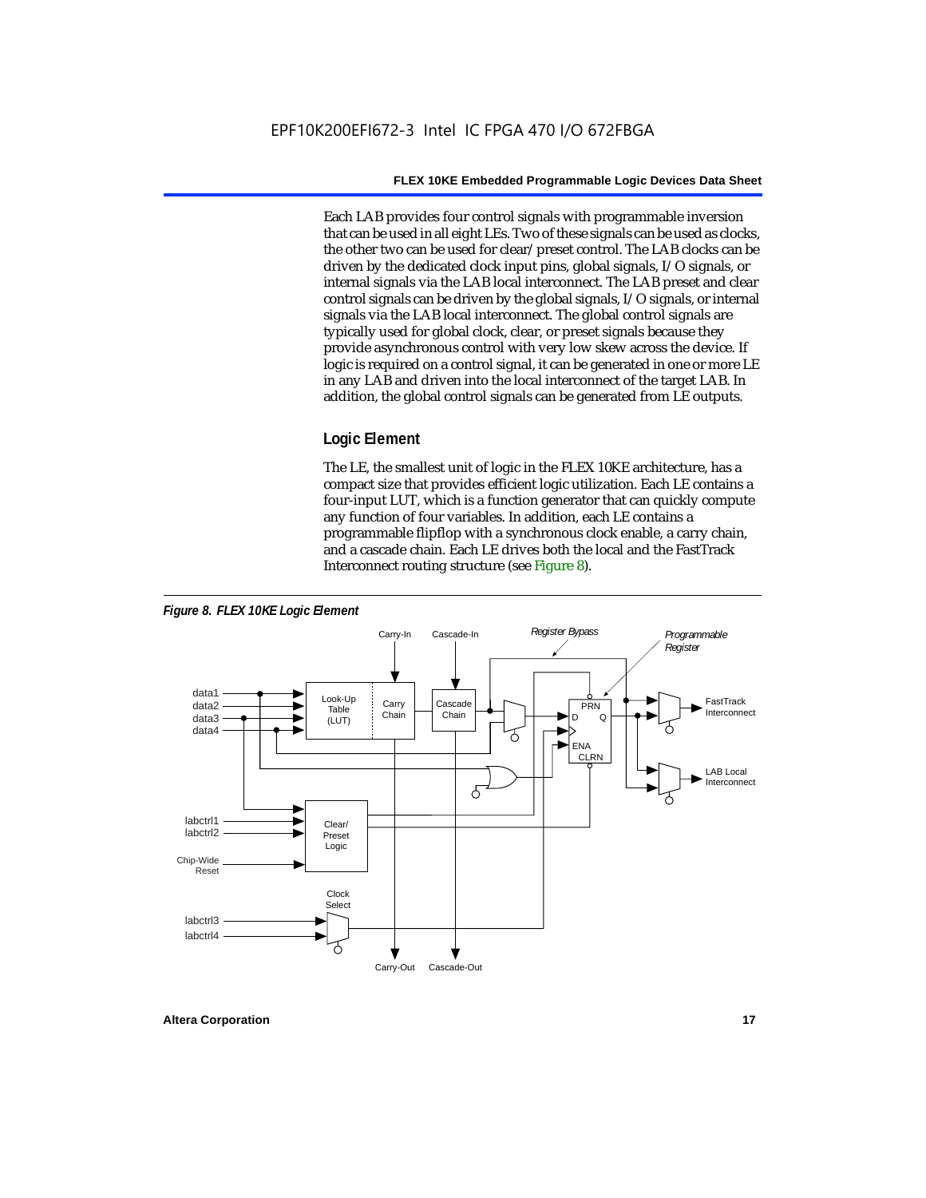Each LAB provides four control signals with programmable inversion that can be used in all eight LEs. Two of these signals can be used as clocks, the other two can be used for clear/preset control. The LAB clocks can be driven by the dedicated clock input pins, global signals, I/O signals, or internal signals via the LAB local interconnect. The LAB preset and clear control signals can be driven by the global signals, I/O signals, or internal signals via the LAB local interconnect. The global control signals are typically used for global clock, clear, or preset signals because they provide asynchronous control with very low skew across the device. If logic is required on a control signal, it can be generated in one or more LE in any LAB and driven into the local interconnect of the target LAB. In addition, the global control signals can be generated from LE outputs.

### Logic Element

The LE, the smallest unit of logic in the FLEX 10KE architecture, has a compact size that provides efficient logic utilization. Each LE contains a four-input LUT, which is a function generator that can quickly compute any function of four variables. In addition, each LE contains a programmable flipflop with a synchronous clock enable, a carry chain, and a cascade chain. Each LE drives both the local and the FastTrack Interconnect routing structure (see Figure 8).

*Figure 8. FLEX 10KE Logic Element*

Carry-In, Cascade-In, Register Bypass, Programmable Register, data1, data2, data3, data4, Look-Up Table (LUT), Carry Chain, Cascade Chain, PRN, D, Q, ENA, CLRN, FastTrack Interconnect, LAB Local Interconnect, labctrl1, labctrl2, Chip-Wide Reset, Clear/Preset Logic, Clock Select, labctrl3, labctrl4, Carry-Out, Cascade-Out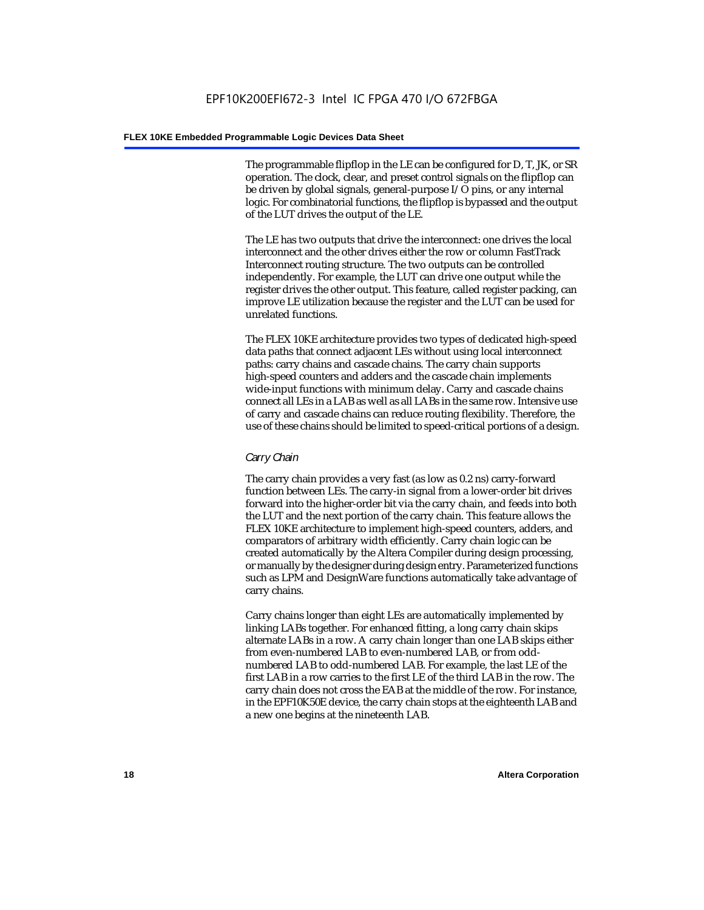The programmable flipflop in the LE can be configured for D, T, JK, or SR operation. The clock, clear, and preset control signals on the flipflop can be driven by global signals, general-purpose I/O pins, or any internal logic. For combinatorial functions, the flipflop is bypassed and the output of the LUT drives the output of the LE.

The LE has two outputs that drive the interconnect: one drives the local interconnect and the other drives either the row or column FastTrack Interconnect routing structure. The two outputs can be controlled independently. For example, the LUT can drive one output while the register drives the other output. This feature, called register packing, can improve LE utilization because the register and the LUT can be used for unrelated functions.

The FLEX 10KE architecture provides two types of dedicated high-speed data paths that connect adjacent LEs without using local interconnect paths: carry chains and cascade chains. The carry chain supports high-speed counters and adders and the cascade chain implements wide-input functions with minimum delay. Carry and cascade chains connect all LEs in a LAB as well as all LABs in the same row. Intensive use of carry and cascade chains can reduce routing flexibility. Therefore, the use of these chains should be limited to speed-critical portions of a design.

### *Carry Chain*

The carry chain provides a very fast (as low as 0.2 ns) carry-forward function between LEs. The carry-in signal from a lower-order bit drives forward into the higher-order bit via the carry chain, and feeds into both the LUT and the next portion of the carry chain. This feature allows the FLEX 10KE architecture to implement high-speed counters, adders, and comparators of arbitrary width efficiently. Carry chain logic can be created automatically by the Altera Compiler during design processing, or manually by the designer during design entry. Parameterized functions such as LPM and DesignWare functions automatically take advantage of carry chains.

Carry chains longer than eight LEs are automatically implemented by linking LABs together. For enhanced fitting, a long carry chain skips alternate LABs in a row. A carry chain longer than one LAB skips either from even-numbered LAB to even-numbered LAB, or from odd-numbered LAB to odd-numbered LAB. For example, the last LE of the first LAB in a row carries to the first LE of the third LAB in the row. The carry chain does not cross the EAB at the middle of the row. For instance, in the EPF10K50E device, the carry chain stops at the eighteenth LAB and a new one begins at the nineteenth LAB.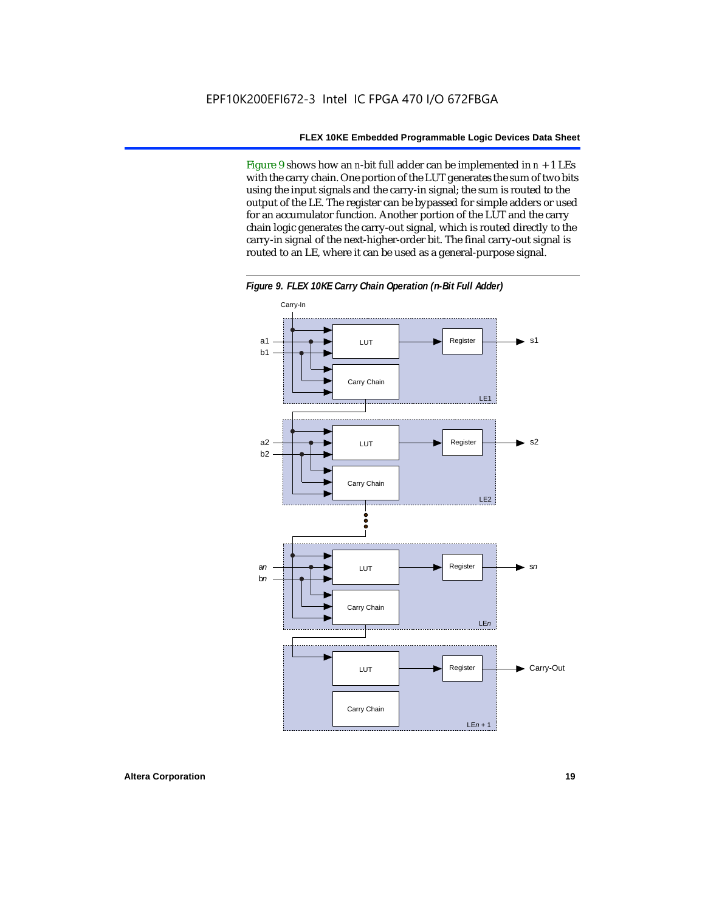Figure 9 shows how an $n$-bit full adder can be implemented in $n + 1$ LEs with the carry chain. One portion of the LUT generates the sum of two bits using the input signals and the carry-in signal; the sum is routed to the output of the LE. The register can be bypassed for simple adders or used for an accumulator function. Another portion of the LUT and the carry chain logic generates the carry-out signal, which is routed directly to the carry-in signal of the next-higher-order bit. The final carry-out signal is routed to an LE, where it can be used as a general-purpose signal.

*Figure 9. FLEX 10KE Carry Chain Operation (n-Bit Full Adder)*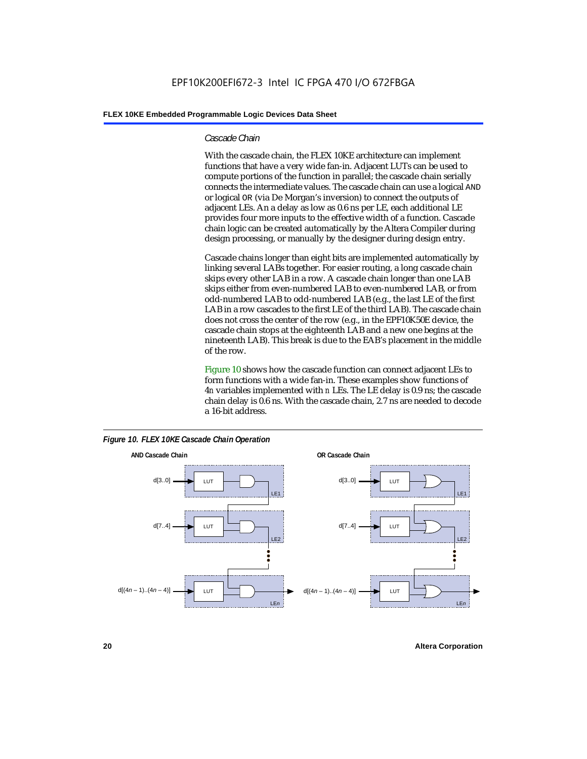### *Cascade Chain*

With the cascade chain, the FLEX 10KE architecture can implement functions that have a very wide fan-in. Adjacent LUTs can be used to compute portions of the function in parallel; the cascade chain serially connects the intermediate values. The cascade chain can use a logical AND or logical OR (via De Morgan's inversion) to connect the outputs of adjacent LEs. An a delay as low as 0.6 ns per LE, each additional LE provides four more inputs to the effective width of a function. Cascade chain logic can be created automatically by the Altera Compiler during design processing, or manually by the designer during design entry.

Cascade chains longer than eight bits are implemented automatically by linking several LABs together. For easier routing, a long cascade chain skips every other LAB in a row. A cascade chain longer than one LAB skips either from even-numbered LAB to even-numbered LAB, or from odd-numbered LAB to odd-numbered LAB (e.g., the last LE of the first LAB in a row cascades to the first LE of the third LAB). The cascade chain does not cross the center of the row (e.g., in the EPF10K50E device, the cascade chain stops at the eighteenth LAB and a new one begins at the nineteenth LAB). This break is due to the EAB's placement in the middle of the row.

Figure 10 shows how the cascade function can connect adjacent LEs to form functions with a wide fan-in. These examples show functions of 4*n* variables implemented with *n* LEs. The LE delay is 0.9 ns; the cascade chain delay is 0.6 ns. With the cascade chain, 2.7 ns are needed to decode a 16-bit address.

*Figure 10. FLEX 10KE Cascade Chain Operation*

**AND Cascade Chain**

d[3..0] → LUT → AND (LE1)
d[7..4] → LUT → AND (LE2)
...
d[(4*n* – 1)..(4*n* – 4)] → LUT → AND (LE*n*)

**OR Cascade Chain**

d[3..0] → LUT → OR (LE1)
d[7..4] → LUT → OR (LE2)
...
d[(4*n* – 1)..(4*n* – 4)] → LUT → OR (LE*n*)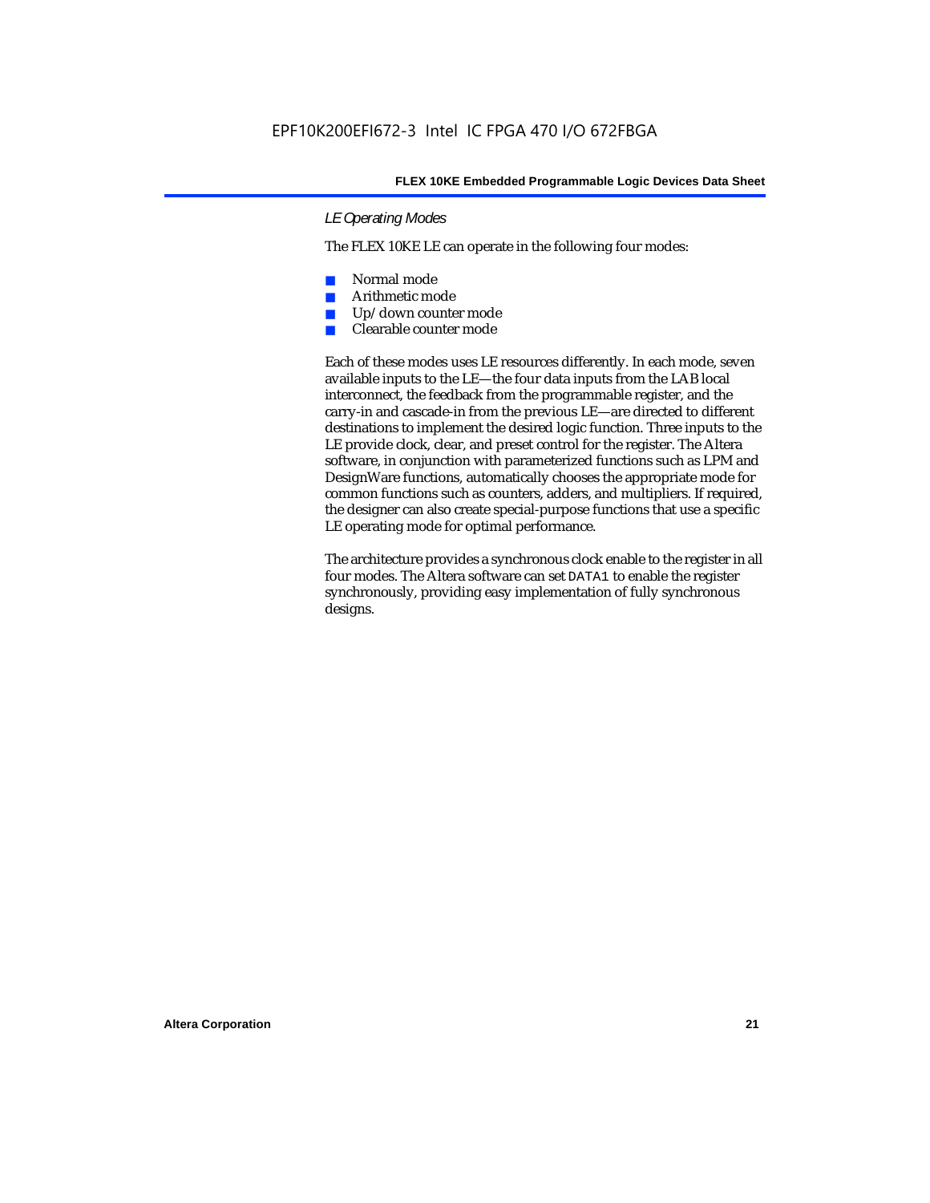### *LE Operating Modes*

The FLEX 10KE LE can operate in the following four modes:

- Normal mode
- Arithmetic mode
- Up/down counter mode
- Clearable counter mode

Each of these modes uses LE resources differently. In each mode, seven available inputs to the LE—the four data inputs from the LAB local interconnect, the feedback from the programmable register, and the carry-in and cascade-in from the previous LE—are directed to different destinations to implement the desired logic function. Three inputs to the LE provide clock, clear, and preset control for the register. The Altera software, in conjunction with parameterized functions such as LPM and DesignWare functions, automatically chooses the appropriate mode for common functions such as counters, adders, and multipliers. If required, the designer can also create special-purpose functions that use a specific LE operating mode for optimal performance.

The architecture provides a synchronous clock enable to the register in all four modes. The Altera software can set `DATA1` to enable the register synchronously, providing easy implementation of fully synchronous designs.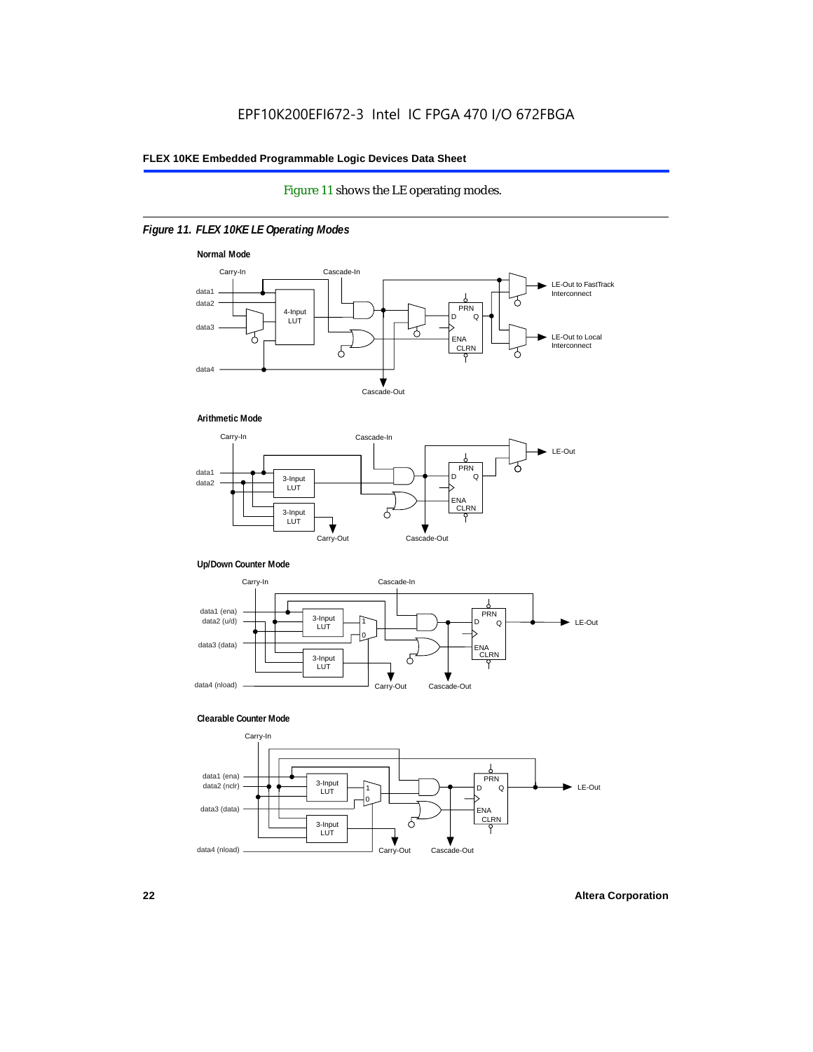Figure 11 shows the LE operating modes.

*Figure 11. FLEX 10KE LE Operating Modes*

**Normal Mode**

Carry-In, Cascade-In, data1, data2, data3, data4, 4-Input LUT, PRN, D, Q, ENA, CLRN, LE-Out to FastTrack Interconnect, LE-Out to Local Interconnect, Cascade-Out

**Arithmetic Mode**

Carry-In, Cascade-In, data1, data2, 3-Input LUT, 3-Input LUT, PRN, D, Q, ENA, CLRN, LE-Out, Carry-Out, Cascade-Out

**Up/Down Counter Mode**

Carry-In, Cascade-In, data1 (ena), data2 (u/d), data3 (data), data4 (nload), 3-Input LUT, 3-Input LUT, 1, 0, PRN, D, Q, ENA, CLRN, LE-Out, Carry-Out, Cascade-Out

**Clearable Counter Mode**

Carry-In, data1 (ena), data2 (nclr), data3 (data), data4 (nload), 3-Input LUT, 3-Input LUT, 1, 0, PRN, D, Q, ENA, CLRN, LE-Out, Carry-Out, Cascade-Out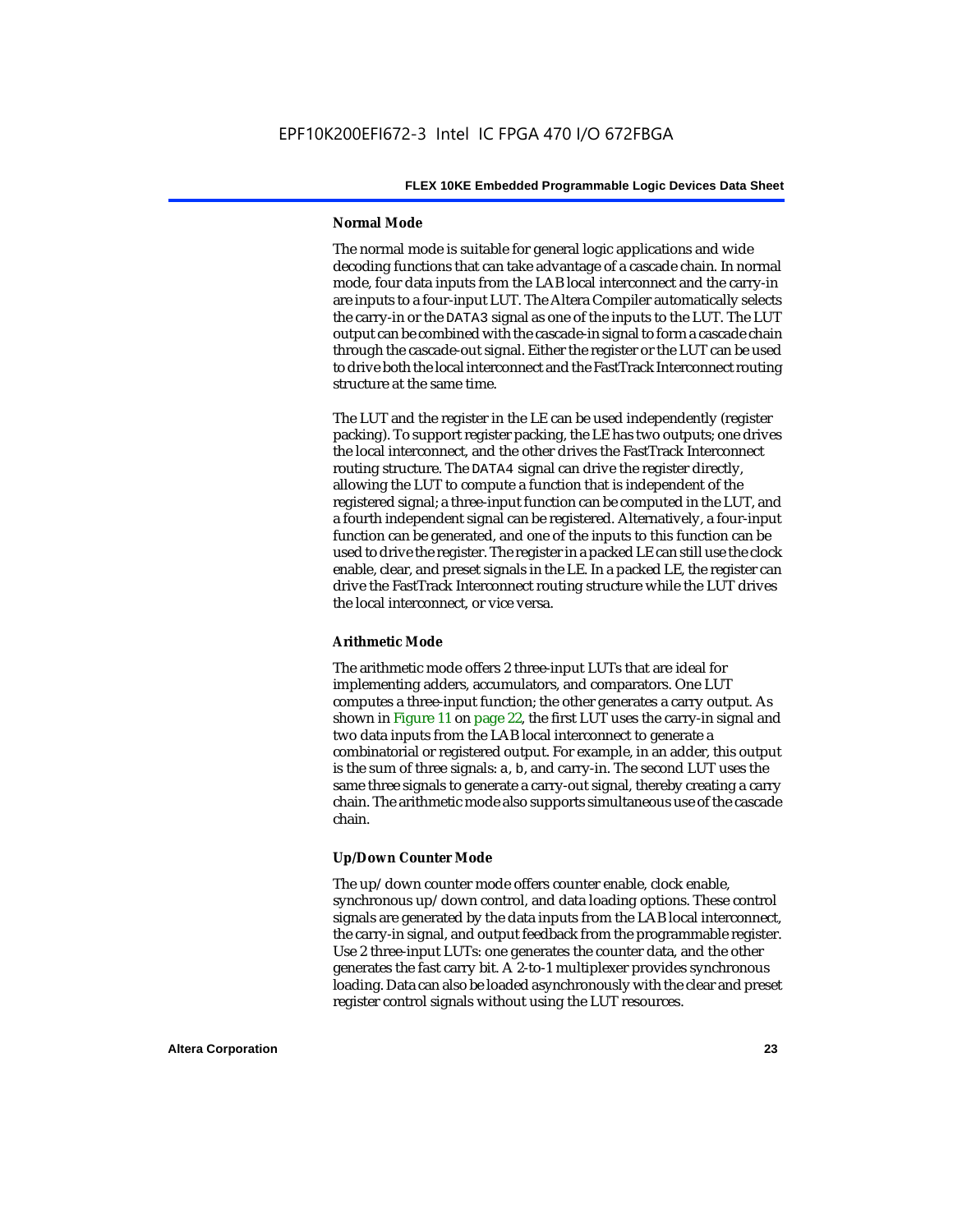#### Normal Mode

The normal mode is suitable for general logic applications and wide decoding functions that can take advantage of a cascade chain. In normal mode, four data inputs from the LAB local interconnect and the carry-in are inputs to a four-input LUT. The Altera Compiler automatically selects the carry-in or the `DATA3` signal as one of the inputs to the LUT. The LUT output can be combined with the cascade-in signal to form a cascade chain through the cascade-out signal. Either the register or the LUT can be used to drive both the local interconnect and the FastTrack Interconnect routing structure at the same time.

The LUT and the register in the LE can be used independently (register packing). To support register packing, the LE has two outputs; one drives the local interconnect, and the other drives the FastTrack Interconnect routing structure. The `DATA4` signal can drive the register directly, allowing the LUT to compute a function that is independent of the registered signal; a three-input function can be computed in the LUT, and a fourth independent signal can be registered. Alternatively, a four-input function can be generated, and one of the inputs to this function can be used to drive the register. The register in a packed LE can still use the clock enable, clear, and preset signals in the LE. In a packed LE, the register can drive the FastTrack Interconnect routing structure while the LUT drives the local interconnect, or vice versa.

#### Arithmetic Mode

The arithmetic mode offers 2 three-input LUTs that are ideal for implementing adders, accumulators, and comparators. One LUT computes a three-input function; the other generates a carry output. As shown in Figure 11 on page 22, the first LUT uses the carry-in signal and two data inputs from the LAB local interconnect to generate a combinatorial or registered output. For example, in an adder, this output is the sum of three signals: `a`, `b`, and carry-in. The second LUT uses the same three signals to generate a carry-out signal, thereby creating a carry chain. The arithmetic mode also supports simultaneous use of the cascade chain.

#### Up/Down Counter Mode

The up/down counter mode offers counter enable, clock enable, synchronous up/down control, and data loading options. These control signals are generated by the data inputs from the LAB local interconnect, the carry-in signal, and output feedback from the programmable register. Use 2 three-input LUTs: one generates the counter data, and the other generates the fast carry bit. A 2-to-1 multiplexer provides synchronous loading. Data can also be loaded asynchronously with the clear and preset register control signals without using the LUT resources.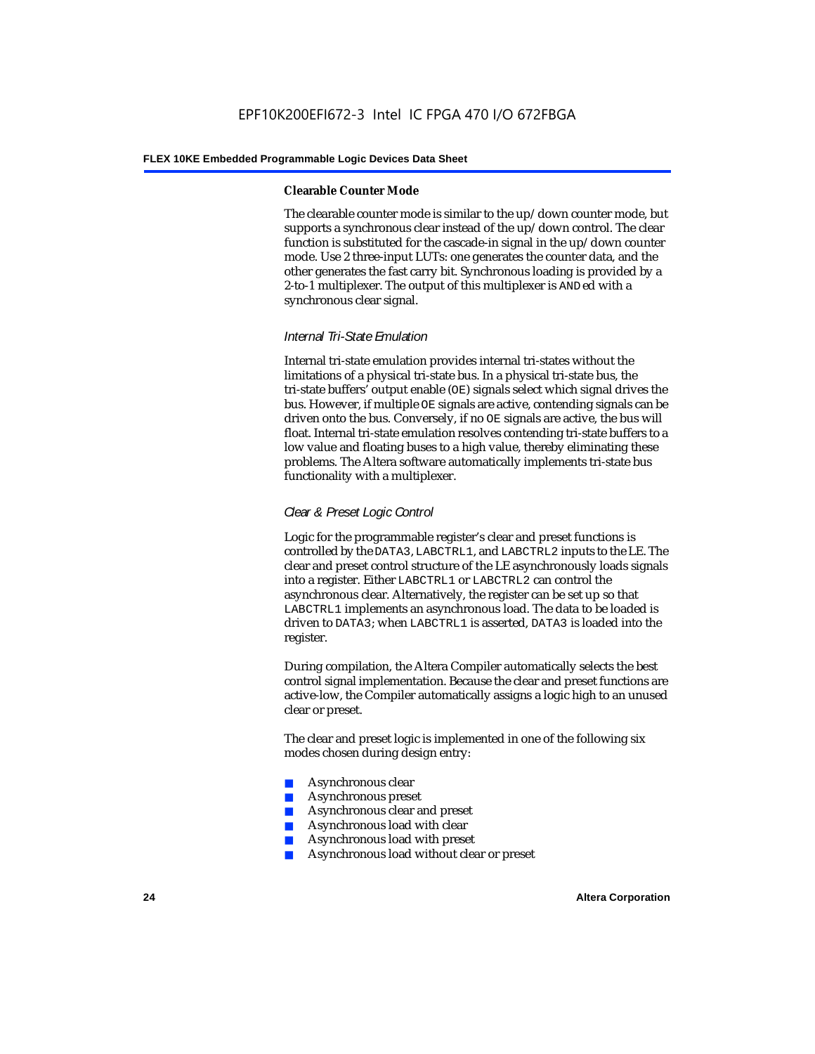#### Clearable Counter Mode

The clearable counter mode is similar to the up/down counter mode, but supports a synchronous clear instead of the up/down control. The clear function is substituted for the cascade-in signal in the up/down counter mode. Use 2 three-input LUTs: one generates the counter data, and the other generates the fast carry bit. Synchronous loading is provided by a 2-to-1 multiplexer. The output of this multiplexer is ANDed with a synchronous clear signal.

### *Internal Tri-State Emulation*

Internal tri-state emulation provides internal tri-states without the limitations of a physical tri-state bus. In a physical tri-state bus, the tri-state buffers' output enable (OE) signals select which signal drives the bus. However, if multiple OE signals are active, contending signals can be driven onto the bus. Conversely, if no OE signals are active, the bus will float. Internal tri-state emulation resolves contending tri-state buffers to a low value and floating buses to a high value, thereby eliminating these problems. The Altera software automatically implements tri-state bus functionality with a multiplexer.

### *Clear & Preset Logic Control*

Logic for the programmable register's clear and preset functions is controlled by the DATA3, LABCTRL1, and LABCTRL2 inputs to the LE. The clear and preset control structure of the LE asynchronously loads signals into a register. Either LABCTRL1 or LABCTRL2 can control the asynchronous clear. Alternatively, the register can be set up so that LABCTRL1 implements an asynchronous load. The data to be loaded is driven to DATA3; when LABCTRL1 is asserted, DATA3 is loaded into the register.

During compilation, the Altera Compiler automatically selects the best control signal implementation. Because the clear and preset functions are active-low, the Compiler automatically assigns a logic high to an unused clear or preset.

The clear and preset logic is implemented in one of the following six modes chosen during design entry:

- Asynchronous clear
- Asynchronous preset
- Asynchronous clear and preset
- Asynchronous load with clear
- Asynchronous load with preset
- Asynchronous load without clear or preset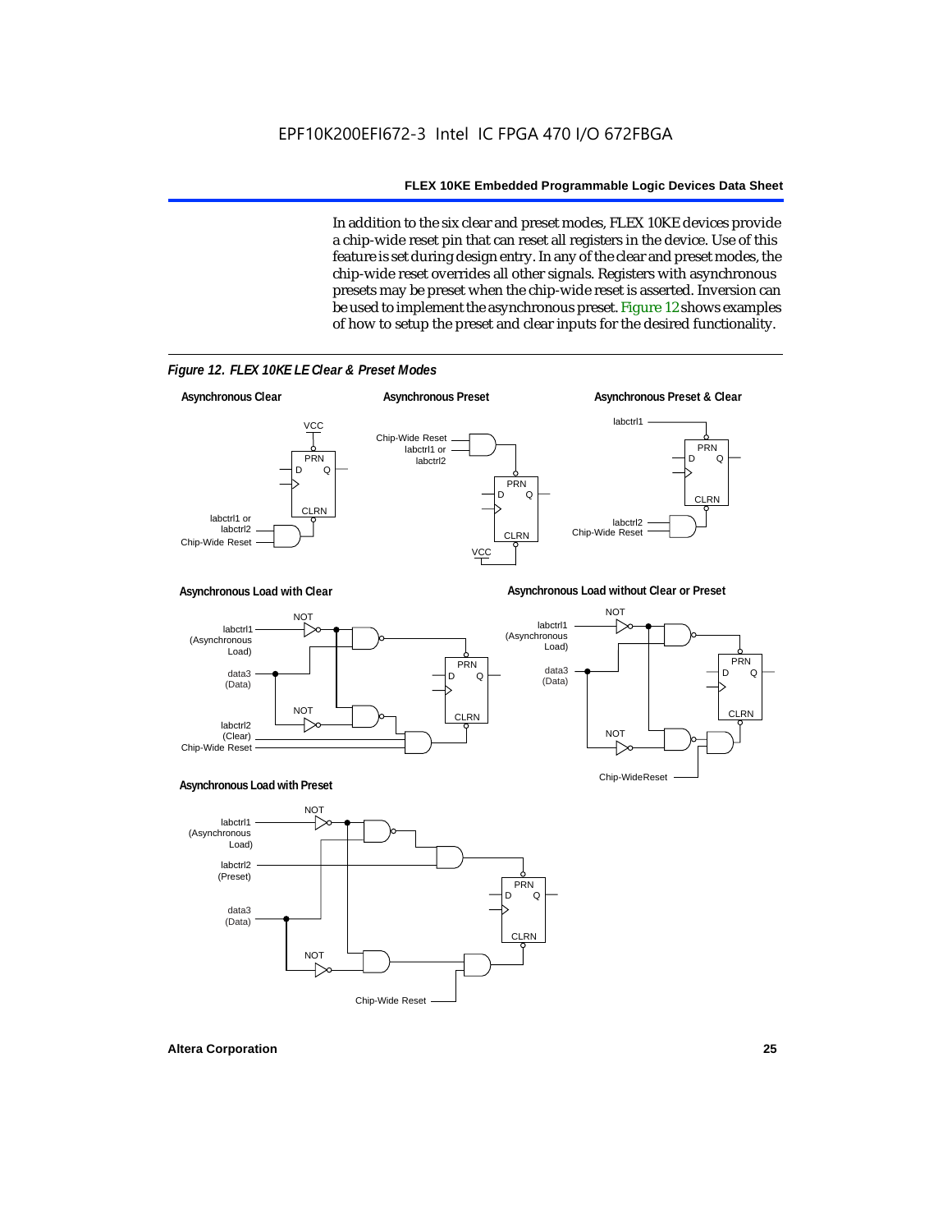In addition to the six clear and preset modes, FLEX 10KE devices provide a chip-wide reset pin that can reset all registers in the device. Use of this feature is set during design entry. In any of the clear and preset modes, the chip-wide reset overrides all other signals. Registers with asynchronous presets may be preset when the chip-wide reset is asserted. Inversion can be used to implement the asynchronous preset. Figure 12 shows examples of how to setup the preset and clear inputs for the desired functionality.

*Figure 12. FLEX 10KE LE Clear & Preset Modes*

**Asynchronous Clear** — VCC, PRN, D, Q, CLRN, labctrl1 or labctrl2, Chip-Wide Reset

**Asynchronous Preset** — Chip-Wide Reset, labctrl1 or labctrl2, PRN, D, Q, CLRN, VCC

**Asynchronous Preset & Clear** — labctrl1, PRN, D, Q, CLRN, labctrl2, Chip-Wide Reset

**Asynchronous Load with Clear** — NOT, labctrl1 (Asynchronous Load), data3 (Data), NOT, labctrl2 (Clear), Chip-Wide Reset, PRN, D, Q, CLRN

**Asynchronous Load without Clear or Preset** — NOT, labctrl1 (Asynchronous Load), data3 (Data), NOT, Chip-WideReset, PRN, D, Q, CLRN

**Asynchronous Load with Preset** — NOT, labctrl1 (Asynchronous Load), labctrl2 (Preset), data3 (Data), NOT, Chip-Wide Reset, PRN, D, Q, CLRN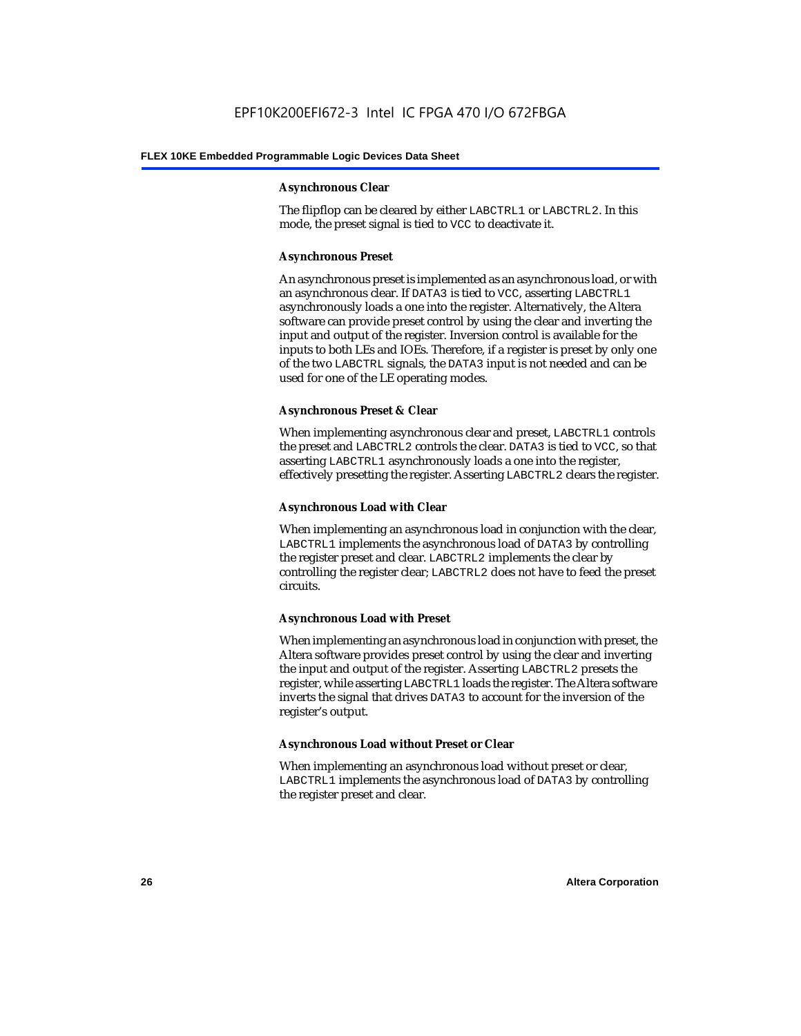#### Asynchronous Clear

The flipflop can be cleared by either LABCTRL1 or LABCTRL2. In this mode, the preset signal is tied to VCC to deactivate it.

#### Asynchronous Preset

An asynchronous preset is implemented as an asynchronous load, or with an asynchronous clear. If DATA3 is tied to VCC, asserting LABCTRL1 asynchronously loads a one into the register. Alternatively, the Altera software can provide preset control by using the clear and inverting the input and output of the register. Inversion control is available for the inputs to both LEs and IOEs. Therefore, if a register is preset by only one of the two LABCTRL signals, the DATA3 input is not needed and can be used for one of the LE operating modes.

#### Asynchronous Preset & Clear

When implementing asynchronous clear and preset, LABCTRL1 controls the preset and LABCTRL2 controls the clear. DATA3 is tied to VCC, so that asserting LABCTRL1 asynchronously loads a one into the register, effectively presetting the register. Asserting LABCTRL2 clears the register.

#### Asynchronous Load with Clear

When implementing an asynchronous load in conjunction with the clear, LABCTRL1 implements the asynchronous load of DATA3 by controlling the register preset and clear. LABCTRL2 implements the clear by controlling the register clear; LABCTRL2 does not have to feed the preset circuits.

#### Asynchronous Load with Preset

When implementing an asynchronous load in conjunction with preset, the Altera software provides preset control by using the clear and inverting the input and output of the register. Asserting LABCTRL2 presets the register, while asserting LABCTRL1 loads the register. The Altera software inverts the signal that drives DATA3 to account for the inversion of the register's output.

#### Asynchronous Load without Preset or Clear

When implementing an asynchronous load without preset or clear, LABCTRL1 implements the asynchronous load of DATA3 by controlling the register preset and clear.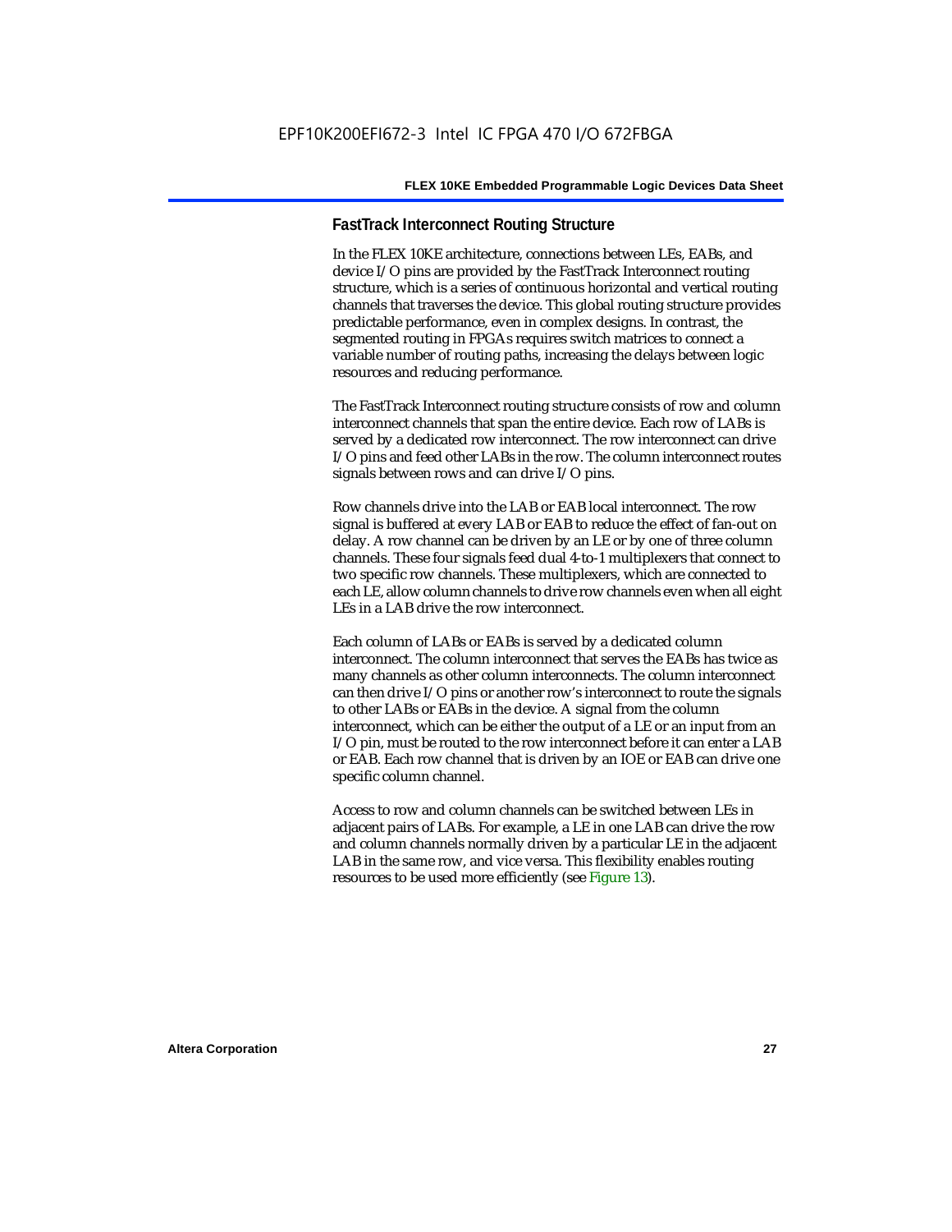### FastTrack Interconnect Routing Structure

In the FLEX 10KE architecture, connections between LEs, EABs, and device I/O pins are provided by the FastTrack Interconnect routing structure, which is a series of continuous horizontal and vertical routing channels that traverses the device. This global routing structure provides predictable performance, even in complex designs. In contrast, the segmented routing in FPGAs requires switch matrices to connect a variable number of routing paths, increasing the delays between logic resources and reducing performance.

The FastTrack Interconnect routing structure consists of row and column interconnect channels that span the entire device. Each row of LABs is served by a dedicated row interconnect. The row interconnect can drive I/O pins and feed other LABs in the row. The column interconnect routes signals between rows and can drive I/O pins.

Row channels drive into the LAB or EAB local interconnect. The row signal is buffered at every LAB or EAB to reduce the effect of fan-out on delay. A row channel can be driven by an LE or by one of three column channels. These four signals feed dual 4-to-1 multiplexers that connect to two specific row channels. These multiplexers, which are connected to each LE, allow column channels to drive row channels even when all eight LEs in a LAB drive the row interconnect.

Each column of LABs or EABs is served by a dedicated column interconnect. The column interconnect that serves the EABs has twice as many channels as other column interconnects. The column interconnect can then drive I/O pins or another row's interconnect to route the signals to other LABs or EABs in the device. A signal from the column interconnect, which can be either the output of a LE or an input from an I/O pin, must be routed to the row interconnect before it can enter a LAB or EAB. Each row channel that is driven by an IOE or EAB can drive one specific column channel.

Access to row and column channels can be switched between LEs in adjacent pairs of LABs. For example, a LE in one LAB can drive the row and column channels normally driven by a particular LE in the adjacent LAB in the same row, and vice versa. This flexibility enables routing resources to be used more efficiently (see Figure 13).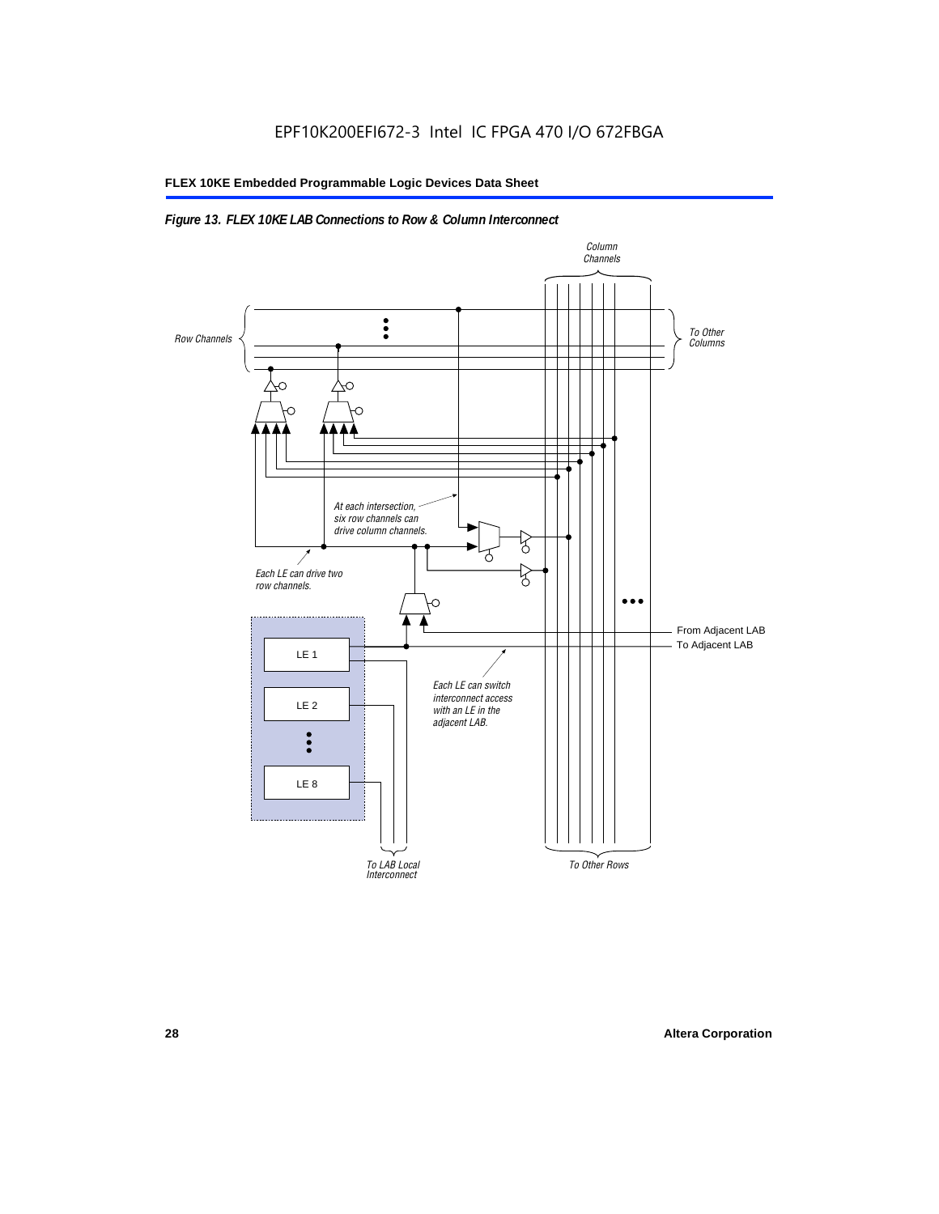*Figure 13. FLEX 10KE LAB Connections to Row & Column Interconnect*

Column Channels

Row Channels

To Other Columns

At each intersection, six row channels can drive column channels.

Each LE can drive two row channels.

From Adjacent LAB

To Adjacent LAB

LE 1

LE 2

LE 8

Each LE can switch interconnect access with an LE in the adjacent LAB.

To LAB Local Interconnect

To Other Rows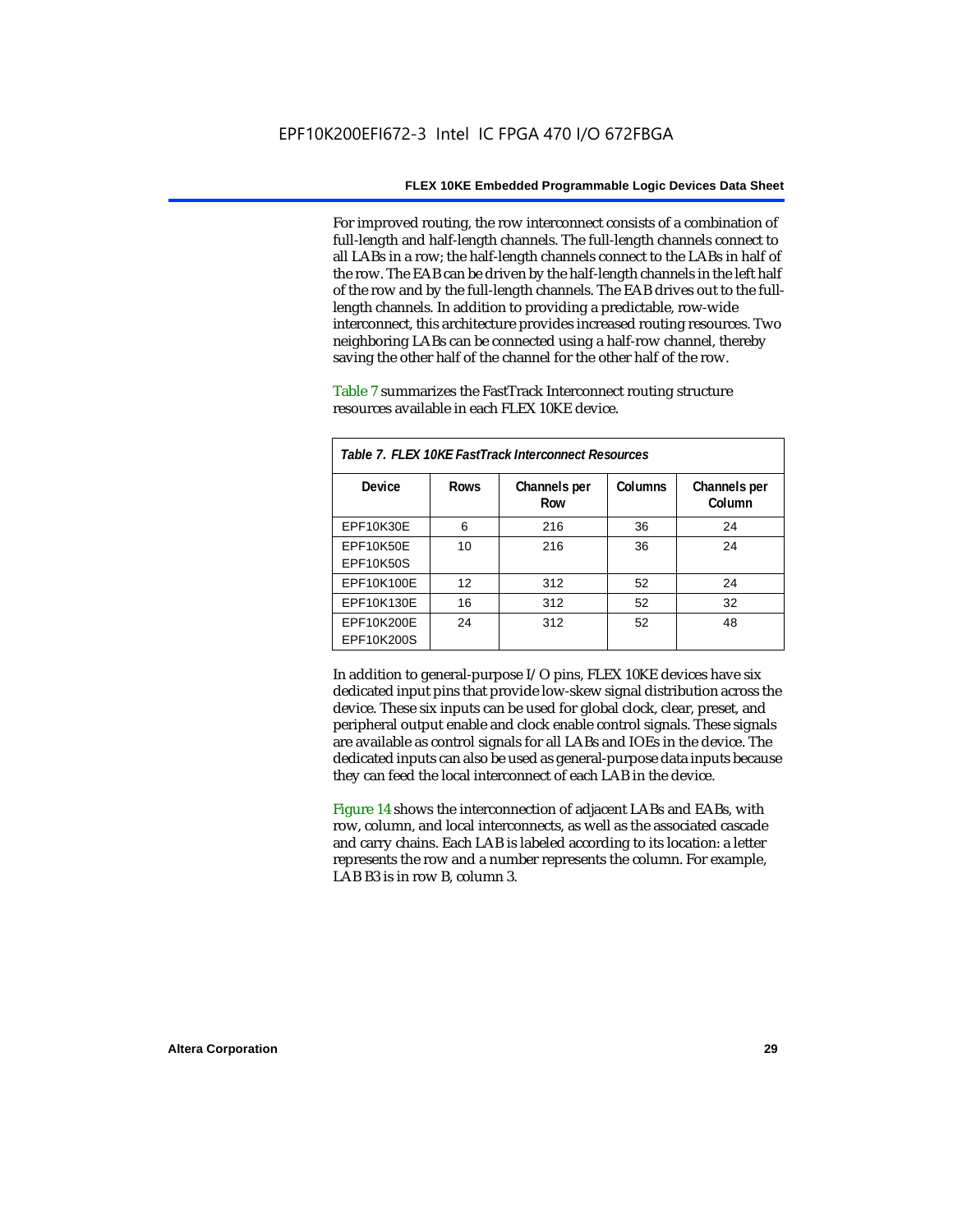For improved routing, the row interconnect consists of a combination of full-length and half-length channels. The full-length channels connect to all LABs in a row; the half-length channels connect to the LABs in half of the row. The EAB can be driven by the half-length channels in the left half of the row and by the full-length channels. The EAB drives out to the full-length channels. In addition to providing a predictable, row-wide interconnect, this architecture provides increased routing resources. Two neighboring LABs can be connected using a half-row channel, thereby saving the other half of the channel for the other half of the row.

Table 7 summarizes the FastTrack Interconnect routing structure resources available in each FLEX 10KE device.

*Table 7. FLEX 10KE FastTrack Interconnect Resources*

| Device | Rows | Channels per Row | Columns | Channels per Column |
|---|---|---|---|---|
| EPF10K30E | 6 | 216 | 36 | 24 |
| EPF10K50E<br>EPF10K50S | 10 | 216 | 36 | 24 |
| EPF10K100E | 12 | 312 | 52 | 24 |
| EPF10K130E | 16 | 312 | 52 | 32 |
| EPF10K200E<br>EPF10K200S | 24 | 312 | 52 | 48 |

In addition to general-purpose I/O pins, FLEX 10KE devices have six dedicated input pins that provide low-skew signal distribution across the device. These six inputs can be used for global clock, clear, preset, and peripheral output enable and clock enable control signals. These signals are available as control signals for all LABs and IOEs in the device. The dedicated inputs can also be used as general-purpose data inputs because they can feed the local interconnect of each LAB in the device.

Figure 14 shows the interconnection of adjacent LABs and EABs, with row, column, and local interconnects, as well as the associated cascade and carry chains. Each LAB is labeled according to its location: a letter represents the row and a number represents the column. For example, LAB B3 is in row B, column 3.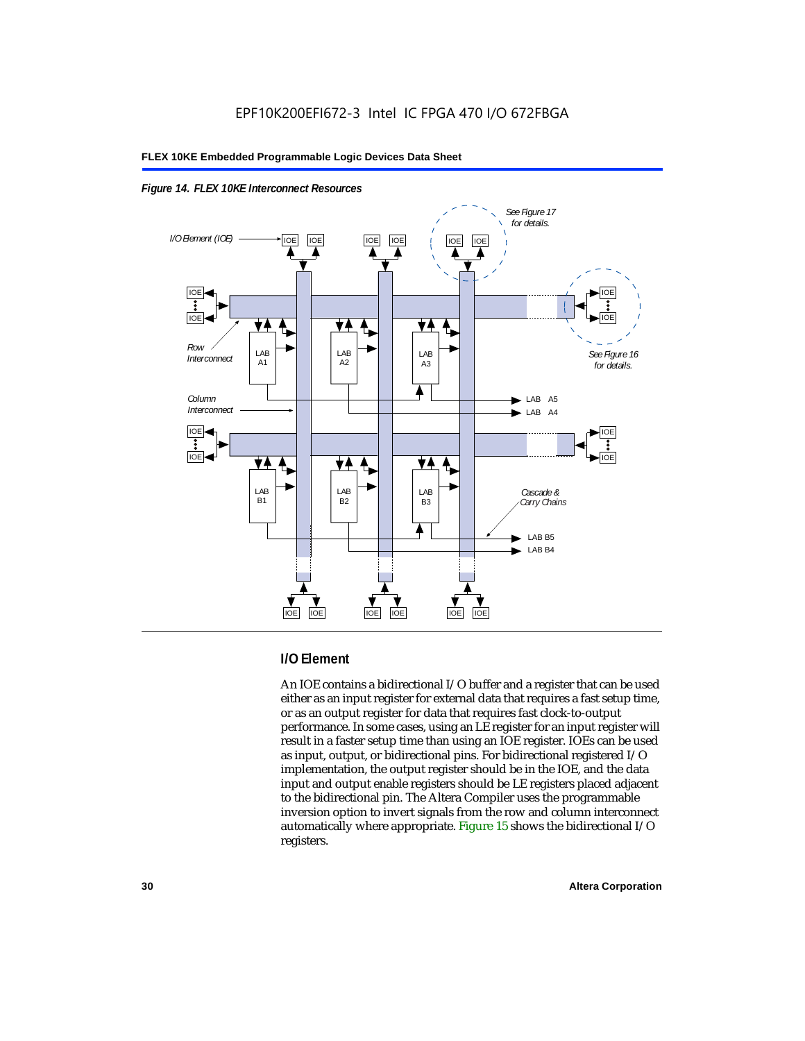*Figure 14. FLEX 10KE Interconnect Resources*

### I/O Element

An IOE contains a bidirectional I/O buffer and a register that can be used either as an input register for external data that requires a fast setup time, or as an output register for data that requires fast clock-to-output performance. In some cases, using an LE register for an input register will result in a faster setup time than using an IOE register. IOEs can be used as input, output, or bidirectional pins. For bidirectional registered I/O implementation, the output register should be in the IOE, and the data input and output enable registers should be LE registers placed adjacent to the bidirectional pin. The Altera Compiler uses the programmable inversion option to invert signals from the row and column interconnect automatically where appropriate. Figure 15 shows the bidirectional I/O registers.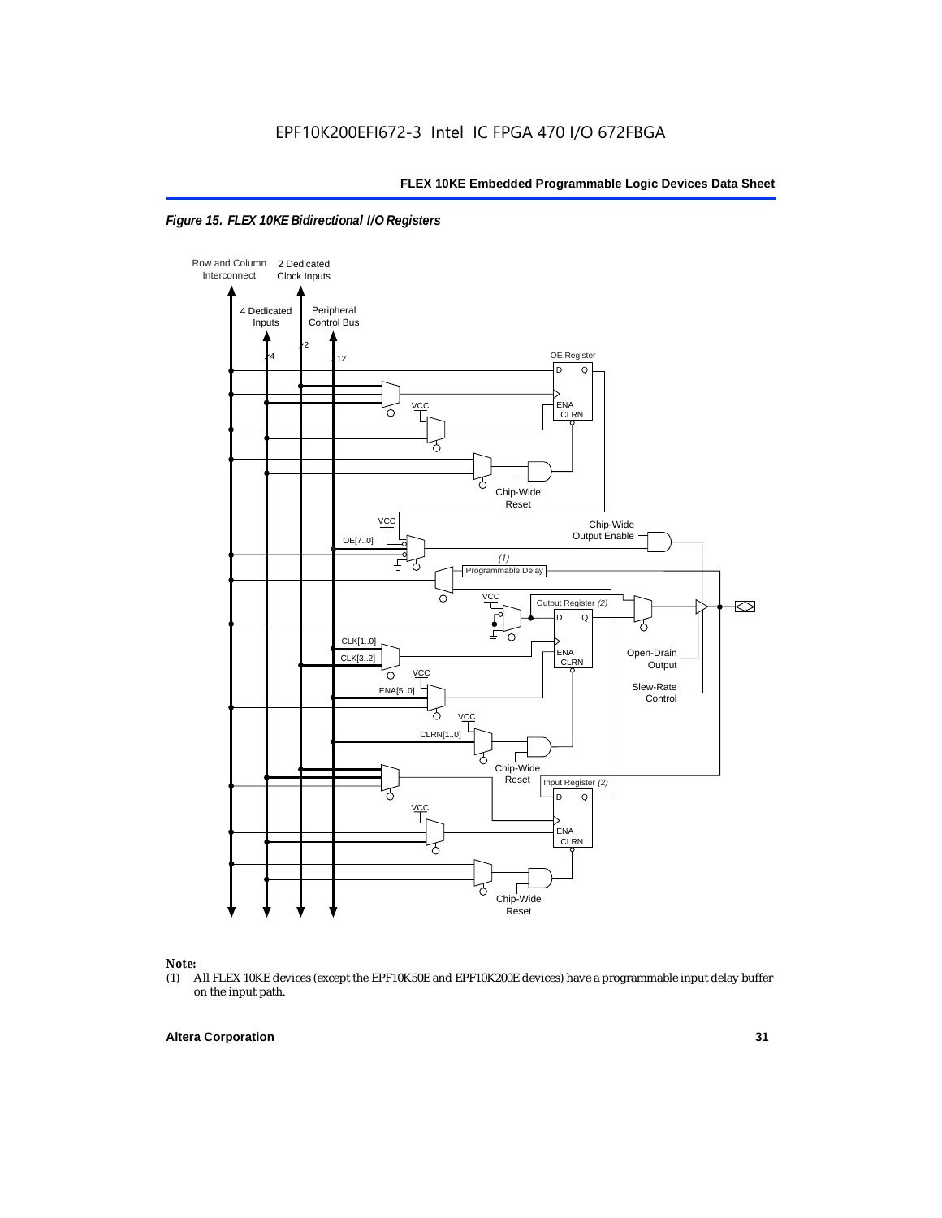*Figure 15. FLEX 10KE Bidirectional I/O Registers*

Row and Column Interconnect

2 Dedicated Clock Inputs

4 Dedicated Inputs

Peripheral Control Bus

OE Register

Chip-Wide Reset

Chip-Wide Output Enable

OE[7..0]

(1) Programmable Delay

Output Register (2)

CLK[1..0]

CLK[3..2]

ENA[5..0]

CLRN[1..0]

Open-Drain Output

Slew-Rate Control

Chip-Wide Reset

Input Register (2)

Chip-Wide Reset

**Note:**

(1) All FLEX 10KE devices (except the EPF10K50E and EPF10K200E devices) have a programmable input delay buffer on the input path.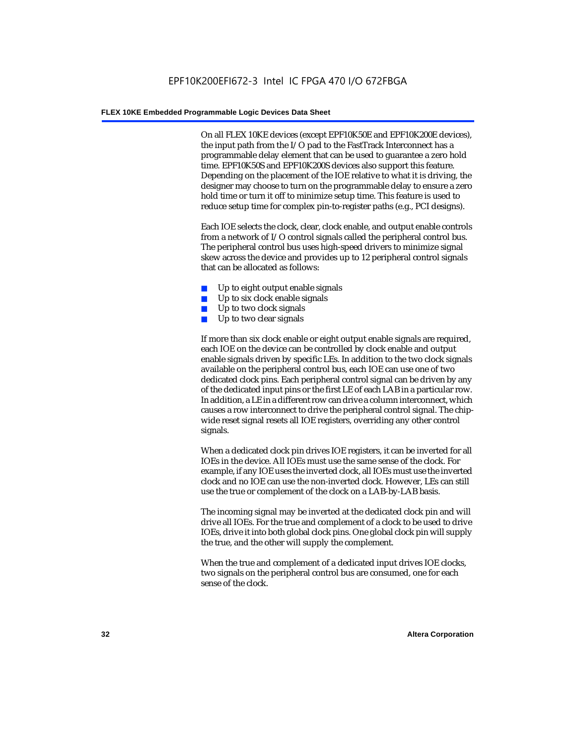On all FLEX 10KE devices (except EPF10K50E and EPF10K200E devices), the input path from the I/O pad to the FastTrack Interconnect has a programmable delay element that can be used to guarantee a zero hold time. EPF10K50S and EPF10K200S devices also support this feature. Depending on the placement of the IOE relative to what it is driving, the designer may choose to turn on the programmable delay to ensure a zero hold time or turn it off to minimize setup time. This feature is used to reduce setup time for complex pin-to-register paths (e.g., PCI designs).

Each IOE selects the clock, clear, clock enable, and output enable controls from a network of I/O control signals called the peripheral control bus. The peripheral control bus uses high-speed drivers to minimize signal skew across the device and provides up to 12 peripheral control signals that can be allocated as follows:

- Up to eight output enable signals
- Up to six clock enable signals
- Up to two clock signals
- Up to two clear signals

If more than six clock enable or eight output enable signals are required, each IOE on the device can be controlled by clock enable and output enable signals driven by specific LEs. In addition to the two clock signals available on the peripheral control bus, each IOE can use one of two dedicated clock pins. Each peripheral control signal can be driven by any of the dedicated input pins or the first LE of each LAB in a particular row. In addition, a LE in a different row can drive a column interconnect, which causes a row interconnect to drive the peripheral control signal. The chip-wide reset signal resets all IOE registers, overriding any other control signals.

When a dedicated clock pin drives IOE registers, it can be inverted for all IOEs in the device. All IOEs must use the same sense of the clock. For example, if any IOE uses the inverted clock, all IOEs must use the inverted clock and no IOE can use the non-inverted clock. However, LEs can still use the true or complement of the clock on a LAB-by-LAB basis.

The incoming signal may be inverted at the dedicated clock pin and will drive all IOEs. For the true and complement of a clock to be used to drive IOEs, drive it into both global clock pins. One global clock pin will supply the true, and the other will supply the complement.

When the true and complement of a dedicated input drives IOE clocks, two signals on the peripheral control bus are consumed, one for each sense of the clock.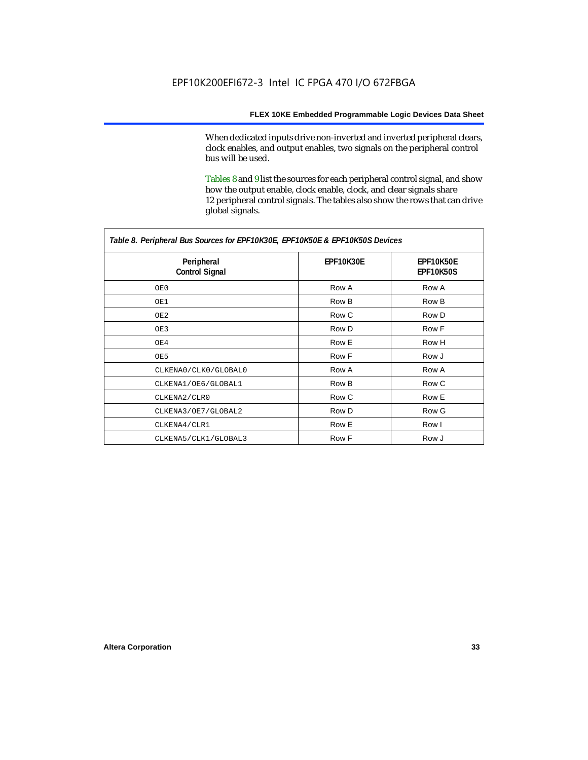When dedicated inputs drive non-inverted and inverted peripheral clears, clock enables, and output enables, two signals on the peripheral control bus will be used.

Tables 8 and 9 list the sources for each peripheral control signal, and show how the output enable, clock enable, clock, and clear signals share 12 peripheral control signals. The tables also show the rows that can drive global signals.

*Table 8. Peripheral Bus Sources for EPF10K30E, EPF10K50E & EPF10K50S Devices*

| Peripheral Control Signal | EPF10K30E | EPF10K50E EPF10K50S |
|---|---|---|
| OE0 | Row A | Row A |
| OE1 | Row B | Row B |
| OE2 | Row C | Row D |
| OE3 | Row D | Row F |
| OE4 | Row E | Row H |
| OE5 | Row F | Row J |
| CLKENA0/CLK0/GLOBAL0 | Row A | Row A |
| CLKENA1/OE6/GLOBAL1 | Row B | Row C |
| CLKENA2/CLR0 | Row C | Row E |
| CLKENA3/OE7/GLOBAL2 | Row D | Row G |
| CLKENA4/CLR1 | Row E | Row I |
| CLKENA5/CLK1/GLOBAL3 | Row F | Row J |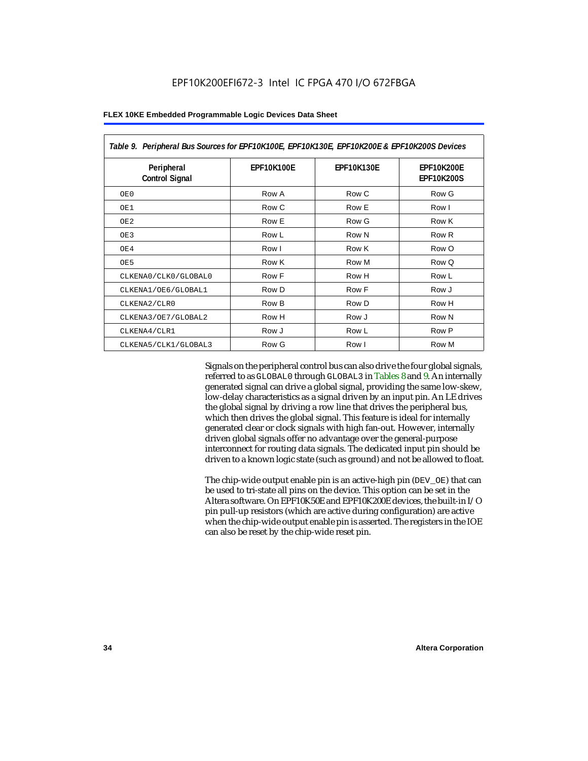| Table 9. Peripheral Bus Sources for EPF10K100E, EPF10K130E, EPF10K200E & EPF10K200S Devices | | | |
|---|---|---|---|
| Peripheral Control Signal | EPF10K100E | EPF10K130E | EPF10K200E EPF10K200S |
| OE0 | Row A | Row C | Row G |
| OE1 | Row C | Row E | Row I |
| OE2 | Row E | Row G | Row K |
| OE3 | Row L | Row N | Row R |
| OE4 | Row I | Row K | Row O |
| OE5 | Row K | Row M | Row Q |
| CLKENA0/CLK0/GLOBAL0 | Row F | Row H | Row L |
| CLKENA1/OE6/GLOBAL1 | Row D | Row F | Row J |
| CLKENA2/CLR0 | Row B | Row D | Row H |
| CLKENA3/OE7/GLOBAL2 | Row H | Row J | Row N |
| CLKENA4/CLR1 | Row J | Row L | Row P |
| CLKENA5/CLK1/GLOBAL3 | Row G | Row I | Row M |

Signals on the peripheral control bus can also drive the four global signals, referred to as GLOBAL0 through GLOBAL3 in Tables 8 and 9. An internally generated signal can drive a global signal, providing the same low-skew, low-delay characteristics as a signal driven by an input pin. An LE drives the global signal by driving a row line that drives the peripheral bus, which then drives the global signal. This feature is ideal for internally generated clear or clock signals with high fan-out. However, internally driven global signals offer no advantage over the general-purpose interconnect for routing data signals. The dedicated input pin should be driven to a known logic state (such as ground) and not be allowed to float.

The chip-wide output enable pin is an active-high pin (DEV_OE) that can be used to tri-state all pins on the device. This option can be set in the Altera software. On EPF10K50E and EPF10K200E devices, the built-in I/O pin pull-up resistors (which are active during configuration) are active when the chip-wide output enable pin is asserted. The registers in the IOE can also be reset by the chip-wide reset pin.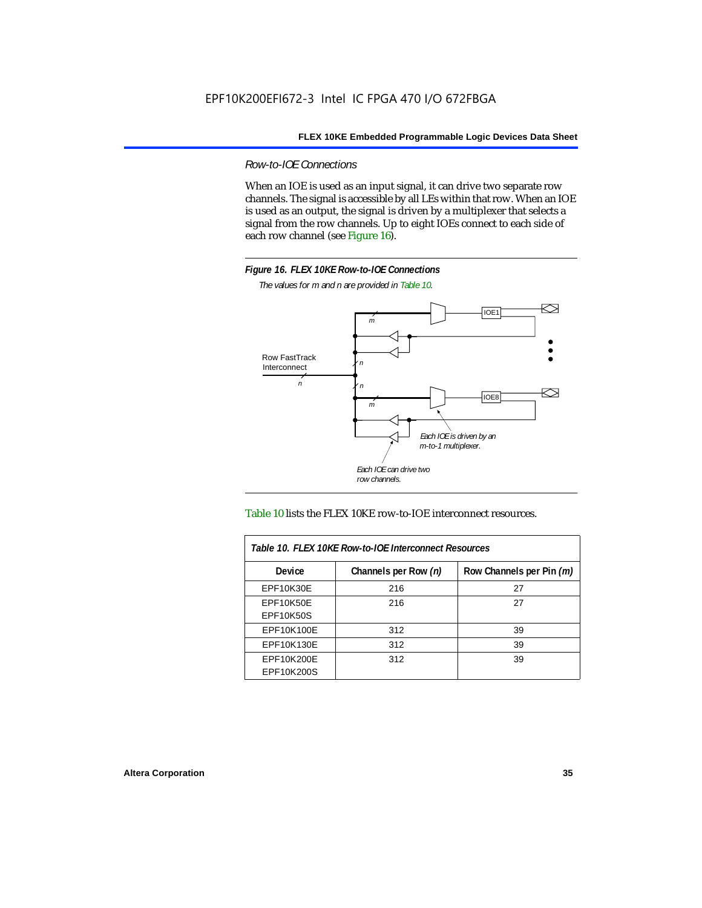### *Row-to-IOE Connections*

When an IOE is used as an input signal, it can drive two separate row channels. The signal is accessible by all LEs within that row. When an IOE is used as an output, the signal is driven by a multiplexer that selects a signal from the row channels. Up to eight IOEs connect to each side of each row channel (see Figure 16).

**Figure 16. FLEX 10KE Row-to-IOE Connections**

*The values for m and n are provided in Table 10.*

Table 10 lists the FLEX 10KE row-to-IOE interconnect resources.

| Table 10. FLEX 10KE Row-to-IOE Interconnect Resources | | |
|---|---|---|
| **Device** | **Channels per Row (n)** | **Row Channels per Pin (m)** |
| EPF10K30E | 216 | 27 |
| EPF10K50E<br>EPF10K50S | 216 | 27 |
| EPF10K100E | 312 | 39 |
| EPF10K130E | 312 | 39 |
| EPF10K200E<br>EPF10K200S | 312 | 39 |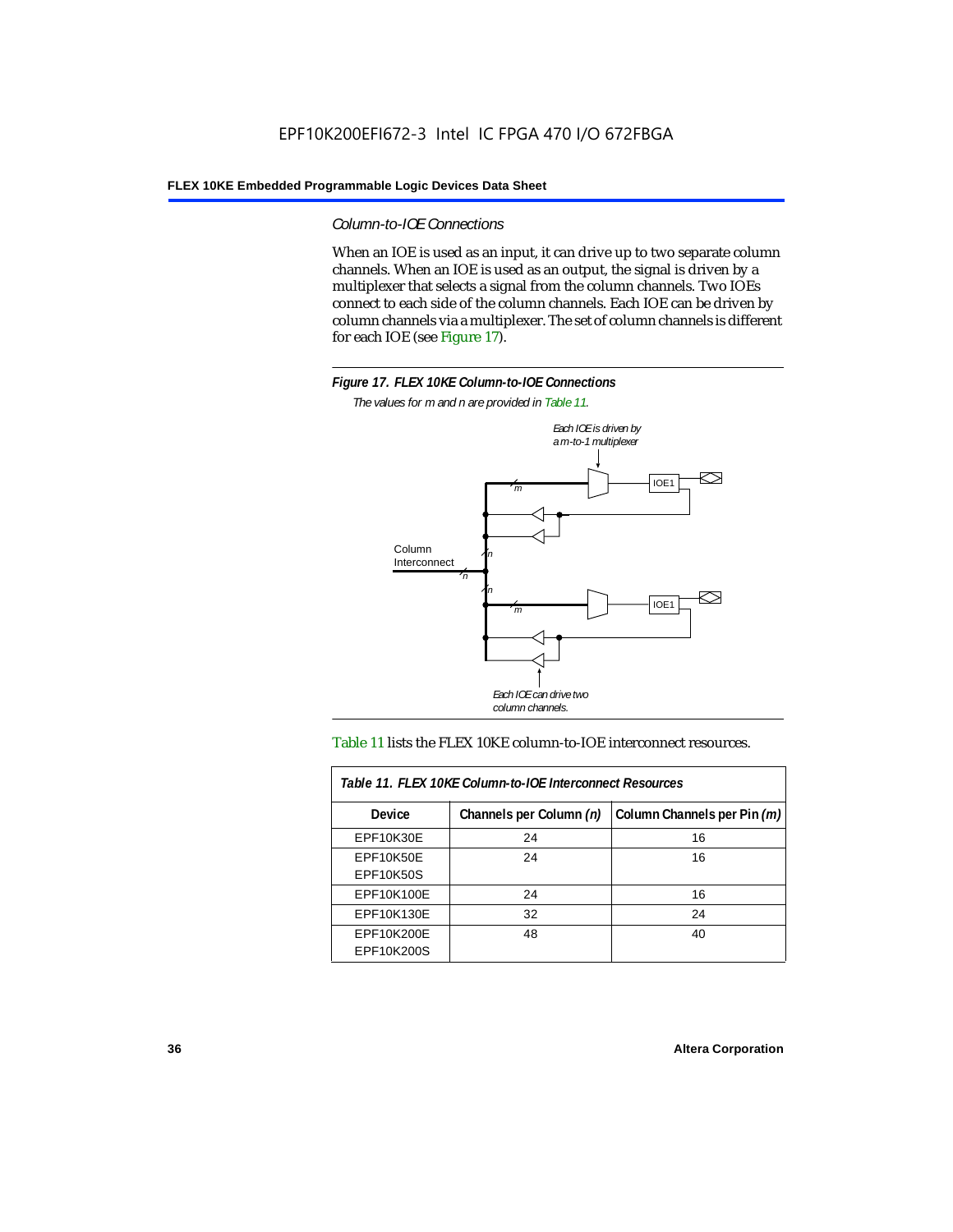### *Column-to-IOE Connections*

When an IOE is used as an input, it can drive up to two separate column channels. When an IOE is used as an output, the signal is driven by a multiplexer that selects a signal from the column channels. Two IOEs connect to each side of the column channels. Each IOE can be driven by column channels via a multiplexer. The set of column channels is different for each IOE (see Figure 17).

**Figure 17. FLEX 10KE Column-to-IOE Connections**

*The values for m and n are provided in Table 11.*

Table 11 lists the FLEX 10KE column-to-IOE interconnect resources.

**Table 11. FLEX 10KE Column-to-IOE Interconnect Resources**

| Device | Channels per Column *(n)* | Column Channels per Pin *(m)* |
|---|---|---|
| EPF10K30E | 24 | 16 |
| EPF10K50E<br>EPF10K50S | 24 | 16 |
| EPF10K100E | 24 | 16 |
| EPF10K130E | 32 | 24 |
| EPF10K200E<br>EPF10K200S | 48 | 40 |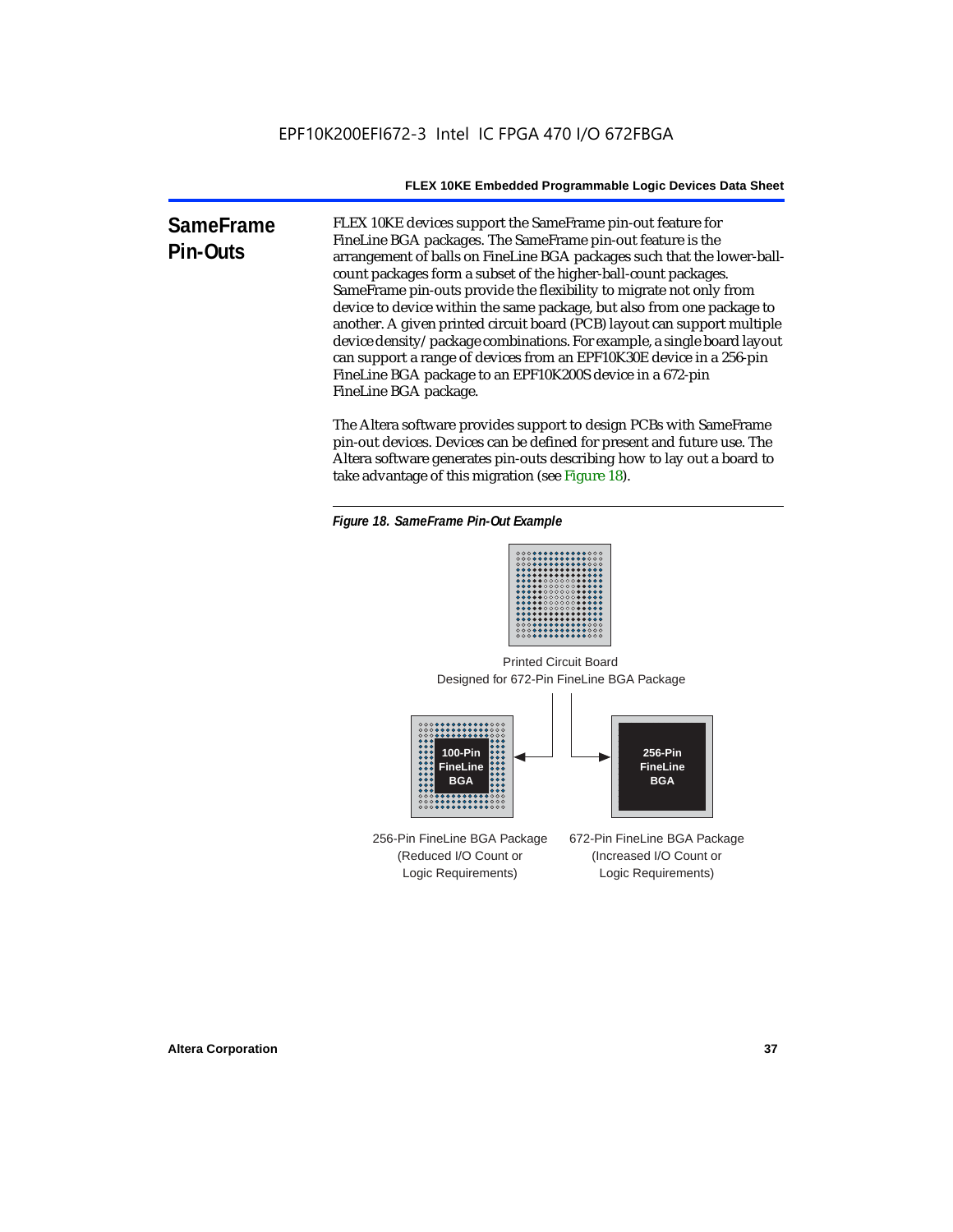## SameFrame Pin-Outs

FLEX 10KE devices support the SameFrame pin-out feature for FineLine BGA packages. The SameFrame pin-out feature is the arrangement of balls on FineLine BGA packages such that the lower-ball-count packages form a subset of the higher-ball-count packages. SameFrame pin-outs provide the flexibility to migrate not only from device to device within the same package, but also from one package to another. A given printed circuit board (PCB) layout can support multiple device density/package combinations. For example, a single board layout can support a range of devices from an EPF10K30E device in a 256-pin FineLine BGA package to an EPF10K200S device in a 672-pin FineLine BGA package.

The Altera software provides support to design PCBs with SameFrame pin-out devices. Devices can be defined for present and future use. The Altera software generates pin-outs describing how to lay out a board to take advantage of this migration (see Figure 18).

*Figure 18. SameFrame Pin-Out Example*

Printed Circuit Board
Designed for 672-Pin FineLine BGA Package

100-Pin FineLine BGA

256-Pin FineLine BGA

256-Pin FineLine BGA Package
(Reduced I/O Count or
Logic Requirements)

672-Pin FineLine BGA Package
(Increased I/O Count or
Logic Requirements)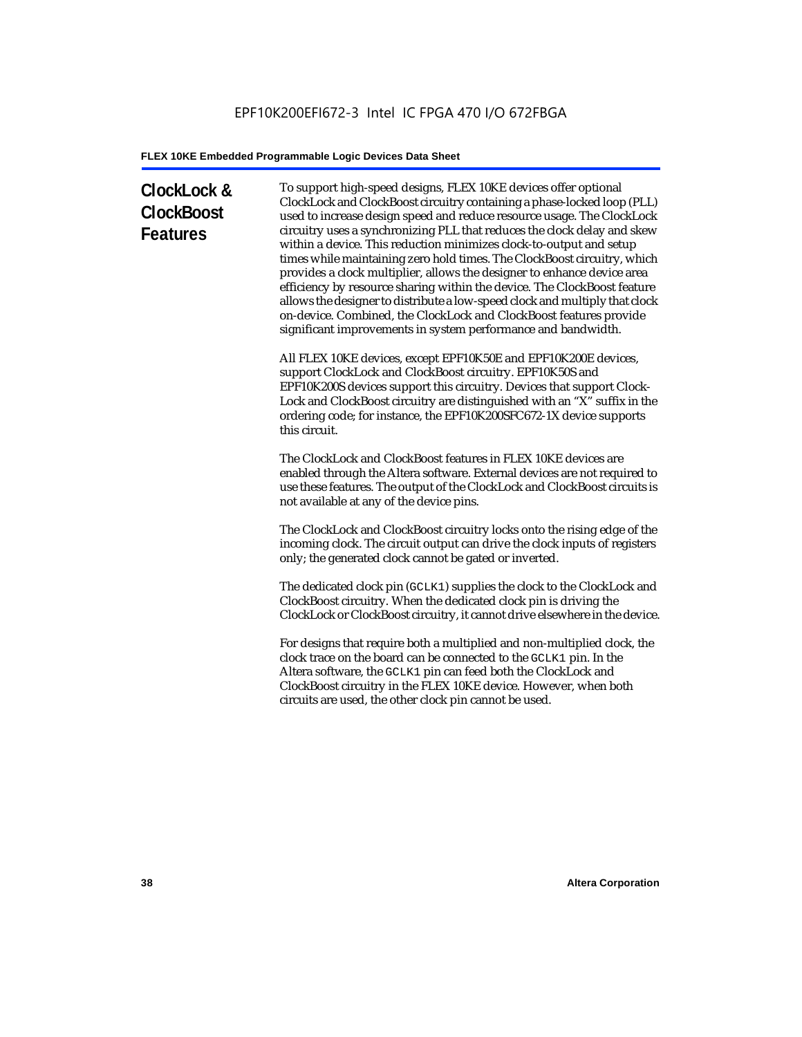## ClockLock & ClockBoost Features

To support high-speed designs, FLEX 10KE devices offer optional ClockLock and ClockBoost circuitry containing a phase-locked loop (PLL) used to increase design speed and reduce resource usage. The ClockLock circuitry uses a synchronizing PLL that reduces the clock delay and skew within a device. This reduction minimizes clock-to-output and setup times while maintaining zero hold times. The ClockBoost circuitry, which provides a clock multiplier, allows the designer to enhance device area efficiency by resource sharing within the device. The ClockBoost feature allows the designer to distribute a low-speed clock and multiply that clock on-device. Combined, the ClockLock and ClockBoost features provide significant improvements in system performance and bandwidth.

All FLEX 10KE devices, except EPF10K50E and EPF10K200E devices, support ClockLock and ClockBoost circuitry. EPF10K50S and EPF10K200S devices support this circuitry. Devices that support Clock-Lock and ClockBoost circuitry are distinguished with an "X" suffix in the ordering code; for instance, the EPF10K200SFC672-1X device supports this circuit.

The ClockLock and ClockBoost features in FLEX 10KE devices are enabled through the Altera software. External devices are not required to use these features. The output of the ClockLock and ClockBoost circuits is not available at any of the device pins.

The ClockLock and ClockBoost circuitry locks onto the rising edge of the incoming clock. The circuit output can drive the clock inputs of registers only; the generated clock cannot be gated or inverted.

The dedicated clock pin (`GCLK1`) supplies the clock to the ClockLock and ClockBoost circuitry. When the dedicated clock pin is driving the ClockLock or ClockBoost circuitry, it cannot drive elsewhere in the device.

For designs that require both a multiplied and non-multiplied clock, the clock trace on the board can be connected to the `GCLK1` pin. In the Altera software, the `GCLK1` pin can feed both the ClockLock and ClockBoost circuitry in the FLEX 10KE device. However, when both circuits are used, the other clock pin cannot be used.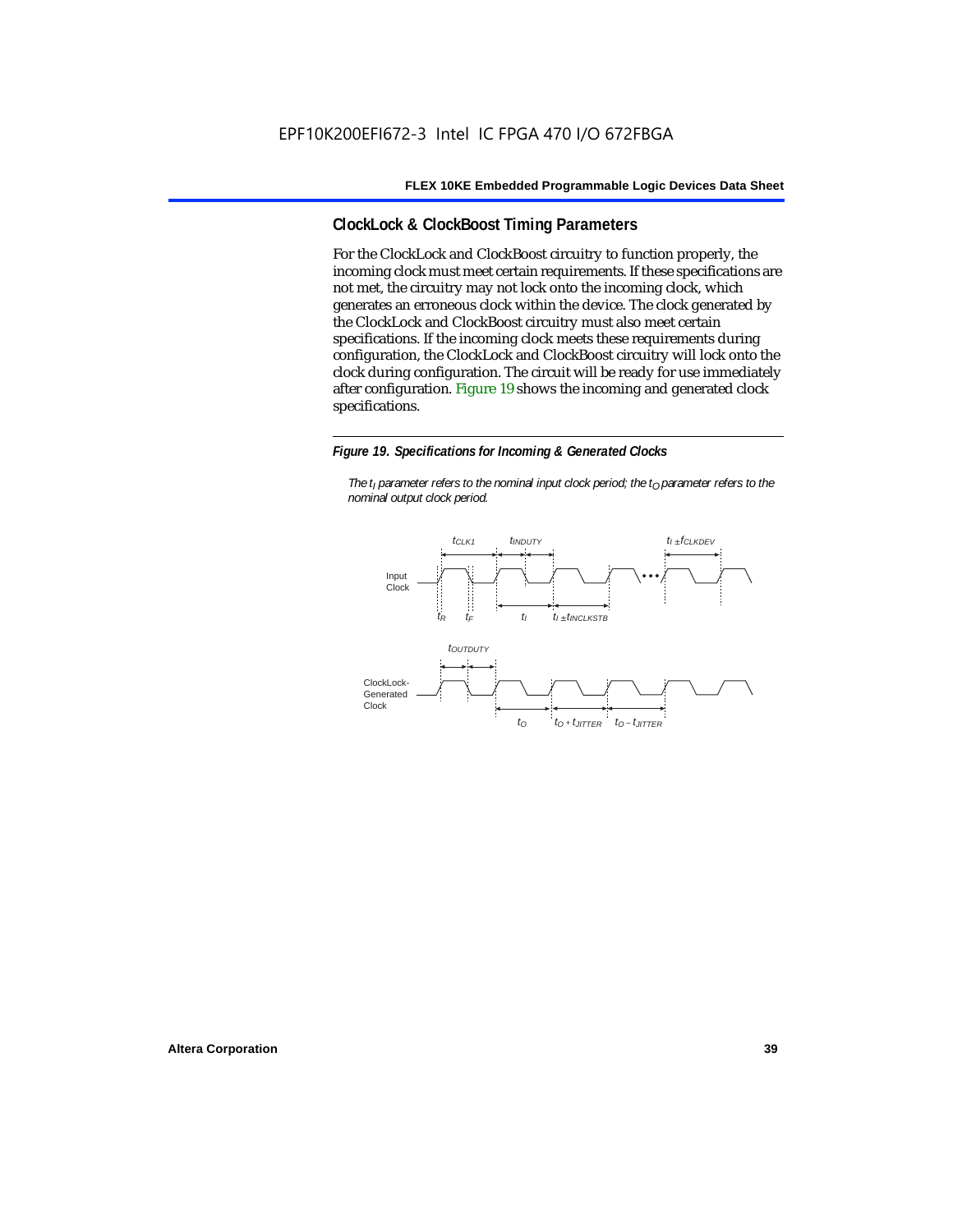## ClockLock & ClockBoost Timing Parameters

For the ClockLock and ClockBoost circuitry to function properly, the incoming clock must meet certain requirements. If these specifications are not met, the circuitry may not lock onto the incoming clock, which generates an erroneous clock within the device. The clock generated by the ClockLock and ClockBoost circuitry must also meet certain specifications. If the incoming clock meets these requirements during configuration, the ClockLock and ClockBoost circuitry will lock onto the clock during configuration. The circuit will be ready for use immediately after configuration. Figure 19 shows the incoming and generated clock specifications.

*Figure 19. Specifications for Incoming & Generated Clocks*

*The $t_I$ parameter refers to the nominal input clock period; the $t_O$ parameter refers to the nominal output clock period.*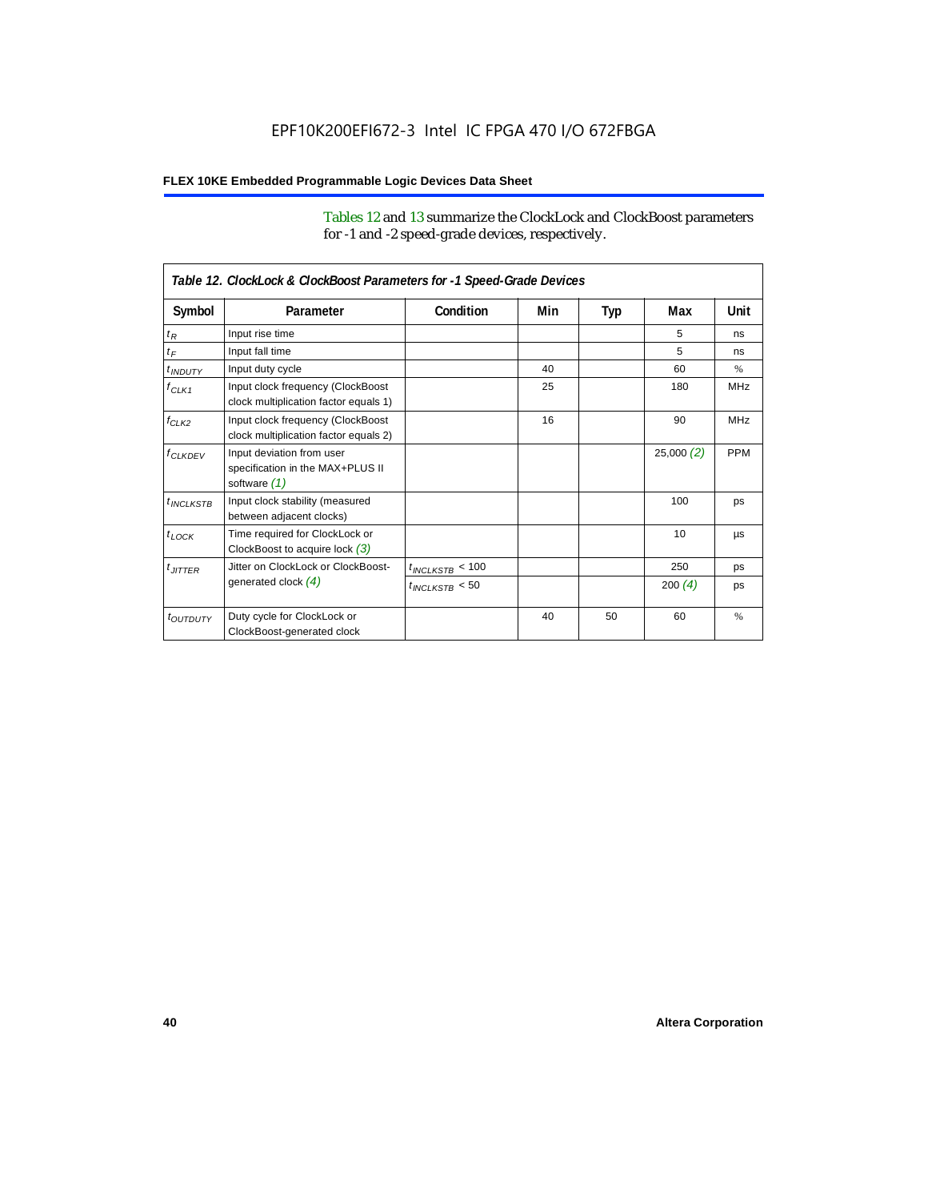Tables 12 and 13 summarize the ClockLock and ClockBoost parameters for -1 and -2 speed-grade devices, respectively.

**Table 12. ClockLock & ClockBoost Parameters for -1 Speed-Grade Devices**

| Symbol | Parameter | Condition | Min | Typ | Max | Unit |
|---|---|---|---|---|---|---|
| $t_R$ | Input rise time | | | | 5 | ns |
| $t_F$ | Input fall time | | | | 5 | ns |
| $t_{INDUTY}$ | Input duty cycle | | 40 | | 60 | % |
| $f_{CLK1}$ | Input clock frequency (ClockBoost clock multiplication factor equals 1) | | 25 | | 180 | MHz |
| $f_{CLK2}$ | Input clock frequency (ClockBoost clock multiplication factor equals 2) | | 16 | | 90 | MHz |
| $f_{CLKDEV}$ | Input deviation from user specification in the MAX+PLUS II software *(1)* | | | | 25,000 *(2)* | PPM |
| $t_{INCLKSTB}$ | Input clock stability (measured between adjacent clocks) | | | | 100 | ps |
| $t_{LOCK}$ | Time required for ClockLock or ClockBoost to acquire lock *(3)* | | | | 10 | µs |
| $t_{JITTER}$ | Jitter on ClockLock or ClockBoost-generated clock *(4)* | $t_{INCLKSTB}$ < 100 | | | 250 | ps |
| | | $t_{INCLKSTB}$ < 50 | | | 200 *(4)* | ps |
| $t_{OUTDUTY}$ | Duty cycle for ClockLock or ClockBoost-generated clock | | 40 | 50 | 60 | % |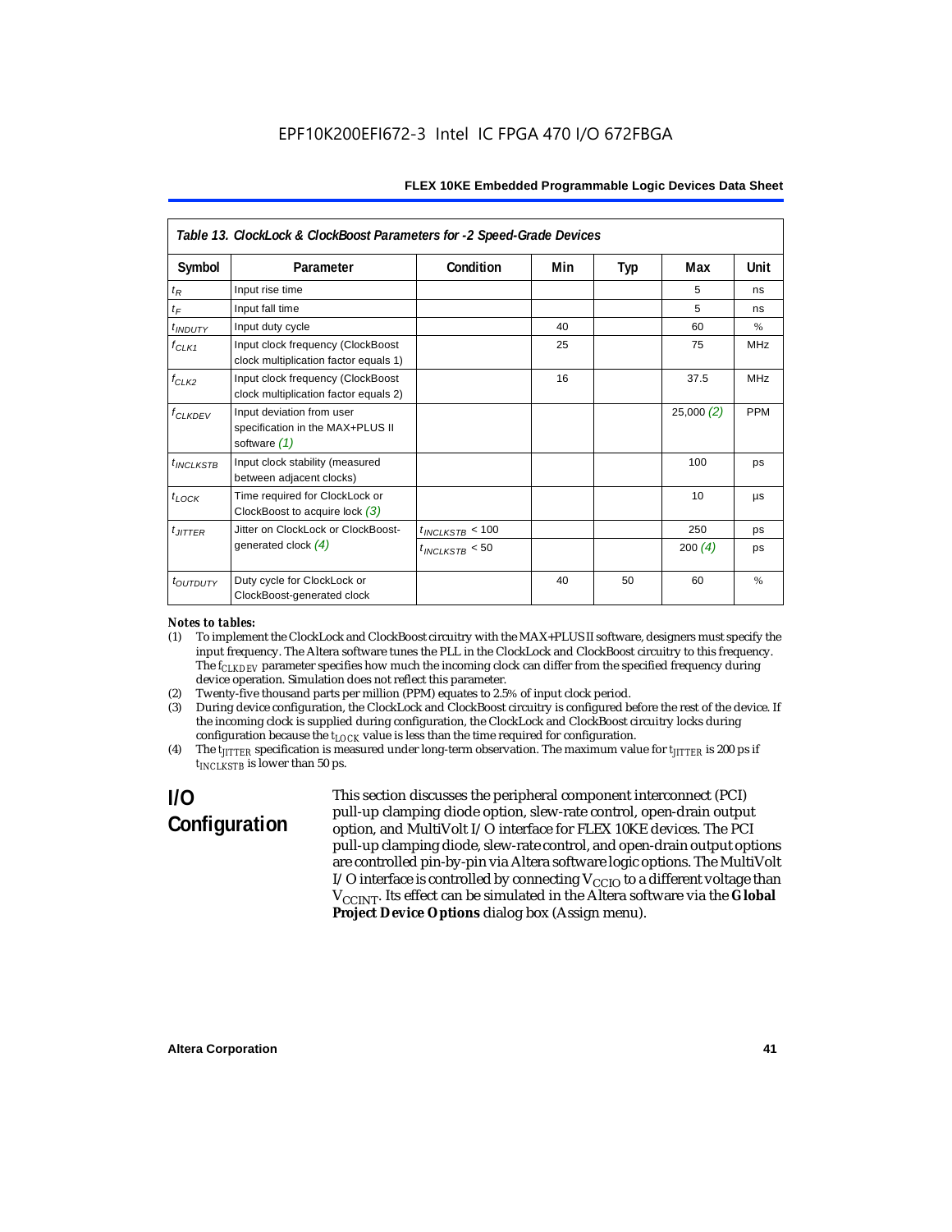*Table 13. ClockLock & ClockBoost Parameters for -2 Speed-Grade Devices*

| Symbol | Parameter | Condition | Min | Typ | Max | Unit |
|---|---|---|---|---|---|---|
| $t_R$ | Input rise time | | | | 5 | ns |
| $t_F$ | Input fall time | | | | 5 | ns |
| $t_{INDUTY}$ | Input duty cycle | | 40 | | 60 | % |
| $f_{CLK1}$ | Input clock frequency (ClockBoost clock multiplication factor equals 1) | | 25 | | 75 | MHz |
| $f_{CLK2}$ | Input clock frequency (ClockBoost clock multiplication factor equals 2) | | 16 | | 37.5 | MHz |
| $f_{CLKDEV}$ | Input deviation from user specification in the MAX+PLUS II software *(1)* | | | | 25,000 *(2)* | PPM |
| $t_{INCLKSTB}$ | Input clock stability (measured between adjacent clocks) | | | | 100 | ps |
| $t_{LOCK}$ | Time required for ClockLock or ClockBoost to acquire lock *(3)* | | | | 10 | µs |
| $t_{JITTER}$ | Jitter on ClockLock or ClockBoost-generated clock *(4)* | $t_{INCLKSTB}$ < 100 | | | 250 | ps |
| | | $t_{INCLKSTB}$ < 50 | | | 200 *(4)* | ps |
| $t_{OUTDUTY}$ | Duty cycle for ClockLock or ClockBoost-generated clock | | 40 | 50 | 60 | % |

*Notes to tables:*

(1) To implement the ClockLock and ClockBoost circuitry with the MAX+PLUS II software, designers must specify the input frequency. The Altera software tunes the PLL in the ClockLock and ClockBoost circuitry to this frequency. The $f_{CLKDEV}$ parameter specifies how much the incoming clock can differ from the specified frequency during device operation. Simulation does not reflect this parameter.

(2) Twenty-five thousand parts per million (PPM) equates to 2.5% of input clock period.

(3) During device configuration, the ClockLock and ClockBoost circuitry is configured before the rest of the device. If the incoming clock is supplied during configuration, the ClockLock and ClockBoost circuitry locks during configuration because the $t_{LOCK}$ value is less than the time required for configuration.

(4) The $t_{JITTER}$ specification is measured under long-term observation. The maximum value for $t_{JITTER}$ is 200 ps if $t_{INCLKSTB}$ is lower than 50 ps.

## I/O Configuration

This section discusses the peripheral component interconnect (PCI) pull-up clamping diode option, slew-rate control, open-drain output option, and MultiVolt I/O interface for FLEX 10KE devices. The PCI pull-up clamping diode, slew-rate control, and open-drain output options are controlled pin-by-pin via Altera software logic options. The MultiVolt I/O interface is controlled by connecting $V_{CCIO}$ to a different voltage than $V_{CCINT}$. Its effect can be simulated in the Altera software via the **Global Project Device Options** dialog box (Assign menu).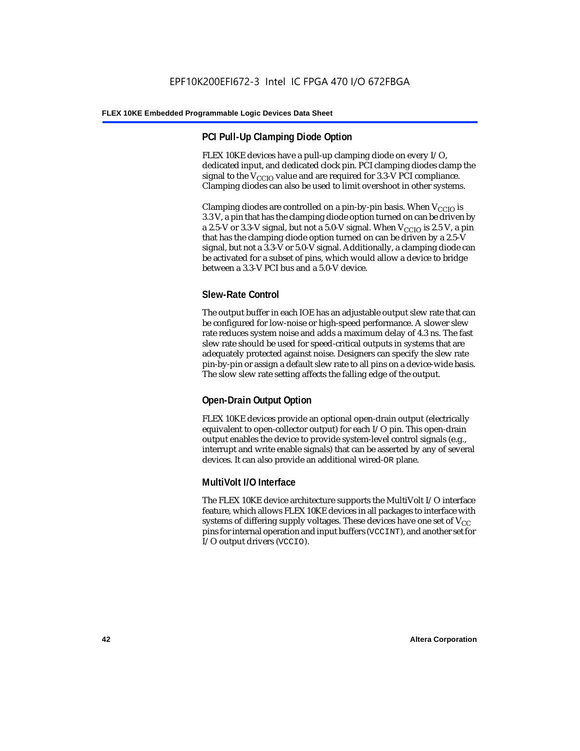### PCI Pull-Up Clamping Diode Option

FLEX 10KE devices have a pull-up clamping diode on every I/O, dedicated input, and dedicated clock pin. PCI clamping diodes clamp the signal to the $V_{CCIO}$ value and are required for 3.3-V PCI compliance. Clamping diodes can also be used to limit overshoot in other systems.

Clamping diodes are controlled on a pin-by-pin basis. When $V_{CCIO}$ is 3.3 V, a pin that has the clamping diode option turned on can be driven by a 2.5-V or 3.3-V signal, but not a 5.0-V signal. When $V_{CCIO}$ is 2.5 V, a pin that has the clamping diode option turned on can be driven by a 2.5-V signal, but not a 3.3-V or 5.0-V signal. Additionally, a clamping diode can be activated for a subset of pins, which would allow a device to bridge between a 3.3-V PCI bus and a 5.0-V device.

### Slew-Rate Control

The output buffer in each IOE has an adjustable output slew rate that can be configured for low-noise or high-speed performance. A slower slew rate reduces system noise and adds a maximum delay of 4.3 ns. The fast slew rate should be used for speed-critical outputs in systems that are adequately protected against noise. Designers can specify the slew rate pin-by-pin or assign a default slew rate to all pins on a device-wide basis. The slow slew rate setting affects the falling edge of the output.

### Open-Drain Output Option

FLEX 10KE devices provide an optional open-drain output (electrically equivalent to open-collector output) for each I/O pin. This open-drain output enables the device to provide system-level control signals (e.g., interrupt and write enable signals) that can be asserted by any of several devices. It can also provide an additional wired-`OR` plane.

### MultiVolt I/O Interface

The FLEX 10KE device architecture supports the MultiVolt I/O interface feature, which allows FLEX 10KE devices in all packages to interface with systems of differing supply voltages. These devices have one set of $V_{CC}$ pins for internal operation and input buffers (`VCCINT`), and another set for I/O output drivers (`VCCIO`).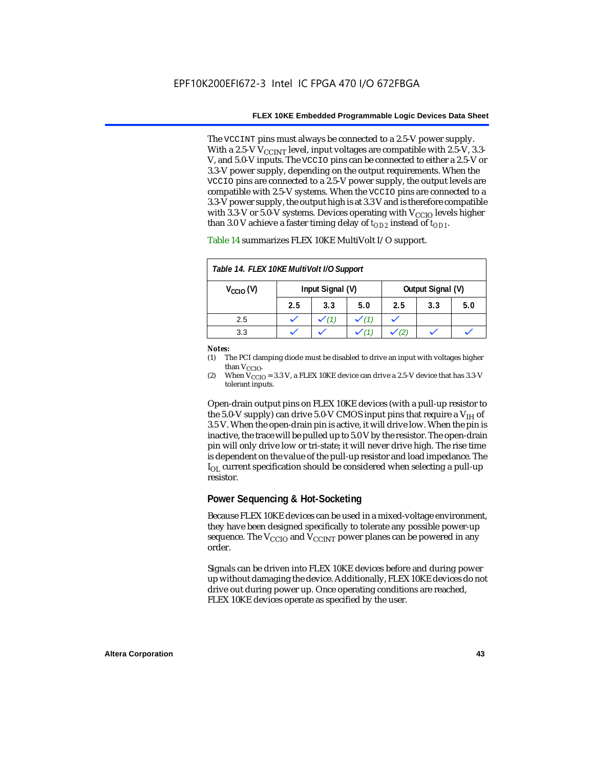The VCCINT pins must always be connected to a 2.5-V power supply. With a 2.5-V $V_{CCINT}$ level, input voltages are compatible with 2.5-V, 3.3-V, and 5.0-V inputs. The VCCIO pins can be connected to either a 2.5-V or 3.3-V power supply, depending on the output requirements. When the VCCIO pins are connected to a 2.5-V power supply, the output levels are compatible with 2.5-V systems. When the VCCIO pins are connected to a 3.3-V power supply, the output high is at 3.3 V and is therefore compatible with 3.3-V or 5.0-V systems. Devices operating with $V_{CCIO}$ levels higher than 3.0 V achieve a faster timing delay of $t_{OD2}$ instead of $t_{OD1}$.

Table 14 summarizes FLEX 10KE MultiVolt I/O support.

**Table 14. FLEX 10KE MultiVolt I/O Support**

| $V_{CCIO}$ (V) | Input Signal (V) | | | Output Signal (V) | | |
|---|---|---|---|---|---|---|
| | 2.5 | 3.3 | 5.0 | 2.5 | 3.3 | 5.0 |
| 2.5 | ✓ | ✓ (1) | ✓ (1) | ✓ | | |
| 3.3 | ✓ | ✓ | ✓ (1) | ✓ (2) | ✓ | ✓ |

**Notes:**
(1) The PCI clamping diode must be disabled to drive an input with voltages higher than $V_{CCIO}$.
(2) When $V_{CCIO}$ = 3.3 V, a FLEX 10KE device can drive a 2.5-V device that has 3.3-V tolerant inputs.

Open-drain output pins on FLEX 10KE devices (with a pull-up resistor to the 5.0-V supply) can drive 5.0-V CMOS input pins that require a $V_{IH}$ of 3.5 V. When the open-drain pin is active, it will drive low. When the pin is inactive, the trace will be pulled up to 5.0 V by the resistor. The open-drain pin will only drive low or tri-state; it will never drive high. The rise time is dependent on the value of the pull-up resistor and load impedance. The $I_{OL}$ current specification should be considered when selecting a pull-up resistor.

### Power Sequencing & Hot-Socketing

Because FLEX 10KE devices can be used in a mixed-voltage environment, they have been designed specifically to tolerate any possible power-up sequence. The $V_{CCIO}$ and $V_{CCINT}$ power planes can be powered in any order.

Signals can be driven into FLEX 10KE devices before and during power up without damaging the device. Additionally, FLEX 10KE devices do not drive out during power up. Once operating conditions are reached, FLEX 10KE devices operate as specified by the user.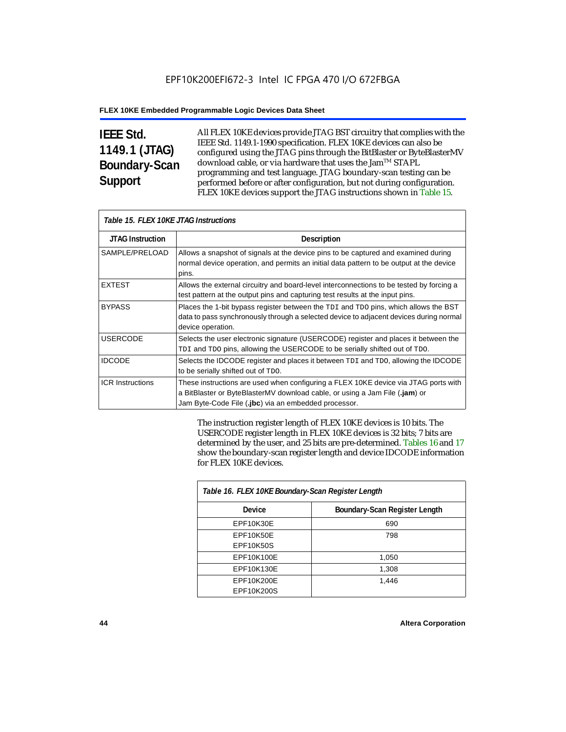## IEEE Std. 1149.1 (JTAG) Boundary-Scan Support

All FLEX 10KE devices provide JTAG BST circuitry that complies with the IEEE Std. 1149.1-1990 specification. FLEX 10KE devices can also be configured using the JTAG pins through the BitBlaster or ByteBlasterMV download cable, or via hardware that uses the Jam™ STAPL programming and test language. JTAG boundary-scan testing can be performed before or after configuration, but not during configuration. FLEX 10KE devices support the JTAG instructions shown in Table 15.

*Table 15. FLEX 10KE JTAG Instructions*

| JTAG Instruction | Description |
|---|---|
| SAMPLE/PRELOAD | Allows a snapshot of signals at the device pins to be captured and examined during normal device operation, and permits an initial data pattern to be output at the device pins. |
| EXTEST | Allows the external circuitry and board-level interconnections to be tested by forcing a test pattern at the output pins and capturing test results at the input pins. |
| BYPASS | Places the 1-bit bypass register between the `TDI` and `TDO` pins, which allows the BST data to pass synchronously through a selected device to adjacent devices during normal device operation. |
| USERCODE | Selects the user electronic signature (USERCODE) register and places it between the `TDI` and `TDO` pins, allowing the USERCODE to be serially shifted out of `TDO`. |
| IDCODE | Selects the IDCODE register and places it between `TDI` and `TDO`, allowing the IDCODE to be serially shifted out of `TDO`. |
| ICR Instructions | These instructions are used when configuring a FLEX 10KE device via JTAG ports with a BitBlaster or ByteBlasterMV download cable, or using a Jam File (**.jam**) or Jam Byte-Code File (**.jbc**) via an embedded processor. |

The instruction register length of FLEX 10KE devices is 10 bits. The USERCODE register length in FLEX 10KE devices is 32 bits; 7 bits are determined by the user, and 25 bits are pre-determined. Tables 16 and 17 show the boundary-scan register length and device IDCODE information for FLEX 10KE devices.

*Table 16. FLEX 10KE Boundary-Scan Register Length*

| Device | Boundary-Scan Register Length |
|---|---|
| EPF10K30E | 690 |
| EPF10K50E<br>EPF10K50S | 798 |
| EPF10K100E | 1,050 |
| EPF10K130E | 1,308 |
| EPF10K200E<br>EPF10K200S | 1,446 |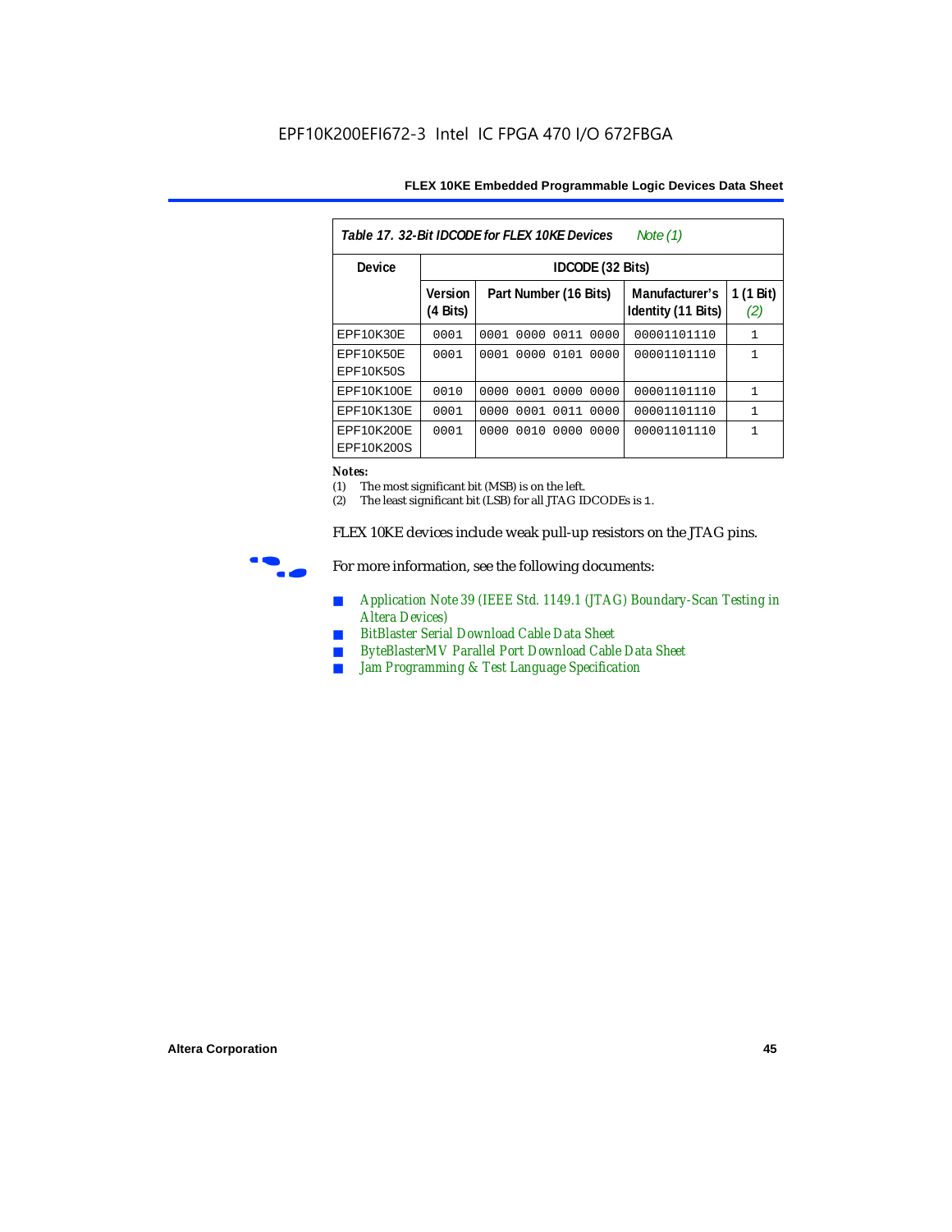*Table 17. 32-Bit IDCODE for FLEX 10KE Devices* *Note (1)*

| Device | IDCODE (32 Bits) | | | |
|---|---|---|---|---|
| | Version (4 Bits) | Part Number (16 Bits) | Manufacturer's Identity (11 Bits) | 1 (1 Bit) *(2)* |
| EPF10K30E | 0001 | 0001 0000 0011 0000 | 00001101110 | 1 |
| EPF10K50E EPF10K50S | 0001 | 0001 0000 0101 0000 | 00001101110 | 1 |
| EPF10K100E | 0010 | 0000 0001 0000 0000 | 00001101110 | 1 |
| EPF10K130E | 0001 | 0000 0001 0011 0000 | 00001101110 | 1 |
| EPF10K200E EPF10K200S | 0001 | 0000 0010 0000 0000 | 00001101110 | 1 |

**Notes:**
(1) The most significant bit (MSB) is on the left.
(2) The least significant bit (LSB) for all JTAG IDCODEs is 1.

FLEX 10KE devices include weak pull-up resistors on the JTAG pins.

For more information, see the following documents:

- *Application Note 39 (IEEE Std. 1149.1 (JTAG) Boundary-Scan Testing in Altera Devices)*
- *BitBlaster Serial Download Cable Data Sheet*
- *ByteBlasterMV Parallel Port Download Cable Data Sheet*
- *Jam Programming & Test Language Specification*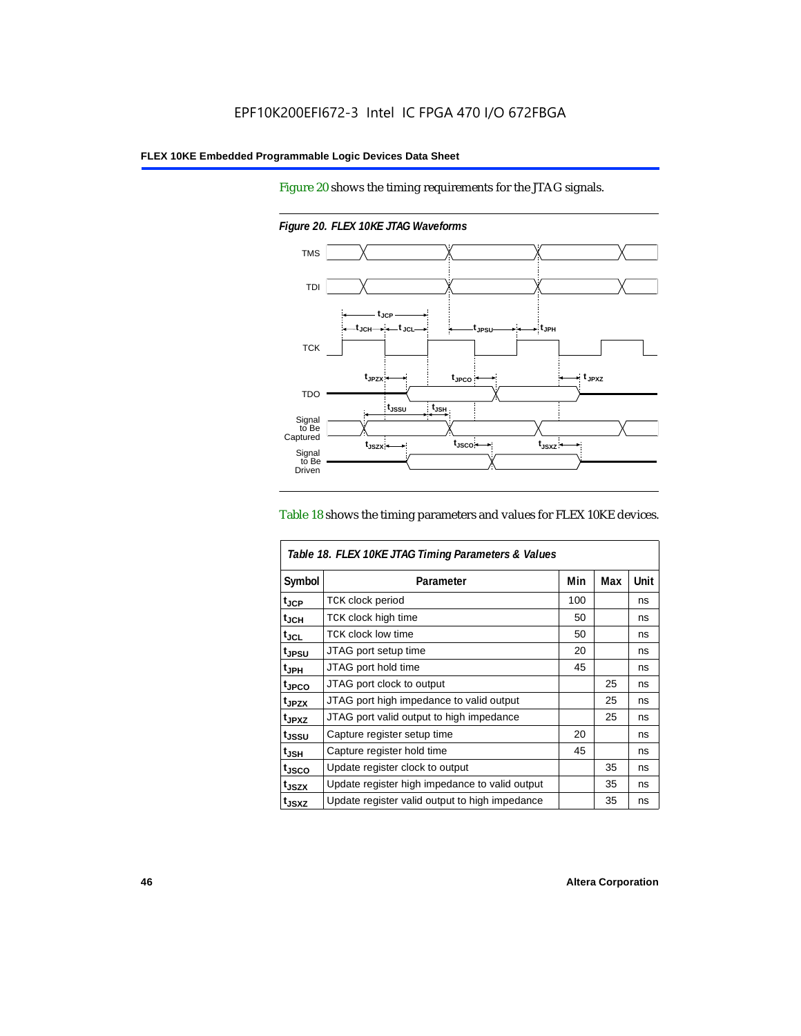Figure 20 shows the timing requirements for the JTAG signals.

*Figure 20. FLEX 10KE JTAG Waveforms*

Table 18 shows the timing parameters and values for FLEX 10KE devices.

*Table 18. FLEX 10KE JTAG Timing Parameters & Values*

| Symbol | Parameter | Min | Max | Unit |
|---|---|---|---|---|
| $t_{JCP}$ | TCK clock period | 100 | | ns |
| $t_{JCH}$ | TCK clock high time | 50 | | ns |
| $t_{JCL}$ | TCK clock low time | 50 | | ns |
| $t_{JPSU}$ | JTAG port setup time | 20 | | ns |
| $t_{JPH}$ | JTAG port hold time | 45 | | ns |
| $t_{JPCO}$ | JTAG port clock to output | | 25 | ns |
| $t_{JPZX}$ | JTAG port high impedance to valid output | | 25 | ns |
| $t_{JPXZ}$ | JTAG port valid output to high impedance | | 25 | ns |
| $t_{JSSU}$ | Capture register setup time | 20 | | ns |
| $t_{JSH}$ | Capture register hold time | 45 | | ns |
| $t_{JSCO}$ | Update register clock to output | | 35 | ns |
| $t_{JSZX}$ | Update register high impedance to valid output | | 35 | ns |
| $t_{JSXZ}$ | Update register valid output to high impedance | | 35 | ns |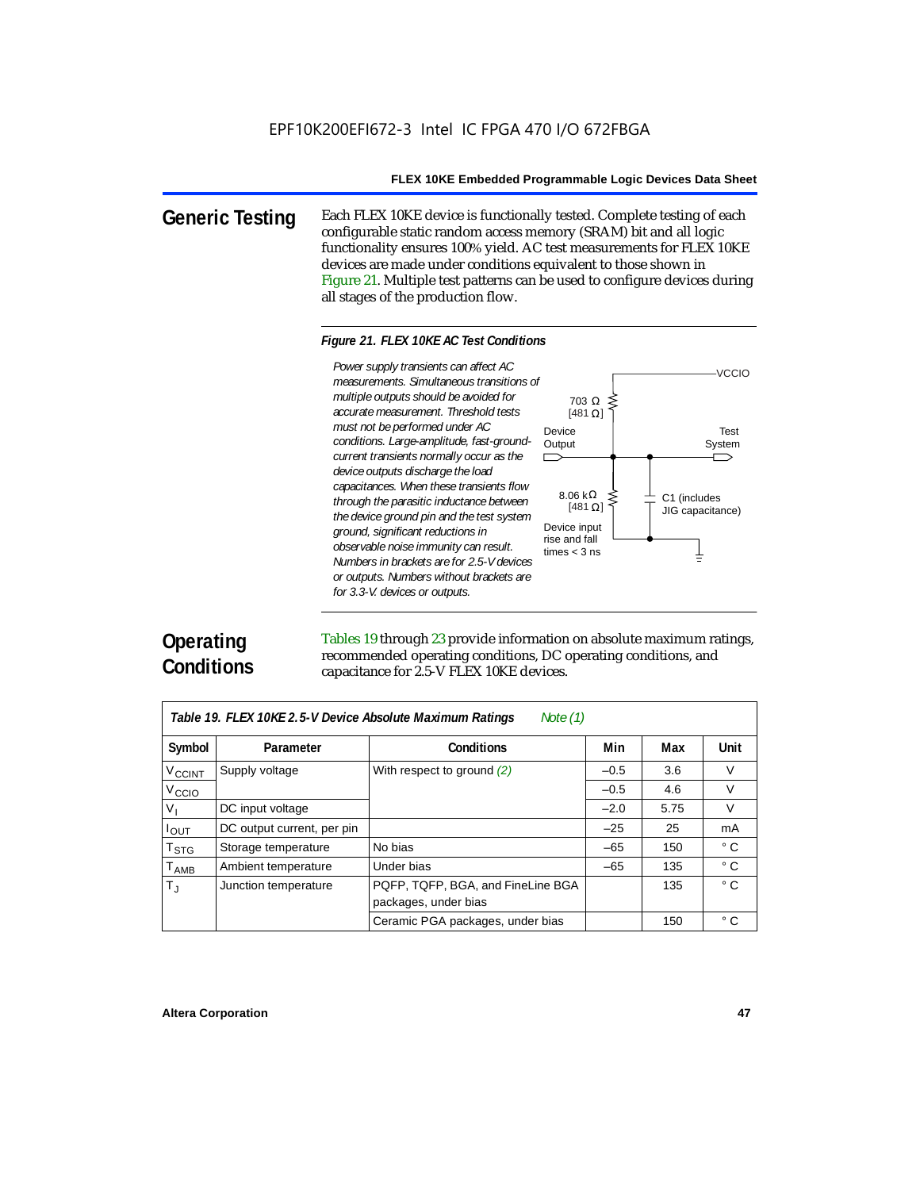## Generic Testing

Each FLEX 10KE device is functionally tested. Complete testing of each configurable static random access memory (SRAM) bit and all logic functionality ensures 100% yield. AC test measurements for FLEX 10KE devices are made under conditions equivalent to those shown in Figure 21. Multiple test patterns can be used to configure devices during all stages of the production flow.

*Figure 21. FLEX 10KE AC Test Conditions*

*Power supply transients can affect AC measurements. Simultaneous transitions of multiple outputs should be avoided for accurate measurement. Threshold tests must not be performed under AC conditions. Large-amplitude, fast-ground-current transients normally occur as the device outputs discharge the load capacitances. When these transients flow through the parasitic inductance between the device ground pin and the test system ground, significant reductions in observable noise immunity can result. Numbers in brackets are for 2.5-V devices or outputs. Numbers without brackets are for 3.3-V devices or outputs.*

VCCIO

703 Ω [481 Ω]

Device Output

Test System

8.06 kΩ [481 Ω]

C1 (includes JIG capacitance)

Device input rise and fall times < 3 ns

## Operating Conditions

Tables 19 through 23 provide information on absolute maximum ratings, recommended operating conditions, DC operating conditions, and capacitance for 2.5-V FLEX 10KE devices.

| *Table 19. FLEX 10KE 2.5-V Device Absolute Maximum Ratings* *Note (1)* | | | | | |
|---|---|---|---|---|---|
| **Symbol** | **Parameter** | **Conditions** | **Min** | **Max** | **Unit** |
| $V_{CCINT}$ | Supply voltage | With respect to ground *(2)* | –0.5 | 3.6 | V |
| $V_{CCIO}$ | | | –0.5 | 4.6 | V |
| $V_I$ | DC input voltage | | –2.0 | 5.75 | V |
| $I_{OUT}$ | DC output current, per pin | | –25 | 25 | mA |
| $T_{STG}$ | Storage temperature | No bias | –65 | 150 | ° C |
| $T_{AMB}$ | Ambient temperature | Under bias | –65 | 135 | ° C |
| $T_J$ | Junction temperature | PQFP, TQFP, BGA, and FineLine BGA packages, under bias | | 135 | ° C |
| | | Ceramic PGA packages, under bias | | 150 | ° C |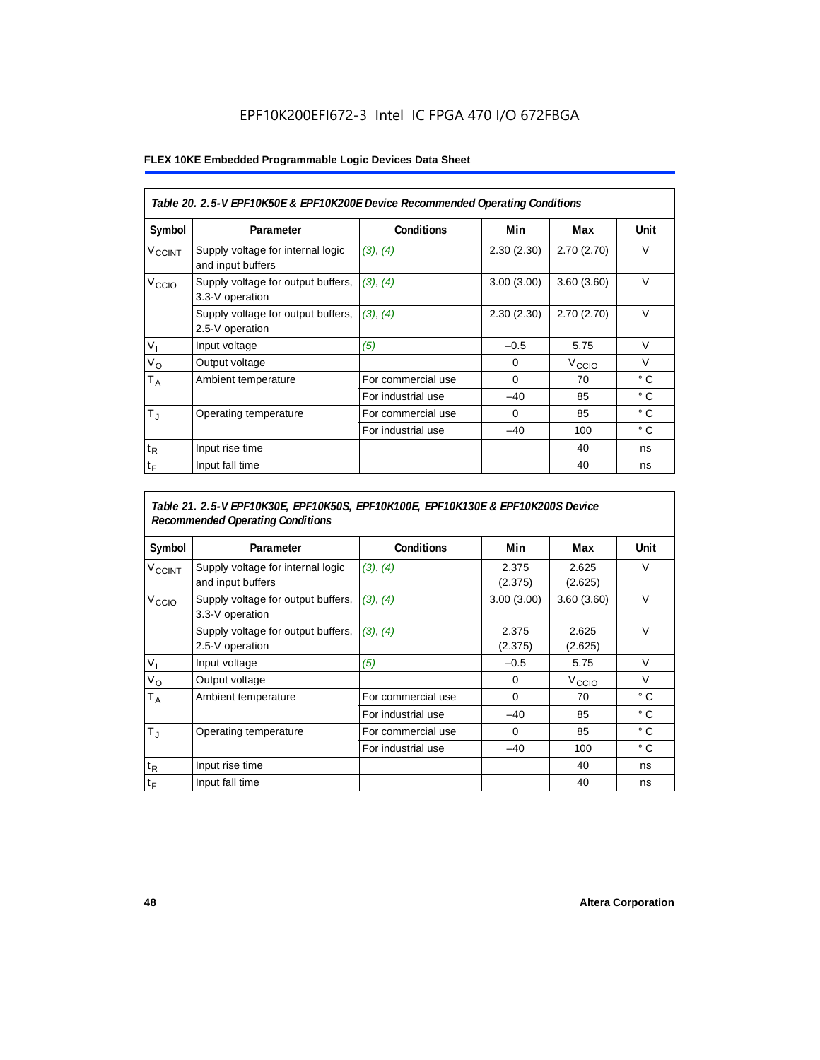EPF10K200EFI672-3 Intel IC FPGA 470 I/O 672FBGA

**FLEX 10KE Embedded Programmable Logic Devices Data Sheet**

| *Table 20. 2.5-V EPF10K50E & EPF10K200E Device Recommended Operating Conditions* | | | | | |
|---|---|---|---|---|---|
| **Symbol** | **Parameter** | **Conditions** | **Min** | **Max** | **Unit** |
| $V_{CCINT}$ | Supply voltage for internal logic and input buffers | *(3)*, *(4)* | 2.30 (2.30) | 2.70 (2.70) | V |
| $V_{CCIO}$ | Supply voltage for output buffers, 3.3-V operation | *(3)*, *(4)* | 3.00 (3.00) | 3.60 (3.60) | V |
| | Supply voltage for output buffers, 2.5-V operation | *(3)*, *(4)* | 2.30 (2.30) | 2.70 (2.70) | V |
| $V_I$ | Input voltage | *(5)* | –0.5 | 5.75 | V |
| $V_O$ | Output voltage | | 0 | $V_{CCIO}$ | V |
| $T_A$ | Ambient temperature | For commercial use | 0 | 70 | ° C |
| | | For industrial use | –40 | 85 | ° C |
| $T_J$ | Operating temperature | For commercial use | 0 | 85 | ° C |
| | | For industrial use | –40 | 100 | ° C |
| $t_R$ | Input rise time | | | 40 | ns |
| $t_F$ | Input fall time | | | 40 | ns |

| *Table 21. 2.5-V EPF10K30E, EPF10K50S, EPF10K100E, EPF10K130E & EPF10K200S Device Recommended Operating Conditions* | | | | | |
|---|---|---|---|---|---|
| **Symbol** | **Parameter** | **Conditions** | **Min** | **Max** | **Unit** |
| $V_{CCINT}$ | Supply voltage for internal logic and input buffers | *(3)*, *(4)* | 2.375 (2.375) | 2.625 (2.625) | V |
| $V_{CCIO}$ | Supply voltage for output buffers, 3.3-V operation | *(3)*, *(4)* | 3.00 (3.00) | 3.60 (3.60) | V |
| | Supply voltage for output buffers, 2.5-V operation | *(3)*, *(4)* | 2.375 (2.375) | 2.625 (2.625) | V |
| $V_I$ | Input voltage | *(5)* | –0.5 | 5.75 | V |
| $V_O$ | Output voltage | | 0 | $V_{CCIO}$ | V |
| $T_A$ | Ambient temperature | For commercial use | 0 | 70 | ° C |
| | | For industrial use | –40 | 85 | ° C |
| $T_J$ | Operating temperature | For commercial use | 0 | 85 | ° C |
| | | For industrial use | –40 | 100 | ° C |
| $t_R$ | Input rise time | | | 40 | ns |
| $t_F$ | Input fall time | | | 40 | ns |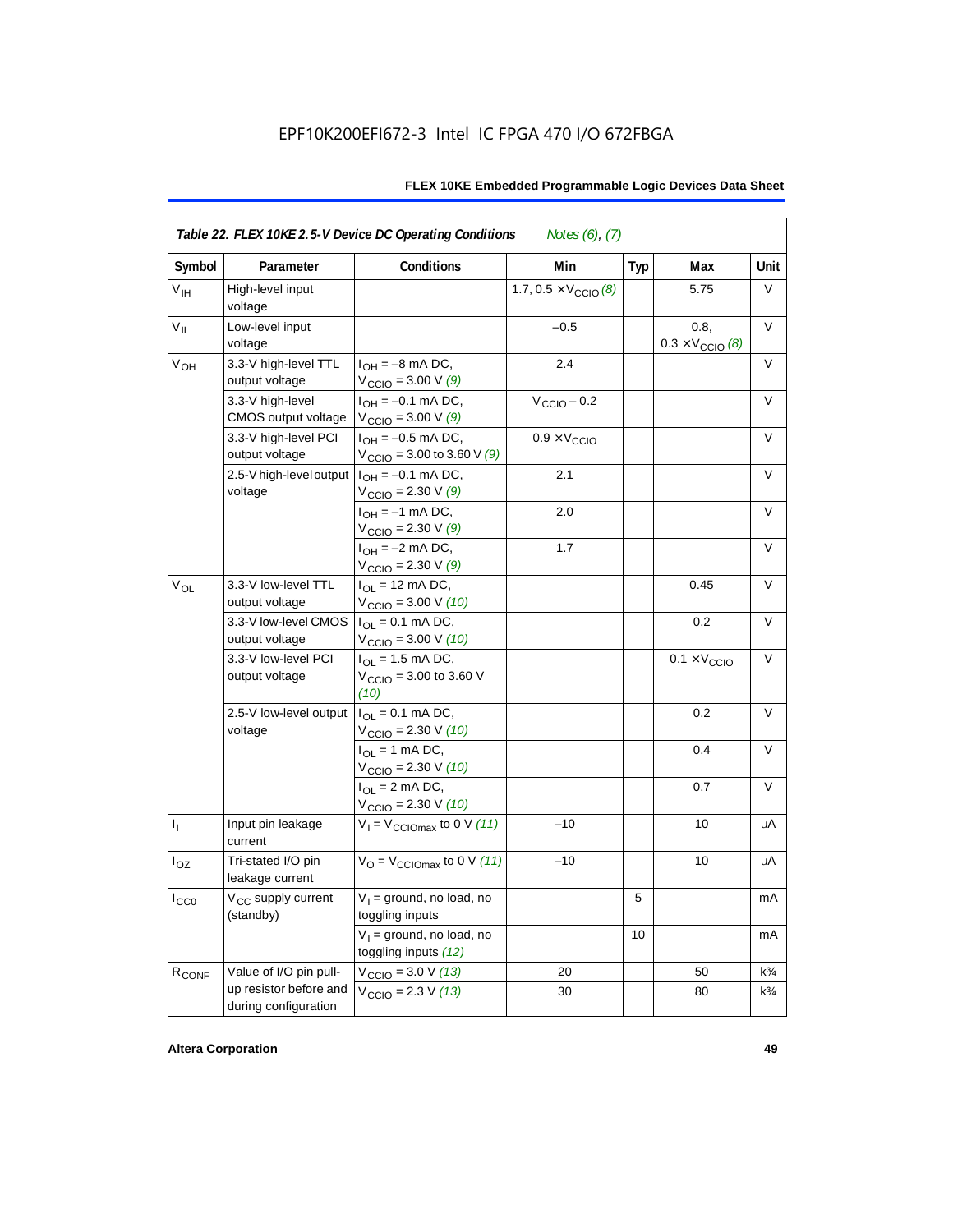**Table 22. FLEX 10KE 2.5-V Device DC Operating Conditions** *Notes (6), (7)*

| Symbol | Parameter | Conditions | Min | Typ | Max | Unit |
|---|---|---|---|---|---|---|
| $V_{IH}$ | High-level input voltage | | 1.7, 0.5 × $V_{CCIO}$ *(8)* | | 5.75 | V |
| $V_{IL}$ | Low-level input voltage | | –0.5 | | 0.8, 0.3 × $V_{CCIO}$ *(8)* | V |
| $V_{OH}$ | 3.3-V high-level TTL output voltage | $I_{OH}$ = –8 mA DC, $V_{CCIO}$ = 3.00 V *(9)* | 2.4 | | | V |
| | 3.3-V high-level CMOS output voltage | $I_{OH}$ = –0.1 mA DC, $V_{CCIO}$ = 3.00 V *(9)* | $V_{CCIO}$ – 0.2 | | | V |
| | 3.3-V high-level PCI output voltage | $I_{OH}$ = –0.5 mA DC, $V_{CCIO}$ = 3.00 to 3.60 V *(9)* | 0.9 × $V_{CCIO}$ | | | V |
| | 2.5-V high-level output voltage | $I_{OH}$ = –0.1 mA DC, $V_{CCIO}$ = 2.30 V *(9)* | 2.1 | | | V |
| | | $I_{OH}$ = –1 mA DC, $V_{CCIO}$ = 2.30 V *(9)* | 2.0 | | | V |
| | | $I_{OH}$ = –2 mA DC, $V_{CCIO}$ = 2.30 V *(9)* | 1.7 | | | V |
| $V_{OL}$ | 3.3-V low-level TTL output voltage | $I_{OL}$ = 12 mA DC, $V_{CCIO}$ = 3.00 V *(10)* | | | 0.45 | V |
| | 3.3-V low-level CMOS output voltage | $I_{OL}$ = 0.1 mA DC, $V_{CCIO}$ = 3.00 V *(10)* | | | 0.2 | V |
| | 3.3-V low-level PCI output voltage | $I_{OL}$ = 1.5 mA DC, $V_{CCIO}$ = 3.00 to 3.60 V *(10)* | | | 0.1 × $V_{CCIO}$ | V |
| | 2.5-V low-level output voltage | $I_{OL}$ = 0.1 mA DC, $V_{CCIO}$ = 2.30 V *(10)* | | | 0.2 | V |
| | | $I_{OL}$ = 1 mA DC, $V_{CCIO}$ = 2.30 V *(10)* | | | 0.4 | V |
| | | $I_{OL}$ = 2 mA DC, $V_{CCIO}$ = 2.30 V *(10)* | | | 0.7 | V |
| $I_I$ | Input pin leakage current | $V_I$ = $V_{CCIOmax}$ to 0 V *(11)* | –10 | | 10 | μA |
| $I_{OZ}$ | Tri-stated I/O pin leakage current | $V_O$ = $V_{CCIOmax}$ to 0 V *(11)* | –10 | | 10 | μA |
| $I_{CC0}$ | $V_{CC}$ supply current (standby) | $V_I$ = ground, no load, no toggling inputs | | 5 | | mA |
| | | $V_I$ = ground, no load, no toggling inputs *(12)* | | 10 | | mA |
| $R_{CONF}$ | Value of I/O pin pull-up resistor before and during configuration | $V_{CCIO}$ = 3.0 V *(13)* | 20 | | 50 | k¾ |
| | | $V_{CCIO}$ = 2.3 V *(13)* | 30 | | 80 | k¾ |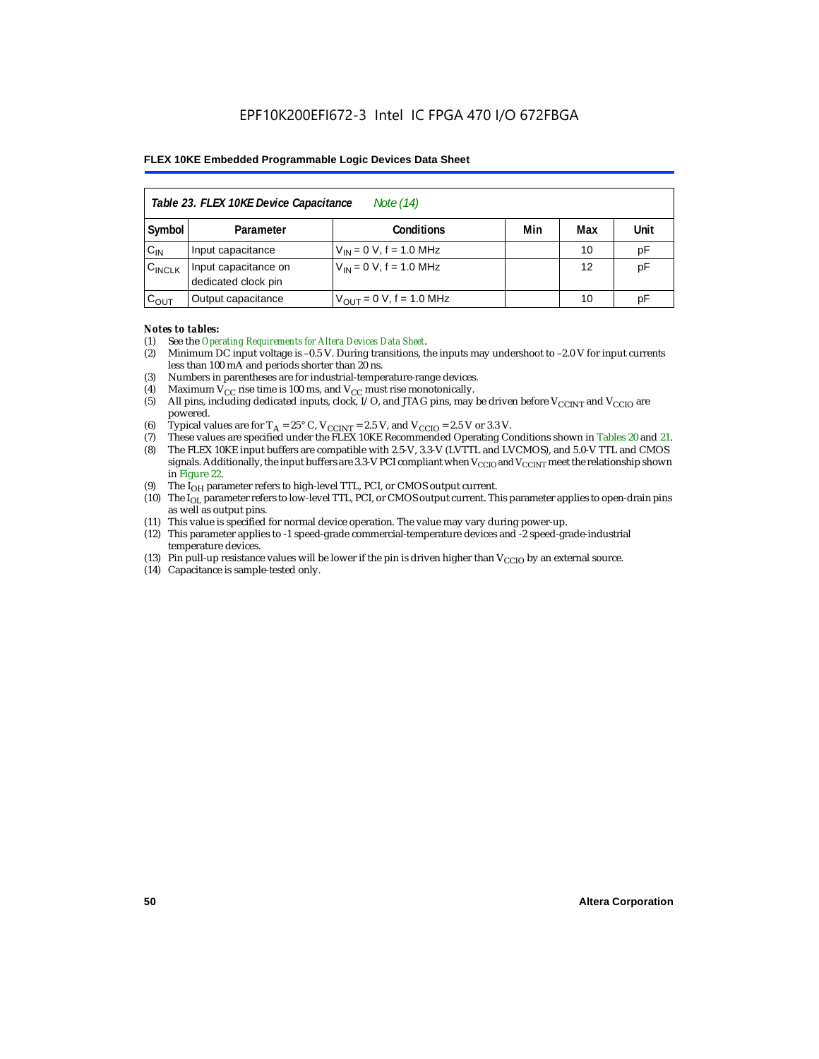# EPF10K200EFI672-3 Intel IC FPGA 470 I/O 672FBGA

**FLEX 10KE Embedded Programmable Logic Devices Data Sheet**

*Table 23. FLEX 10KE Device Capacitance* *Note (14)*

| Symbol | Parameter | Conditions | Min | Max | Unit |
|---|---|---|---|---|---|
| $C_{IN}$ | Input capacitance | $V_{IN}$ = 0 V, f = 1.0 MHz | | 10 | pF |
| $C_{INCLK}$ | Input capacitance on dedicated clock pin | $V_{IN}$ = 0 V, f = 1.0 MHz | | 12 | pF |
| $C_{OUT}$ | Output capacitance | $V_{OUT}$ = 0 V, f = 1.0 MHz | | 10 | pF |

***Notes to tables:***

(1) See the *Operating Requirements for Altera Devices Data Sheet*.
(2) Minimum DC input voltage is –0.5 V. During transitions, the inputs may undershoot to –2.0 V for input currents less than 100 mA and periods shorter than 20 ns.
(3) Numbers in parentheses are for industrial-temperature-range devices.
(4) Maximum $V_{CC}$ rise time is 100 ms, and $V_{CC}$ must rise monotonically.
(5) All pins, including dedicated inputs, clock, I/O, and JTAG pins, may be driven before $V_{CCINT}$ and $V_{CCIO}$ are powered.
(6) Typical values are for $T_A$ = 25° C, $V_{CCINT}$ = 2.5 V, and $V_{CCIO}$ = 2.5 V or 3.3 V.
(7) These values are specified under the FLEX 10KE Recommended Operating Conditions shown in Tables 20 and 21.
(8) The FLEX 10KE input buffers are compatible with 2.5-V, 3.3-V (LVTTL and LVCMOS), and 5.0-V TTL and CMOS signals. Additionally, the input buffers are 3.3-V PCI compliant when $V_{CCIO}$ and $V_{CCINT}$ meet the relationship shown in Figure 22.
(9) The $I_{OH}$ parameter refers to high-level TTL, PCI, or CMOS output current.
(10) The $I_{OL}$ parameter refers to low-level TTL, PCI, or CMOS output current. This parameter applies to open-drain pins as well as output pins.
(11) This value is specified for normal device operation. The value may vary during power-up.
(12) This parameter applies to -1 speed-grade commercial-temperature devices and -2 speed-grade-industrial temperature devices.
(13) Pin pull-up resistance values will be lower if the pin is driven higher than $V_{CCIO}$ by an external source.
(14) Capacitance is sample-tested only.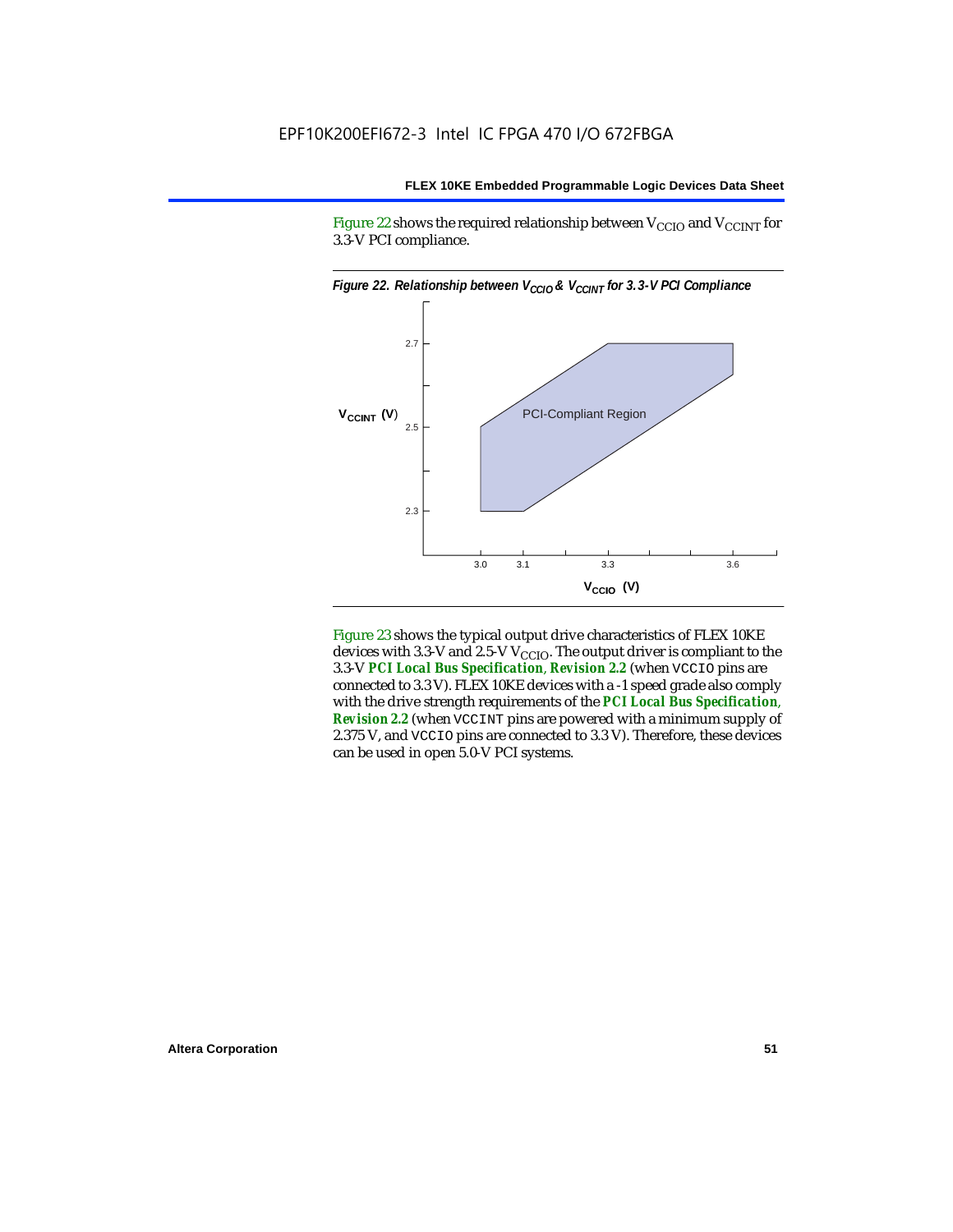Figure 22 shows the required relationship between $V_{CCIO}$ and $V_{CCINT}$ for 3.3-V PCI compliance.

*Figure 22. Relationship between $V_{CCIO}$ & $V_{CCINT}$ for 3.3-V PCI Compliance*

Figure 23 shows the typical output drive characteristics of FLEX 10KE devices with 3.3-V and 2.5-V $V_{CCIO}$. The output driver is compliant to the 3.3-V ***PCI Local Bus Specification*, *Revision 2.2*** (when VCCIO pins are connected to 3.3 V). FLEX 10KE devices with a -1 speed grade also comply with the drive strength requirements of the ***PCI Local Bus Specification*, *Revision 2.2*** (when VCCINT pins are powered with a minimum supply of 2.375 V, and VCCIO pins are connected to 3.3 V). Therefore, these devices can be used in open 5.0-V PCI systems.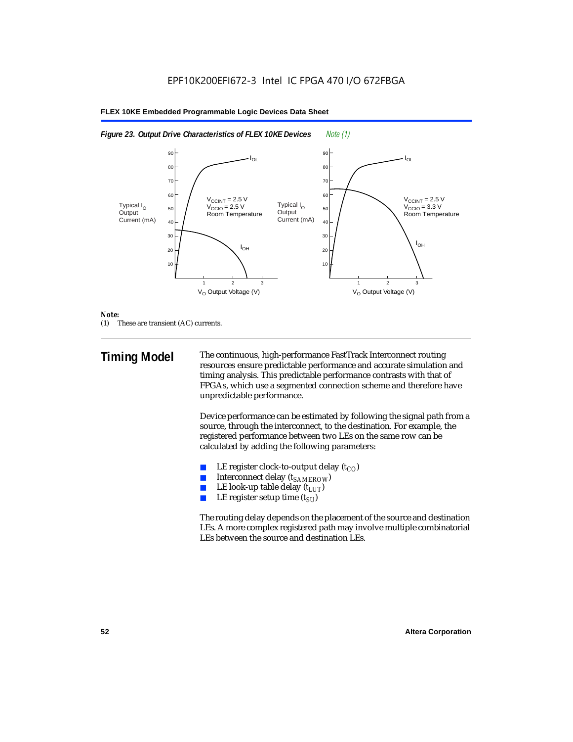*Figure 23. Output Drive Characteristics of FLEX 10KE Devices* *Note (1)*

*Note:*
(1) These are transient (AC) currents.

## Timing Model

The continuous, high-performance FastTrack Interconnect routing resources ensure predictable performance and accurate simulation and timing analysis. This predictable performance contrasts with that of FPGAs, which use a segmented connection scheme and therefore have unpredictable performance.

Device performance can be estimated by following the signal path from a source, through the interconnect, to the destination. For example, the registered performance between two LEs on the same row can be calculated by adding the following parameters:

- LE register clock-to-output delay ($t_{CO}$)
- Interconnect delay ($t_{SAMEROW}$)
- LE look-up table delay ($t_{LUT}$)
- LE register setup time ($t_{SU}$)

The routing delay depends on the placement of the source and destination LEs. A more complex registered path may involve multiple combinatorial LEs between the source and destination LEs.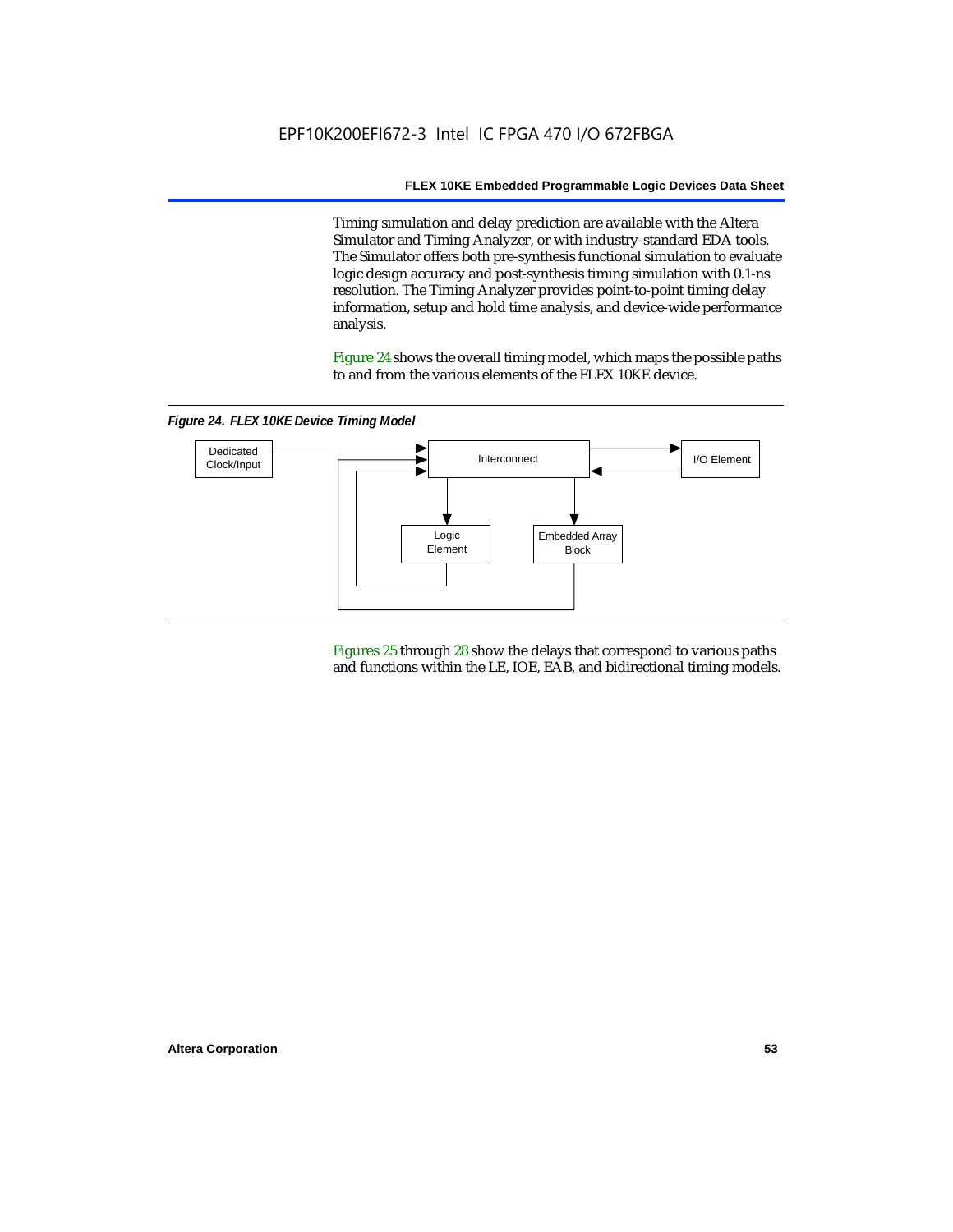Timing simulation and delay prediction are available with the Altera Simulator and Timing Analyzer, or with industry-standard EDA tools. The Simulator offers both pre-synthesis functional simulation to evaluate logic design accuracy and post-synthesis timing simulation with 0.1-ns resolution. The Timing Analyzer provides point-to-point timing delay information, setup and hold time analysis, and device-wide performance analysis.

Figure 24 shows the overall timing model, which maps the possible paths to and from the various elements of the FLEX 10KE device.

*Figure 24. FLEX 10KE Device Timing Model*

Dedicated Clock/Input

Interconnect

I/O Element

Logic Element

Embedded Array Block

Figures 25 through 28 show the delays that correspond to various paths and functions within the LE, IOE, EAB, and bidirectional timing models.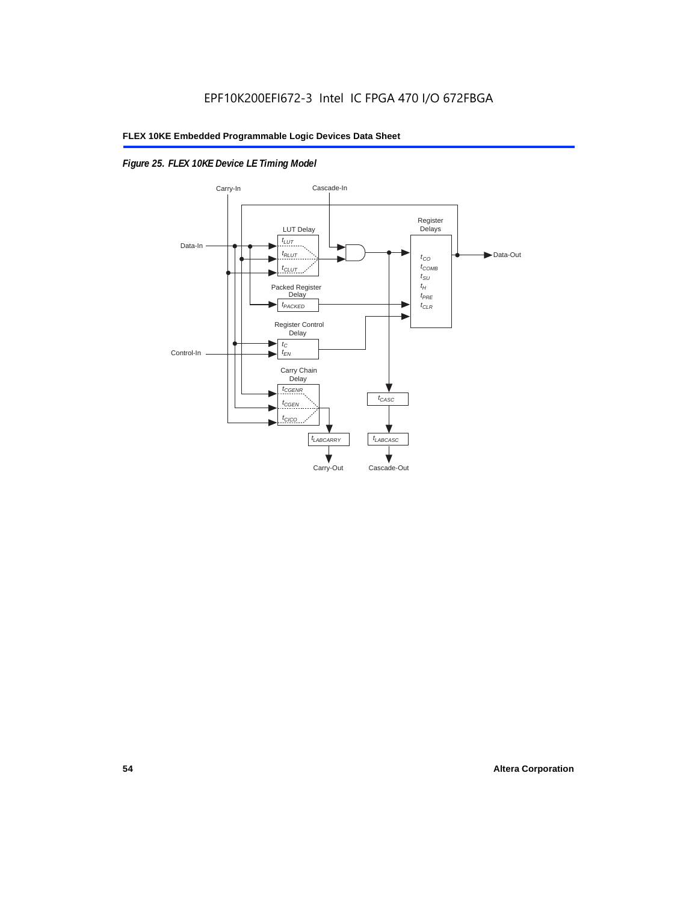*Figure 25. FLEX 10KE Device LE Timing Model*

Carry-In

Cascade-In

Data-In

LUT Delay

$t_{LUT}$

$t_{RLUT}$

$t_{CLUT}$

Register Delays

$t_{CO}$

$t_{COMB}$

$t_{SU}$

$t_H$

$t_{PRE}$

$t_{CLR}$

Data-Out

Packed Register Delay

$t_{PACKED}$

Register Control Delay

$t_C$

$t_{EN}$

Control-In

Carry Chain Delay

$t_{CGENR}$

$t_{CGEN}$

$t_{CICO}$

$t_{CASC}$

$t_{LABCARRY}$

$t_{LABCASC}$

Carry-Out

Cascade-Out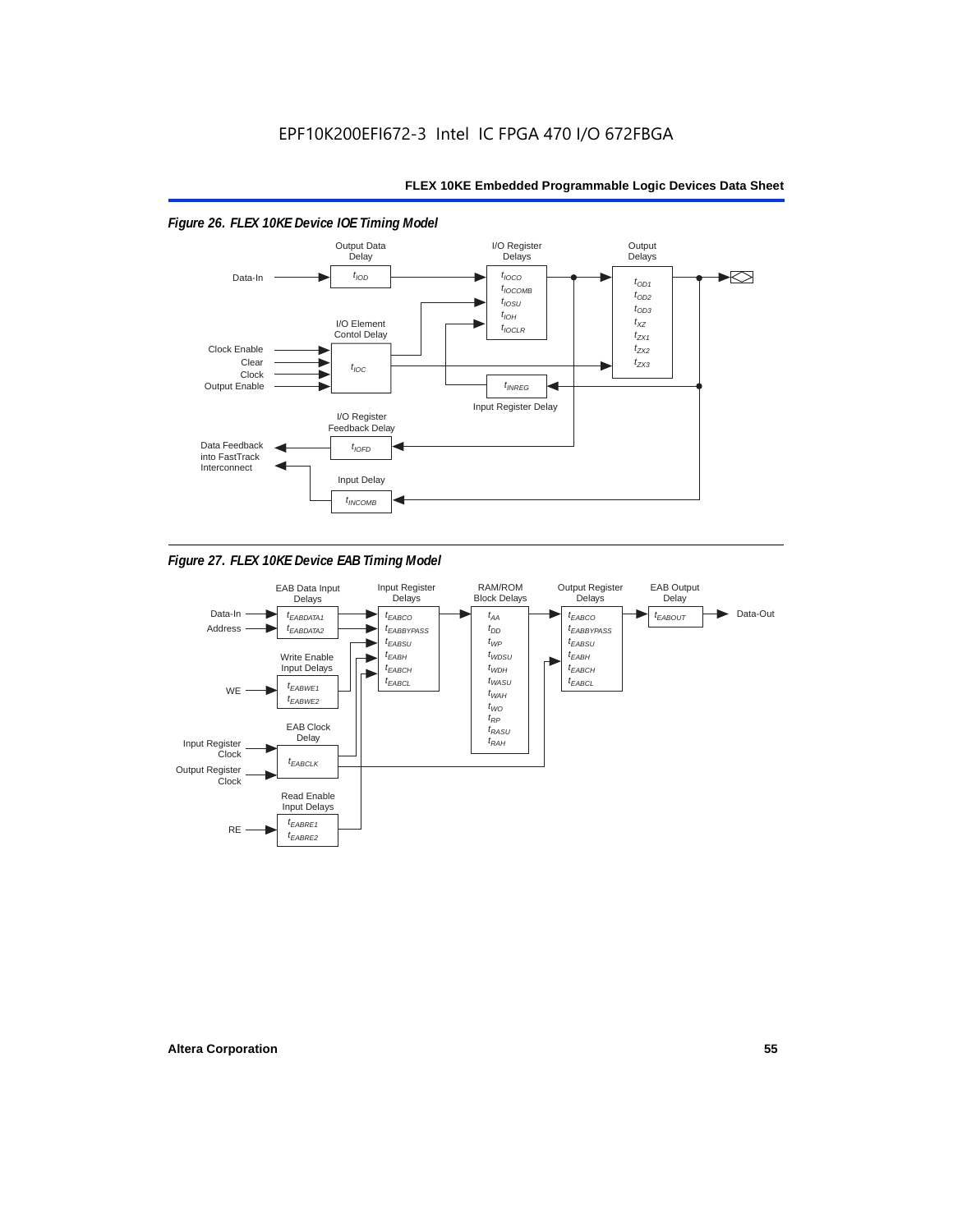*Figure 26. FLEX 10KE Device IOE Timing Model*

Output Data Delay: $t_{IOD}$

I/O Register Delays: $t_{IOCO}$, $t_{IOCOMB}$, $t_{IOSU}$, $t_{IOH}$, $t_{IOCLR}$

Output Delays: $t_{OD1}$, $t_{OD2}$, $t_{OD3}$, $t_{XZ}$, $t_{ZX1}$, $t_{ZX2}$, $t_{ZX3}$

I/O Element Contol Delay: $t_{IOC}$

Input Register Delay: $t_{INREG}$

I/O Register Feedback Delay: $t_{IOFD}$

Input Delay: $t_{INCOMB}$

Inputs: Data-In, Clock Enable, Clear, Clock, Output Enable

Output: Data Feedback into FastTrack Interconnect

*Figure 27. FLEX 10KE Device EAB Timing Model*

EAB Data Input Delays: $t_{EABDATA1}$, $t_{EABDATA2}$

Input Register Delays: $t_{EABCO}$, $t_{EABBYPASS}$, $t_{EABSU}$, $t_{EABH}$, $t_{EABCH}$, $t_{EABCL}$

RAM/ROM Block Delays: $t_{AA}$, $t_{DD}$, $t_{WP}$, $t_{WDSU}$, $t_{WDH}$, $t_{WASU}$, $t_{WAH}$, $t_{WO}$, $t_{RP}$, $t_{RASU}$, $t_{RAH}$

Output Register Delays: $t_{EABCO}$, $t_{EABBYPASS}$, $t_{EABSU}$, $t_{EABH}$, $t_{EABCH}$, $t_{EABCL}$

EAB Output Delay: $t_{EABOUT}$

Write Enable Input Delays: $t_{EABWE1}$, $t_{EABWE2}$

EAB Clock Delay: $t_{EABCLK}$

Read Enable Input Delays: $t_{EABRE1}$, $t_{EABRE2}$

Inputs: Data-In, Address, WE, Input Register Clock, Output Register Clock, RE

Output: Data-Out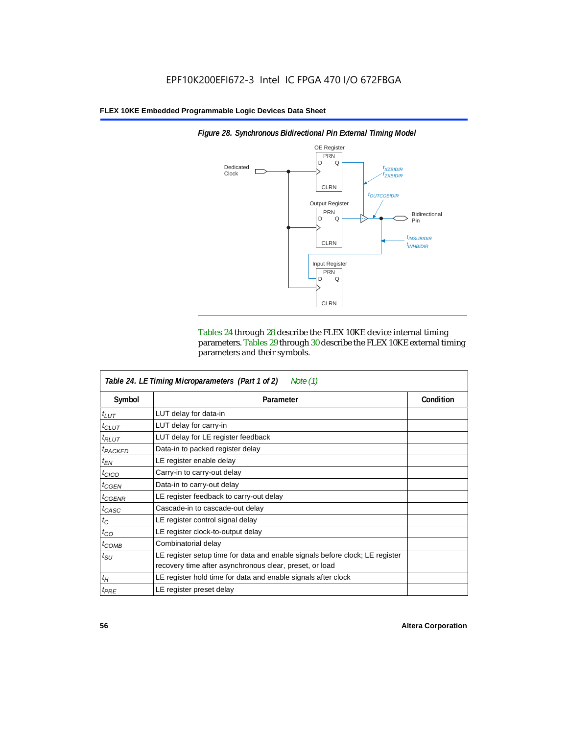*Figure 28. Synchronous Bidirectional Pin External Timing Model*

Dedicated Clock

OE Register
PRN
D Q
CLRN

$t_{XZBIDIR}$
$t_{ZXBIDIR}$

$t_{OUTCOBIDIR}$

Output Register
PRN
D Q
CLRN

Bidirectional Pin

$t_{INSUBIDIR}$
$t_{INHBIDIR}$

Input Register
PRN
D Q
CLRN

Tables 24 through 28 describe the FLEX 10KE device internal timing parameters. Tables 29 through 30 describe the FLEX 10KE external timing parameters and their symbols.

**Table 24. LE Timing Microparameters (Part 1 of 2)** *Note (1)*

| Symbol | Parameter | Condition |
|---|---|---|
| $t_{LUT}$ | LUT delay for data-in | |
| $t_{CLUT}$ | LUT delay for carry-in | |
| $t_{RLUT}$ | LUT delay for LE register feedback | |
| $t_{PACKED}$ | Data-in to packed register delay | |
| $t_{EN}$ | LE register enable delay | |
| $t_{CICO}$ | Carry-in to carry-out delay | |
| $t_{CGEN}$ | Data-in to carry-out delay | |
| $t_{CGENR}$ | LE register feedback to carry-out delay | |
| $t_{CASC}$ | Cascade-in to cascade-out delay | |
| $t_C$ | LE register control signal delay | |
| $t_{CO}$ | LE register clock-to-output delay | |
| $t_{COMB}$ | Combinatorial delay | |
| $t_{SU}$ | LE register setup time for data and enable signals before clock; LE register recovery time after asynchronous clear, preset, or load | |
| $t_H$ | LE register hold time for data and enable signals after clock | |
| $t_{PRE}$ | LE register preset delay | |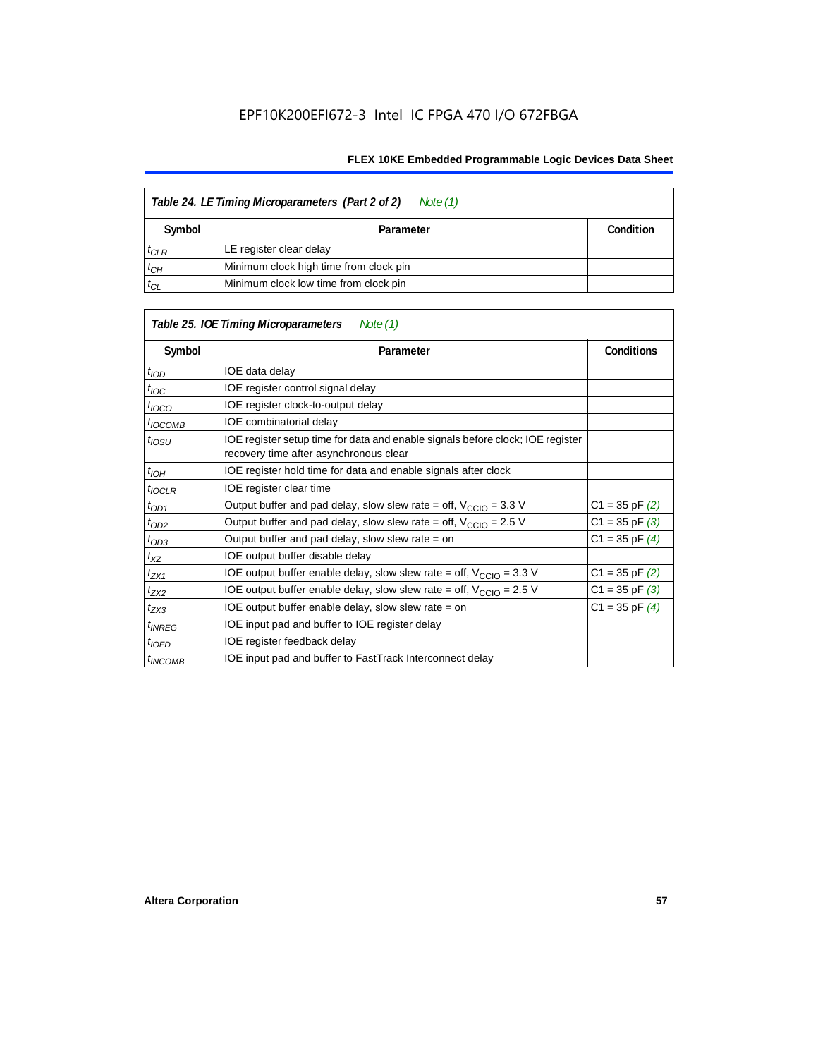| Table 24. LE Timing Microparameters (Part 2 of 2) Note (1) | | |
|---|---|---|
| **Symbol** | **Parameter** | **Condition** |
| $t_{CLR}$ | LE register clear delay | |
| $t_{CH}$ | Minimum clock high time from clock pin | |
| $t_{CL}$ | Minimum clock low time from clock pin | |

| Table 25. IOE Timing Microparameters Note (1) | | |
|---|---|---|
| **Symbol** | **Parameter** | **Conditions** |
| $t_{IOD}$ | IOE data delay | |
| $t_{IOC}$ | IOE register control signal delay | |
| $t_{IOCO}$ | IOE register clock-to-output delay | |
| $t_{IOCOMB}$ | IOE combinatorial delay | |
| $t_{IOSU}$ | IOE register setup time for data and enable signals before clock; IOE register recovery time after asynchronous clear | |
| $t_{IOH}$ | IOE register hold time for data and enable signals after clock | |
| $t_{IOCLR}$ | IOE register clear time | |
| $t_{OD1}$ | Output buffer and pad delay, slow slew rate = off, $V_{CCIO}$ = 3.3 V | C1 = 35 pF (2) |
| $t_{OD2}$ | Output buffer and pad delay, slow slew rate = off, $V_{CCIO}$ = 2.5 V | C1 = 35 pF (3) |
| $t_{OD3}$ | Output buffer and pad delay, slow slew rate = on | C1 = 35 pF (4) |
| $t_{XZ}$ | IOE output buffer disable delay | |
| $t_{ZX1}$ | IOE output buffer enable delay, slow slew rate = off, $V_{CCIO}$ = 3.3 V | C1 = 35 pF (2) |
| $t_{ZX2}$ | IOE output buffer enable delay, slow slew rate = off, $V_{CCIO}$ = 2.5 V | C1 = 35 pF (3) |
| $t_{ZX3}$ | IOE output buffer enable delay, slow slew rate = on | C1 = 35 pF (4) |
| $t_{INREG}$ | IOE input pad and buffer to IOE register delay | |
| $t_{IOFD}$ | IOE register feedback delay | |
| $t_{INCOMB}$ | IOE input pad and buffer to FastTrack Interconnect delay | |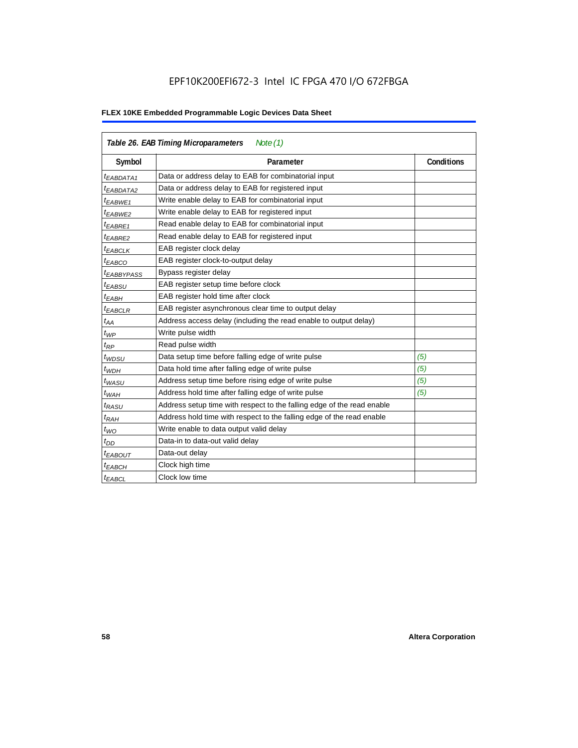**Table 26. EAB Timing Microparameters** *Note (1)*

| Symbol | Parameter | Conditions |
|---|---|---|
| $t_{EABDATA1}$ | Data or address delay to EAB for combinatorial input | |
| $t_{EABDATA2}$ | Data or address delay to EAB for registered input | |
| $t_{EABWE1}$ | Write enable delay to EAB for combinatorial input | |
| $t_{EABWE2}$ | Write enable delay to EAB for registered input | |
| $t_{EABRE1}$ | Read enable delay to EAB for combinatorial input | |
| $t_{EABRE2}$ | Read enable delay to EAB for registered input | |
| $t_{EABCLK}$ | EAB register clock delay | |
| $t_{EABCO}$ | EAB register clock-to-output delay | |
| $t_{EABBYPASS}$ | Bypass register delay | |
| $t_{EABSU}$ | EAB register setup time before clock | |
| $t_{EABH}$ | EAB register hold time after clock | |
| $t_{EABCLR}$ | EAB register asynchronous clear time to output delay | |
| $t_{AA}$ | Address access delay (including the read enable to output delay) | |
| $t_{WP}$ | Write pulse width | |
| $t_{RP}$ | Read pulse width | |
| $t_{WDSU}$ | Data setup time before falling edge of write pulse | *(5)* |
| $t_{WDH}$ | Data hold time after falling edge of write pulse | *(5)* |
| $t_{WASU}$ | Address setup time before rising edge of write pulse | *(5)* |
| $t_{WAH}$ | Address hold time after falling edge of write pulse | *(5)* |
| $t_{RASU}$ | Address setup time with respect to the falling edge of the read enable | |
| $t_{RAH}$ | Address hold time with respect to the falling edge of the read enable | |
| $t_{WO}$ | Write enable to data output valid delay | |
| $t_{DD}$ | Data-in to data-out valid delay | |
| $t_{EABOUT}$ | Data-out delay | |
| $t_{EABCH}$ | Clock high time | |
| $t_{EABCL}$ | Clock low time | |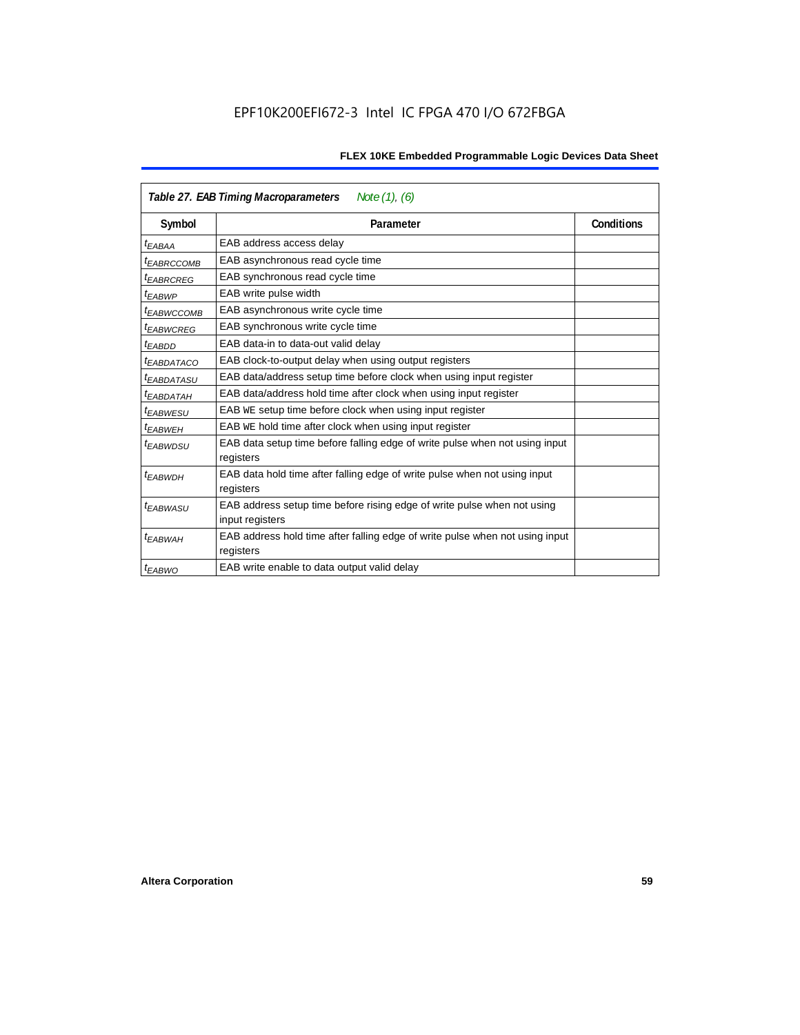| Table 27. EAB Timing Macroparameters *Note (1), (6)* | | |
|---|---|---|
| **Symbol** | **Parameter** | **Conditions** |
| $t_{EABAA}$ | EAB address access delay | |
| $t_{EABRCCOMB}$ | EAB asynchronous read cycle time | |
| $t_{EABRCREG}$ | EAB synchronous read cycle time | |
| $t_{EABWP}$ | EAB write pulse width | |
| $t_{EABWCCOMB}$ | EAB asynchronous write cycle time | |
| $t_{EABWCREG}$ | EAB synchronous write cycle time | |
| $t_{EABDD}$ | EAB data-in to data-out valid delay | |
| $t_{EABDATACO}$ | EAB clock-to-output delay when using output registers | |
| $t_{EABDATASU}$ | EAB data/address setup time before clock when using input register | |
| $t_{EABDATAH}$ | EAB data/address hold time after clock when using input register | |
| $t_{EABWESU}$ | EAB WE setup time before clock when using input register | |
| $t_{EABWEH}$ | EAB WE hold time after clock when using input register | |
| $t_{EABWDSU}$ | EAB data setup time before falling edge of write pulse when not using input registers | |
| $t_{EABWDH}$ | EAB data hold time after falling edge of write pulse when not using input registers | |
| $t_{EABWASU}$ | EAB address setup time before rising edge of write pulse when not using input registers | |
| $t_{EABWAH}$ | EAB address hold time after falling edge of write pulse when not using input registers | |
| $t_{EABWO}$ | EAB write enable to data output valid delay | |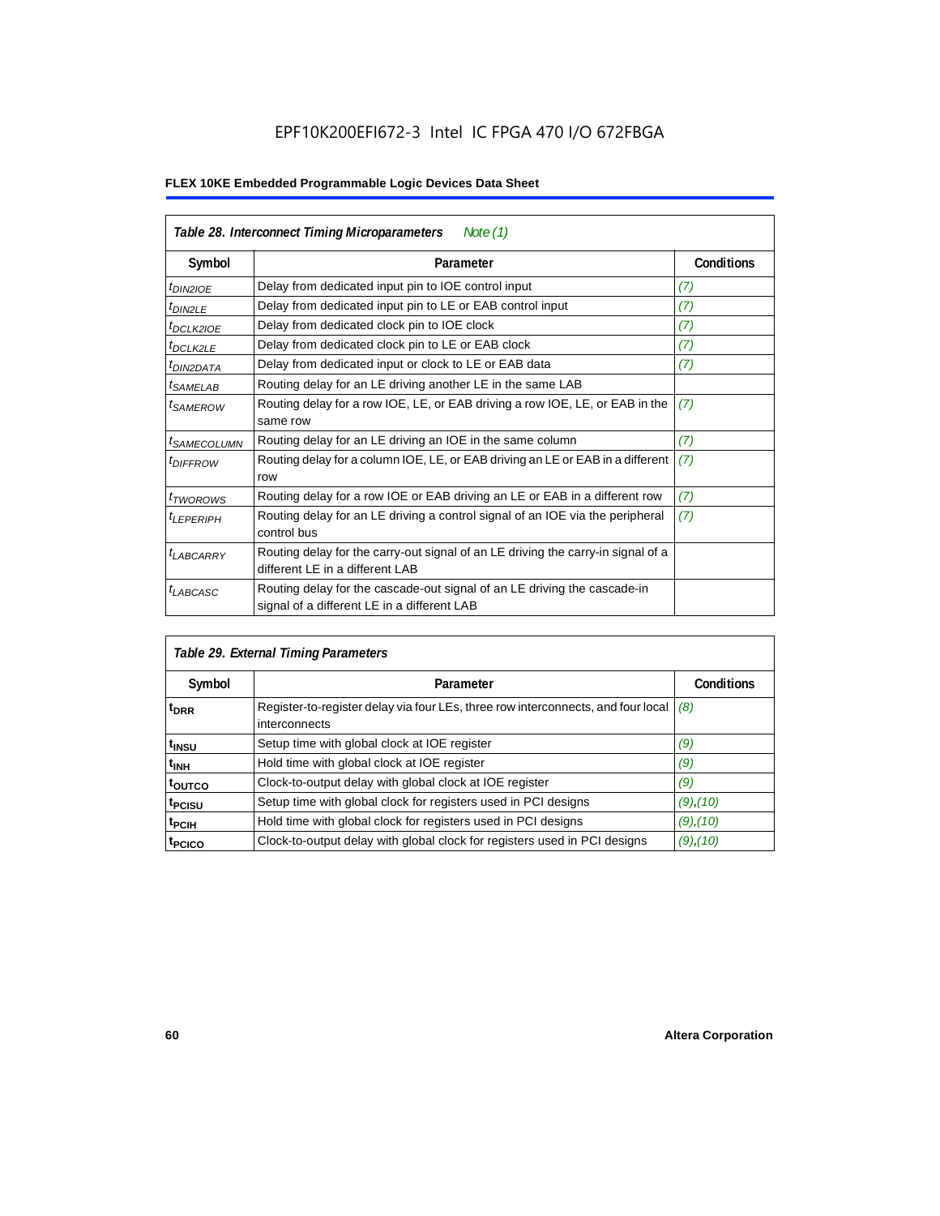| Table 28. Interconnect Timing Microparameters *Note (1)* | | |
|---|---|---|
| Symbol | Parameter | Conditions |
| $t_{DIN2IOE}$ | Delay from dedicated input pin to IOE control input | *(7)* |
| $t_{DIN2LE}$ | Delay from dedicated input pin to LE or EAB control input | *(7)* |
| $t_{DCLK2IOE}$ | Delay from dedicated clock pin to IOE clock | *(7)* |
| $t_{DCLK2LE}$ | Delay from dedicated clock pin to LE or EAB clock | *(7)* |
| $t_{DIN2DATA}$ | Delay from dedicated input or clock to LE or EAB data | *(7)* |
| $t_{SAMELAB}$ | Routing delay for an LE driving another LE in the same LAB | |
| $t_{SAMEROW}$ | Routing delay for a row IOE, LE, or EAB driving a row IOE, LE, or EAB in the same row | *(7)* |
| $t_{SAMECOLUMN}$ | Routing delay for an LE driving an IOE in the same column | *(7)* |
| $t_{DIFFROW}$ | Routing delay for a column IOE, LE, or EAB driving an LE or EAB in a different row | *(7)* |
| $t_{TWOROWS}$ | Routing delay for a row IOE or EAB driving an LE or EAB in a different row | *(7)* |
| $t_{LEPERIPH}$ | Routing delay for an LE driving a control signal of an IOE via the peripheral control bus | *(7)* |
| $t_{LABCARRY}$ | Routing delay for the carry-out signal of an LE driving the carry-in signal of a different LE in a different LAB | |
| $t_{LABCASC}$ | Routing delay for the cascade-out signal of an LE driving the cascade-in signal of a different LE in a different LAB | |

| Table 29. External Timing Parameters | | |
|---|---|---|
| Symbol | Parameter | Conditions |
| $t_{DRR}$ | Register-to-register delay via four LEs, three row interconnects, and four local interconnects | *(8)* |
| $t_{INSU}$ | Setup time with global clock at IOE register | *(9)* |
| $t_{INH}$ | Hold time with global clock at IOE register | *(9)* |
| $t_{OUTCO}$ | Clock-to-output delay with global clock at IOE register | *(9)* |
| $t_{PCISU}$ | Setup time with global clock for registers used in PCI designs | *(9)*,*(10)* |
| $t_{PCIH}$ | Hold time with global clock for registers used in PCI designs | *(9)*,*(10)* |
| $t_{PCICO}$ | Clock-to-output delay with global clock for registers used in PCI designs | *(9)*,*(10)* |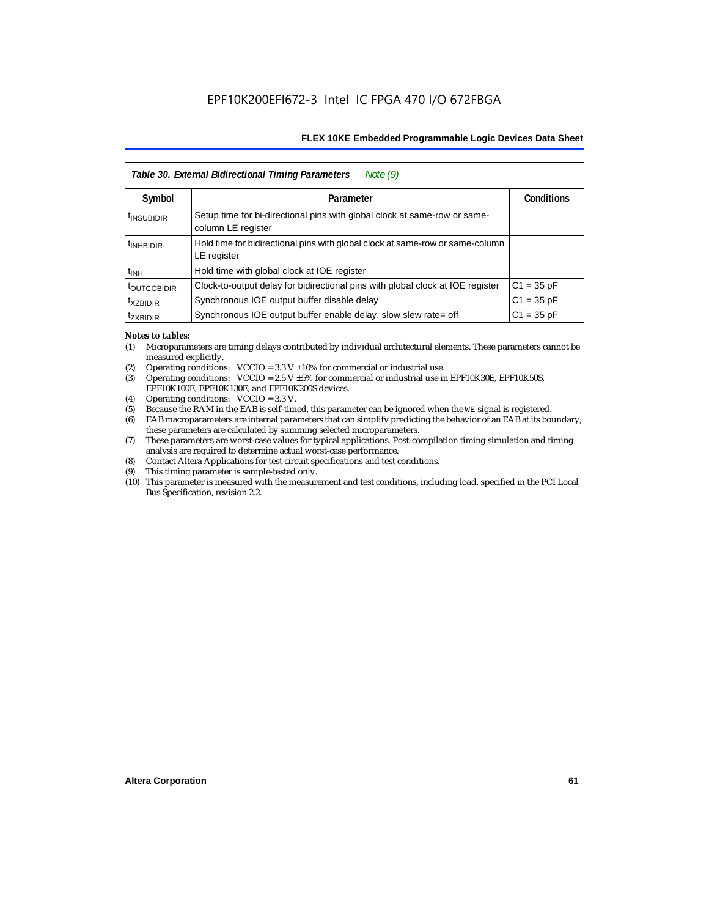| *Table 30. External Bidirectional Timing Parameters* *Note (9)* | | |
|---|---|---|
| **Symbol** | **Parameter** | **Conditions** |
| $t_{INSUBIDIR}$ | Setup time for bi-directional pins with global clock at same-row or same-column LE register | |
| $t_{INHBIDIR}$ | Hold time for bidirectional pins with global clock at same-row or same-column LE register | |
| $t_{INH}$ | Hold time with global clock at IOE register | |
| $t_{OUTCOBIDIR}$ | Clock-to-output delay for bidirectional pins with global clock at IOE register | C1 = 35 pF |
| $t_{XZBIDIR}$ | Synchronous IOE output buffer disable delay | C1 = 35 pF |
| $t_{ZXBIDIR}$ | Synchronous IOE output buffer enable delay, slow slew rate= off | C1 = 35 pF |

*Notes to tables:*

(1) Microparameters are timing delays contributed by individual architectural elements. These parameters cannot be measured explicitly.

(2) Operating conditions: VCCIO = 3.3 V ±10% for commercial or industrial use.

(3) Operating conditions: VCCIO = 2.5 V ±5% for commercial or industrial use in EPF10K30E, EPF10K50S, EPF10K100E, EPF10K130E, and EPF10K200S devices.

(4) Operating conditions: VCCIO = 3.3 V.

(5) Because the RAM in the EAB is self-timed, this parameter can be ignored when the WE signal is registered.

(6) EAB macroparameters are internal parameters that can simplify predicting the behavior of an EAB at its boundary; these parameters are calculated by summing selected microparameters.

(7) These parameters are worst-case values for typical applications. Post-compilation timing simulation and timing analysis are required to determine actual worst-case performance.

(8) Contact Altera Applications for test circuit specifications and test conditions.

(9) This timing parameter is sample-tested only.

(10) This parameter is measured with the measurement and test conditions, including load, specified in the PCI Local Bus Specification, revision 2.2.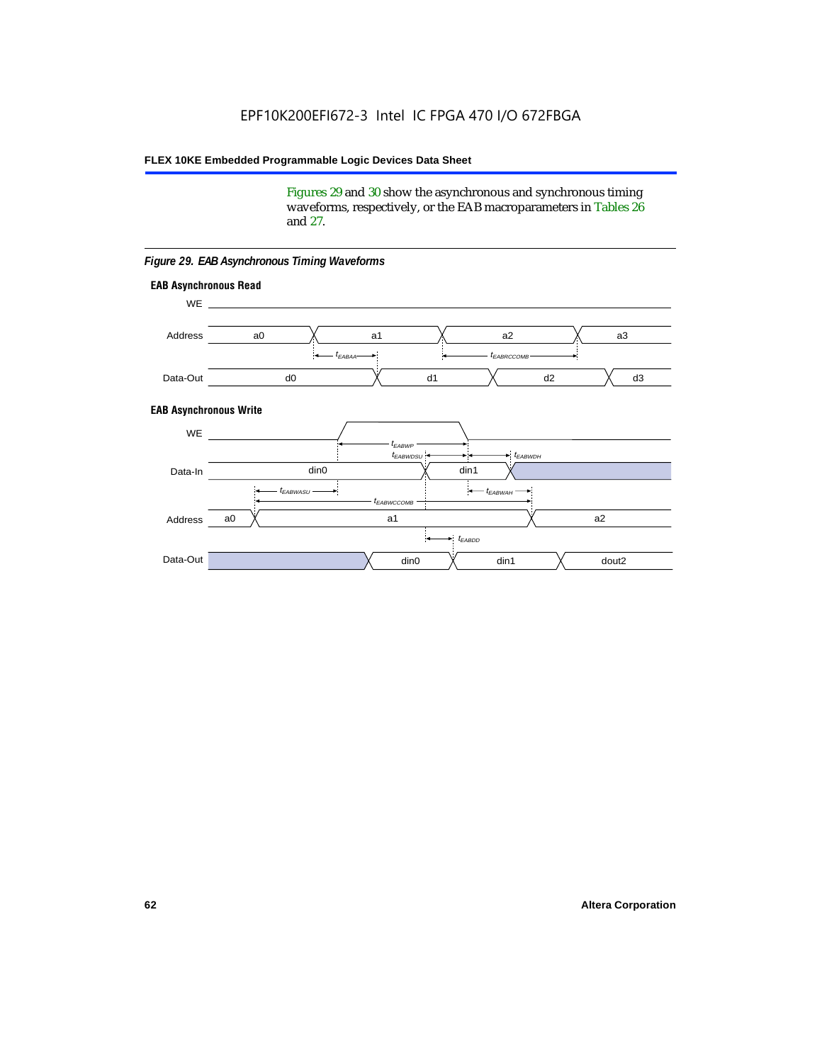Figures 29 and 30 show the asynchronous and synchronous timing waveforms, respectively, or the EAB macroparameters in Tables 26 and 27.

*Figure 29. EAB Asynchronous Timing Waveforms*

**EAB Asynchronous Read**

WE

Address: a0, a1, a2, a3

$t_{EABAA}$, $t_{EABRCCOMB}$

Data-Out: d0, d1, d2, d3

**EAB Asynchronous Write**

WE

$t_{EABWP}$, $t_{EABWDSU}$, $t_{EABWDH}$

Data-In: din0, din1

$t_{EABWASU}$, $t_{EABWAH}$, $t_{EABWCCOMB}$

Address: a0, a1, a2

$t_{EABDD}$

Data-Out: din0, din1, dout2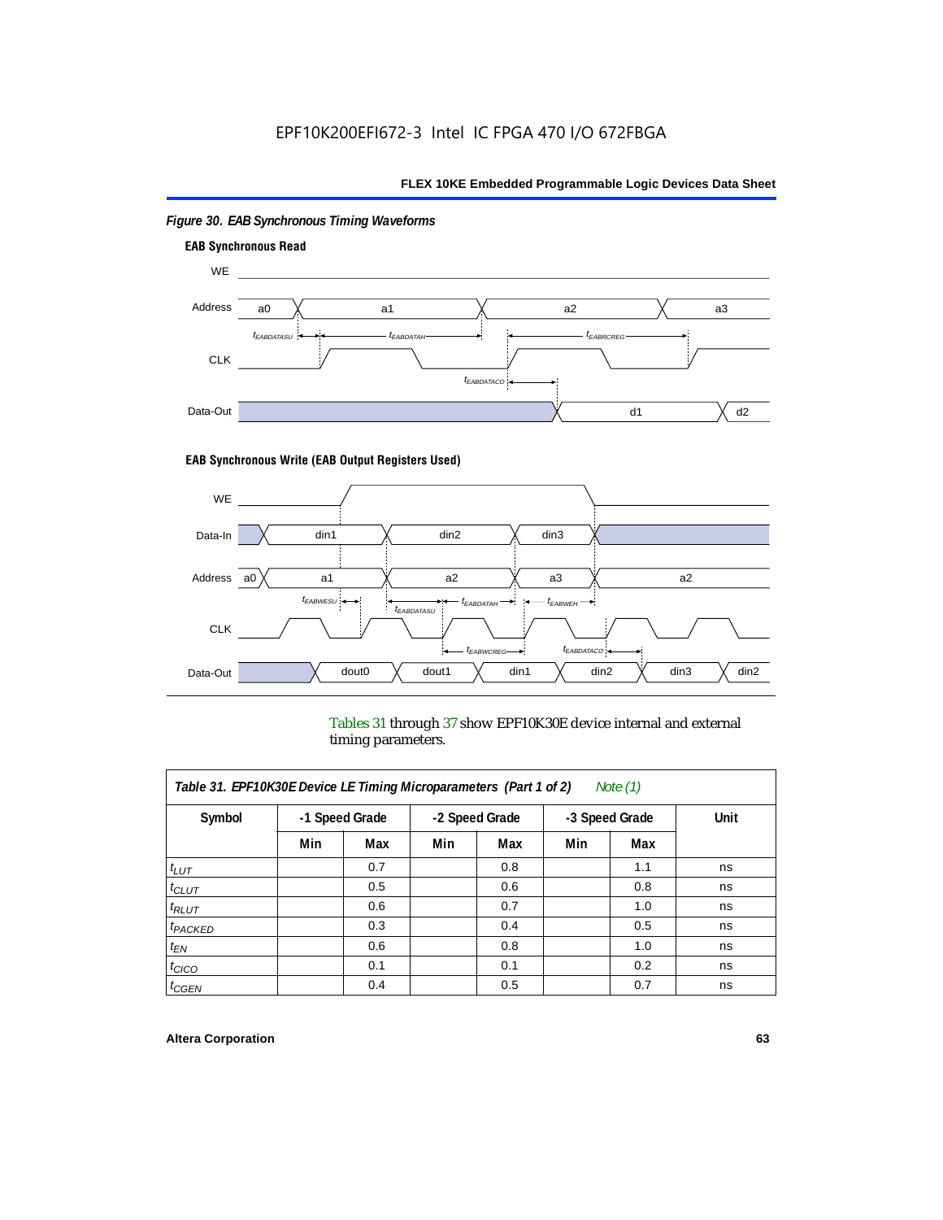*Figure 30. EAB Synchronous Timing Waveforms*

**EAB Synchronous Read**

**EAB Synchronous Write (EAB Output Registers Used)**

Tables 31 through 37 show EPF10K30E device internal and external timing parameters.

| *Table 31. EPF10K30E Device LE Timing Microparameters (Part 1 of 2) Note (1)* | | | | | | | |
|---|---|---|---|---|---|---|---|
| **Symbol** | **-1 Speed Grade** | | **-2 Speed Grade** | | **-3 Speed Grade** | | **Unit** |
| | **Min** | **Max** | **Min** | **Max** | **Min** | **Max** | |
| $t_{LUT}$ | | 0.7 | | 0.8 | | 1.1 | ns |
| $t_{CLUT}$ | | 0.5 | | 0.6 | | 0.8 | ns |
| $t_{RLUT}$ | | 0.6 | | 0.7 | | 1.0 | ns |
| $t_{PACKED}$ | | 0.3 | | 0.4 | | 0.5 | ns |
| $t_{EN}$ | | 0.6 | | 0.8 | | 1.0 | ns |
| $t_{CICO}$ | | 0.1 | | 0.1 | | 0.2 | ns |
| $t_{CGEN}$ | | 0.4 | | 0.5 | | 0.7 | ns |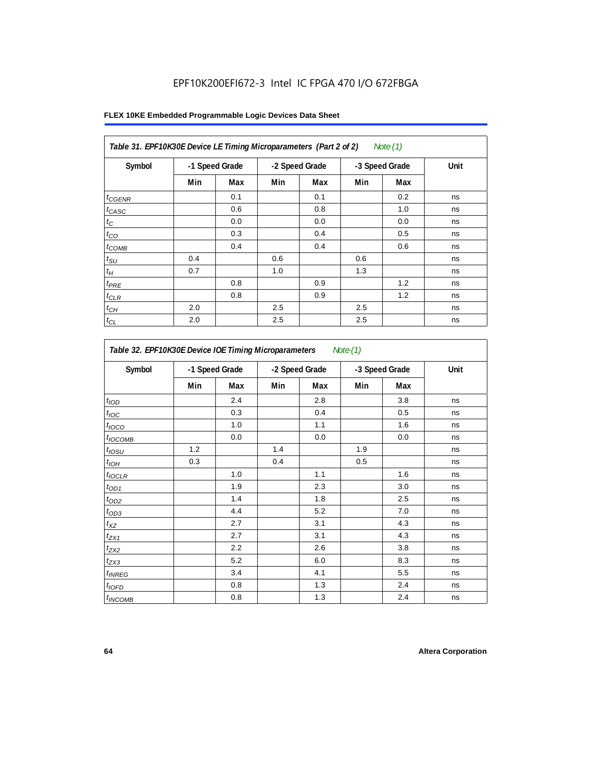EPF10K200EFI672-3 Intel IC FPGA 470 I/O 672FBGA

**FLEX 10KE Embedded Programmable Logic Devices Data Sheet**

| *Table 31. EPF10K30E Device LE Timing Microparameters (Part 2 of 2) Note (1)* | | | | | | | |
|---|---|---|---|---|---|---|---|
| **Symbol** | **-1 Speed Grade** | | **-2 Speed Grade** | | **-3 Speed Grade** | | **Unit** |
| | **Min** | **Max** | **Min** | **Max** | **Min** | **Max** | |
| $t_{CGENR}$ | | 0.1 | | 0.1 | | 0.2 | ns |
| $t_{CASC}$ | | 0.6 | | 0.8 | | 1.0 | ns |
| $t_C$ | | 0.0 | | 0.0 | | 0.0 | ns |
| $t_{CO}$ | | 0.3 | | 0.4 | | 0.5 | ns |
| $t_{COMB}$ | | 0.4 | | 0.4 | | 0.6 | ns |
| $t_{SU}$ | 0.4 | | 0.6 | | 0.6 | | ns |
| $t_H$ | 0.7 | | 1.0 | | 1.3 | | ns |
| $t_{PRE}$ | | 0.8 | | 0.9 | | 1.2 | ns |
| $t_{CLR}$ | | 0.8 | | 0.9 | | 1.2 | ns |
| $t_{CH}$ | 2.0 | | 2.5 | | 2.5 | | ns |
| $t_{CL}$ | 2.0 | | 2.5 | | 2.5 | | ns |

| *Table 32. EPF10K30E Device IOE Timing Microparameters Note (1)* | | | | | | | |
|---|---|---|---|---|---|---|---|
| **Symbol** | **-1 Speed Grade** | | **-2 Speed Grade** | | **-3 Speed Grade** | | **Unit** |
| | **Min** | **Max** | **Min** | **Max** | **Min** | **Max** | |
| $t_{IOD}$ | | 2.4 | | 2.8 | | 3.8 | ns |
| $t_{IOC}$ | | 0.3 | | 0.4 | | 0.5 | ns |
| $t_{IOCO}$ | | 1.0 | | 1.1 | | 1.6 | ns |
| $t_{IOCOMB}$ | | 0.0 | | 0.0 | | 0.0 | ns |
| $t_{IOSU}$ | 1.2 | | 1.4 | | 1.9 | | ns |
| $t_{IOH}$ | 0.3 | | 0.4 | | 0.5 | | ns |
| $t_{IOCLR}$ | | 1.0 | | 1.1 | | 1.6 | ns |
| $t_{OD1}$ | | 1.9 | | 2.3 | | 3.0 | ns |
| $t_{OD2}$ | | 1.4 | | 1.8 | | 2.5 | ns |
| $t_{OD3}$ | | 4.4 | | 5.2 | | 7.0 | ns |
| $t_{XZ}$ | | 2.7 | | 3.1 | | 4.3 | ns |
| $t_{ZX1}$ | | 2.7 | | 3.1 | | 4.3 | ns |
| $t_{ZX2}$ | | 2.2 | | 2.6 | | 3.8 | ns |
| $t_{ZX3}$ | | 5.2 | | 6.0 | | 8.3 | ns |
| $t_{INREG}$ | | 3.4 | | 4.1 | | 5.5 | ns |
| $t_{IOFD}$ | | 0.8 | | 1.3 | | 2.4 | ns |
| $t_{INCOMB}$ | | 0.8 | | 1.3 | | 2.4 | ns |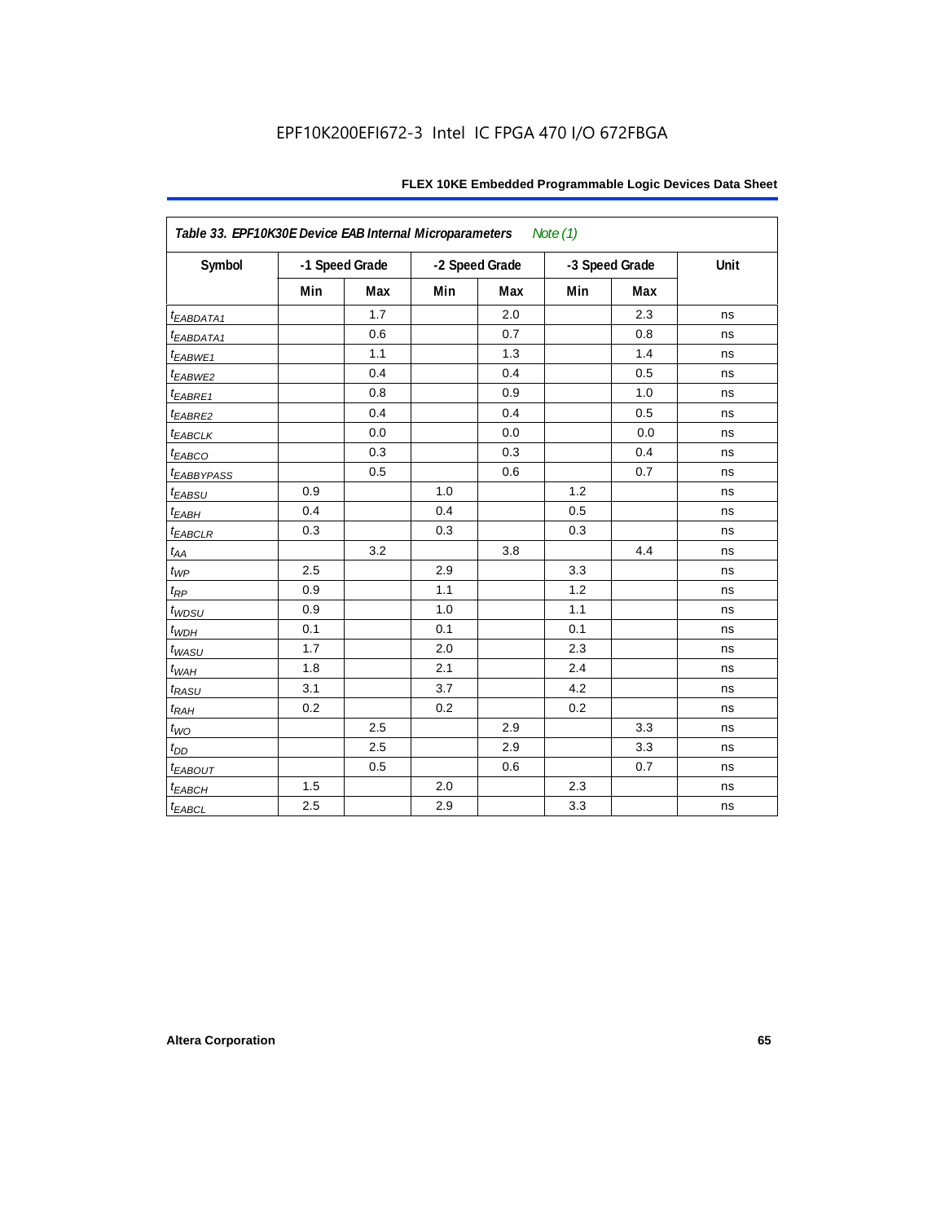Table 33. EPF10K30E Device EAB Internal Microparameters *Note (1)*

| Symbol | -1 Speed Grade | | -2 Speed Grade | | -3 Speed Grade | | Unit |
|---|---|---|---|---|---|---|---|
| | Min | Max | Min | Max | Min | Max | |
| $t_{EABDATA1}$ | | 1.7 | | 2.0 | | 2.3 | ns |
| $t_{EABDATA1}$ | | 0.6 | | 0.7 | | 0.8 | ns |
| $t_{EABWE1}$ | | 1.1 | | 1.3 | | 1.4 | ns |
| $t_{EABWE2}$ | | 0.4 | | 0.4 | | 0.5 | ns |
| $t_{EABRE1}$ | | 0.8 | | 0.9 | | 1.0 | ns |
| $t_{EABRE2}$ | | 0.4 | | 0.4 | | 0.5 | ns |
| $t_{EABCLK}$ | | 0.0 | | 0.0 | | 0.0 | ns |
| $t_{EABCO}$ | | 0.3 | | 0.3 | | 0.4 | ns |
| $t_{EABBYPASS}$ | | 0.5 | | 0.6 | | 0.7 | ns |
| $t_{EABSU}$ | 0.9 | | 1.0 | | 1.2 | | ns |
| $t_{EABH}$ | 0.4 | | 0.4 | | 0.5 | | ns |
| $t_{EABCLR}$ | 0.3 | | 0.3 | | 0.3 | | ns |
| $t_{AA}$ | | 3.2 | | 3.8 | | 4.4 | ns |
| $t_{WP}$ | 2.5 | | 2.9 | | 3.3 | | ns |
| $t_{RP}$ | 0.9 | | 1.1 | | 1.2 | | ns |
| $t_{WDSU}$ | 0.9 | | 1.0 | | 1.1 | | ns |
| $t_{WDH}$ | 0.1 | | 0.1 | | 0.1 | | ns |
| $t_{WASU}$ | 1.7 | | 2.0 | | 2.3 | | ns |
| $t_{WAH}$ | 1.8 | | 2.1 | | 2.4 | | ns |
| $t_{RASU}$ | 3.1 | | 3.7 | | 4.2 | | ns |
| $t_{RAH}$ | 0.2 | | 0.2 | | 0.2 | | ns |
| $t_{WO}$ | | 2.5 | | 2.9 | | 3.3 | ns |
| $t_{DD}$ | | 2.5 | | 2.9 | | 3.3 | ns |
| $t_{EABOUT}$ | | 0.5 | | 0.6 | | 0.7 | ns |
| $t_{EABCH}$ | 1.5 | | 2.0 | | 2.3 | | ns |
| $t_{EABCL}$ | 2.5 | | 2.9 | | 3.3 | | ns |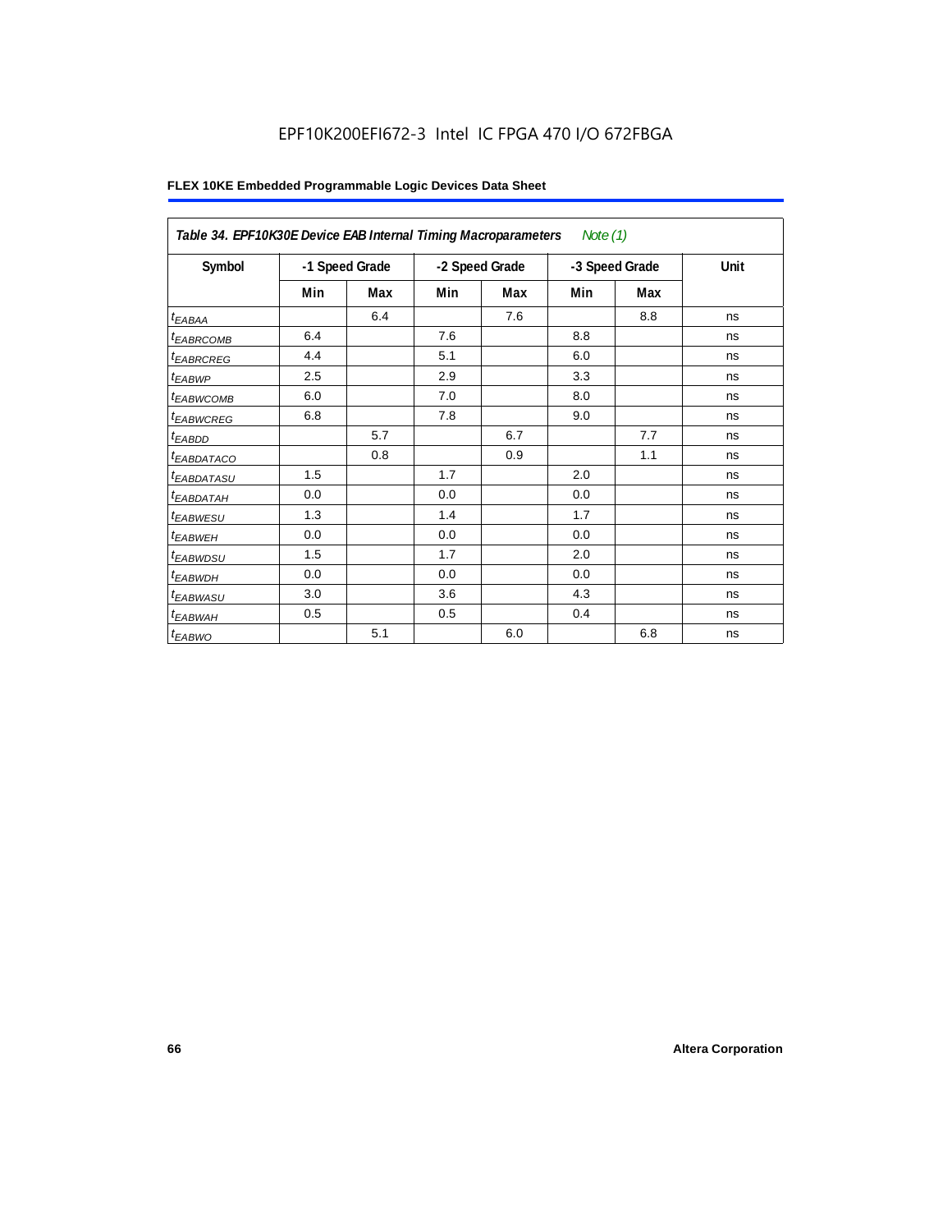**Table 34. EPF10K30E Device EAB Internal Timing Macroparameters** *Note (1)*

| Symbol | -1 Speed Grade | | -2 Speed Grade | | -3 Speed Grade | | Unit |
|---|---|---|---|---|---|---|---|
| | Min | Max | Min | Max | Min | Max | |
| $t_{EABAA}$ | | 6.4 | | 7.6 | | 8.8 | ns |
| $t_{EABRCOMB}$ | 6.4 | | 7.6 | | 8.8 | | ns |
| $t_{EABRCREG}$ | 4.4 | | 5.1 | | 6.0 | | ns |
| $t_{EABWP}$ | 2.5 | | 2.9 | | 3.3 | | ns |
| $t_{EABWCOMB}$ | 6.0 | | 7.0 | | 8.0 | | ns |
| $t_{EABWCREG}$ | 6.8 | | 7.8 | | 9.0 | | ns |
| $t_{EABDD}$ | | 5.7 | | 6.7 | | 7.7 | ns |
| $t_{EABDATACO}$ | | 0.8 | | 0.9 | | 1.1 | ns |
| $t_{EABDATASU}$ | 1.5 | | 1.7 | | 2.0 | | ns |
| $t_{EABDATAH}$ | 0.0 | | 0.0 | | 0.0 | | ns |
| $t_{EABWESU}$ | 1.3 | | 1.4 | | 1.7 | | ns |
| $t_{EABWEH}$ | 0.0 | | 0.0 | | 0.0 | | ns |
| $t_{EABWDSU}$ | 1.5 | | 1.7 | | 2.0 | | ns |
| $t_{EABWDH}$ | 0.0 | | 0.0 | | 0.0 | | ns |
| $t_{EABWASU}$ | 3.0 | | 3.6 | | 4.3 | | ns |
| $t_{EABWAH}$ | 0.5 | | 0.5 | | 0.4 | | ns |
| $t_{EABWO}$ | | 5.1 | | 6.0 | | 6.8 | ns |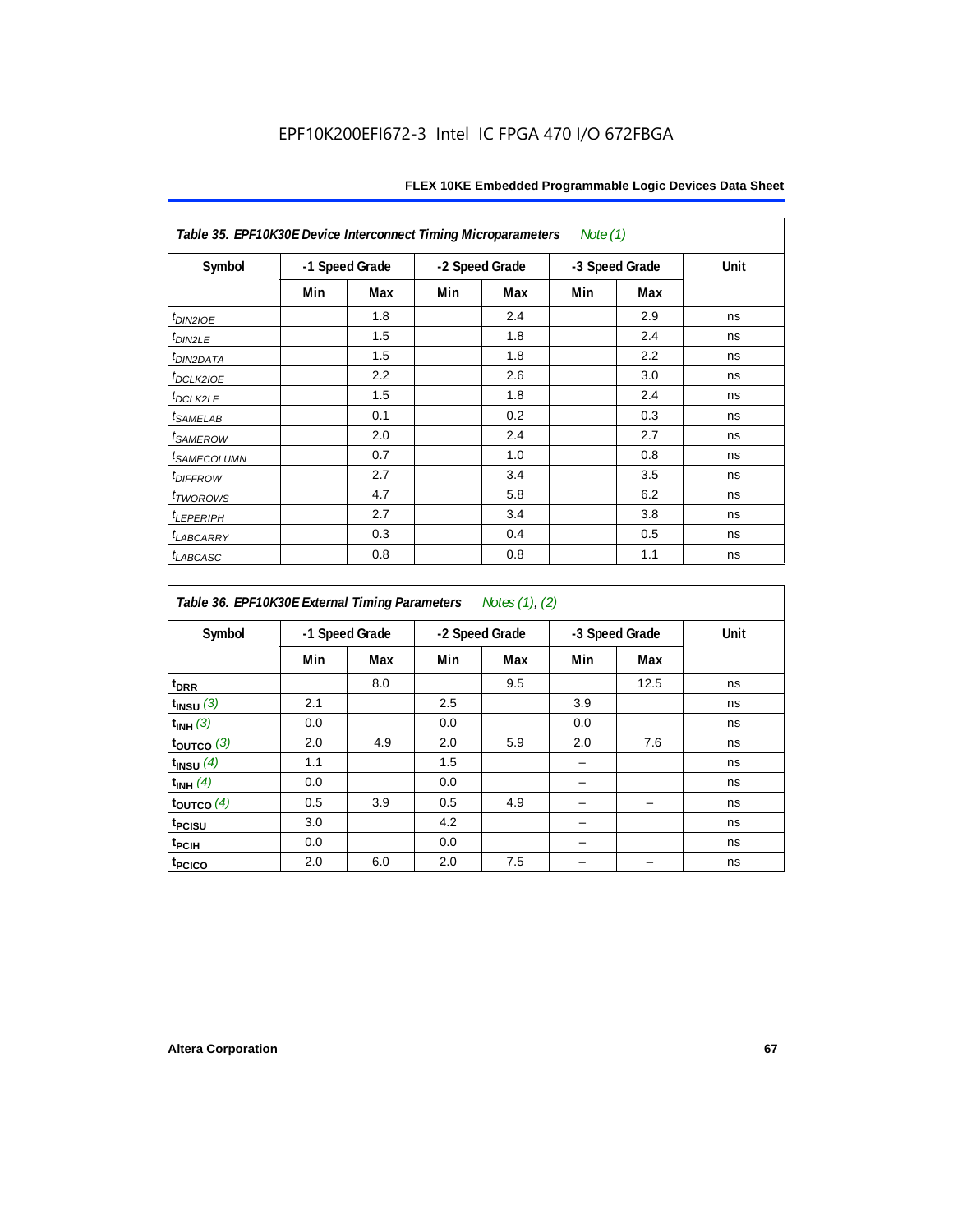| Table 35. EPF10K30E Device Interconnect Timing Microparameters Note (1) | | | | | | | |
|---|---|---|---|---|---|---|---|
| Symbol | -1 Speed Grade | | -2 Speed Grade | | -3 Speed Grade | | Unit |
| | Min | Max | Min | Max | Min | Max | |
| $t_{DIN2IOE}$ | | 1.8 | | 2.4 | | 2.9 | ns |
| $t_{DIN2LE}$ | | 1.5 | | 1.8 | | 2.4 | ns |
| $t_{DIN2DATA}$ | | 1.5 | | 1.8 | | 2.2 | ns |
| $t_{DCLK2IOE}$ | | 2.2 | | 2.6 | | 3.0 | ns |
| $t_{DCLK2LE}$ | | 1.5 | | 1.8 | | 2.4 | ns |
| $t_{SAMELAB}$ | | 0.1 | | 0.2 | | 0.3 | ns |
| $t_{SAMEROW}$ | | 2.0 | | 2.4 | | 2.7 | ns |
| $t_{SAMECOLUMN}$ | | 0.7 | | 1.0 | | 0.8 | ns |
| $t_{DIFFROW}$ | | 2.7 | | 3.4 | | 3.5 | ns |
| $t_{TWOROWS}$ | | 4.7 | | 5.8 | | 6.2 | ns |
| $t_{LEPERIPH}$ | | 2.7 | | 3.4 | | 3.8 | ns |
| $t_{LABCARRY}$ | | 0.3 | | 0.4 | | 0.5 | ns |
| $t_{LABCASC}$ | | 0.8 | | 0.8 | | 1.1 | ns |

| Table 36. EPF10K30E External Timing Parameters Notes (1), (2) | | | | | | | |
|---|---|---|---|---|---|---|---|
| Symbol | -1 Speed Grade | | -2 Speed Grade | | -3 Speed Grade | | Unit |
| | Min | Max | Min | Max | Min | Max | |
| $t_{DRR}$ | | 8.0 | | 9.5 | | 12.5 | ns |
| $t_{INSU}$ (3) | 2.1 | | 2.5 | | 3.9 | | ns |
| $t_{INH}$ (3) | 0.0 | | 0.0 | | 0.0 | | ns |
| $t_{OUTCO}$ (3) | 2.0 | 4.9 | 2.0 | 5.9 | 2.0 | 7.6 | ns |
| $t_{INSU}$ (4) | 1.1 | | 1.5 | | – | | ns |
| $t_{INH}$ (4) | 0.0 | | 0.0 | | – | | ns |
| $t_{OUTCO}$ (4) | 0.5 | 3.9 | 0.5 | 4.9 | – | – | ns |
| $t_{PCISU}$ | 3.0 | | 4.2 | | – | | ns |
| $t_{PCIH}$ | 0.0 | | 0.0 | | – | | ns |
| $t_{PCICO}$ | 2.0 | 6.0 | 2.0 | 7.5 | – | – | ns |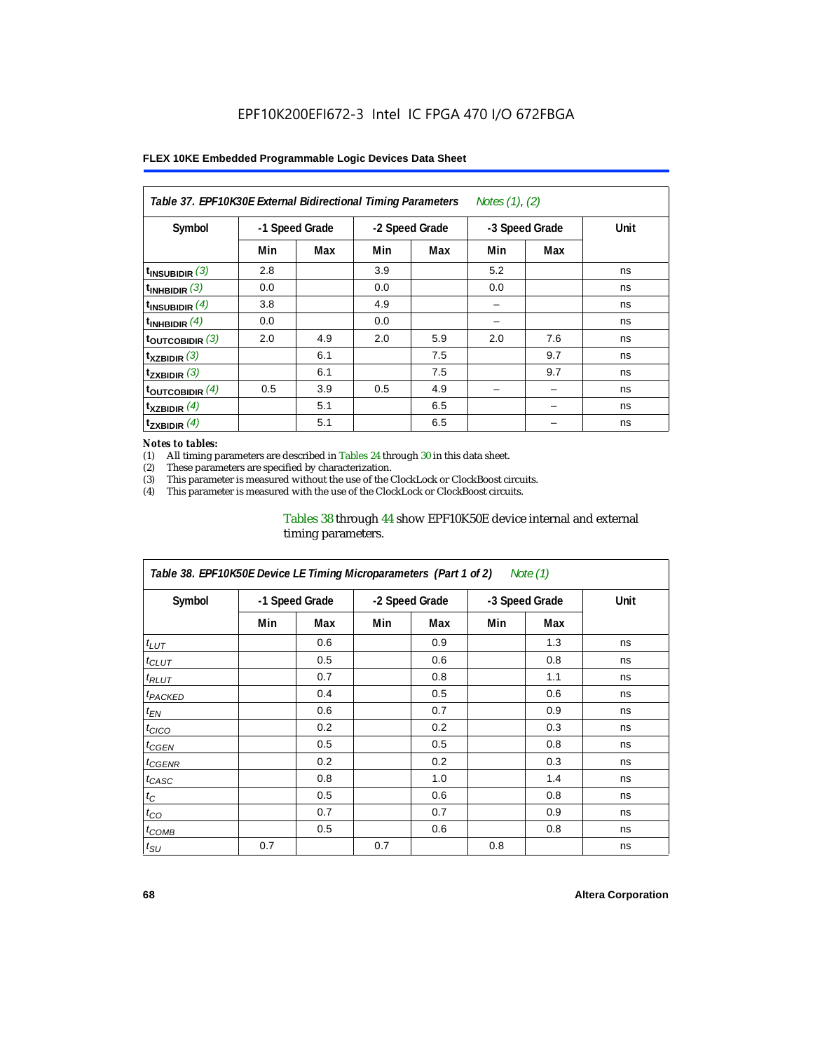**Table 37. EPF10K30E External Bidirectional Timing Parameters** *Notes (1), (2)*

| Symbol | -1 Speed Grade | | -2 Speed Grade | | -3 Speed Grade | | Unit |
|---|---|---|---|---|---|---|---|
| | Min | Max | Min | Max | Min | Max | |
| $t_{INSUBIDIR}$ (3) | 2.8 | | 3.9 | | 5.2 | | ns |
| $t_{INHBIDIR}$ (3) | 0.0 | | 0.0 | | 0.0 | | ns |
| $t_{INSUBIDIR}$ (4) | 3.8 | | 4.9 | | – | | ns |
| $t_{INHBIDIR}$ (4) | 0.0 | | 0.0 | | – | | ns |
| $t_{OUTCOBIDIR}$ (3) | 2.0 | 4.9 | 2.0 | 5.9 | 2.0 | 7.6 | ns |
| $t_{XZBIDIR}$ (3) | | 6.1 | | 7.5 | | 9.7 | ns |
| $t_{ZXBIDIR}$ (3) | | 6.1 | | 7.5 | | 9.7 | ns |
| $t_{OUTCOBIDIR}$ (4) | 0.5 | 3.9 | 0.5 | 4.9 | – | – | ns |
| $t_{XZBIDIR}$ (4) | | 5.1 | | 6.5 | | – | ns |
| $t_{ZXBIDIR}$ (4) | | 5.1 | | 6.5 | | – | ns |

*Notes to tables:*

(1) All timing parameters are described in Tables 24 through 30 in this data sheet.
(2) These parameters are specified by characterization.
(3) This parameter is measured without the use of the ClockLock or ClockBoost circuits.
(4) This parameter is measured with the use of the ClockLock or ClockBoost circuits.

Tables 38 through 44 show EPF10K50E device internal and external timing parameters.

**Table 38. EPF10K50E Device LE Timing Microparameters (Part 1 of 2)** *Note (1)*

| Symbol | -1 Speed Grade | | -2 Speed Grade | | -3 Speed Grade | | Unit |
|---|---|---|---|---|---|---|---|
| | Min | Max | Min | Max | Min | Max | |
| $t_{LUT}$ | | 0.6 | | 0.9 | | 1.3 | ns |
| $t_{CLUT}$ | | 0.5 | | 0.6 | | 0.8 | ns |
| $t_{RLUT}$ | | 0.7 | | 0.8 | | 1.1 | ns |
| $t_{PACKED}$ | | 0.4 | | 0.5 | | 0.6 | ns |
| $t_{EN}$ | | 0.6 | | 0.7 | | 0.9 | ns |
| $t_{CICO}$ | | 0.2 | | 0.2 | | 0.3 | ns |
| $t_{CGEN}$ | | 0.5 | | 0.5 | | 0.8 | ns |
| $t_{CGENR}$ | | 0.2 | | 0.2 | | 0.3 | ns |
| $t_{CASC}$ | | 0.8 | | 1.0 | | 1.4 | ns |
| $t_{C}$ | | 0.5 | | 0.6 | | 0.8 | ns |
| $t_{CO}$ | | 0.7 | | 0.7 | | 0.9 | ns |
| $t_{COMB}$ | | 0.5 | | 0.6 | | 0.8 | ns |
| $t_{SU}$ | 0.7 | | 0.7 | | 0.8 | | ns |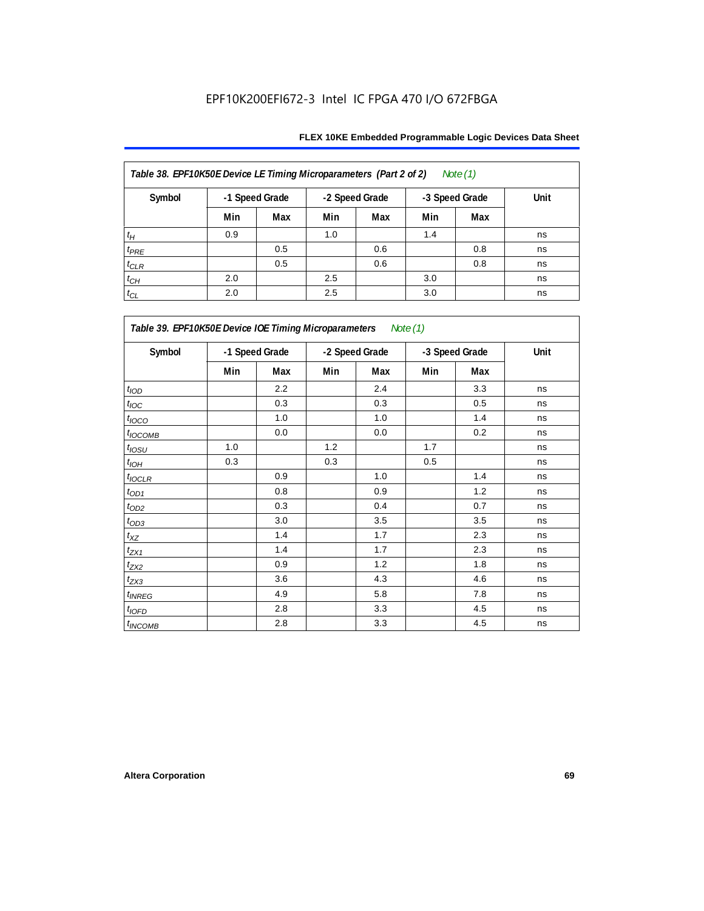| Table 38. EPF10K50E Device LE Timing Microparameters (Part 2 of 2) *Note (1)* | | | | | | | |
|---|---|---|---|---|---|---|---|
| Symbol | -1 Speed Grade | | -2 Speed Grade | | -3 Speed Grade | | Unit |
| | Min | Max | Min | Max | Min | Max | |
| $t_H$ | 0.9 | | 1.0 | | 1.4 | | ns |
| $t_{PRE}$ | | 0.5 | | 0.6 | | 0.8 | ns |
| $t_{CLR}$ | | 0.5 | | 0.6 | | 0.8 | ns |
| $t_{CH}$ | 2.0 | | 2.5 | | 3.0 | | ns |
| $t_{CL}$ | 2.0 | | 2.5 | | 3.0 | | ns |

| Table 39. EPF10K50E Device IOE Timing Microparameters *Note (1)* | | | | | | | |
|---|---|---|---|---|---|---|---|
| Symbol | -1 Speed Grade | | -2 Speed Grade | | -3 Speed Grade | | Unit |
| | Min | Max | Min | Max | Min | Max | |
| $t_{IOD}$ | | 2.2 | | 2.4 | | 3.3 | ns |
| $t_{IOC}$ | | 0.3 | | 0.3 | | 0.5 | ns |
| $t_{IOCO}$ | | 1.0 | | 1.0 | | 1.4 | ns |
| $t_{IOCOMB}$ | | 0.0 | | 0.0 | | 0.2 | ns |
| $t_{IOSU}$ | 1.0 | | 1.2 | | 1.7 | | ns |
| $t_{IOH}$ | 0.3 | | 0.3 | | 0.5 | | ns |
| $t_{IOCLR}$ | | 0.9 | | 1.0 | | 1.4 | ns |
| $t_{OD1}$ | | 0.8 | | 0.9 | | 1.2 | ns |
| $t_{OD2}$ | | 0.3 | | 0.4 | | 0.7 | ns |
| $t_{OD3}$ | | 3.0 | | 3.5 | | 3.5 | ns |
| $t_{XZ}$ | | 1.4 | | 1.7 | | 2.3 | ns |
| $t_{ZX1}$ | | 1.4 | | 1.7 | | 2.3 | ns |
| $t_{ZX2}$ | | 0.9 | | 1.2 | | 1.8 | ns |
| $t_{ZX3}$ | | 3.6 | | 4.3 | | 4.6 | ns |
| $t_{INREG}$ | | 4.9 | | 5.8 | | 7.8 | ns |
| $t_{IOFD}$ | | 2.8 | | 3.3 | | 4.5 | ns |
| $t_{INCOMB}$ | | 2.8 | | 3.3 | | 4.5 | ns |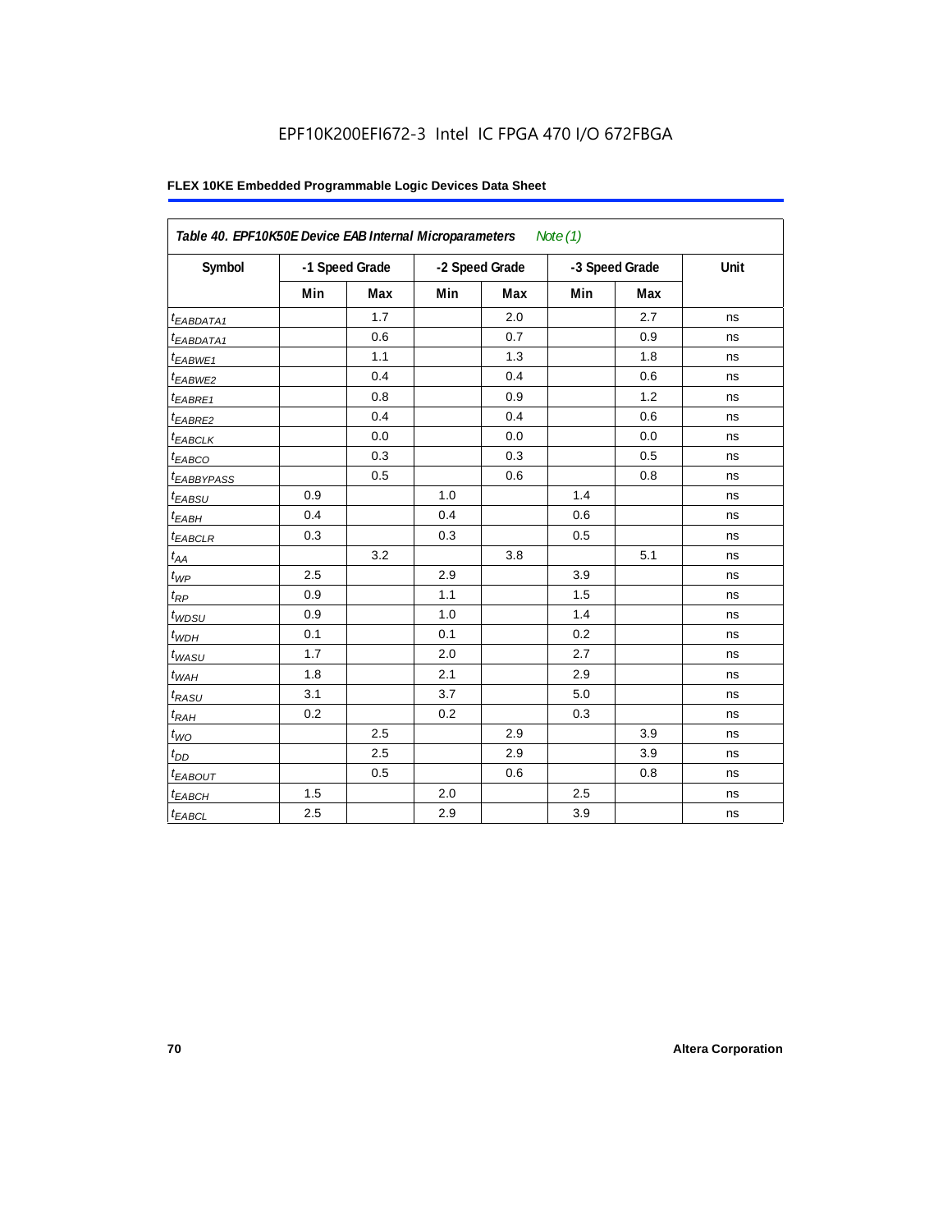EPF10K200EFI672-3 Intel IC FPGA 470 I/O 672FBGA

**FLEX 10KE Embedded Programmable Logic Devices Data Sheet**

| *Table 40. EPF10K50E Device EAB Internal Microparameters Note (1)* | | | | | | | |
|---|---|---|---|---|---|---|---|
| **Symbol** | **-1 Speed Grade** | | **-2 Speed Grade** | | **-3 Speed Grade** | | **Unit** |
| | **Min** | **Max** | **Min** | **Max** | **Min** | **Max** | |
| $t_{EABDATA1}$ | | 1.7 | | 2.0 | | 2.7 | ns |
| $t_{EABDATA1}$ | | 0.6 | | 0.7 | | 0.9 | ns |
| $t_{EABWE1}$ | | 1.1 | | 1.3 | | 1.8 | ns |
| $t_{EABWE2}$ | | 0.4 | | 0.4 | | 0.6 | ns |
| $t_{EABRE1}$ | | 0.8 | | 0.9 | | 1.2 | ns |
| $t_{EABRE2}$ | | 0.4 | | 0.4 | | 0.6 | ns |
| $t_{EABCLK}$ | | 0.0 | | 0.0 | | 0.0 | ns |
| $t_{EABCO}$ | | 0.3 | | 0.3 | | 0.5 | ns |
| $t_{EABBYPASS}$ | | 0.5 | | 0.6 | | 0.8 | ns |
| $t_{EABSU}$ | 0.9 | | 1.0 | | 1.4 | | ns |
| $t_{EABH}$ | 0.4 | | 0.4 | | 0.6 | | ns |
| $t_{EABCLR}$ | 0.3 | | 0.3 | | 0.5 | | ns |
| $t_{AA}$ | | 3.2 | | 3.8 | | 5.1 | ns |
| $t_{WP}$ | 2.5 | | 2.9 | | 3.9 | | ns |
| $t_{RP}$ | 0.9 | | 1.1 | | 1.5 | | ns |
| $t_{WDSU}$ | 0.9 | | 1.0 | | 1.4 | | ns |
| $t_{WDH}$ | 0.1 | | 0.1 | | 0.2 | | ns |
| $t_{WASU}$ | 1.7 | | 2.0 | | 2.7 | | ns |
| $t_{WAH}$ | 1.8 | | 2.1 | | 2.9 | | ns |
| $t_{RASU}$ | 3.1 | | 3.7 | | 5.0 | | ns |
| $t_{RAH}$ | 0.2 | | 0.2 | | 0.3 | | ns |
| $t_{WO}$ | | 2.5 | | 2.9 | | 3.9 | ns |
| $t_{DD}$ | | 2.5 | | 2.9 | | 3.9 | ns |
| $t_{EABOUT}$ | | 0.5 | | 0.6 | | 0.8 | ns |
| $t_{EABCH}$ | 1.5 | | 2.0 | | 2.5 | | ns |
| $t_{EABCL}$ | 2.5 | | 2.9 | | 3.9 | | ns |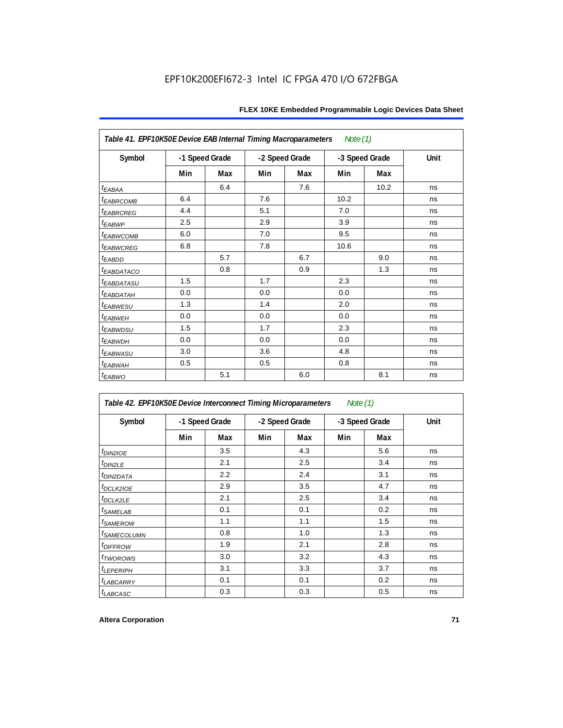### Table 41. EPF10K50E Device EAB Internal Timing Macroparameters *Note (1)*

| Symbol | -1 Speed Grade | | -2 Speed Grade | | -3 Speed Grade | | Unit |
|---|---|---|---|---|---|---|---|
| | Min | Max | Min | Max | Min | Max | |
| $t_{EABAA}$ | | 6.4 | | 7.6 | | 10.2 | ns |
| $t_{EABRCOMB}$ | 6.4 | | 7.6 | | 10.2 | | ns |
| $t_{EABRCREG}$ | 4.4 | | 5.1 | | 7.0 | | ns |
| $t_{EABWP}$ | 2.5 | | 2.9 | | 3.9 | | ns |
| $t_{EABWCOMB}$ | 6.0 | | 7.0 | | 9.5 | | ns |
| $t_{EABWCREG}$ | 6.8 | | 7.8 | | 10.6 | | ns |
| $t_{EABDD}$ | | 5.7 | | 6.7 | | 9.0 | ns |
| $t_{EABDATACO}$ | | 0.8 | | 0.9 | | 1.3 | ns |
| $t_{EABDATASU}$ | 1.5 | | 1.7 | | 2.3 | | ns |
| $t_{EABDATAH}$ | 0.0 | | 0.0 | | 0.0 | | ns |
| $t_{EABWESU}$ | 1.3 | | 1.4 | | 2.0 | | ns |
| $t_{EABWEH}$ | 0.0 | | 0.0 | | 0.0 | | ns |
| $t_{EABWDSU}$ | 1.5 | | 1.7 | | 2.3 | | ns |
| $t_{EABWDH}$ | 0.0 | | 0.0 | | 0.0 | | ns |
| $t_{EABWASU}$ | 3.0 | | 3.6 | | 4.8 | | ns |
| $t_{EABWAH}$ | 0.5 | | 0.5 | | 0.8 | | ns |
| $t_{EABWO}$ | | 5.1 | | 6.0 | | 8.1 | ns |

### Table 42. EPF10K50E Device Interconnect Timing Microparameters *Note (1)*

| Symbol | -1 Speed Grade | | -2 Speed Grade | | -3 Speed Grade | | Unit |
|---|---|---|---|---|---|---|---|
| | Min | Max | Min | Max | Min | Max | |
| $t_{DIN2IOE}$ | | 3.5 | | 4.3 | | 5.6 | ns |
| $t_{DIN2LE}$ | | 2.1 | | 2.5 | | 3.4 | ns |
| $t_{DIN2DATA}$ | | 2.2 | | 2.4 | | 3.1 | ns |
| $t_{DCLK2IOE}$ | | 2.9 | | 3.5 | | 4.7 | ns |
| $t_{DCLK2LE}$ | | 2.1 | | 2.5 | | 3.4 | ns |
| $t_{SAMELAB}$ | | 0.1 | | 0.1 | | 0.2 | ns |
| $t_{SAMEROW}$ | | 1.1 | | 1.1 | | 1.5 | ns |
| $t_{SAMECOLUMN}$ | | 0.8 | | 1.0 | | 1.3 | ns |
| $t_{DIFFROW}$ | | 1.9 | | 2.1 | | 2.8 | ns |
| $t_{TWOROWS}$ | | 3.0 | | 3.2 | | 4.3 | ns |
| $t_{LEPERIPH}$ | | 3.1 | | 3.3 | | 3.7 | ns |
| $t_{LABCARRY}$ | | 0.1 | | 0.1 | | 0.2 | ns |
| $t_{LABCASC}$ | | 0.3 | | 0.3 | | 0.5 | ns |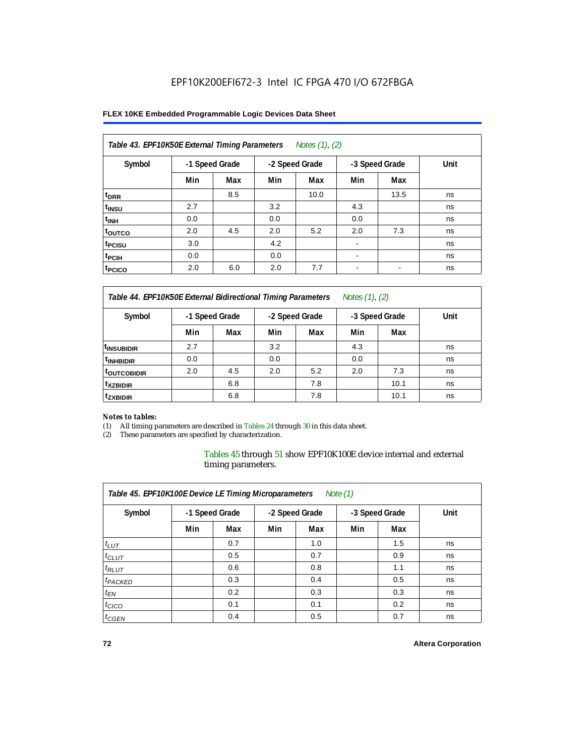EPF10K200EFI672-3 Intel IC FPGA 470 I/O 672FBGA

| Table 43. EPF10K50E External Timing Parameters *Notes (1), (2)* | | | | | | | |
|---|---|---|---|---|---|---|---|
| Symbol | -1 Speed Grade | | -2 Speed Grade | | -3 Speed Grade | | Unit |
| | Min | Max | Min | Max | Min | Max | |
| $t_{DRR}$ | | 8.5 | | 10.0 | | 13.5 | ns |
| $t_{INSU}$ | 2.7 | | 3.2 | | 4.3 | | ns |
| $t_{INH}$ | 0.0 | | 0.0 | | 0.0 | | ns |
| $t_{OUTCO}$ | 2.0 | 4.5 | 2.0 | 5.2 | 2.0 | 7.3 | ns |
| $t_{PCISU}$ | 3.0 | | 4.2 | | - | | ns |
| $t_{PCIH}$ | 0.0 | | 0.0 | | - | | ns |
| $t_{PCICO}$ | 2.0 | 6.0 | 2.0 | 7.7 | - | - | ns |

| Table 44. EPF10K50E External Bidirectional Timing Parameters *Notes (1), (2)* | | | | | | | |
|---|---|---|---|---|---|---|---|
| Symbol | -1 Speed Grade | | -2 Speed Grade | | -3 Speed Grade | | Unit |
| | Min | Max | Min | Max | Min | Max | |
| $t_{INSUBIDIR}$ | 2.7 | | 3.2 | | 4.3 | | ns |
| $t_{INHBIDIR}$ | 0.0 | | 0.0 | | 0.0 | | ns |
| $t_{OUTCOBIDIR}$ | 2.0 | 4.5 | 2.0 | 5.2 | 2.0 | 7.3 | ns |
| $t_{XZBIDIR}$ | | 6.8 | | 7.8 | | 10.1 | ns |
| $t_{ZXBIDIR}$ | | 6.8 | | 7.8 | | 10.1 | ns |

*Notes to tables:*

(1) All timing parameters are described in Tables 24 through 30 in this data sheet.
(2) These parameters are specified by characterization.

Tables 45 through 51 show EPF10K100E device internal and external timing parameters.

| Table 45. EPF10K100E Device LE Timing Microparameters *Note (1)* | | | | | | | |
|---|---|---|---|---|---|---|---|
| Symbol | -1 Speed Grade | | -2 Speed Grade | | -3 Speed Grade | | Unit |
| | Min | Max | Min | Max | Min | Max | |
| $t_{LUT}$ | | 0.7 | | 1.0 | | 1.5 | ns |
| $t_{CLUT}$ | | 0.5 | | 0.7 | | 0.9 | ns |
| $t_{RLUT}$ | | 0.6 | | 0.8 | | 1.1 | ns |
| $t_{PACKED}$ | | 0.3 | | 0.4 | | 0.5 | ns |
| $t_{EN}$ | | 0.2 | | 0.3 | | 0.3 | ns |
| $t_{CICO}$ | | 0.1 | | 0.1 | | 0.2 | ns |
| $t_{CGEN}$ | | 0.4 | | 0.5 | | 0.7 | ns |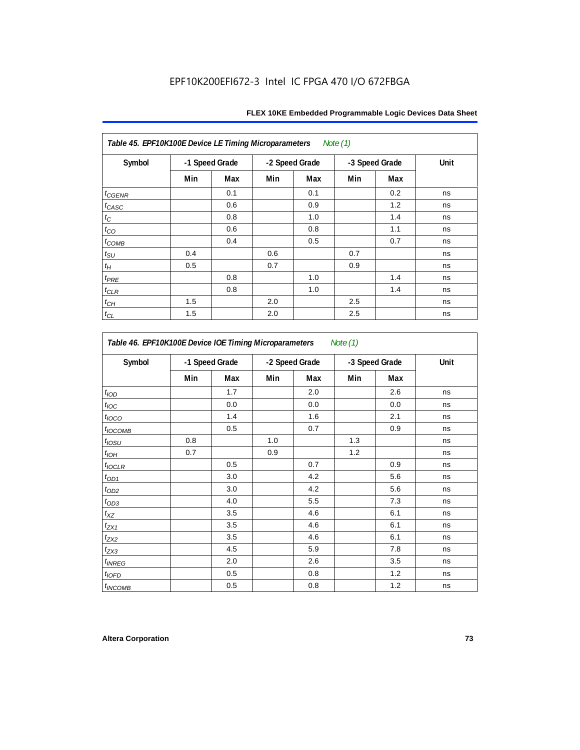EPF10K200EFI672-3 Intel IC FPGA 470 I/O 672FBGA

| Table 45. EPF10K100E Device LE Timing Microparameters *Note (1)* | | | | | | | |
|---|---|---|---|---|---|---|---|
| Symbol | -1 Speed Grade | | -2 Speed Grade | | -3 Speed Grade | | Unit |
| | Min | Max | Min | Max | Min | Max | |
| $t_{CGENR}$ | | 0.1 | | 0.1 | | 0.2 | ns |
| $t_{CASC}$ | | 0.6 | | 0.9 | | 1.2 | ns |
| $t_C$ | | 0.8 | | 1.0 | | 1.4 | ns |
| $t_{CO}$ | | 0.6 | | 0.8 | | 1.1 | ns |
| $t_{COMB}$ | | 0.4 | | 0.5 | | 0.7 | ns |
| $t_{SU}$ | 0.4 | | 0.6 | | 0.7 | | ns |
| $t_H$ | 0.5 | | 0.7 | | 0.9 | | ns |
| $t_{PRE}$ | | 0.8 | | 1.0 | | 1.4 | ns |
| $t_{CLR}$ | | 0.8 | | 1.0 | | 1.4 | ns |
| $t_{CH}$ | 1.5 | | 2.0 | | 2.5 | | ns |
| $t_{CL}$ | 1.5 | | 2.0 | | 2.5 | | ns |

| Table 46. EPF10K100E Device IOE Timing Microparameters *Note (1)* | | | | | | | |
|---|---|---|---|---|---|---|---|
| Symbol | -1 Speed Grade | | -2 Speed Grade | | -3 Speed Grade | | Unit |
| | Min | Max | Min | Max | Min | Max | |
| $t_{IOD}$ | | 1.7 | | 2.0 | | 2.6 | ns |
| $t_{IOC}$ | | 0.0 | | 0.0 | | 0.0 | ns |
| $t_{IOCO}$ | | 1.4 | | 1.6 | | 2.1 | ns |
| $t_{IOCOMB}$ | | 0.5 | | 0.7 | | 0.9 | ns |
| $t_{IOSU}$ | 0.8 | | 1.0 | | 1.3 | | ns |
| $t_{IOH}$ | 0.7 | | 0.9 | | 1.2 | | ns |
| $t_{IOCLR}$ | | 0.5 | | 0.7 | | 0.9 | ns |
| $t_{OD1}$ | | 3.0 | | 4.2 | | 5.6 | ns |
| $t_{OD2}$ | | 3.0 | | 4.2 | | 5.6 | ns |
| $t_{OD3}$ | | 4.0 | | 5.5 | | 7.3 | ns |
| $t_{XZ}$ | | 3.5 | | 4.6 | | 6.1 | ns |
| $t_{ZX1}$ | | 3.5 | | 4.6 | | 6.1 | ns |
| $t_{ZX2}$ | | 3.5 | | 4.6 | | 6.1 | ns |
| $t_{ZX3}$ | | 4.5 | | 5.9 | | 7.8 | ns |
| $t_{INREG}$ | | 2.0 | | 2.6 | | 3.5 | ns |
| $t_{IOFD}$ | | 0.5 | | 0.8 | | 1.2 | ns |
| $t_{INCOMB}$ | | 0.5 | | 0.8 | | 1.2 | ns |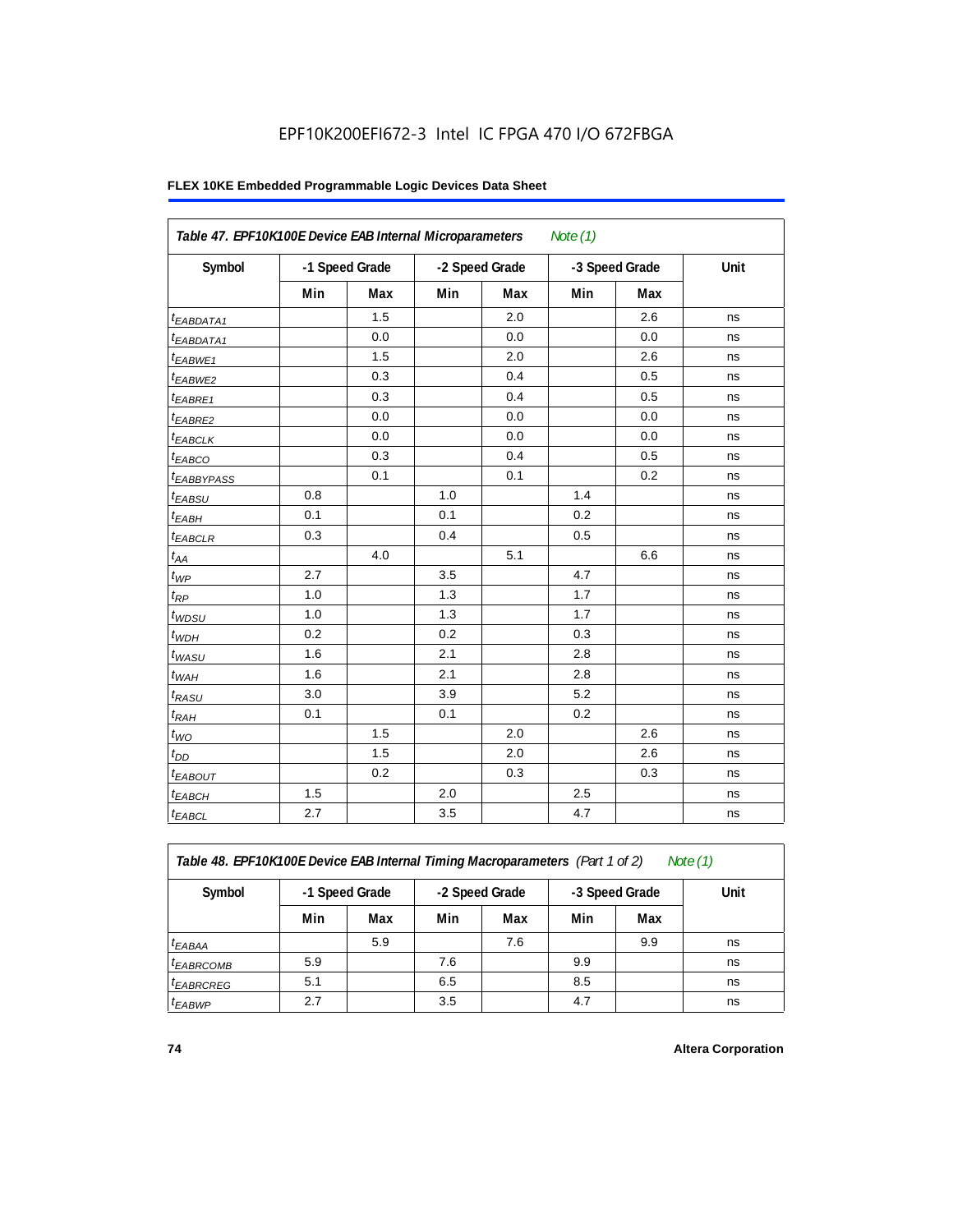EPF10K200EFI672-3 Intel IC FPGA 470 I/O 672FBGA

| Table 47. EPF10K100E Device EAB Internal Microparameters *Note (1)* | | | | | | | |
|---|---|---|---|---|---|---|---|
| Symbol | -1 Speed Grade | | -2 Speed Grade | | -3 Speed Grade | | Unit |
| | Min | Max | Min | Max | Min | Max | |
| $t_{EABDATA1}$ | | 1.5 | | 2.0 | | 2.6 | ns |
| $t_{EABDATA1}$ | | 0.0 | | 0.0 | | 0.0 | ns |
| $t_{EABWE1}$ | | 1.5 | | 2.0 | | 2.6 | ns |
| $t_{EABWE2}$ | | 0.3 | | 0.4 | | 0.5 | ns |
| $t_{EABRE1}$ | | 0.3 | | 0.4 | | 0.5 | ns |
| $t_{EABRE2}$ | | 0.0 | | 0.0 | | 0.0 | ns |
| $t_{EABCLK}$ | | 0.0 | | 0.0 | | 0.0 | ns |
| $t_{EABCO}$ | | 0.3 | | 0.4 | | 0.5 | ns |
| $t_{EABBYPASS}$ | | 0.1 | | 0.1 | | 0.2 | ns |
| $t_{EABSU}$ | 0.8 | | 1.0 | | 1.4 | | ns |
| $t_{EABH}$ | 0.1 | | 0.1 | | 0.2 | | ns |
| $t_{EABCLR}$ | 0.3 | | 0.4 | | 0.5 | | ns |
| $t_{AA}$ | | 4.0 | | 5.1 | | 6.6 | ns |
| $t_{WP}$ | 2.7 | | 3.5 | | 4.7 | | ns |
| $t_{RP}$ | 1.0 | | 1.3 | | 1.7 | | ns |
| $t_{WDSU}$ | 1.0 | | 1.3 | | 1.7 | | ns |
| $t_{WDH}$ | 0.2 | | 0.2 | | 0.3 | | ns |
| $t_{WASU}$ | 1.6 | | 2.1 | | 2.8 | | ns |
| $t_{WAH}$ | 1.6 | | 2.1 | | 2.8 | | ns |
| $t_{RASU}$ | 3.0 | | 3.9 | | 5.2 | | ns |
| $t_{RAH}$ | 0.1 | | 0.1 | | 0.2 | | ns |
| $t_{WO}$ | | 1.5 | | 2.0 | | 2.6 | ns |
| $t_{DD}$ | | 1.5 | | 2.0 | | 2.6 | ns |
| $t_{EABOUT}$ | | 0.2 | | 0.3 | | 0.3 | ns |
| $t_{EABCH}$ | 1.5 | | 2.0 | | 2.5 | | ns |
| $t_{EABCL}$ | 2.7 | | 3.5 | | 4.7 | | ns |

| Table 48. EPF10K100E Device EAB Internal Timing Macroparameters (Part 1 of 2) *Note (1)* | | | | | | | |
|---|---|---|---|---|---|---|---|
| Symbol | -1 Speed Grade | | -2 Speed Grade | | -3 Speed Grade | | Unit |
| | Min | Max | Min | Max | Min | Max | |
| $t_{EABAA}$ | | 5.9 | | 7.6 | | 9.9 | ns |
| $t_{EABRCOMB}$ | 5.9 | | 7.6 | | 9.9 | | ns |
| $t_{EABRCREG}$ | 5.1 | | 6.5 | | 8.5 | | ns |
| $t_{EABWP}$ | 2.7 | | 3.5 | | 4.7 | | ns |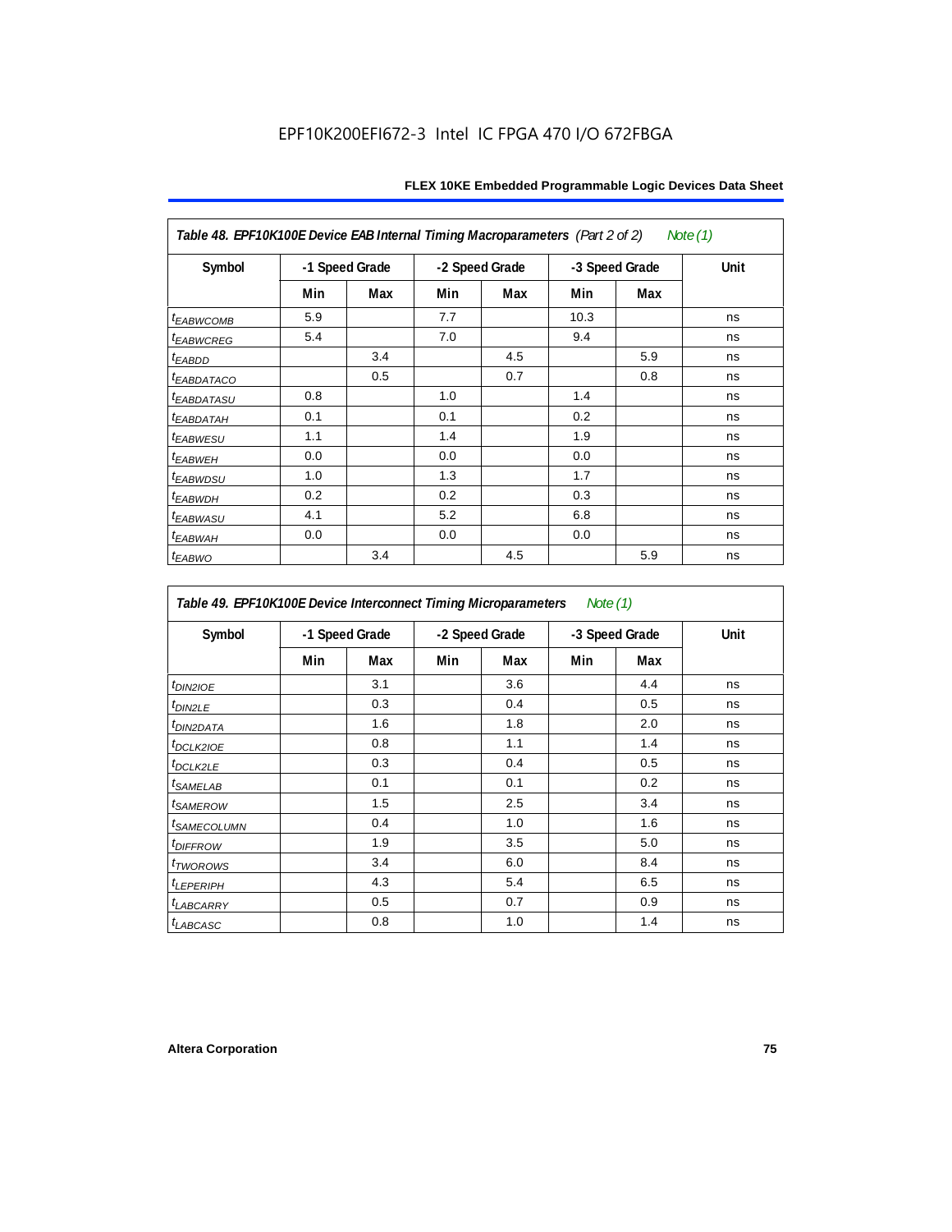EPF10K200EFI672-3 Intel IC FPGA 470 I/O 672FBGA

| Table 48. EPF10K100E Device EAB Internal Timing Macroparameters (Part 2 of 2) Note (1) | | | | | | | |
|---|---|---|---|---|---|---|---|
| Symbol | -1 Speed Grade | | -2 Speed Grade | | -3 Speed Grade | | Unit |
| | Min | Max | Min | Max | Min | Max | |
| $t_{EABWCOMB}$ | 5.9 | | 7.7 | | 10.3 | | ns |
| $t_{EABWCREG}$ | 5.4 | | 7.0 | | 9.4 | | ns |
| $t_{EABDD}$ | | 3.4 | | 4.5 | | 5.9 | ns |
| $t_{EABDATACO}$ | | 0.5 | | 0.7 | | 0.8 | ns |
| $t_{EABDATASU}$ | 0.8 | | 1.0 | | 1.4 | | ns |
| $t_{EABDATAH}$ | 0.1 | | 0.1 | | 0.2 | | ns |
| $t_{EABWESU}$ | 1.1 | | 1.4 | | 1.9 | | ns |
| $t_{EABWEH}$ | 0.0 | | 0.0 | | 0.0 | | ns |
| $t_{EABWDSU}$ | 1.0 | | 1.3 | | 1.7 | | ns |
| $t_{EABWDH}$ | 0.2 | | 0.2 | | 0.3 | | ns |
| $t_{EABWASU}$ | 4.1 | | 5.2 | | 6.8 | | ns |
| $t_{EABWAH}$ | 0.0 | | 0.0 | | 0.0 | | ns |
| $t_{EABWO}$ | | 3.4 | | 4.5 | | 5.9 | ns |

| Table 49. EPF10K100E Device Interconnect Timing Microparameters Note (1) | | | | | | | |
|---|---|---|---|---|---|---|---|
| Symbol | -1 Speed Grade | | -2 Speed Grade | | -3 Speed Grade | | Unit |
| | Min | Max | Min | Max | Min | Max | |
| $t_{DIN2IOE}$ | | 3.1 | | 3.6 | | 4.4 | ns |
| $t_{DIN2LE}$ | | 0.3 | | 0.4 | | 0.5 | ns |
| $t_{DIN2DATA}$ | | 1.6 | | 1.8 | | 2.0 | ns |
| $t_{DCLK2IOE}$ | | 0.8 | | 1.1 | | 1.4 | ns |
| $t_{DCLK2LE}$ | | 0.3 | | 0.4 | | 0.5 | ns |
| $t_{SAMELAB}$ | | 0.1 | | 0.1 | | 0.2 | ns |
| $t_{SAMEROW}$ | | 1.5 | | 2.5 | | 3.4 | ns |
| $t_{SAMECOLUMN}$ | | 0.4 | | 1.0 | | 1.6 | ns |
| $t_{DIFFROW}$ | | 1.9 | | 3.5 | | 5.0 | ns |
| $t_{TWOROWS}$ | | 3.4 | | 6.0 | | 8.4 | ns |
| $t_{LEPERIPH}$ | | 4.3 | | 5.4 | | 6.5 | ns |
| $t_{LABCARRY}$ | | 0.5 | | 0.7 | | 0.9 | ns |
| $t_{LABCASC}$ | | 0.8 | | 1.0 | | 1.4 | ns |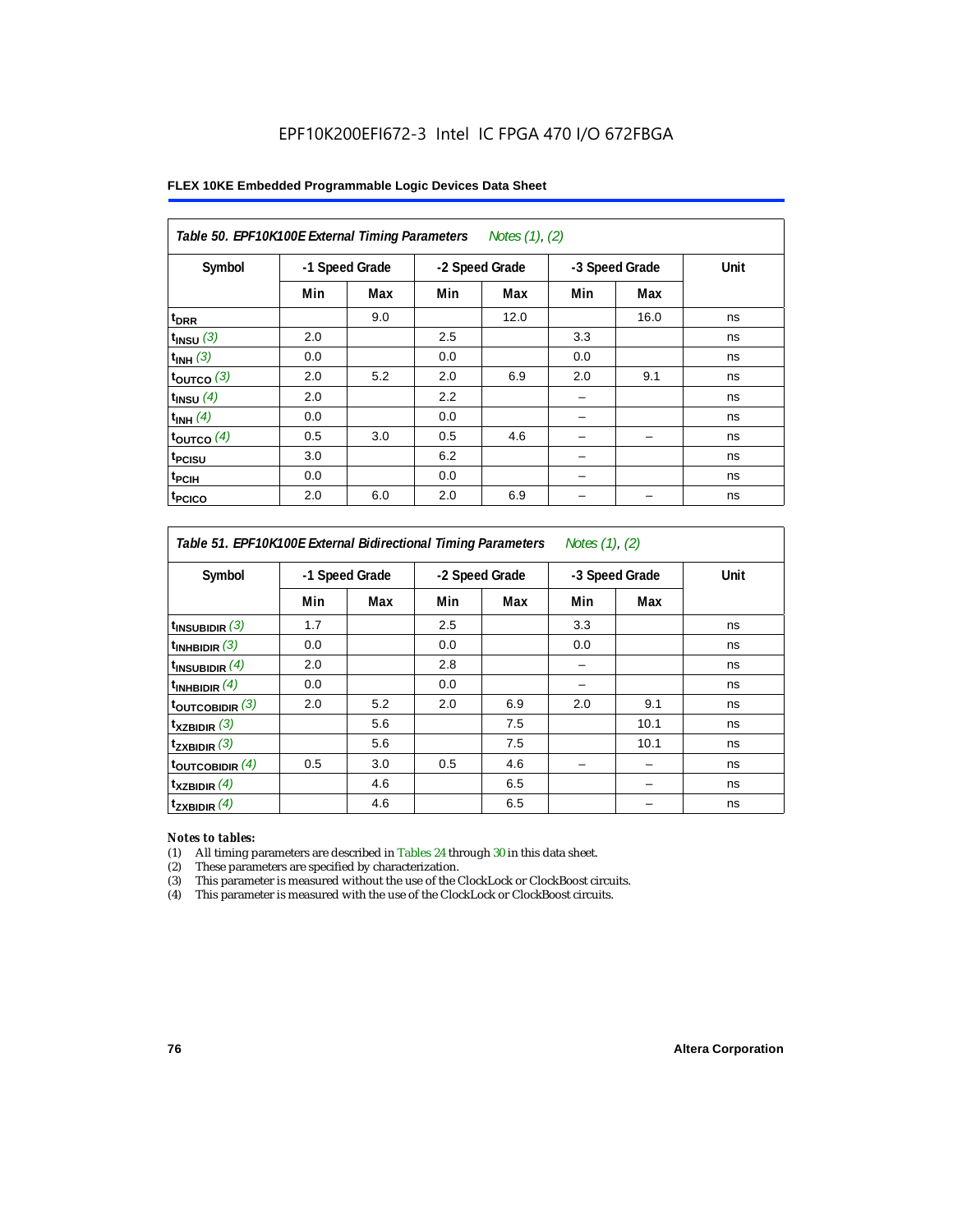EPF10K200EFI672-3 Intel IC FPGA 470 I/O 672FBGA

**FLEX 10KE Embedded Programmable Logic Devices Data Sheet**

| *Table 50. EPF10K100E External Timing Parameters* *Notes (1), (2)* | | | | | | | |
|---|---|---|---|---|---|---|---|
| **Symbol** | **-1 Speed Grade** | | **-2 Speed Grade** | | **-3 Speed Grade** | | **Unit** |
| | **Min** | **Max** | **Min** | **Max** | **Min** | **Max** | |
| $t_{DRR}$ | | 9.0 | | 12.0 | | 16.0 | ns |
| $t_{INSU}$ *(3)* | 2.0 | | 2.5 | | 3.3 | | ns |
| $t_{INH}$ *(3)* | 0.0 | | 0.0 | | 0.0 | | ns |
| $t_{OUTCO}$ *(3)* | 2.0 | 5.2 | 2.0 | 6.9 | 2.0 | 9.1 | ns |
| $t_{INSU}$ *(4)* | 2.0 | | 2.2 | | – | | ns |
| $t_{INH}$ *(4)* | 0.0 | | 0.0 | | – | | ns |
| $t_{OUTCO}$ *(4)* | 0.5 | 3.0 | 0.5 | 4.6 | – | – | ns |
| $t_{PCISU}$ | 3.0 | | 6.2 | | – | | ns |
| $t_{PCIH}$ | 0.0 | | 0.0 | | – | | ns |
| $t_{PCICO}$ | 2.0 | 6.0 | 2.0 | 6.9 | – | – | ns |

| *Table 51. EPF10K100E External Bidirectional Timing Parameters* *Notes (1), (2)* | | | | | | | |
|---|---|---|---|---|---|---|---|
| **Symbol** | **-1 Speed Grade** | | **-2 Speed Grade** | | **-3 Speed Grade** | | **Unit** |
| | **Min** | **Max** | **Min** | **Max** | **Min** | **Max** | |
| $t_{INSUBIDIR}$ *(3)* | 1.7 | | 2.5 | | 3.3 | | ns |
| $t_{INHBIDIR}$ *(3)* | 0.0 | | 0.0 | | 0.0 | | ns |
| $t_{INSUBIDIR}$ *(4)* | 2.0 | | 2.8 | | – | | ns |
| $t_{INHBIDIR}$ *(4)* | 0.0 | | 0.0 | | – | | ns |
| $t_{OUTCOBIDIR}$ *(3)* | 2.0 | 5.2 | 2.0 | 6.9 | 2.0 | 9.1 | ns |
| $t_{XZBIDIR}$ *(3)* | | 5.6 | | 7.5 | | 10.1 | ns |
| $t_{ZXBIDIR}$ *(3)* | | 5.6 | | 7.5 | | 10.1 | ns |
| $t_{OUTCOBIDIR}$ *(4)* | 0.5 | 3.0 | 0.5 | 4.6 | – | – | ns |
| $t_{XZBIDIR}$ *(4)* | | 4.6 | | 6.5 | | – | ns |
| $t_{ZXBIDIR}$ *(4)* | | 4.6 | | 6.5 | | – | ns |

*Notes to tables:*

(1) All timing parameters are described in Tables 24 through 30 in this data sheet.
(2) These parameters are specified by characterization.
(3) This parameter is measured without the use of the ClockLock or ClockBoost circuits.
(4) This parameter is measured with the use of the ClockLock or ClockBoost circuits.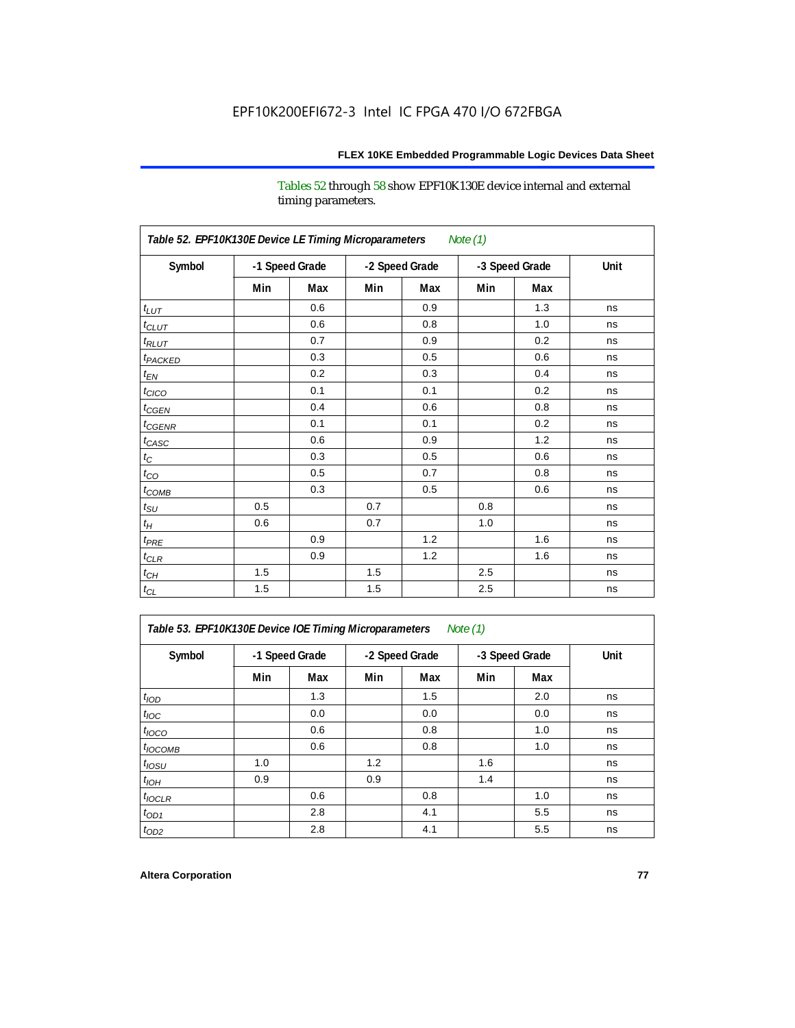Tables 52 through 58 show EPF10K130E device internal and external timing parameters.

**Table 52. EPF10K130E Device LE Timing Microparameters** *Note (1)*

| Symbol | -1 Speed Grade | | -2 Speed Grade | | -3 Speed Grade | | Unit |
|---|---|---|---|---|---|---|---|
| | Min | Max | Min | Max | Min | Max | |
| $t_{LUT}$ | | 0.6 | | 0.9 | | 1.3 | ns |
| $t_{CLUT}$ | | 0.6 | | 0.8 | | 1.0 | ns |
| $t_{RLUT}$ | | 0.7 | | 0.9 | | 0.2 | ns |
| $t_{PACKED}$ | | 0.3 | | 0.5 | | 0.6 | ns |
| $t_{EN}$ | | 0.2 | | 0.3 | | 0.4 | ns |
| $t_{CICO}$ | | 0.1 | | 0.1 | | 0.2 | ns |
| $t_{CGEN}$ | | 0.4 | | 0.6 | | 0.8 | ns |
| $t_{CGENR}$ | | 0.1 | | 0.1 | | 0.2 | ns |
| $t_{CASC}$ | | 0.6 | | 0.9 | | 1.2 | ns |
| $t_{C}$ | | 0.3 | | 0.5 | | 0.6 | ns |
| $t_{CO}$ | | 0.5 | | 0.7 | | 0.8 | ns |
| $t_{COMB}$ | | 0.3 | | 0.5 | | 0.6 | ns |
| $t_{SU}$ | 0.5 | | 0.7 | | 0.8 | | ns |
| $t_{H}$ | 0.6 | | 0.7 | | 1.0 | | ns |
| $t_{PRE}$ | | 0.9 | | 1.2 | | 1.6 | ns |
| $t_{CLR}$ | | 0.9 | | 1.2 | | 1.6 | ns |
| $t_{CH}$ | 1.5 | | 1.5 | | 2.5 | | ns |
| $t_{CL}$ | 1.5 | | 1.5 | | 2.5 | | ns |

**Table 53. EPF10K130E Device IOE Timing Microparameters** *Note (1)*

| Symbol | -1 Speed Grade | | -2 Speed Grade | | -3 Speed Grade | | Unit |
|---|---|---|---|---|---|---|---|
| | Min | Max | Min | Max | Min | Max | |
| $t_{IOD}$ | | 1.3 | | 1.5 | | 2.0 | ns |
| $t_{IOC}$ | | 0.0 | | 0.0 | | 0.0 | ns |
| $t_{IOCO}$ | | 0.6 | | 0.8 | | 1.0 | ns |
| $t_{IOCOMB}$ | | 0.6 | | 0.8 | | 1.0 | ns |
| $t_{IOSU}$ | 1.0 | | 1.2 | | 1.6 | | ns |
| $t_{IOH}$ | 0.9 | | 0.9 | | 1.4 | | ns |
| $t_{IOCLR}$ | | 0.6 | | 0.8 | | 1.0 | ns |
| $t_{OD1}$ | | 2.8 | | 4.1 | | 5.5 | ns |
| $t_{OD2}$ | | 2.8 | | 4.1 | | 5.5 | ns |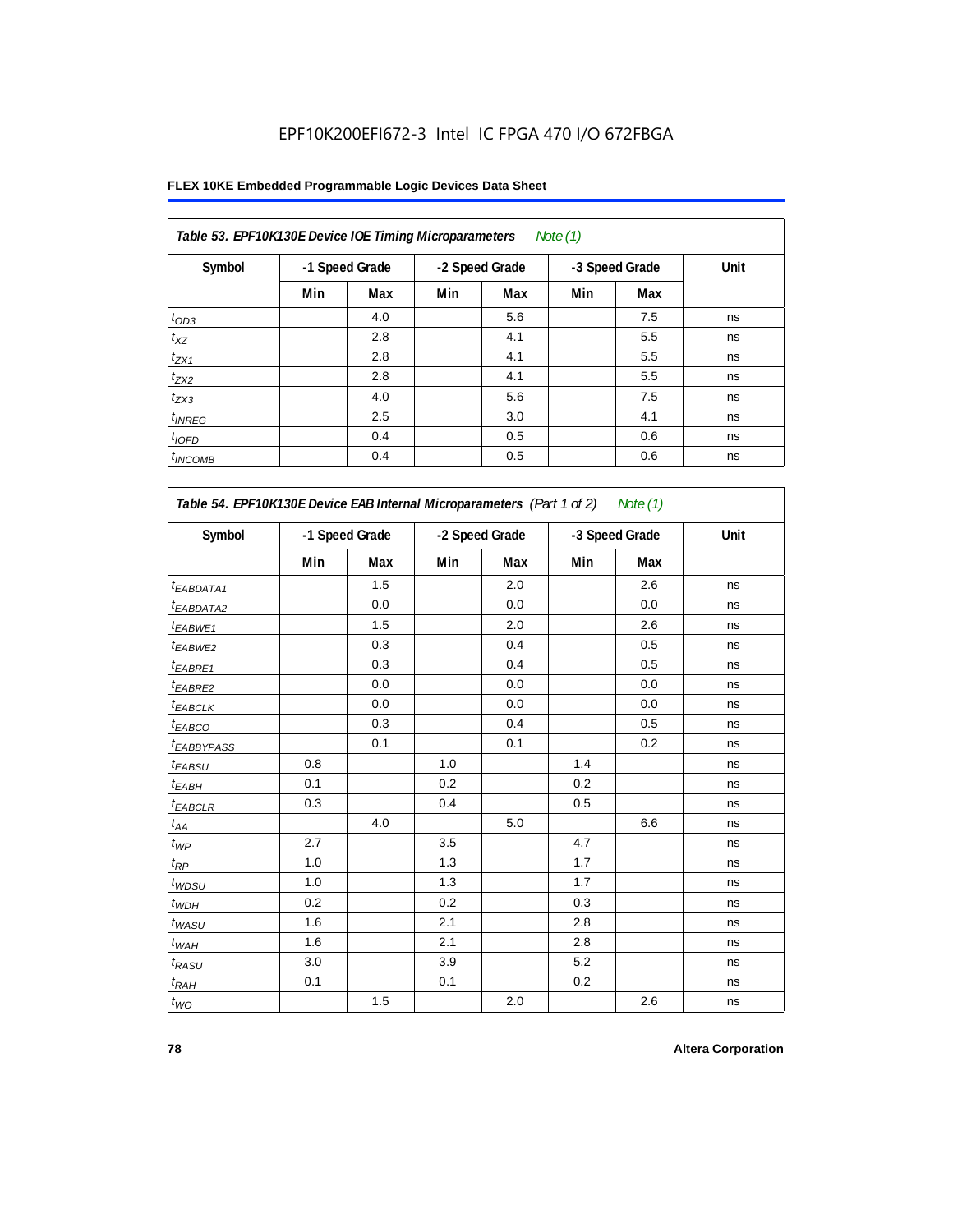EPF10K200EFI672-3 Intel IC FPGA 470 I/O 672FBGA

**FLEX 10KE Embedded Programmable Logic Devices Data Sheet**

| *Table 53. EPF10K130E Device IOE Timing Microparameters* *Note (1)* | | | | | | | |
|---|---|---|---|---|---|---|---|
| **Symbol** | **-1 Speed Grade** | | **-2 Speed Grade** | | **-3 Speed Grade** | | **Unit** |
| | **Min** | **Max** | **Min** | **Max** | **Min** | **Max** | |
| $t_{OD3}$ | | 4.0 | | 5.6 | | 7.5 | ns |
| $t_{XZ}$ | | 2.8 | | 4.1 | | 5.5 | ns |
| $t_{ZX1}$ | | 2.8 | | 4.1 | | 5.5 | ns |
| $t_{ZX2}$ | | 2.8 | | 4.1 | | 5.5 | ns |
| $t_{ZX3}$ | | 4.0 | | 5.6 | | 7.5 | ns |
| $t_{INREG}$ | | 2.5 | | 3.0 | | 4.1 | ns |
| $t_{IOFD}$ | | 0.4 | | 0.5 | | 0.6 | ns |
| $t_{INCOMB}$ | | 0.4 | | 0.5 | | 0.6 | ns |

| *Table 54. EPF10K130E Device EAB Internal Microparameters (Part 1 of 2)* *Note (1)* | | | | | | | |
|---|---|---|---|---|---|---|---|
| **Symbol** | **-1 Speed Grade** | | **-2 Speed Grade** | | **-3 Speed Grade** | | **Unit** |
| | **Min** | **Max** | **Min** | **Max** | **Min** | **Max** | |
| $t_{EABDATA1}$ | | 1.5 | | 2.0 | | 2.6 | ns |
| $t_{EABDATA2}$ | | 0.0 | | 0.0 | | 0.0 | ns |
| $t_{EABWE1}$ | | 1.5 | | 2.0 | | 2.6 | ns |
| $t_{EABWE2}$ | | 0.3 | | 0.4 | | 0.5 | ns |
| $t_{EABRE1}$ | | 0.3 | | 0.4 | | 0.5 | ns |
| $t_{EABRE2}$ | | 0.0 | | 0.0 | | 0.0 | ns |
| $t_{EABCLK}$ | | 0.0 | | 0.0 | | 0.0 | ns |
| $t_{EABCO}$ | | 0.3 | | 0.4 | | 0.5 | ns |
| $t_{EABBYPASS}$ | | 0.1 | | 0.1 | | 0.2 | ns |
| $t_{EABSU}$ | 0.8 | | 1.0 | | 1.4 | | ns |
| $t_{EABH}$ | 0.1 | | 0.2 | | 0.2 | | ns |
| $t_{EABCLR}$ | 0.3 | | 0.4 | | 0.5 | | ns |
| $t_{AA}$ | | 4.0 | | 5.0 | | 6.6 | ns |
| $t_{WP}$ | 2.7 | | 3.5 | | 4.7 | | ns |
| $t_{RP}$ | 1.0 | | 1.3 | | 1.7 | | ns |
| $t_{WDSU}$ | 1.0 | | 1.3 | | 1.7 | | ns |
| $t_{WDH}$ | 0.2 | | 0.2 | | 0.3 | | ns |
| $t_{WASU}$ | 1.6 | | 2.1 | | 2.8 | | ns |
| $t_{WAH}$ | 1.6 | | 2.1 | | 2.8 | | ns |
| $t_{RASU}$ | 3.0 | | 3.9 | | 5.2 | | ns |
| $t_{RAH}$ | 0.1 | | 0.1 | | 0.2 | | ns |
| $t_{WO}$ | | 1.5 | | 2.0 | | 2.6 | ns |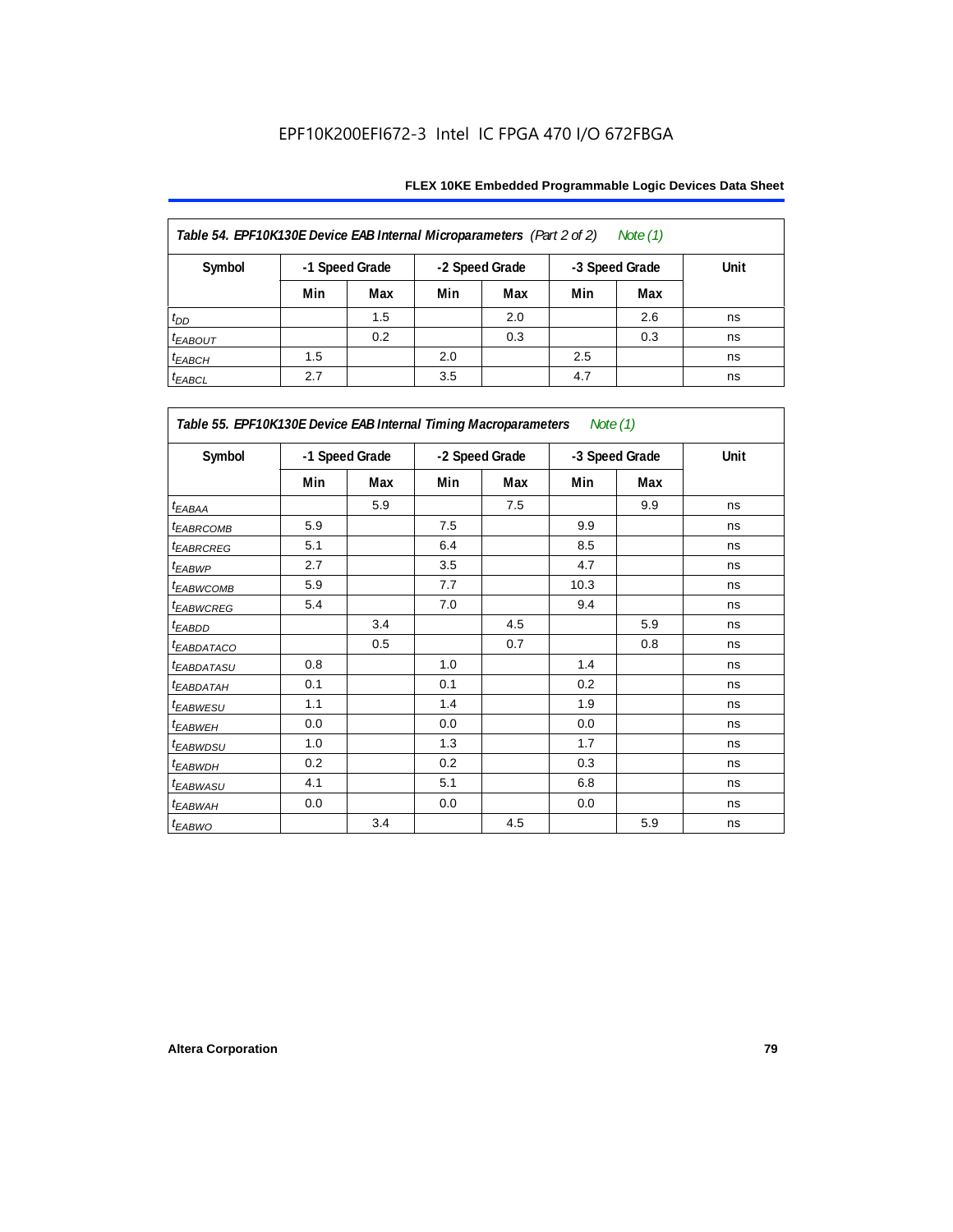**Table 54. EPF10K130E Device EAB Internal Microparameters** *(Part 2 of 2)* *Note (1)*

| Symbol | -1 Speed Grade | | -2 Speed Grade | | -3 Speed Grade | | Unit |
|---|---|---|---|---|---|---|---|
| | Min | Max | Min | Max | Min | Max | |
| $t_{DD}$ | | 1.5 | | 2.0 | | 2.6 | ns |
| $t_{EABOUT}$ | | 0.2 | | 0.3 | | 0.3 | ns |
| $t_{EABCH}$ | 1.5 | | 2.0 | | 2.5 | | ns |
| $t_{EABCL}$ | 2.7 | | 3.5 | | 4.7 | | ns |

**Table 55. EPF10K130E Device EAB Internal Timing Macroparameters** *Note (1)*

| Symbol | -1 Speed Grade | | -2 Speed Grade | | -3 Speed Grade | | Unit |
|---|---|---|---|---|---|---|---|
| | Min | Max | Min | Max | Min | Max | |
| $t_{EABAA}$ | | 5.9 | | 7.5 | | 9.9 | ns |
| $t_{EABRCOMB}$ | 5.9 | | 7.5 | | 9.9 | | ns |
| $t_{EABRCREG}$ | 5.1 | | 6.4 | | 8.5 | | ns |
| $t_{EABWP}$ | 2.7 | | 3.5 | | 4.7 | | ns |
| $t_{EABWCOMB}$ | 5.9 | | 7.7 | | 10.3 | | ns |
| $t_{EABWCREG}$ | 5.4 | | 7.0 | | 9.4 | | ns |
| $t_{EABDD}$ | | 3.4 | | 4.5 | | 5.9 | ns |
| $t_{EABDATACO}$ | | 0.5 | | 0.7 | | 0.8 | ns |
| $t_{EABDATASU}$ | 0.8 | | 1.0 | | 1.4 | | ns |
| $t_{EABDATAH}$ | 0.1 | | 0.1 | | 0.2 | | ns |
| $t_{EABWESU}$ | 1.1 | | 1.4 | | 1.9 | | ns |
| $t_{EABWEH}$ | 0.0 | | 0.0 | | 0.0 | | ns |
| $t_{EABWDSU}$ | 1.0 | | 1.3 | | 1.7 | | ns |
| $t_{EABWDH}$ | 0.2 | | 0.2 | | 0.3 | | ns |
| $t_{EABWASU}$ | 4.1 | | 5.1 | | 6.8 | | ns |
| $t_{EABWAH}$ | 0.0 | | 0.0 | | 0.0 | | ns |
| $t_{EABWO}$ | | 3.4 | | 4.5 | | 5.9 | ns |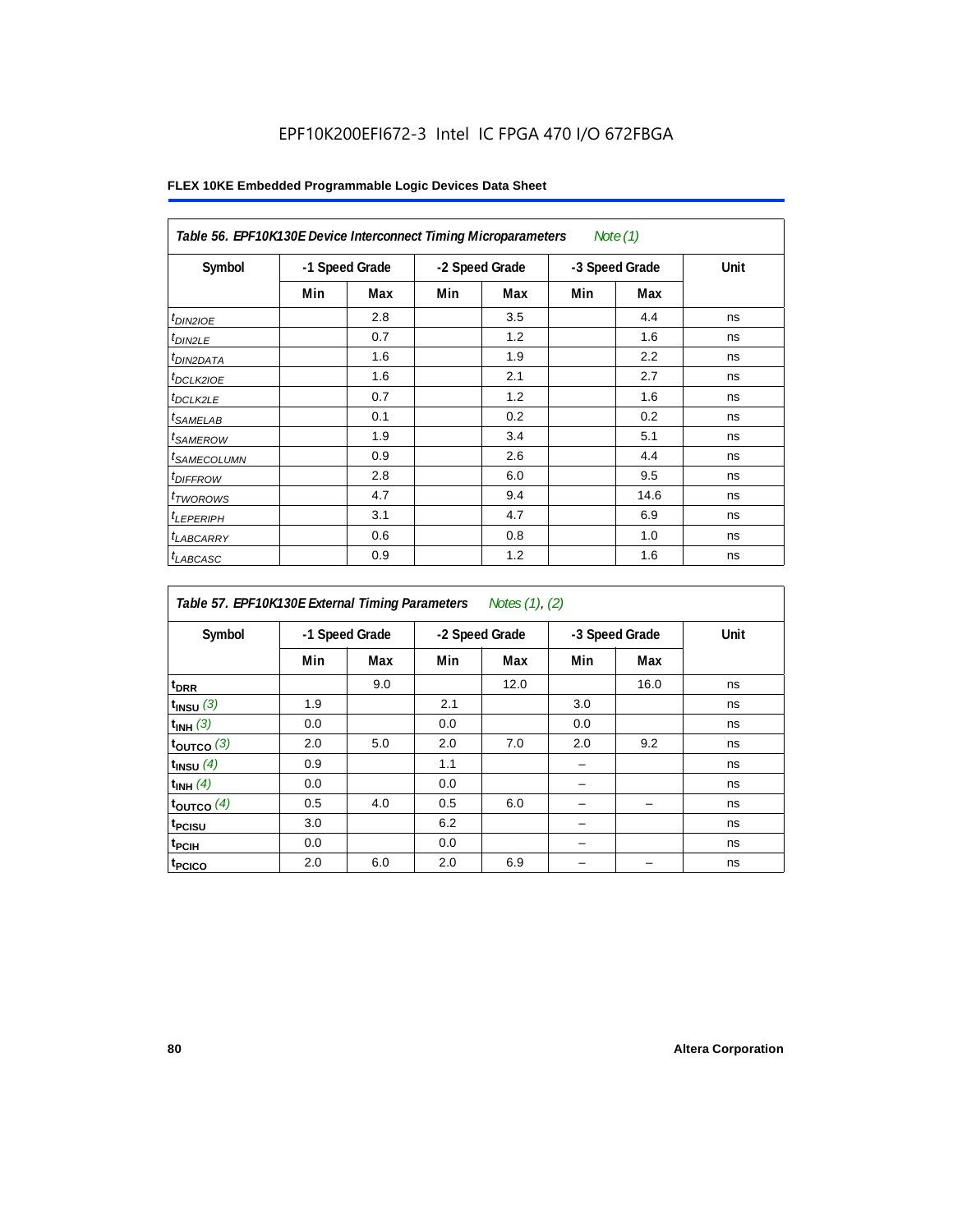EPF10K200EFI672-3 Intel IC FPGA 470 I/O 672FBGA

**FLEX 10KE Embedded Programmable Logic Devices Data Sheet**

| *Table 56. EPF10K130E Device Interconnect Timing Microparameters* *Note (1)* | | | | | | | |
|---|---|---|---|---|---|---|---|
| **Symbol** | **-1 Speed Grade** | | **-2 Speed Grade** | | **-3 Speed Grade** | | **Unit** |
| | **Min** | **Max** | **Min** | **Max** | **Min** | **Max** | |
| $t_{DIN2IOE}$ | | 2.8 | | 3.5 | | 4.4 | ns |
| $t_{DIN2LE}$ | | 0.7 | | 1.2 | | 1.6 | ns |
| $t_{DIN2DATA}$ | | 1.6 | | 1.9 | | 2.2 | ns |
| $t_{DCLK2IOE}$ | | 1.6 | | 2.1 | | 2.7 | ns |
| $t_{DCLK2LE}$ | | 0.7 | | 1.2 | | 1.6 | ns |
| $t_{SAMELAB}$ | | 0.1 | | 0.2 | | 0.2 | ns |
| $t_{SAMEROW}$ | | 1.9 | | 3.4 | | 5.1 | ns |
| $t_{SAMECOLUMN}$ | | 0.9 | | 2.6 | | 4.4 | ns |
| $t_{DIFFROW}$ | | 2.8 | | 6.0 | | 9.5 | ns |
| $t_{TWOROWS}$ | | 4.7 | | 9.4 | | 14.6 | ns |
| $t_{LEPERIPH}$ | | 3.1 | | 4.7 | | 6.9 | ns |
| $t_{LABCARRY}$ | | 0.6 | | 0.8 | | 1.0 | ns |
| $t_{LABCASC}$ | | 0.9 | | 1.2 | | 1.6 | ns |

| *Table 57. EPF10K130E External Timing Parameters* *Notes (1), (2)* | | | | | | | |
|---|---|---|---|---|---|---|---|
| **Symbol** | **-1 Speed Grade** | | **-2 Speed Grade** | | **-3 Speed Grade** | | **Unit** |
| | **Min** | **Max** | **Min** | **Max** | **Min** | **Max** | |
| $t_{DRR}$ | | 9.0 | | 12.0 | | 16.0 | ns |
| $t_{INSU}$ *(3)* | 1.9 | | 2.1 | | 3.0 | | ns |
| $t_{INH}$ *(3)* | 0.0 | | 0.0 | | 0.0 | | ns |
| $t_{OUTCO}$ *(3)* | 2.0 | 5.0 | 2.0 | 7.0 | 2.0 | 9.2 | ns |
| $t_{INSU}$ *(4)* | 0.9 | | 1.1 | | – | | ns |
| $t_{INH}$ *(4)* | 0.0 | | 0.0 | | – | | ns |
| $t_{OUTCO}$ *(4)* | 0.5 | 4.0 | 0.5 | 6.0 | – | – | ns |
| $t_{PCISU}$ | 3.0 | | 6.2 | | – | | ns |
| $t_{PCIH}$ | 0.0 | | 0.0 | | – | | ns |
| $t_{PCICO}$ | 2.0 | 6.0 | 2.0 | 6.9 | – | – | ns |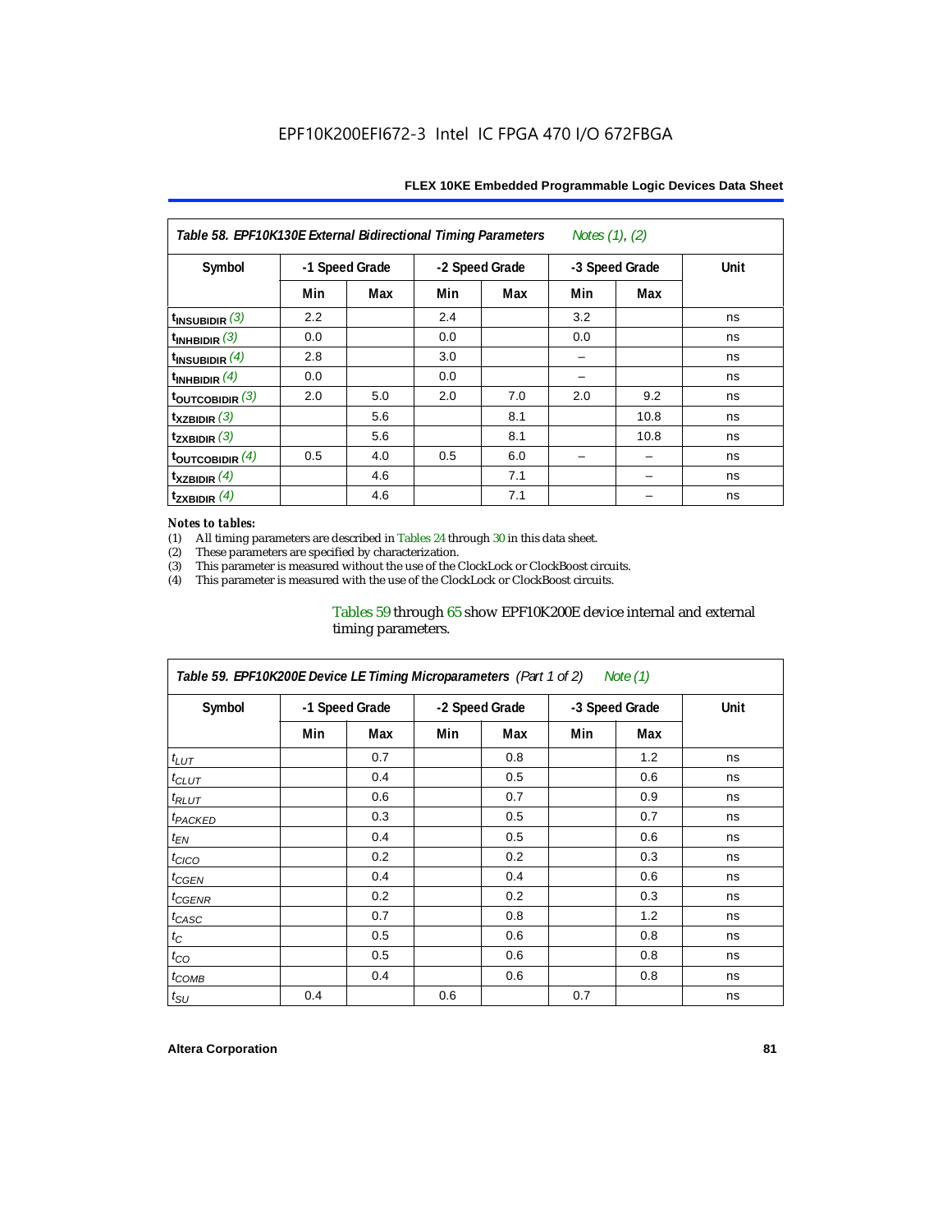**Table 58. EPF10K130E External Bidirectional Timing Parameters** *Notes (1), (2)*

| Symbol | -1 Speed Grade | | -2 Speed Grade | | -3 Speed Grade | | Unit |
|---|---|---|---|---|---|---|---|
| | Min | Max | Min | Max | Min | Max | |
| $t_{INSUBIDIR}$ (3) | 2.2 | | 2.4 | | 3.2 | | ns |
| $t_{INHBIDIR}$ (3) | 0.0 | | 0.0 | | 0.0 | | ns |
| $t_{INSUBIDIR}$ (4) | 2.8 | | 3.0 | | – | | ns |
| $t_{INHBIDIR}$ (4) | 0.0 | | 0.0 | | – | | ns |
| $t_{OUTCOBIDIR}$ (3) | 2.0 | 5.0 | 2.0 | 7.0 | 2.0 | 9.2 | ns |
| $t_{XZBIDIR}$ (3) | | 5.6 | | 8.1 | | 10.8 | ns |
| $t_{ZXBIDIR}$ (3) | | 5.6 | | 8.1 | | 10.8 | ns |
| $t_{OUTCOBIDIR}$ (4) | 0.5 | 4.0 | 0.5 | 6.0 | – | – | ns |
| $t_{XZBIDIR}$ (4) | | 4.6 | | 7.1 | | – | ns |
| $t_{ZXBIDIR}$ (4) | | 4.6 | | 7.1 | | – | ns |

*Notes to tables:*

(1) All timing parameters are described in Tables 24 through 30 in this data sheet.
(2) These parameters are specified by characterization.
(3) This parameter is measured without the use of the ClockLock or ClockBoost circuits.
(4) This parameter is measured with the use of the ClockLock or ClockBoost circuits.

Tables 59 through 65 show EPF10K200E device internal and external timing parameters.

**Table 59. EPF10K200E Device LE Timing Microparameters** *(Part 1 of 2)* *Note (1)*

| Symbol | -1 Speed Grade | | -2 Speed Grade | | -3 Speed Grade | | Unit |
|---|---|---|---|---|---|---|---|
| | Min | Max | Min | Max | Min | Max | |
| $t_{LUT}$ | | 0.7 | | 0.8 | | 1.2 | ns |
| $t_{CLUT}$ | | 0.4 | | 0.5 | | 0.6 | ns |
| $t_{RLUT}$ | | 0.6 | | 0.7 | | 0.9 | ns |
| $t_{PACKED}$ | | 0.3 | | 0.5 | | 0.7 | ns |
| $t_{EN}$ | | 0.4 | | 0.5 | | 0.6 | ns |
| $t_{CICO}$ | | 0.2 | | 0.2 | | 0.3 | ns |
| $t_{CGEN}$ | | 0.4 | | 0.4 | | 0.6 | ns |
| $t_{CGENR}$ | | 0.2 | | 0.2 | | 0.3 | ns |
| $t_{CASC}$ | | 0.7 | | 0.8 | | 1.2 | ns |
| $t_{C}$ | | 0.5 | | 0.6 | | 0.8 | ns |
| $t_{CO}$ | | 0.5 | | 0.6 | | 0.8 | ns |
| $t_{COMB}$ | | 0.4 | | 0.6 | | 0.8 | ns |
| $t_{SU}$ | 0.4 | | 0.6 | | 0.7 | | ns |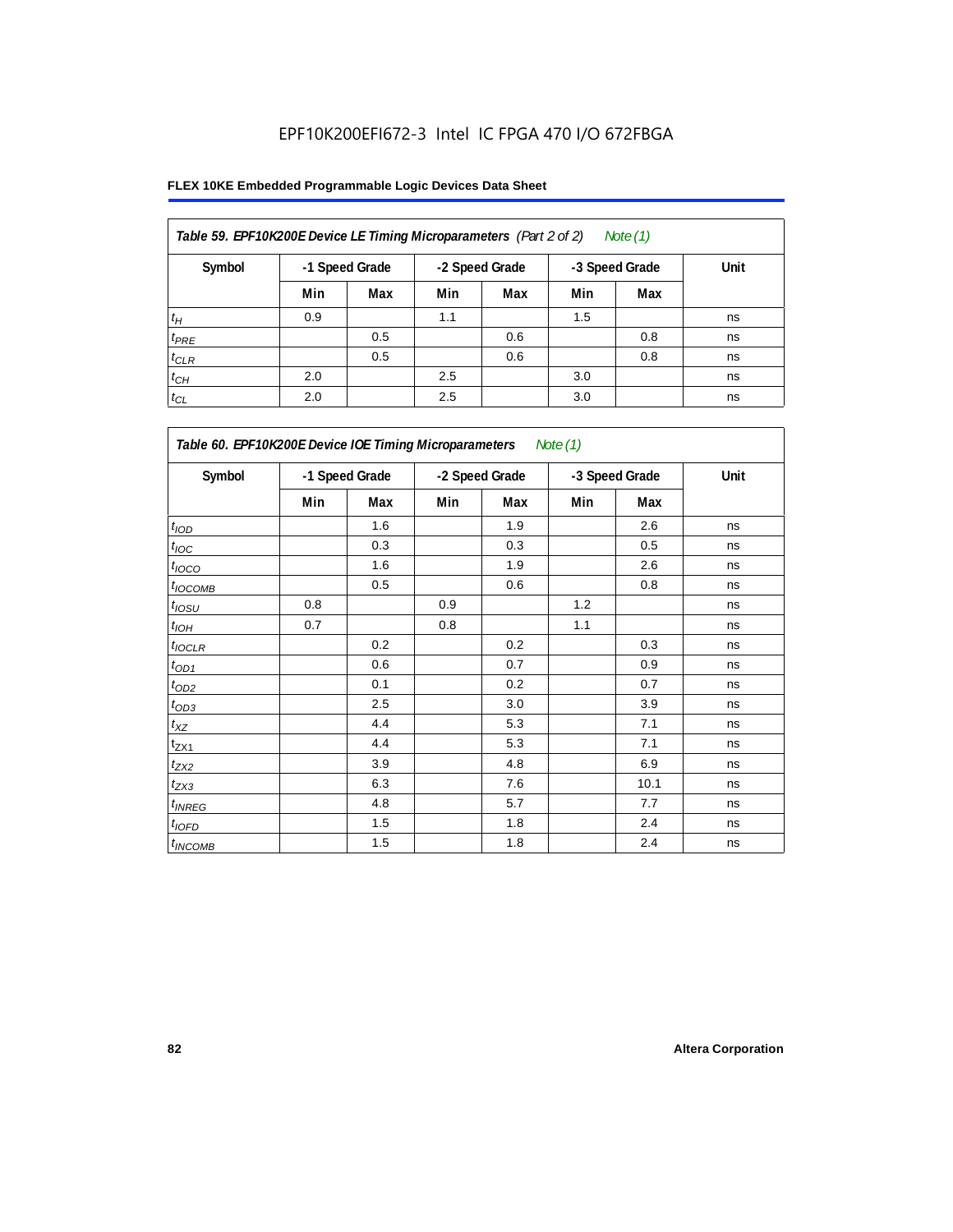# EPF10K200EFI672-3 Intel IC FPGA 470 I/O 672FBGA

## FLEX 10KE Embedded Programmable Logic Devices Data Sheet

*Table 59. EPF10K200E Device LE Timing Microparameters (Part 2 of 2) Note (1)*

| Symbol | -1 Speed Grade | | -2 Speed Grade | | -3 Speed Grade | | Unit |
|---|---|---|---|---|---|---|---|
| | Min | Max | Min | Max | Min | Max | |
| $t_H$ | 0.9 | | 1.1 | | 1.5 | | ns |
| $t_{PRE}$ | | 0.5 | | 0.6 | | 0.8 | ns |
| $t_{CLR}$ | | 0.5 | | 0.6 | | 0.8 | ns |
| $t_{CH}$ | 2.0 | | 2.5 | | 3.0 | | ns |
| $t_{CL}$ | 2.0 | | 2.5 | | 3.0 | | ns |

*Table 60. EPF10K200E Device IOE Timing Microparameters Note (1)*

| Symbol | -1 Speed Grade | | -2 Speed Grade | | -3 Speed Grade | | Unit |
|---|---|---|---|---|---|---|---|
| | Min | Max | Min | Max | Min | Max | |
| $t_{IOD}$ | | 1.6 | | 1.9 | | 2.6 | ns |
| $t_{IOC}$ | | 0.3 | | 0.3 | | 0.5 | ns |
| $t_{IOCO}$ | | 1.6 | | 1.9 | | 2.6 | ns |
| $t_{IOCOMB}$ | | 0.5 | | 0.6 | | 0.8 | ns |
| $t_{IOSU}$ | 0.8 | | 0.9 | | 1.2 | | ns |
| $t_{IOH}$ | 0.7 | | 0.8 | | 1.1 | | ns |
| $t_{IOCLR}$ | | 0.2 | | 0.2 | | 0.3 | ns |
| $t_{OD1}$ | | 0.6 | | 0.7 | | 0.9 | ns |
| $t_{OD2}$ | | 0.1 | | 0.2 | | 0.7 | ns |
| $t_{OD3}$ | | 2.5 | | 3.0 | | 3.9 | ns |
| $t_{XZ}$ | | 4.4 | | 5.3 | | 7.1 | ns |
| $t_{ZX1}$ | | 4.4 | | 5.3 | | 7.1 | ns |
| $t_{ZX2}$ | | 3.9 | | 4.8 | | 6.9 | ns |
| $t_{ZX3}$ | | 6.3 | | 7.6 | | 10.1 | ns |
| $t_{INREG}$ | | 4.8 | | 5.7 | | 7.7 | ns |
| $t_{IOFD}$ | | 1.5 | | 1.8 | | 2.4 | ns |
| $t_{INCOMB}$ | | 1.5 | | 1.8 | | 2.4 | ns |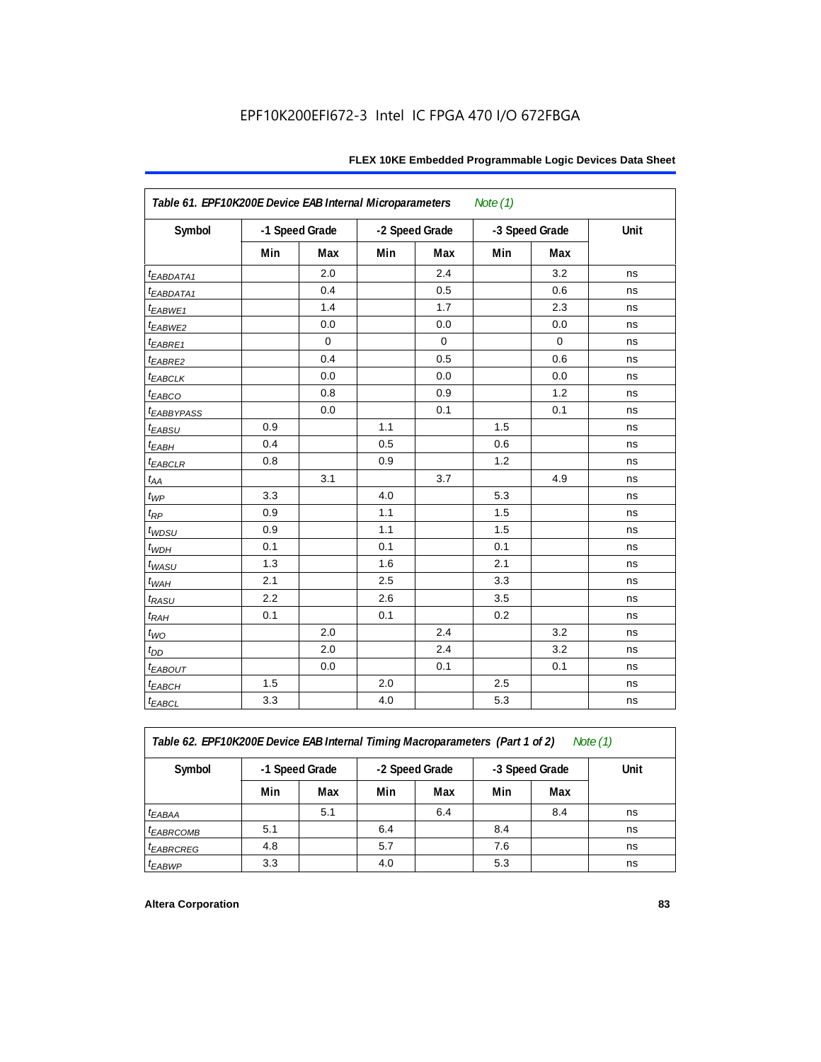EPF10K200EFI672-3 Intel IC FPGA 470 I/O 672FBGA

| Table 61. EPF10K200E Device EAB Internal Microparameters *Note (1)* | | | | | | | |
|---|---|---|---|---|---|---|---|
| Symbol | -1 Speed Grade | | -2 Speed Grade | | -3 Speed Grade | | Unit |
| | Min | Max | Min | Max | Min | Max | |
| $t_{EABDATA1}$ | | 2.0 | | 2.4 | | 3.2 | ns |
| $t_{EABDATA1}$ | | 0.4 | | 0.5 | | 0.6 | ns |
| $t_{EABWE1}$ | | 1.4 | | 1.7 | | 2.3 | ns |
| $t_{EABWE2}$ | | 0.0 | | 0.0 | | 0.0 | ns |
| $t_{EABRE1}$ | | 0 | | 0 | | 0 | ns |
| $t_{EABRE2}$ | | 0.4 | | 0.5 | | 0.6 | ns |
| $t_{EABCLK}$ | | 0.0 | | 0.0 | | 0.0 | ns |
| $t_{EABCO}$ | | 0.8 | | 0.9 | | 1.2 | ns |
| $t_{EABBYPASS}$ | | 0.0 | | 0.1 | | 0.1 | ns |
| $t_{EABSU}$ | 0.9 | | 1.1 | | 1.5 | | ns |
| $t_{EABH}$ | 0.4 | | 0.5 | | 0.6 | | ns |
| $t_{EABCLR}$ | 0.8 | | 0.9 | | 1.2 | | ns |
| $t_{AA}$ | | 3.1 | | 3.7 | | 4.9 | ns |
| $t_{WP}$ | 3.3 | | 4.0 | | 5.3 | | ns |
| $t_{RP}$ | 0.9 | | 1.1 | | 1.5 | | ns |
| $t_{WDSU}$ | 0.9 | | 1.1 | | 1.5 | | ns |
| $t_{WDH}$ | 0.1 | | 0.1 | | 0.1 | | ns |
| $t_{WASU}$ | 1.3 | | 1.6 | | 2.1 | | ns |
| $t_{WAH}$ | 2.1 | | 2.5 | | 3.3 | | ns |
| $t_{RASU}$ | 2.2 | | 2.6 | | 3.5 | | ns |
| $t_{RAH}$ | 0.1 | | 0.1 | | 0.2 | | ns |
| $t_{WO}$ | | 2.0 | | 2.4 | | 3.2 | ns |
| $t_{DD}$ | | 2.0 | | 2.4 | | 3.2 | ns |
| $t_{EABOUT}$ | | 0.0 | | 0.1 | | 0.1 | ns |
| $t_{EABCH}$ | 1.5 | | 2.0 | | 2.5 | | ns |
| $t_{EABCL}$ | 3.3 | | 4.0 | | 5.3 | | ns |

| Table 62. EPF10K200E Device EAB Internal Timing Macroparameters (Part 1 of 2) *Note (1)* | | | | | | | |
|---|---|---|---|---|---|---|---|
| Symbol | -1 Speed Grade | | -2 Speed Grade | | -3 Speed Grade | | Unit |
| | Min | Max | Min | Max | Min | Max | |
| $t_{EABAA}$ | | 5.1 | | 6.4 | | 8.4 | ns |
| $t_{EABRCOMB}$ | 5.1 | | 6.4 | | 8.4 | | ns |
| $t_{EABRCREG}$ | 4.8 | | 5.7 | | 7.6 | | ns |
| $t_{EABWP}$ | 3.3 | | 4.0 | | 5.3 | | ns |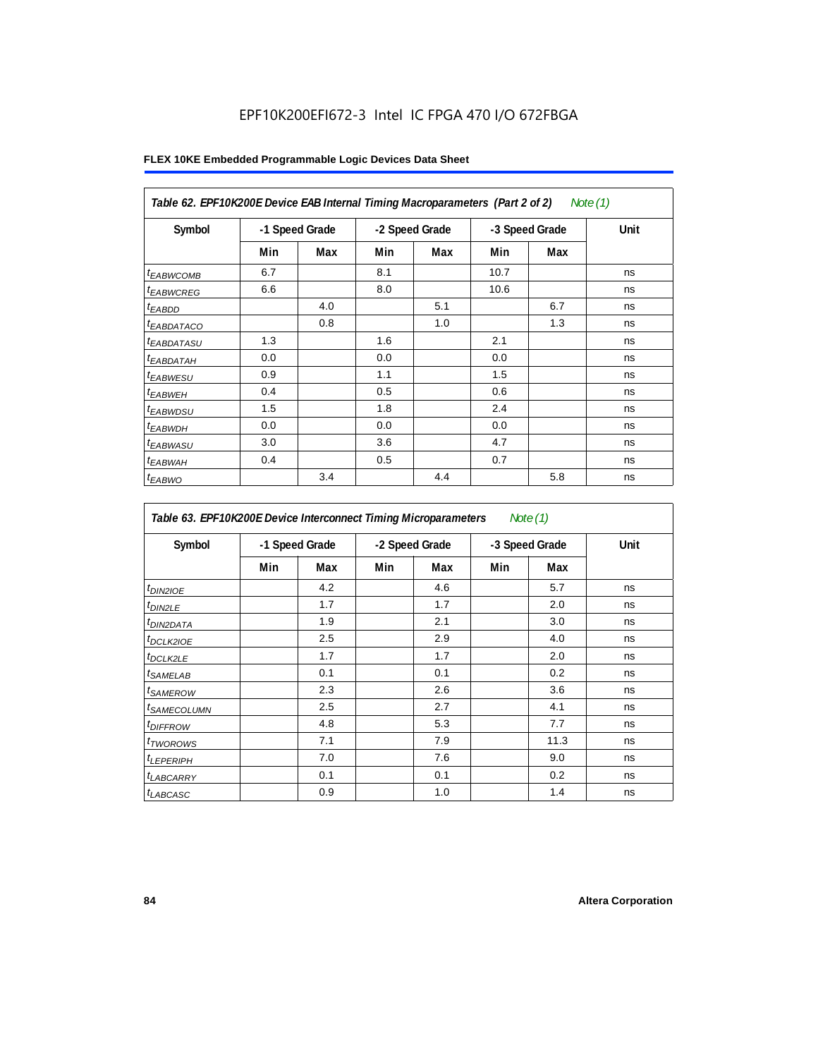EPF10K200EFI672-3 Intel IC FPGA 470 I/O 672FBGA

**FLEX 10KE Embedded Programmable Logic Devices Data Sheet**

| *Table 62. EPF10K200E Device EAB Internal Timing Macroparameters (Part 2 of 2) Note (1)* | | | | | | | |
|---|---|---|---|---|---|---|---|
| **Symbol** | **-1 Speed Grade** | | **-2 Speed Grade** | | **-3 Speed Grade** | | **Unit** |
| | **Min** | **Max** | **Min** | **Max** | **Min** | **Max** | |
| $t_{EABWCOMB}$ | 6.7 | | 8.1 | | 10.7 | | ns |
| $t_{EABWCREG}$ | 6.6 | | 8.0 | | 10.6 | | ns |
| $t_{EABDD}$ | | 4.0 | | 5.1 | | 6.7 | ns |
| $t_{EABDATACO}$ | | 0.8 | | 1.0 | | 1.3 | ns |
| $t_{EABDATASU}$ | 1.3 | | 1.6 | | 2.1 | | ns |
| $t_{EABDATAH}$ | 0.0 | | 0.0 | | 0.0 | | ns |
| $t_{EABWESU}$ | 0.9 | | 1.1 | | 1.5 | | ns |
| $t_{EABWEH}$ | 0.4 | | 0.5 | | 0.6 | | ns |
| $t_{EABWDSU}$ | 1.5 | | 1.8 | | 2.4 | | ns |
| $t_{EABWDH}$ | 0.0 | | 0.0 | | 0.0 | | ns |
| $t_{EABWASU}$ | 3.0 | | 3.6 | | 4.7 | | ns |
| $t_{EABWAH}$ | 0.4 | | 0.5 | | 0.7 | | ns |
| $t_{EABWO}$ | | 3.4 | | 4.4 | | 5.8 | ns |

| *Table 63. EPF10K200E Device Interconnect Timing Microparameters Note (1)* | | | | | | | |
|---|---|---|---|---|---|---|---|
| **Symbol** | **-1 Speed Grade** | | **-2 Speed Grade** | | **-3 Speed Grade** | | **Unit** |
| | **Min** | **Max** | **Min** | **Max** | **Min** | **Max** | |
| $t_{DIN2IOE}$ | | 4.2 | | 4.6 | | 5.7 | ns |
| $t_{DIN2LE}$ | | 1.7 | | 1.7 | | 2.0 | ns |
| $t_{DIN2DATA}$ | | 1.9 | | 2.1 | | 3.0 | ns |
| $t_{DCLK2IOE}$ | | 2.5 | | 2.9 | | 4.0 | ns |
| $t_{DCLK2LE}$ | | 1.7 | | 1.7 | | 2.0 | ns |
| $t_{SAMELAB}$ | | 0.1 | | 0.1 | | 0.2 | ns |
| $t_{SAMEROW}$ | | 2.3 | | 2.6 | | 3.6 | ns |
| $t_{SAMECOLUMN}$ | | 2.5 | | 2.7 | | 4.1 | ns |
| $t_{DIFFROW}$ | | 4.8 | | 5.3 | | 7.7 | ns |
| $t_{TWOROWS}$ | | 7.1 | | 7.9 | | 11.3 | ns |
| $t_{LEPERIPH}$ | | 7.0 | | 7.6 | | 9.0 | ns |
| $t_{LABCARRY}$ | | 0.1 | | 0.1 | | 0.2 | ns |
| $t_{LABCASC}$ | | 0.9 | | 1.0 | | 1.4 | ns |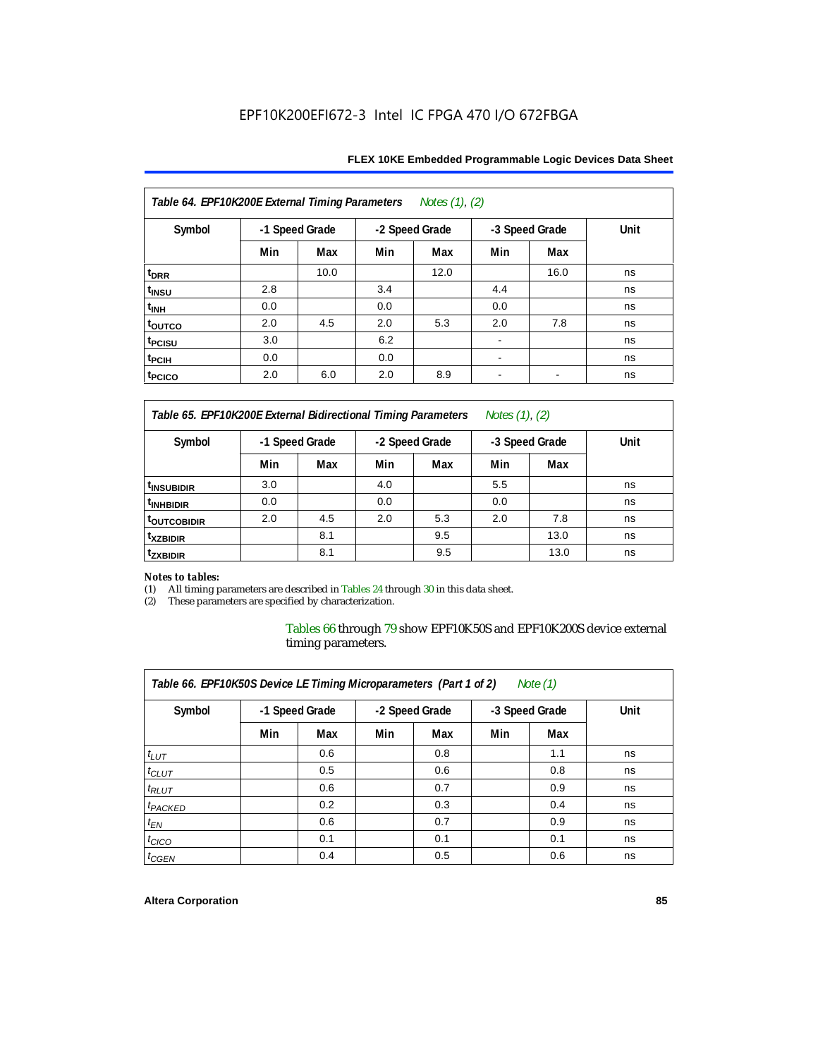| Table 64. EPF10K200E External Timing Parameters *Notes (1), (2)* | | | | | | | |
|---|---|---|---|---|---|---|---|
| Symbol | -1 Speed Grade | | -2 Speed Grade | | -3 Speed Grade | | Unit |
| | Min | Max | Min | Max | Min | Max | |
| $t_{DRR}$ | | 10.0 | | 12.0 | | 16.0 | ns |
| $t_{INSU}$ | 2.8 | | 3.4 | | 4.4 | | ns |
| $t_{INH}$ | 0.0 | | 0.0 | | 0.0 | | ns |
| $t_{OUTCO}$ | 2.0 | 4.5 | 2.0 | 5.3 | 2.0 | 7.8 | ns |
| $t_{PCISU}$ | 3.0 | | 6.2 | | - | | ns |
| $t_{PCIH}$ | 0.0 | | 0.0 | | - | | ns |
| $t_{PCICO}$ | 2.0 | 6.0 | 2.0 | 8.9 | - | - | ns |

| Table 65. EPF10K200E External Bidirectional Timing Parameters *Notes (1), (2)* | | | | | | | |
|---|---|---|---|---|---|---|---|
| Symbol | -1 Speed Grade | | -2 Speed Grade | | -3 Speed Grade | | Unit |
| | Min | Max | Min | Max | Min | Max | |
| $t_{INSUBIDIR}$ | 3.0 | | 4.0 | | 5.5 | | ns |
| $t_{INHBIDIR}$ | 0.0 | | 0.0 | | 0.0 | | ns |
| $t_{OUTCOBIDIR}$ | 2.0 | 4.5 | 2.0 | 5.3 | 2.0 | 7.8 | ns |
| $t_{XZBIDIR}$ | | 8.1 | | 9.5 | | 13.0 | ns |
| $t_{ZXBIDIR}$ | | 8.1 | | 9.5 | | 13.0 | ns |

*Notes to tables:*

(1) All timing parameters are described in Tables 24 through 30 in this data sheet.

(2) These parameters are specified by characterization.

Tables 66 through 79 show EPF10K50S and EPF10K200S device external timing parameters.

| Table 66. EPF10K50S Device LE Timing Microparameters (Part 1 of 2) *Note (1)* | | | | | | | |
|---|---|---|---|---|---|---|---|
| Symbol | -1 Speed Grade | | -2 Speed Grade | | -3 Speed Grade | | Unit |
| | Min | Max | Min | Max | Min | Max | |
| $t_{LUT}$ | | 0.6 | | 0.8 | | 1.1 | ns |
| $t_{CLUT}$ | | 0.5 | | 0.6 | | 0.8 | ns |
| $t_{RLUT}$ | | 0.6 | | 0.7 | | 0.9 | ns |
| $t_{PACKED}$ | | 0.2 | | 0.3 | | 0.4 | ns |
| $t_{EN}$ | | 0.6 | | 0.7 | | 0.9 | ns |
| $t_{CICO}$ | | 0.1 | | 0.1 | | 0.1 | ns |
| $t_{CGEN}$ | | 0.4 | | 0.5 | | 0.6 | ns |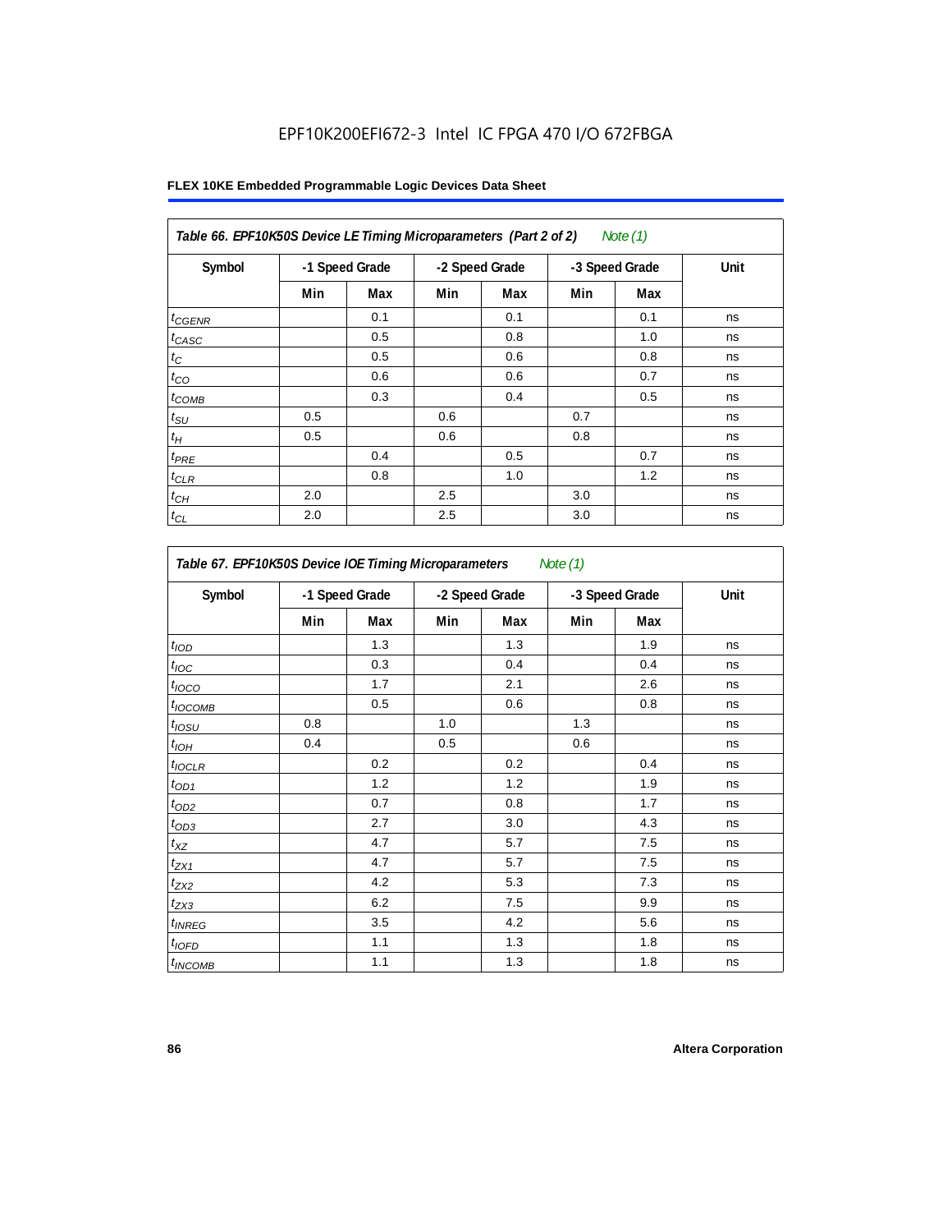EPF10K200EFI672-3 Intel IC FPGA 470 I/O 672FBGA

**FLEX 10KE Embedded Programmable Logic Devices Data Sheet**

| *Table 66. EPF10K50S Device LE Timing Microparameters (Part 2 of 2) Note (1)* | | | | | | | |
|---|---|---|---|---|---|---|---|
| **Symbol** | **-1 Speed Grade** | | **-2 Speed Grade** | | **-3 Speed Grade** | | **Unit** |
| | **Min** | **Max** | **Min** | **Max** | **Min** | **Max** | |
| $t_{CGENR}$ | | 0.1 | | 0.1 | | 0.1 | ns |
| $t_{CASC}$ | | 0.5 | | 0.8 | | 1.0 | ns |
| $t_{C}$ | | 0.5 | | 0.6 | | 0.8 | ns |
| $t_{CO}$ | | 0.6 | | 0.6 | | 0.7 | ns |
| $t_{COMB}$ | | 0.3 | | 0.4 | | 0.5 | ns |
| $t_{SU}$ | 0.5 | | 0.6 | | 0.7 | | ns |
| $t_{H}$ | 0.5 | | 0.6 | | 0.8 | | ns |
| $t_{PRE}$ | | 0.4 | | 0.5 | | 0.7 | ns |
| $t_{CLR}$ | | 0.8 | | 1.0 | | 1.2 | ns |
| $t_{CH}$ | 2.0 | | 2.5 | | 3.0 | | ns |
| $t_{CL}$ | 2.0 | | 2.5 | | 3.0 | | ns |

| *Table 67. EPF10K50S Device IOE Timing Microparameters Note (1)* | | | | | | | |
|---|---|---|---|---|---|---|---|
| **Symbol** | **-1 Speed Grade** | | **-2 Speed Grade** | | **-3 Speed Grade** | | **Unit** |
| | **Min** | **Max** | **Min** | **Max** | **Min** | **Max** | |
| $t_{IOD}$ | | 1.3 | | 1.3 | | 1.9 | ns |
| $t_{IOC}$ | | 0.3 | | 0.4 | | 0.4 | ns |
| $t_{IOCO}$ | | 1.7 | | 2.1 | | 2.6 | ns |
| $t_{IOCOMB}$ | | 0.5 | | 0.6 | | 0.8 | ns |
| $t_{IOSU}$ | 0.8 | | 1.0 | | 1.3 | | ns |
| $t_{IOH}$ | 0.4 | | 0.5 | | 0.6 | | ns |
| $t_{IOCLR}$ | | 0.2 | | 0.2 | | 0.4 | ns |
| $t_{OD1}$ | | 1.2 | | 1.2 | | 1.9 | ns |
| $t_{OD2}$ | | 0.7 | | 0.8 | | 1.7 | ns |
| $t_{OD3}$ | | 2.7 | | 3.0 | | 4.3 | ns |
| $t_{XZ}$ | | 4.7 | | 5.7 | | 7.5 | ns |
| $t_{ZX1}$ | | 4.7 | | 5.7 | | 7.5 | ns |
| $t_{ZX2}$ | | 4.2 | | 5.3 | | 7.3 | ns |
| $t_{ZX3}$ | | 6.2 | | 7.5 | | 9.9 | ns |
| $t_{INREG}$ | | 3.5 | | 4.2 | | 5.6 | ns |
| $t_{IOFD}$ | | 1.1 | | 1.3 | | 1.8 | ns |
| $t_{INCOMB}$ | | 1.1 | | 1.3 | | 1.8 | ns |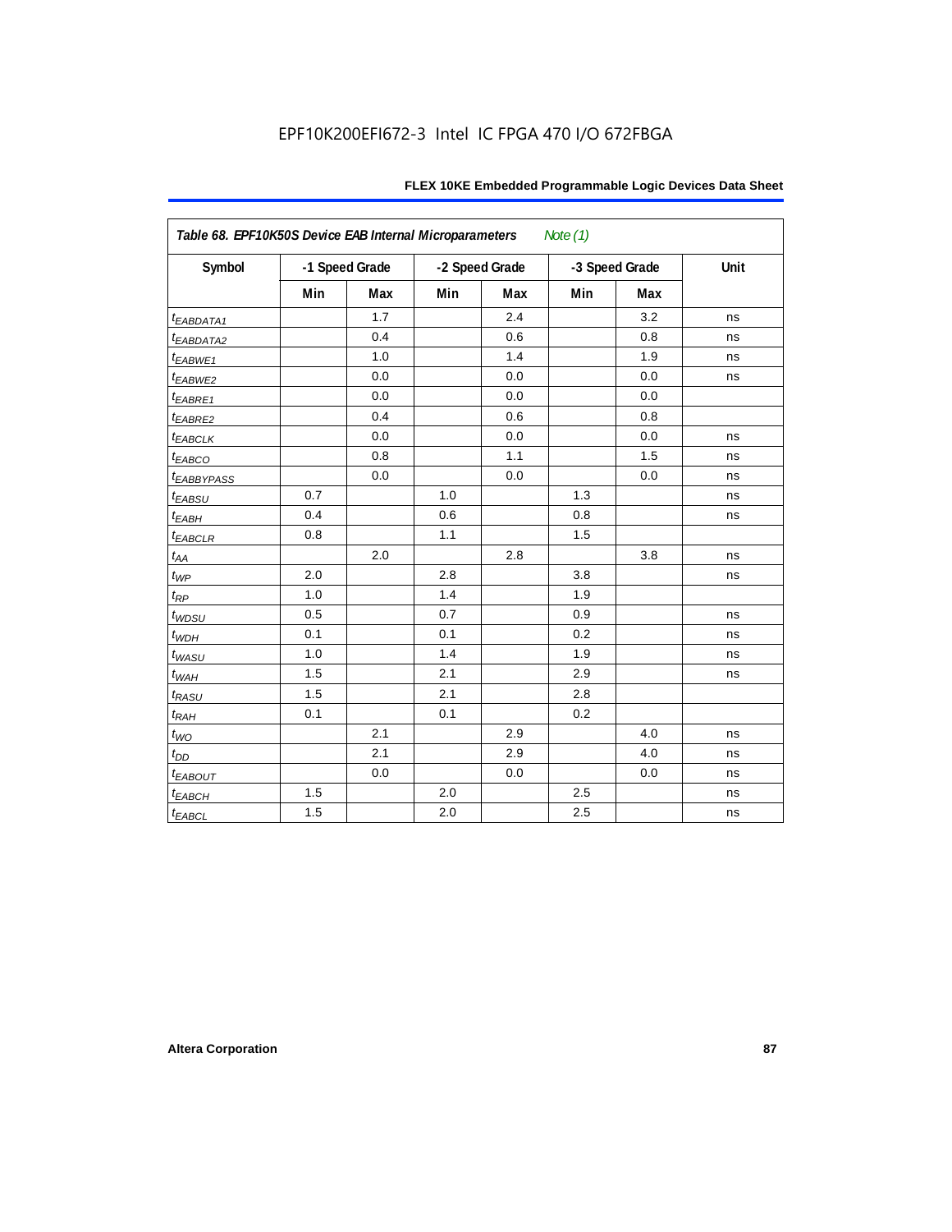| Table 68. EPF10K50S Device EAB Internal Microparameters *Note (1)* | | | | | | | |
|---|---|---|---|---|---|---|---|
| Symbol | -1 Speed Grade | | -2 Speed Grade | | -3 Speed Grade | | Unit |
| | Min | Max | Min | Max | Min | Max | |
| $t_{EABDATA1}$ | | 1.7 | | 2.4 | | 3.2 | ns |
| $t_{EABDATA2}$ | | 0.4 | | 0.6 | | 0.8 | ns |
| $t_{EABWE1}$ | | 1.0 | | 1.4 | | 1.9 | ns |
| $t_{EABWE2}$ | | 0.0 | | 0.0 | | 0.0 | ns |
| $t_{EABRE1}$ | | 0.0 | | 0.0 | | 0.0 | |
| $t_{EABRE2}$ | | 0.4 | | 0.6 | | 0.8 | |
| $t_{EABCLK}$ | | 0.0 | | 0.0 | | 0.0 | ns |
| $t_{EABCO}$ | | 0.8 | | 1.1 | | 1.5 | ns |
| $t_{EABBYPASS}$ | | 0.0 | | 0.0 | | 0.0 | ns |
| $t_{EABSU}$ | 0.7 | | 1.0 | | 1.3 | | ns |
| $t_{EABH}$ | 0.4 | | 0.6 | | 0.8 | | ns |
| $t_{EABCLR}$ | 0.8 | | 1.1 | | 1.5 | | |
| $t_{AA}$ | | 2.0 | | 2.8 | | 3.8 | ns |
| $t_{WP}$ | 2.0 | | 2.8 | | 3.8 | | ns |
| $t_{RP}$ | 1.0 | | 1.4 | | 1.9 | | |
| $t_{WDSU}$ | 0.5 | | 0.7 | | 0.9 | | ns |
| $t_{WDH}$ | 0.1 | | 0.1 | | 0.2 | | ns |
| $t_{WASU}$ | 1.0 | | 1.4 | | 1.9 | | ns |
| $t_{WAH}$ | 1.5 | | 2.1 | | 2.9 | | ns |
| $t_{RASU}$ | 1.5 | | 2.1 | | 2.8 | | |
| $t_{RAH}$ | 0.1 | | 0.1 | | 0.2 | | |
| $t_{WO}$ | | 2.1 | | 2.9 | | 4.0 | ns |
| $t_{DD}$ | | 2.1 | | 2.9 | | 4.0 | ns |
| $t_{EABOUT}$ | | 0.0 | | 0.0 | | 0.0 | ns |
| $t_{EABCH}$ | 1.5 | | 2.0 | | 2.5 | | ns |
| $t_{EABCL}$ | 1.5 | | 2.0 | | 2.5 | | ns |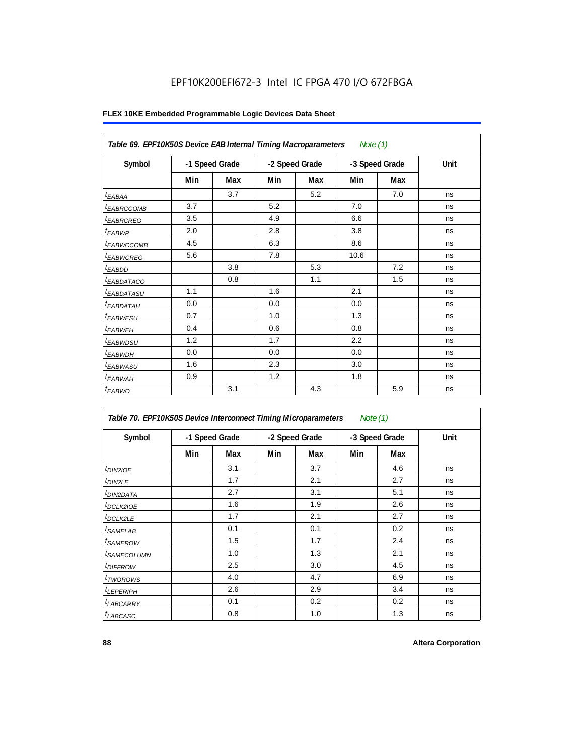EPF10K200EFI672-3 Intel IC FPGA 470 I/O 672FBGA

**FLEX 10KE Embedded Programmable Logic Devices Data Sheet**

*Table 69. EPF10K50S Device EAB Internal Timing Macroparameters* *Note (1)*

| Symbol | -1 Speed Grade | | -2 Speed Grade | | -3 Speed Grade | | Unit |
|---|---|---|---|---|---|---|---|
| | Min | Max | Min | Max | Min | Max | |
| $t_{EABAA}$ | | 3.7 | | 5.2 | | 7.0 | ns |
| $t_{EABRCCOMB}$ | 3.7 | | 5.2 | | 7.0 | | ns |
| $t_{EABRCREG}$ | 3.5 | | 4.9 | | 6.6 | | ns |
| $t_{EABWP}$ | 2.0 | | 2.8 | | 3.8 | | ns |
| $t_{EABWCCOMB}$ | 4.5 | | 6.3 | | 8.6 | | ns |
| $t_{EABWCREG}$ | 5.6 | | 7.8 | | 10.6 | | ns |
| $t_{EABDD}$ | | 3.8 | | 5.3 | | 7.2 | ns |
| $t_{EABDATACO}$ | | 0.8 | | 1.1 | | 1.5 | ns |
| $t_{EABDATASU}$ | 1.1 | | 1.6 | | 2.1 | | ns |
| $t_{EABDATAH}$ | 0.0 | | 0.0 | | 0.0 | | ns |
| $t_{EABWESU}$ | 0.7 | | 1.0 | | 1.3 | | ns |
| $t_{EABWEH}$ | 0.4 | | 0.6 | | 0.8 | | ns |
| $t_{EABWDSU}$ | 1.2 | | 1.7 | | 2.2 | | ns |
| $t_{EABWDH}$ | 0.0 | | 0.0 | | 0.0 | | ns |
| $t_{EABWASU}$ | 1.6 | | 2.3 | | 3.0 | | ns |
| $t_{EABWAH}$ | 0.9 | | 1.2 | | 1.8 | | ns |
| $t_{EABWO}$ | | 3.1 | | 4.3 | | 5.9 | ns |

*Table 70. EPF10K50S Device Interconnect Timing Microparameters* *Note (1)*

| Symbol | -1 Speed Grade | | -2 Speed Grade | | -3 Speed Grade | | Unit |
|---|---|---|---|---|---|---|---|
| | Min | Max | Min | Max | Min | Max | |
| $t_{DIN2IOE}$ | | 3.1 | | 3.7 | | 4.6 | ns |
| $t_{DIN2LE}$ | | 1.7 | | 2.1 | | 2.7 | ns |
| $t_{DIN2DATA}$ | | 2.7 | | 3.1 | | 5.1 | ns |
| $t_{DCLK2IOE}$ | | 1.6 | | 1.9 | | 2.6 | ns |
| $t_{DCLK2LE}$ | | 1.7 | | 2.1 | | 2.7 | ns |
| $t_{SAMELAB}$ | | 0.1 | | 0.1 | | 0.2 | ns |
| $t_{SAMEROW}$ | | 1.5 | | 1.7 | | 2.4 | ns |
| $t_{SAMECOLUMN}$ | | 1.0 | | 1.3 | | 2.1 | ns |
| $t_{DIFFROW}$ | | 2.5 | | 3.0 | | 4.5 | ns |
| $t_{TWOROWS}$ | | 4.0 | | 4.7 | | 6.9 | ns |
| $t_{LEPERIPH}$ | | 2.6 | | 2.9 | | 3.4 | ns |
| $t_{LABCARRY}$ | | 0.1 | | 0.2 | | 0.2 | ns |
| $t_{LABCASC}$ | | 0.8 | | 1.0 | | 1.3 | ns |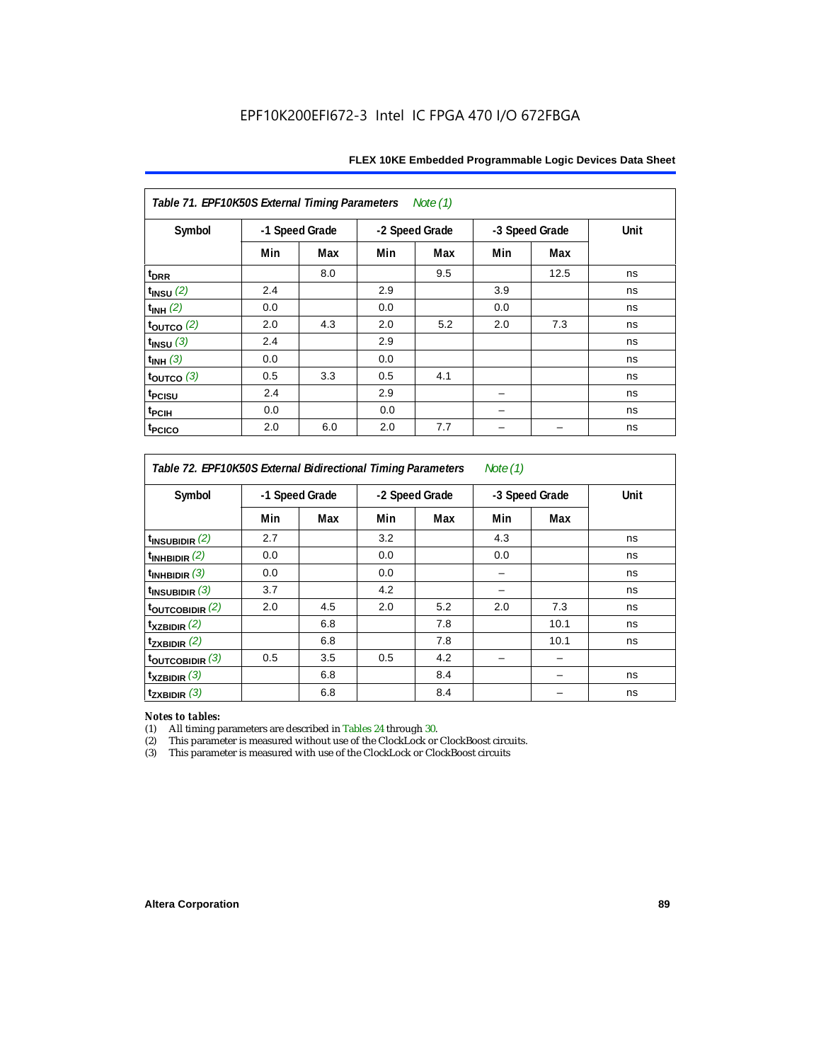EPF10K200EFI672-3 Intel IC FPGA 470 I/O 672FBGA

| Table 71. EPF10K50S External Timing Parameters *Note (1)* | | | | | | | |
|---|---|---|---|---|---|---|---|
| Symbol | -1 Speed Grade | | -2 Speed Grade | | -3 Speed Grade | | Unit |
| | Min | Max | Min | Max | Min | Max | |
| $t_{DRR}$ | | 8.0 | | 9.5 | | 12.5 | ns |
| $t_{INSU}$ *(2)* | 2.4 | | 2.9 | | 3.9 | | ns |
| $t_{INH}$ *(2)* | 0.0 | | 0.0 | | 0.0 | | ns |
| $t_{OUTCO}$ *(2)* | 2.0 | 4.3 | 2.0 | 5.2 | 2.0 | 7.3 | ns |
| $t_{INSU}$ *(3)* | 2.4 | | 2.9 | | | | ns |
| $t_{INH}$ *(3)* | 0.0 | | 0.0 | | | | ns |
| $t_{OUTCO}$ *(3)* | 0.5 | 3.3 | 0.5 | 4.1 | | | ns |
| $t_{PCISU}$ | 2.4 | | 2.9 | | – | | ns |
| $t_{PCIH}$ | 0.0 | | 0.0 | | – | | ns |
| $t_{PCICO}$ | 2.0 | 6.0 | 2.0 | 7.7 | – | – | ns |

| Table 72. EPF10K50S External Bidirectional Timing Parameters *Note (1)* | | | | | | | |
|---|---|---|---|---|---|---|---|
| Symbol | -1 Speed Grade | | -2 Speed Grade | | -3 Speed Grade | | Unit |
| | Min | Max | Min | Max | Min | Max | |
| $t_{INSUBIDIR}$ *(2)* | 2.7 | | 3.2 | | 4.3 | | ns |
| $t_{INHBIDIR}$ *(2)* | 0.0 | | 0.0 | | 0.0 | | ns |
| $t_{INHBIDIR}$ *(3)* | 0.0 | | 0.0 | | – | | ns |
| $t_{INSUBIDIR}$ *(3)* | 3.7 | | 4.2 | | – | | ns |
| $t_{OUTCOBIDIR}$ *(2)* | 2.0 | 4.5 | 2.0 | 5.2 | 2.0 | 7.3 | ns |
| $t_{XZBIDIR}$ *(2)* | | 6.8 | | 7.8 | | 10.1 | ns |
| $t_{ZXBIDIR}$ *(2)* | | 6.8 | | 7.8 | | 10.1 | ns |
| $t_{OUTCOBIDIR}$ *(3)* | 0.5 | 3.5 | 0.5 | 4.2 | – | – | |
| $t_{XZBIDIR}$ *(3)* | | 6.8 | | 8.4 | | – | ns |
| $t_{ZXBIDIR}$ *(3)* | | 6.8 | | 8.4 | | – | ns |

*Notes to tables:*

(1) All timing parameters are described in Tables 24 through 30.
(2) This parameter is measured without use of the ClockLock or ClockBoost circuits.
(3) This parameter is measured with use of the ClockLock or ClockBoost circuits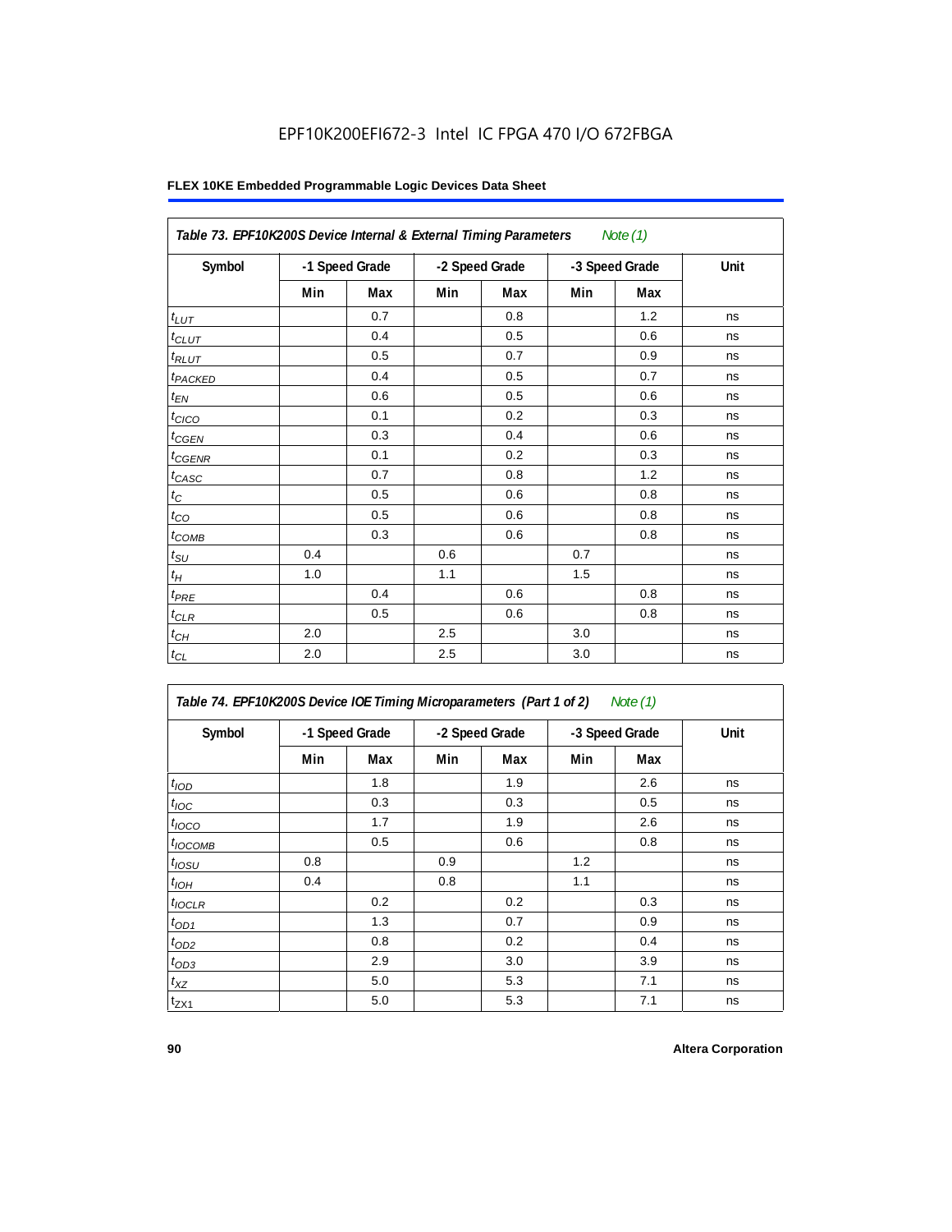EPF10K200EFI672-3 Intel IC FPGA 470 I/O 672FBGA

**FLEX 10KE Embedded Programmable Logic Devices Data Sheet**

*Table 73. EPF10K200S Device Internal & External Timing Parameters Note (1)*

| Symbol | -1 Speed Grade | | -2 Speed Grade | | -3 Speed Grade | | Unit |
|---|---|---|---|---|---|---|---|
| | Min | Max | Min | Max | Min | Max | |
| $t_{LUT}$ | | 0.7 | | 0.8 | | 1.2 | ns |
| $t_{CLUT}$ | | 0.4 | | 0.5 | | 0.6 | ns |
| $t_{RLUT}$ | | 0.5 | | 0.7 | | 0.9 | ns |
| $t_{PACKED}$ | | 0.4 | | 0.5 | | 0.7 | ns |
| $t_{EN}$ | | 0.6 | | 0.5 | | 0.6 | ns |
| $t_{CICO}$ | | 0.1 | | 0.2 | | 0.3 | ns |
| $t_{CGEN}$ | | 0.3 | | 0.4 | | 0.6 | ns |
| $t_{CGENR}$ | | 0.1 | | 0.2 | | 0.3 | ns |
| $t_{CASC}$ | | 0.7 | | 0.8 | | 1.2 | ns |
| $t_C$ | | 0.5 | | 0.6 | | 0.8 | ns |
| $t_{CO}$ | | 0.5 | | 0.6 | | 0.8 | ns |
| $t_{COMB}$ | | 0.3 | | 0.6 | | 0.8 | ns |
| $t_{SU}$ | 0.4 | | 0.6 | | 0.7 | | ns |
| $t_H$ | 1.0 | | 1.1 | | 1.5 | | ns |
| $t_{PRE}$ | | 0.4 | | 0.6 | | 0.8 | ns |
| $t_{CLR}$ | | 0.5 | | 0.6 | | 0.8 | ns |
| $t_{CH}$ | 2.0 | | 2.5 | | 3.0 | | ns |
| $t_{CL}$ | 2.0 | | 2.5 | | 3.0 | | ns |

*Table 74. EPF10K200S Device IOE Timing Microparameters (Part 1 of 2) Note (1)*

| Symbol | -1 Speed Grade | | -2 Speed Grade | | -3 Speed Grade | | Unit |
|---|---|---|---|---|---|---|---|
| | Min | Max | Min | Max | Min | Max | |
| $t_{IOD}$ | | 1.8 | | 1.9 | | 2.6 | ns |
| $t_{IOC}$ | | 0.3 | | 0.3 | | 0.5 | ns |
| $t_{IOCO}$ | | 1.7 | | 1.9 | | 2.6 | ns |
| $t_{IOCOMB}$ | | 0.5 | | 0.6 | | 0.8 | ns |
| $t_{IOSU}$ | 0.8 | | 0.9 | | 1.2 | | ns |
| $t_{IOH}$ | 0.4 | | 0.8 | | 1.1 | | ns |
| $t_{IOCLR}$ | | 0.2 | | 0.2 | | 0.3 | ns |
| $t_{OD1}$ | | 1.3 | | 0.7 | | 0.9 | ns |
| $t_{OD2}$ | | 0.8 | | 0.2 | | 0.4 | ns |
| $t_{OD3}$ | | 2.9 | | 3.0 | | 3.9 | ns |
| $t_{XZ}$ | | 5.0 | | 5.3 | | 7.1 | ns |
| $t_{ZX1}$ | | 5.0 | | 5.3 | | 7.1 | ns |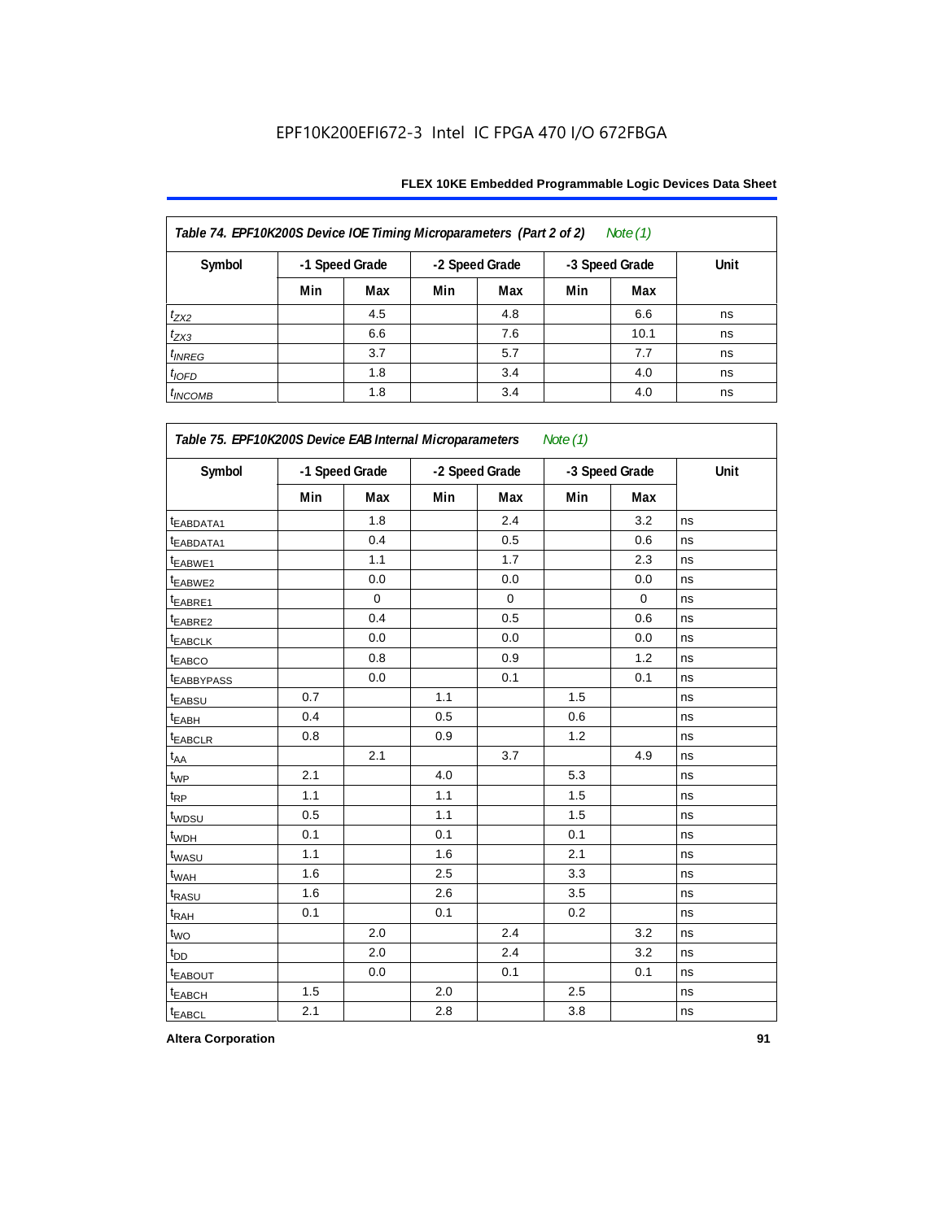EPF10K200EFI672-3 Intel IC FPGA 470 I/O 672FBGA

**Table 74. EPF10K200S Device IOE Timing Microparameters (Part 2 of 2)** *Note (1)*

| Symbol | -1 Speed Grade | | -2 Speed Grade | | -3 Speed Grade | | Unit |
|---|---|---|---|---|---|---|---|
| | Min | Max | Min | Max | Min | Max | |
| $t_{ZX2}$ | | 4.5 | | 4.8 | | 6.6 | ns |
| $t_{ZX3}$ | | 6.6 | | 7.6 | | 10.1 | ns |
| $t_{INREG}$ | | 3.7 | | 5.7 | | 7.7 | ns |
| $t_{IOFD}$ | | 1.8 | | 3.4 | | 4.0 | ns |
| $t_{INCOMB}$ | | 1.8 | | 3.4 | | 4.0 | ns |

**Table 75. EPF10K200S Device EAB Internal Microparameters** *Note (1)*

| Symbol | -1 Speed Grade | | -2 Speed Grade | | -3 Speed Grade | | Unit |
|---|---|---|---|---|---|---|---|
| | Min | Max | Min | Max | Min | Max | |
| $t_{EABDATA1}$ | | 1.8 | | 2.4 | | 3.2 | ns |
| $t_{EABDATA1}$ | | 0.4 | | 0.5 | | 0.6 | ns |
| $t_{EABWE1}$ | | 1.1 | | 1.7 | | 2.3 | ns |
| $t_{EABWE2}$ | | 0.0 | | 0.0 | | 0.0 | ns |
| $t_{EABRE1}$ | | 0 | | 0 | | 0 | ns |
| $t_{EABRE2}$ | | 0.4 | | 0.5 | | 0.6 | ns |
| $t_{EABCLK}$ | | 0.0 | | 0.0 | | 0.0 | ns |
| $t_{EABCO}$ | | 0.8 | | 0.9 | | 1.2 | ns |
| $t_{EABBYPASS}$ | | 0.0 | | 0.1 | | 0.1 | ns |
| $t_{EABSU}$ | 0.7 | | 1.1 | | 1.5 | | ns |
| $t_{EABH}$ | 0.4 | | 0.5 | | 0.6 | | ns |
| $t_{EABCLR}$ | 0.8 | | 0.9 | | 1.2 | | ns |
| $t_{AA}$ | | 2.1 | | 3.7 | | 4.9 | ns |
| $t_{WP}$ | 2.1 | | 4.0 | | 5.3 | | ns |
| $t_{RP}$ | 1.1 | | 1.1 | | 1.5 | | ns |
| $t_{WDSU}$ | 0.5 | | 1.1 | | 1.5 | | ns |
| $t_{WDH}$ | 0.1 | | 0.1 | | 0.1 | | ns |
| $t_{WASU}$ | 1.1 | | 1.6 | | 2.1 | | ns |
| $t_{WAH}$ | 1.6 | | 2.5 | | 3.3 | | ns |
| $t_{RASU}$ | 1.6 | | 2.6 | | 3.5 | | ns |
| $t_{RAH}$ | 0.1 | | 0.1 | | 0.2 | | ns |
| $t_{WO}$ | | 2.0 | | 2.4 | | 3.2 | ns |
| $t_{DD}$ | | 2.0 | | 2.4 | | 3.2 | ns |
| $t_{EABOUT}$ | | 0.0 | | 0.1 | | 0.1 | ns |
| $t_{EABCH}$ | 1.5 | | 2.0 | | 2.5 | | ns |
| $t_{EABCL}$ | 2.1 | | 2.8 | | 3.8 | | ns |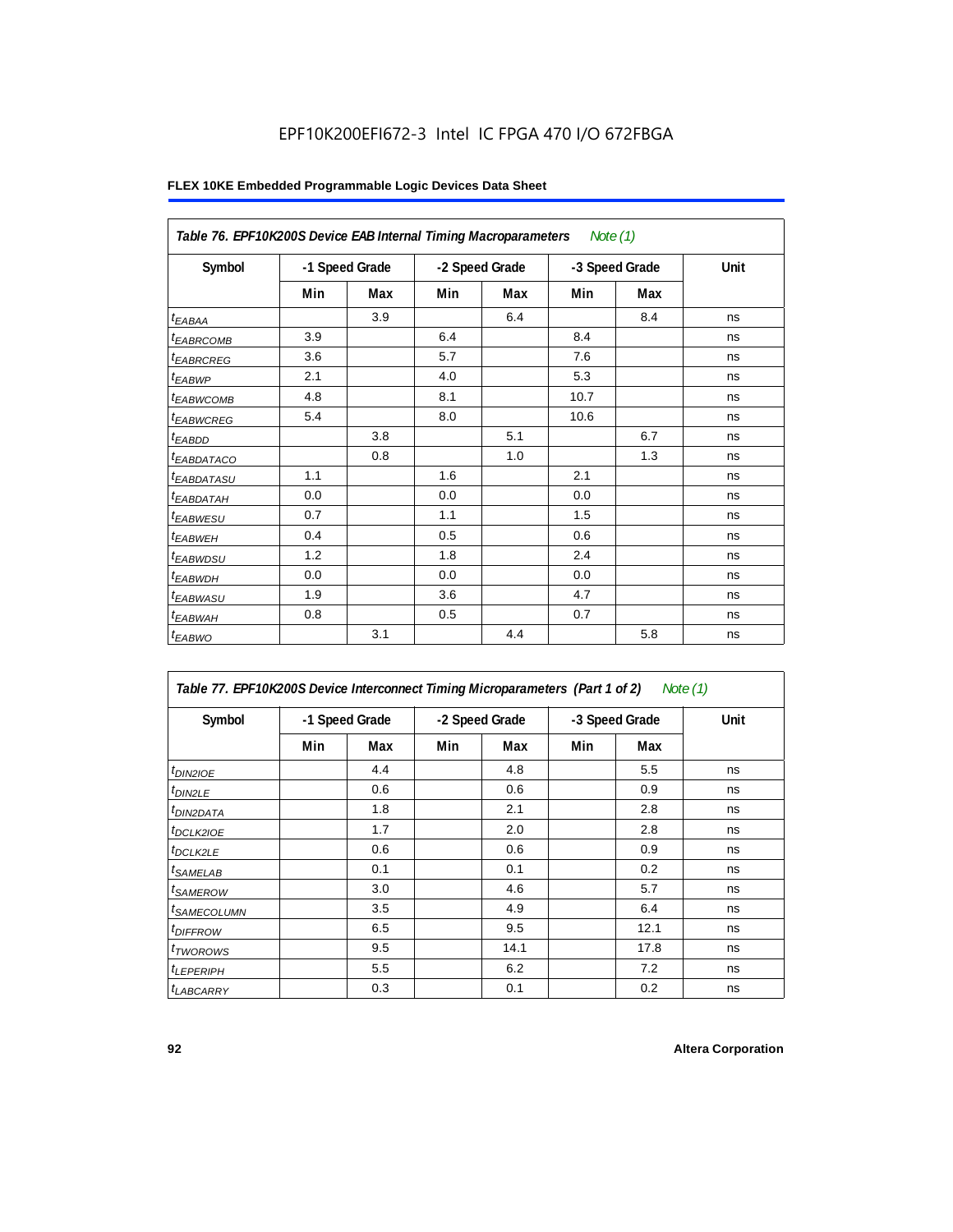Table 76. EPF10K200S Device EAB Internal Timing Macroparameters *Note (1)*

| Symbol | -1 Speed Grade | | -2 Speed Grade | | -3 Speed Grade | | Unit |
|---|---|---|---|---|---|---|---|
| | Min | Max | Min | Max | Min | Max | |
| $t_{EABAA}$ | | 3.9 | | 6.4 | | 8.4 | ns |
| $t_{EABRCOMB}$ | 3.9 | | 6.4 | | 8.4 | | ns |
| $t_{EABRCREG}$ | 3.6 | | 5.7 | | 7.6 | | ns |
| $t_{EABWP}$ | 2.1 | | 4.0 | | 5.3 | | ns |
| $t_{EABWCOMB}$ | 4.8 | | 8.1 | | 10.7 | | ns |
| $t_{EABWCREG}$ | 5.4 | | 8.0 | | 10.6 | | ns |
| $t_{EABDD}$ | | 3.8 | | 5.1 | | 6.7 | ns |
| $t_{EABDATACO}$ | | 0.8 | | 1.0 | | 1.3 | ns |
| $t_{EABDATASU}$ | 1.1 | | 1.6 | | 2.1 | | ns |
| $t_{EABDATAH}$ | 0.0 | | 0.0 | | 0.0 | | ns |
| $t_{EABWESU}$ | 0.7 | | 1.1 | | 1.5 | | ns |
| $t_{EABWEH}$ | 0.4 | | 0.5 | | 0.6 | | ns |
| $t_{EABWDSU}$ | 1.2 | | 1.8 | | 2.4 | | ns |
| $t_{EABWDH}$ | 0.0 | | 0.0 | | 0.0 | | ns |
| $t_{EABWASU}$ | 1.9 | | 3.6 | | 4.7 | | ns |
| $t_{EABWAH}$ | 0.8 | | 0.5 | | 0.7 | | ns |
| $t_{EABWO}$ | | 3.1 | | 4.4 | | 5.8 | ns |

Table 77. EPF10K200S Device Interconnect Timing Microparameters (Part 1 of 2) *Note (1)*

| Symbol | -1 Speed Grade | | -2 Speed Grade | | -3 Speed Grade | | Unit |
|---|---|---|---|---|---|---|---|
| | Min | Max | Min | Max | Min | Max | |
| $t_{DIN2IOE}$ | | 4.4 | | 4.8 | | 5.5 | ns |
| $t_{DIN2LE}$ | | 0.6 | | 0.6 | | 0.9 | ns |
| $t_{DIN2DATA}$ | | 1.8 | | 2.1 | | 2.8 | ns |
| $t_{DCLK2IOE}$ | | 1.7 | | 2.0 | | 2.8 | ns |
| $t_{DCLK2LE}$ | | 0.6 | | 0.6 | | 0.9 | ns |
| $t_{SAMELAB}$ | | 0.1 | | 0.1 | | 0.2 | ns |
| $t_{SAMEROW}$ | | 3.0 | | 4.6 | | 5.7 | ns |
| $t_{SAMECOLUMN}$ | | 3.5 | | 4.9 | | 6.4 | ns |
| $t_{DIFFROW}$ | | 6.5 | | 9.5 | | 12.1 | ns |
| $t_{TWOROWS}$ | | 9.5 | | 14.1 | | 17.8 | ns |
| $t_{LEPERIPH}$ | | 5.5 | | 6.2 | | 7.2 | ns |
| $t_{LABCARRY}$ | | 0.3 | | 0.1 | | 0.2 | ns |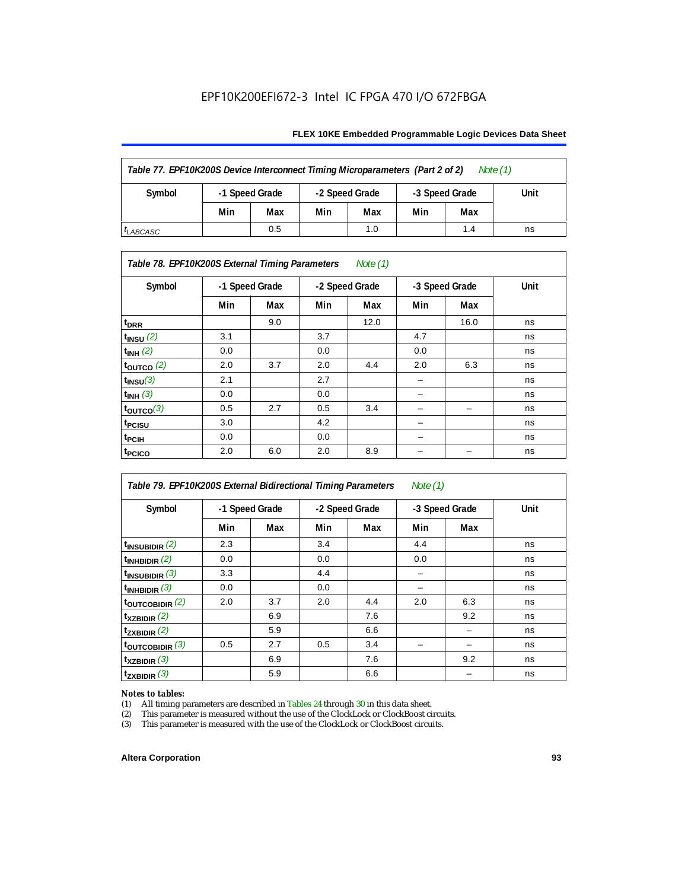EPF10K200EFI672-3 Intel IC FPGA 470 I/O 672FBGA

| Table 77. EPF10K200S Device Interconnect Timing Microparameters (Part 2 of 2) *Note (1)* | | | | | | | |
|---|---|---|---|---|---|---|---|
| Symbol | -1 Speed Grade | | -2 Speed Grade | | -3 Speed Grade | | Unit |
| | Min | Max | Min | Max | Min | Max | |
| $t_{LABCASC}$ | | 0.5 | | 1.0 | | 1.4 | ns |

| Table 78. EPF10K200S External Timing Parameters *Note (1)* | | | | | | | |
|---|---|---|---|---|---|---|---|
| Symbol | -1 Speed Grade | | -2 Speed Grade | | -3 Speed Grade | | Unit |
| | Min | Max | Min | Max | Min | Max | |
| $t_{DRR}$ | | 9.0 | | 12.0 | | 16.0 | ns |
| $t_{INSU}$ *(2)* | 3.1 | | 3.7 | | 4.7 | | ns |
| $t_{INH}$ *(2)* | 0.0 | | 0.0 | | 0.0 | | ns |
| $t_{OUTCO}$ *(2)* | 2.0 | 3.7 | 2.0 | 4.4 | 2.0 | 6.3 | ns |
| $t_{INSU}$ *(3)* | 2.1 | | 2.7 | | – | | ns |
| $t_{INH}$ *(3)* | 0.0 | | 0.0 | | – | | ns |
| $t_{OUTCO}$ *(3)* | 0.5 | 2.7 | 0.5 | 3.4 | – | – | ns |
| $t_{PCISU}$ | 3.0 | | 4.2 | | – | | ns |
| $t_{PCIH}$ | 0.0 | | 0.0 | | – | | ns |
| $t_{PCICO}$ | 2.0 | 6.0 | 2.0 | 8.9 | – | – | ns |

| Table 79. EPF10K200S External Bidirectional Timing Parameters *Note (1)* | | | | | | | |
|---|---|---|---|---|---|---|---|
| Symbol | -1 Speed Grade | | -2 Speed Grade | | -3 Speed Grade | | Unit |
| | Min | Max | Min | Max | Min | Max | |
| $t_{INSUBIDIR}$ *(2)* | 2.3 | | 3.4 | | 4.4 | | ns |
| $t_{INHBIDIR}$ *(2)* | 0.0 | | 0.0 | | 0.0 | | ns |
| $t_{INSUBIDIR}$ *(3)* | 3.3 | | 4.4 | | – | | ns |
| $t_{INHBIDIR}$ *(3)* | 0.0 | | 0.0 | | – | | ns |
| $t_{OUTCOBIDIR}$ *(2)* | 2.0 | 3.7 | 2.0 | 4.4 | 2.0 | 6.3 | ns |
| $t_{XZBIDIR}$ *(2)* | | 6.9 | | 7.6 | | 9.2 | ns |
| $t_{ZXBIDIR}$ *(2)* | | 5.9 | | 6.6 | | – | ns |
| $t_{OUTCOBIDIR}$ *(3)* | 0.5 | 2.7 | 0.5 | 3.4 | – | – | ns |
| $t_{XZBIDIR}$ *(3)* | | 6.9 | | 7.6 | | 9.2 | ns |
| $t_{ZXBIDIR}$ *(3)* | | 5.9 | | 6.6 | | – | ns |

*Notes to tables:*

(1) All timing parameters are described in Tables 24 through 30 in this data sheet.
(2) This parameter is measured without the use of the ClockLock or ClockBoost circuits.
(3) This parameter is measured with the use of the ClockLock or ClockBoost circuits.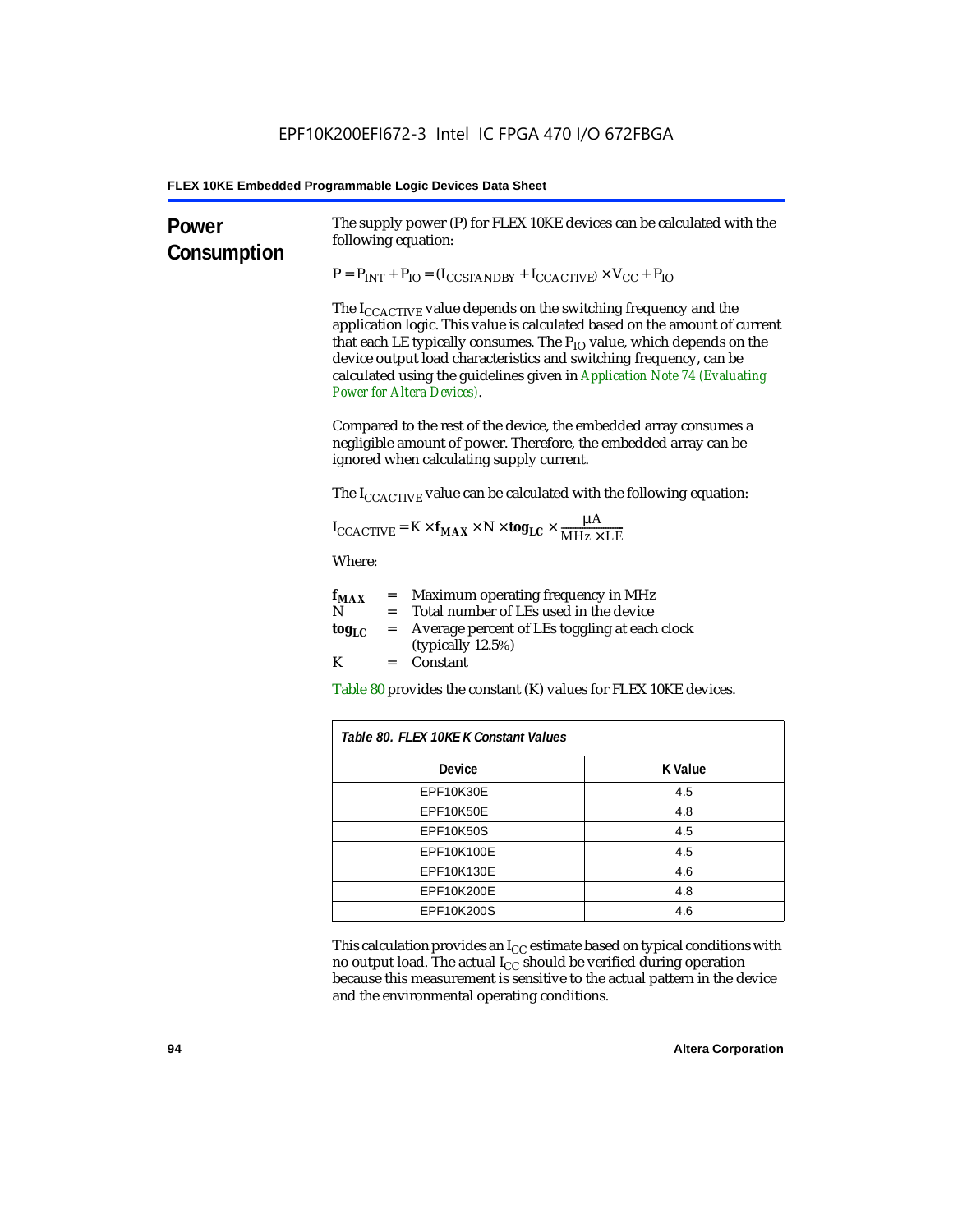## Power Consumption

The supply power (P) for FLEX 10KE devices can be calculated with the following equation:

$$P = P_{INT} + P_{IO} = (I_{CCSTANDBY} + I_{CCACTIVE}) \times V_{CC} + P_{IO}$$

The $I_{CCACTIVE}$ value depends on the switching frequency and the application logic. This value is calculated based on the amount of current that each LE typically consumes. The $P_{IO}$ value, which depends on the device output load characteristics and switching frequency, can be calculated using the guidelines given in *Application Note 74 (Evaluating Power for Altera Devices)*.

Compared to the rest of the device, the embedded array consumes a negligible amount of power. Therefore, the embedded array can be ignored when calculating supply current.

The $I_{CCACTIVE}$ value can be calculated with the following equation:

$$I_{CCACTIVE} = K \times \mathbf{f_{MAX}} \times N \times \mathbf{tog_{LC}} \times \frac{\mu A}{MHz \times LE}$$

Where:

$\mathbf{f_{MAX}}$ = Maximum operating frequency in MHz
N = Total number of LEs used in the device
$\mathbf{tog_{LC}}$ = Average percent of LEs toggling at each clock (typically 12.5%)
K = Constant

Table 80 provides the constant (K) values for FLEX 10KE devices.

*Table 80. FLEX 10KE K Constant Values*

| Device | K Value |
|---|---|
| EPF10K30E | 4.5 |
| EPF10K50E | 4.8 |
| EPF10K50S | 4.5 |
| EPF10K100E | 4.5 |
| EPF10K130E | 4.6 |
| EPF10K200E | 4.8 |
| EPF10K200S | 4.6 |

This calculation provides an $I_{CC}$ estimate based on typical conditions with no output load. The actual $I_{CC}$ should be verified during operation because this measurement is sensitive to the actual pattern in the device and the environmental operating conditions.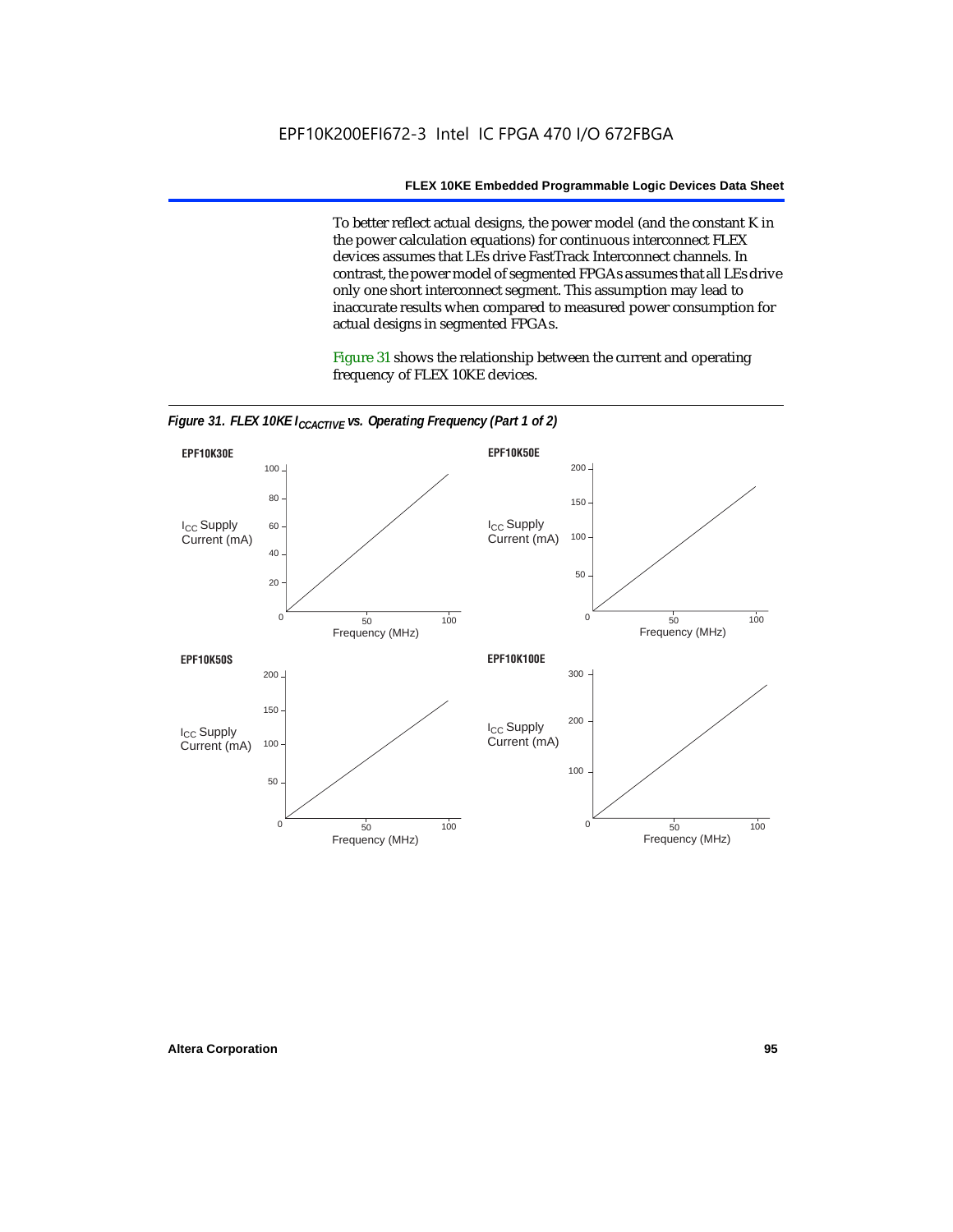To better reflect actual designs, the power model (and the constant K in the power calculation equations) for continuous interconnect FLEX devices assumes that LEs drive FastTrack Interconnect channels. In contrast, the power model of segmented FPGAs assumes that all LEs drive only one short interconnect segment. This assumption may lead to inaccurate results when compared to measured power consumption for actual designs in segmented FPGAs.

Figure 31 shows the relationship between the current and operating frequency of FLEX 10KE devices.

*Figure 31. FLEX 10KE $I_{CCACTIVE}$ vs. Operating Frequency (Part 1 of 2)*

**EPF10K30E**

$I_{CC}$ Supply Current (mA): 0, 20, 40, 60, 80, 100

Frequency (MHz): 50, 100

**EPF10K50E**

$I_{CC}$ Supply Current (mA): 0, 50, 100, 150, 200

Frequency (MHz): 50, 100

**EPF10K50S**

$I_{CC}$ Supply Current (mA): 0, 50, 100, 150, 200

Frequency (MHz): 50, 100

**EPF10K100E**

$I_{CC}$ Supply Current (mA): 0, 100, 200, 300

Frequency (MHz): 50, 100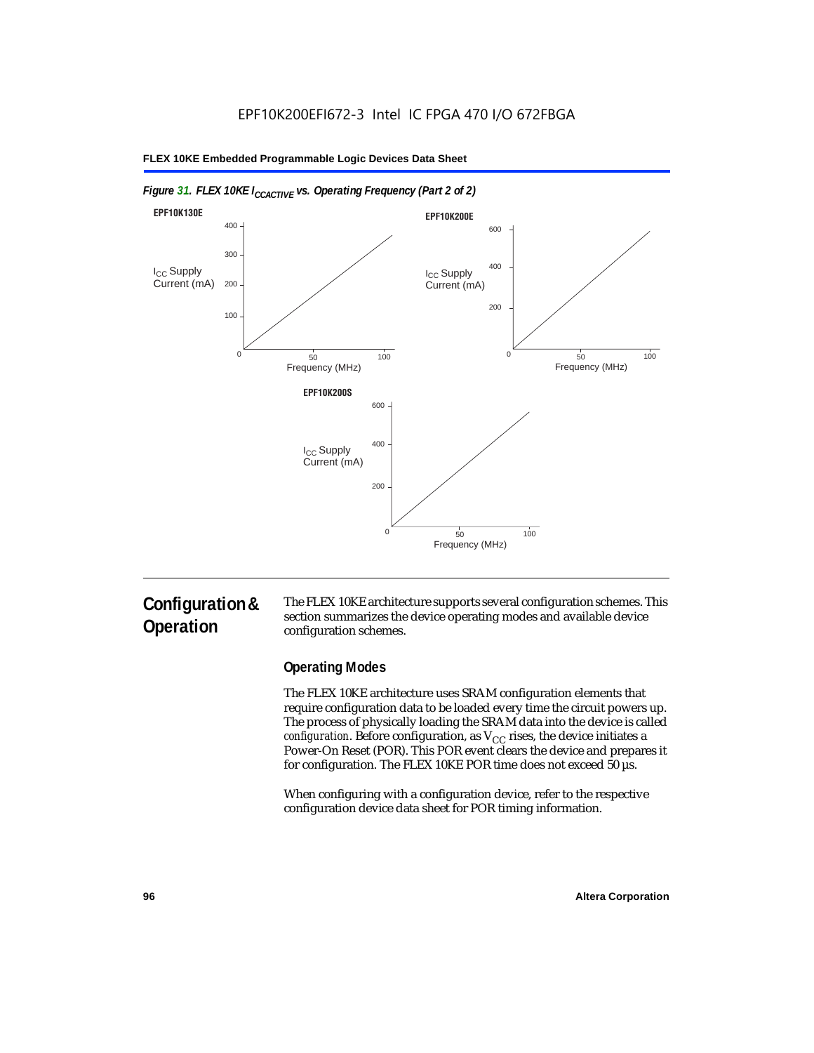*Figure 31. FLEX 10KE $I_{CCACTIVE}$ vs. Operating Frequency (Part 2 of 2)*

**EPF10K130E**

$I_{CC}$ Supply Current (mA) — 0, 100, 200, 300, 400

Frequency (MHz) — 0, 50, 100

**EPF10K200E**

$I_{CC}$ Supply Current (mA) — 0, 200, 400, 600

Frequency (MHz) — 0, 50, 100

**EPF10K200S**

$I_{CC}$ Supply Current (mA) — 0, 200, 400, 600

Frequency (MHz) — 0, 50, 100

## Configuration & Operation

The FLEX 10KE architecture supports several configuration schemes. This section summarizes the device operating modes and available device configuration schemes.

### Operating Modes

The FLEX 10KE architecture uses SRAM configuration elements that require configuration data to be loaded every time the circuit powers up. The process of physically loading the SRAM data into the device is called *configuration*. Before configuration, as $V_{CC}$ rises, the device initiates a Power-On Reset (POR). This POR event clears the device and prepares it for configuration. The FLEX 10KE POR time does not exceed 50 µs.

When configuring with a configuration device, refer to the respective configuration device data sheet for POR timing information.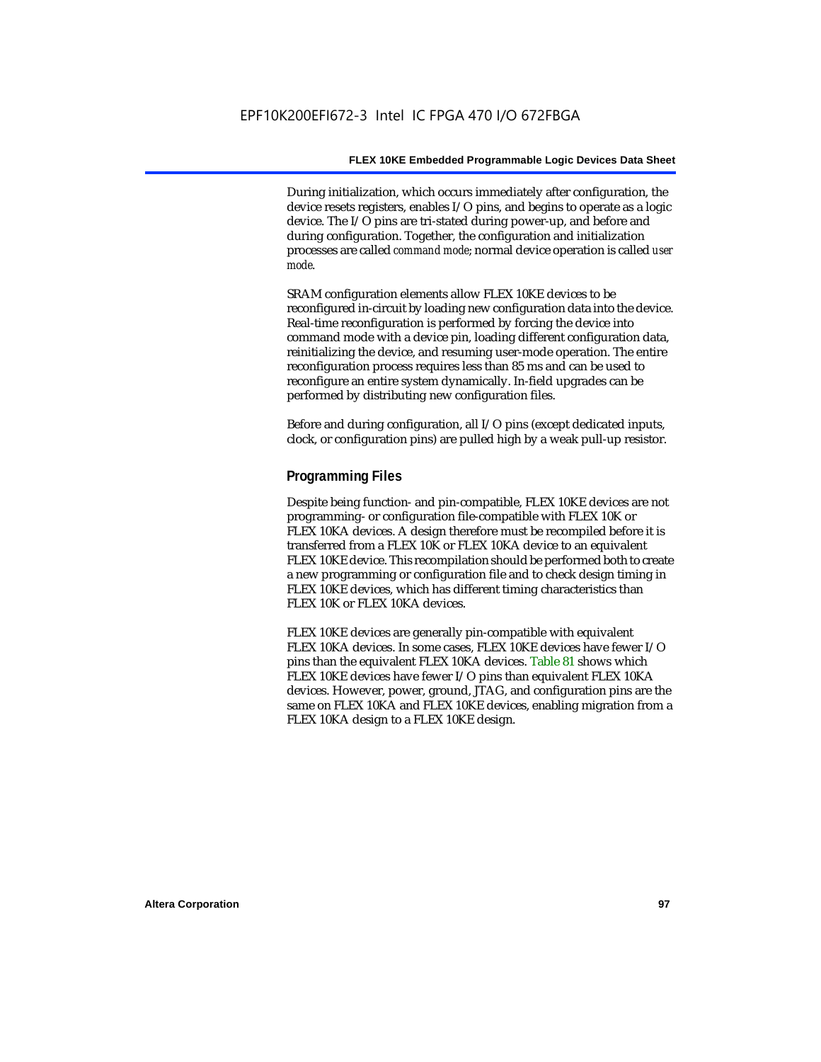During initialization, which occurs immediately after configuration, the device resets registers, enables I/O pins, and begins to operate as a logic device. The I/O pins are tri-stated during power-up, and before and during configuration. Together, the configuration and initialization processes are called *command mode*; normal device operation is called *user mode*.

SRAM configuration elements allow FLEX 10KE devices to be reconfigured in-circuit by loading new configuration data into the device. Real-time reconfiguration is performed by forcing the device into command mode with a device pin, loading different configuration data, reinitializing the device, and resuming user-mode operation. The entire reconfiguration process requires less than 85 ms and can be used to reconfigure an entire system dynamically. In-field upgrades can be performed by distributing new configuration files.

Before and during configuration, all I/O pins (except dedicated inputs, clock, or configuration pins) are pulled high by a weak pull-up resistor.

### Programming Files

Despite being function- and pin-compatible, FLEX 10KE devices are not programming- or configuration file-compatible with FLEX 10K or FLEX 10KA devices. A design therefore must be recompiled before it is transferred from a FLEX 10K or FLEX 10KA device to an equivalent FLEX 10KE device. This recompilation should be performed both to create a new programming or configuration file and to check design timing in FLEX 10KE devices, which has different timing characteristics than FLEX 10K or FLEX 10KA devices.

FLEX 10KE devices are generally pin-compatible with equivalent FLEX 10KA devices. In some cases, FLEX 10KE devices have fewer I/O pins than the equivalent FLEX 10KA devices. Table 81 shows which FLEX 10KE devices have fewer I/O pins than equivalent FLEX 10KA devices. However, power, ground, JTAG, and configuration pins are the same on FLEX 10KA and FLEX 10KE devices, enabling migration from a FLEX 10KA design to a FLEX 10KE design.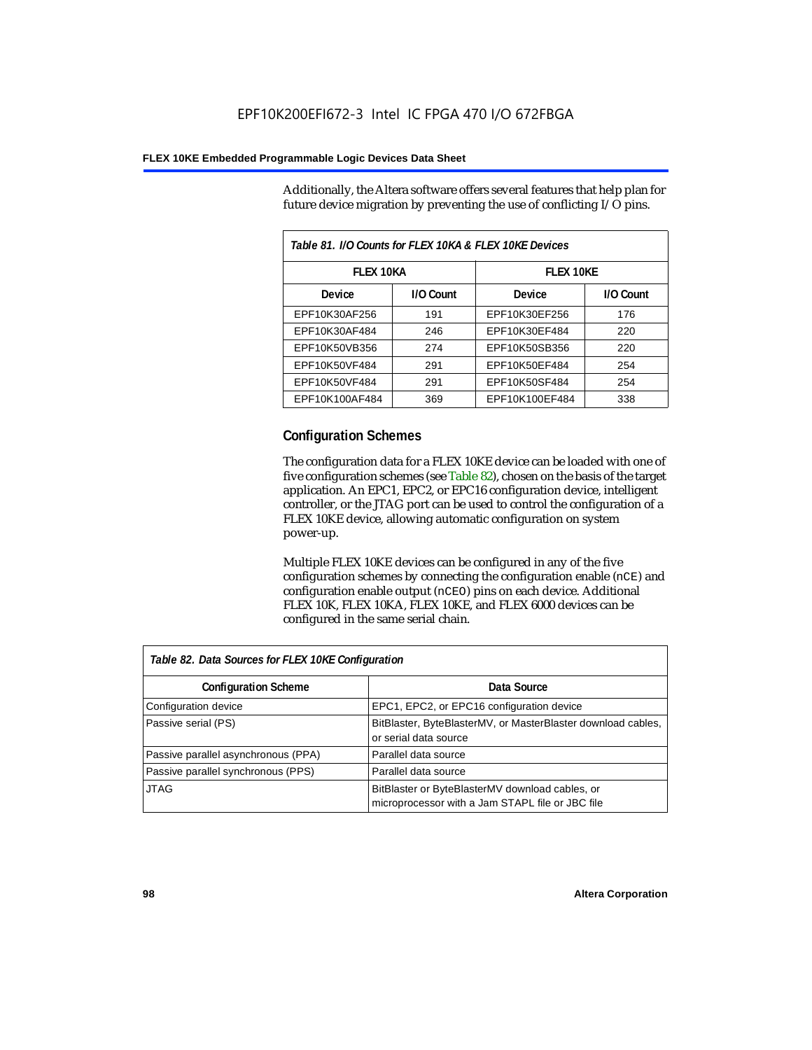Additionally, the Altera software offers several features that help plan for future device migration by preventing the use of conflicting I/O pins.

*Table 81. I/O Counts for FLEX 10KA & FLEX 10KE Devices*

| FLEX 10KA | | FLEX 10KE | |
|---|---|---|---|
| **Device** | **I/O Count** | **Device** | **I/O Count** |
| EPF10K30AF256 | 191 | EPF10K30EF256 | 176 |
| EPF10K30AF484 | 246 | EPF10K30EF484 | 220 |
| EPF10K50VB356 | 274 | EPF10K50SB356 | 220 |
| EPF10K50VF484 | 291 | EPF10K50EF484 | 254 |
| EPF10K50VF484 | 291 | EPF10K50SF484 | 254 |
| EPF10K100AF484 | 369 | EPF10K100EF484 | 338 |

## Configuration Schemes

The configuration data for a FLEX 10KE device can be loaded with one of five configuration schemes (see Table 82), chosen on the basis of the target application. An EPC1, EPC2, or EPC16 configuration device, intelligent controller, or the JTAG port can be used to control the configuration of a FLEX 10KE device, allowing automatic configuration on system power-up.

Multiple FLEX 10KE devices can be configured in any of the five configuration schemes by connecting the configuration enable (`nCE`) and configuration enable output (`nCEO`) pins on each device. Additional FLEX 10K, FLEX 10KA, FLEX 10KE, and FLEX 6000 devices can be configured in the same serial chain.

*Table 82. Data Sources for FLEX 10KE Configuration*

| Configuration Scheme | Data Source |
|---|---|
| Configuration device | EPC1, EPC2, or EPC16 configuration device |
| Passive serial (PS) | BitBlaster, ByteBlasterMV, or MasterBlaster download cables, or serial data source |
| Passive parallel asynchronous (PPA) | Parallel data source |
| Passive parallel synchronous (PPS) | Parallel data source |
| JTAG | BitBlaster or ByteBlasterMV download cables, or microprocessor with a Jam STAPL file or JBC file |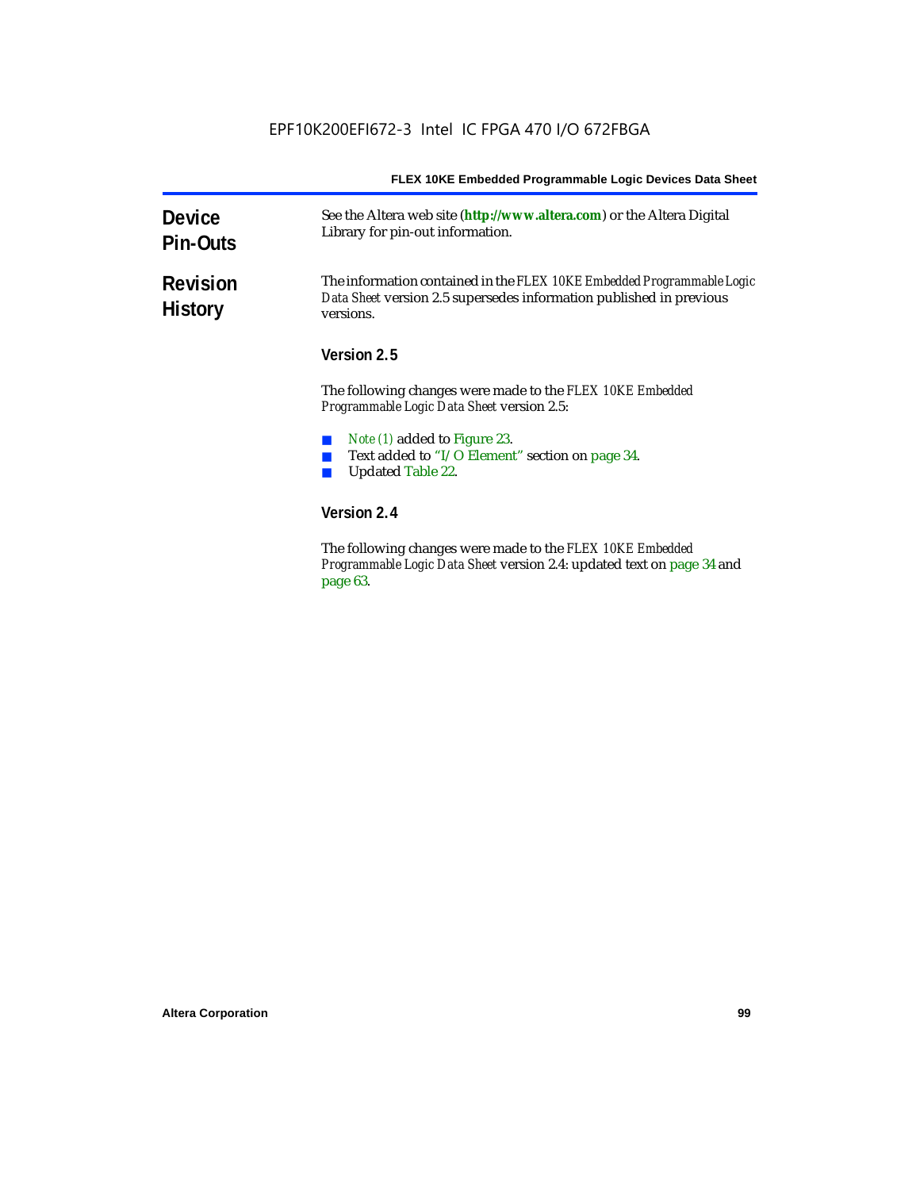## Device Pin-Outs

See the Altera web site (**http://www.altera.com**) or the Altera Digital Library for pin-out information.

## Revision History

The information contained in the *FLEX 10KE Embedded Programmable Logic Data Sheet* version 2.5 supersedes information published in previous versions.

### Version 2.5

The following changes were made to the *FLEX 10KE Embedded Programmable Logic Data Sheet* version 2.5:

- *Note (1)* added to Figure 23.
- Text added to "I/O Element" section on page 34.
- Updated Table 22.

### Version 2.4

The following changes were made to the *FLEX 10KE Embedded Programmable Logic Data Sheet* version 2.4: updated text on page 34 and page 63.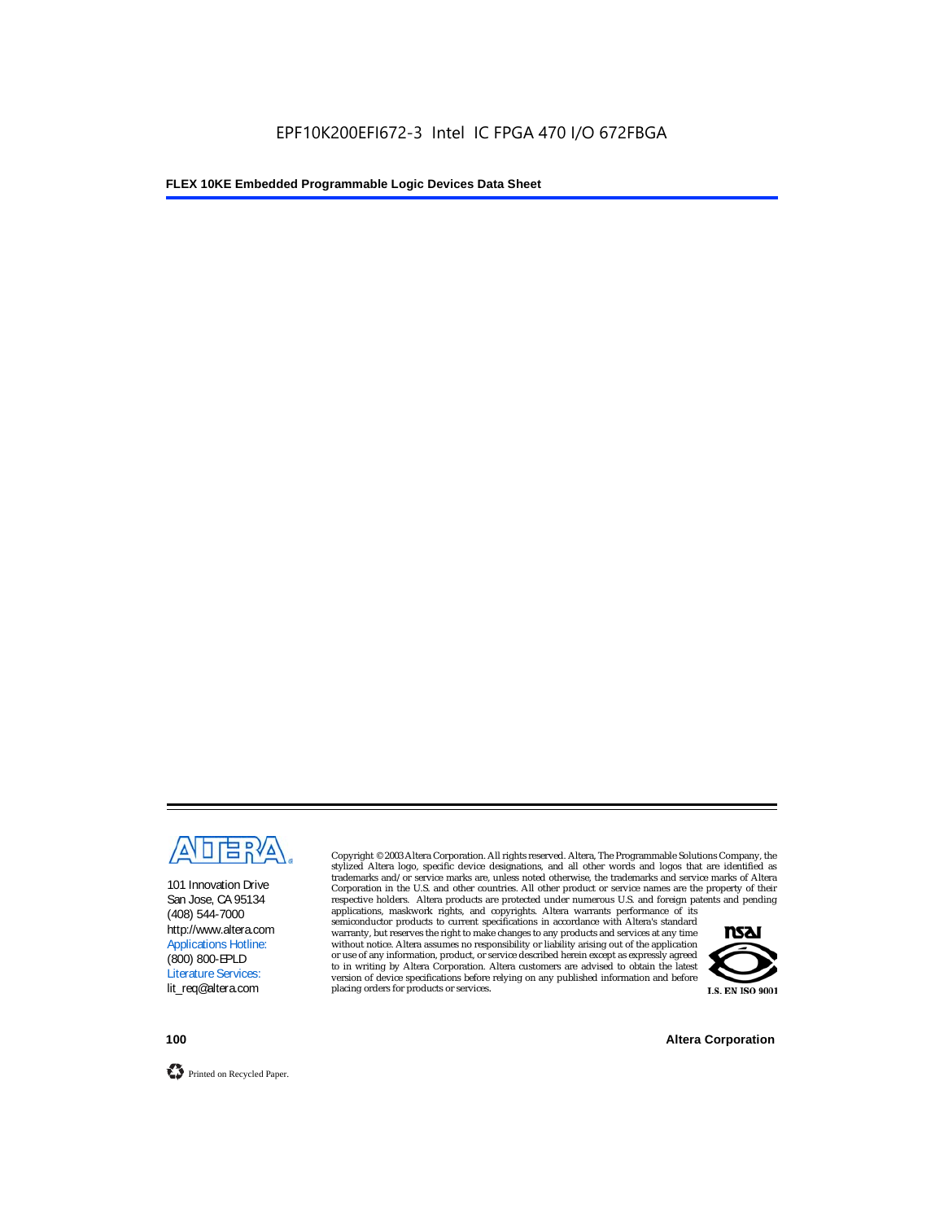101 Innovation Drive
San Jose, CA 95134
(408) 544-7000
http://www.altera.com
Applications Hotline:
(800) 800-EPLD
Literature Services:
lit_req@altera.com

Copyright © 2003 Altera Corporation. All rights reserved. Altera, The Programmable Solutions Company, the stylized Altera logo, specific device designations, and all other words and logos that are identified as trademarks and/or service marks are, unless noted otherwise, the trademarks and service marks of Altera Corporation in the U.S. and other countries. All other product or service names are the property of their respective holders. Altera products are protected under numerous U.S. and foreign patents and pending applications, maskwork rights, and copyrights. Altera warrants performance of its semiconductor products to current specifications in accordance with Altera's standard warranty, but reserves the right to make changes to any products and services at any time without notice. Altera assumes no responsibility or liability arising out of the application or use of any information, product, or service described herein except as expressly agreed to in writing by Altera Corporation. Altera customers are advised to obtain the latest version of device specifications before relying on any published information and before placing orders for products or services.

I.S. EN ISO 9001

Printed on Recycled Paper.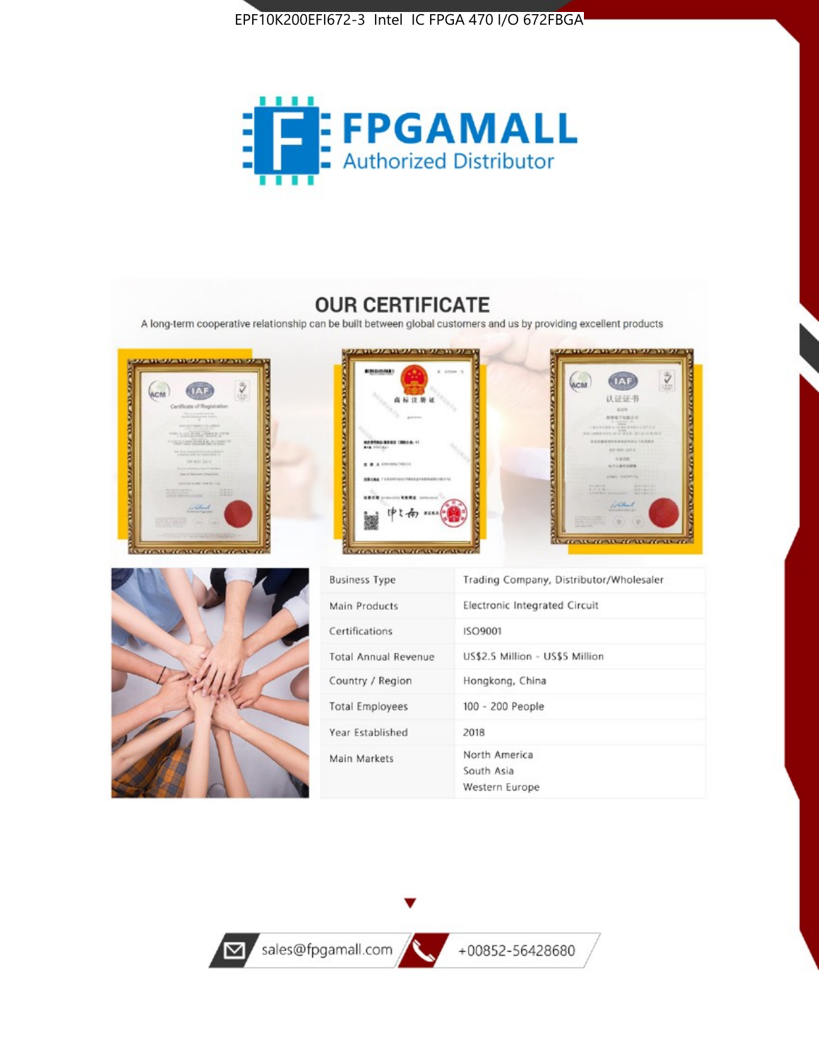FPGAMALL
Authorized Distributor

## OUR CERTIFICATE

A long-term cooperative relationship can be built between global customers and us by providing excellent products

| | |
|---|---|
| Business Type | Trading Company, Distributor/Wholesaler |
| Main Products | Electronic Integrated Circuit |
| Certifications | ISO9001 |
| Total Annual Revenue | US$2.5 Million - US$5 Million |
| Country / Region | Hongkong, China |
| Total Employees | 100 - 200 People |
| Year Established | 2018 |
| Main Markets | North America<br>South Asia<br>Western Europe |

sales@fpgamall.com

+00852-56428680